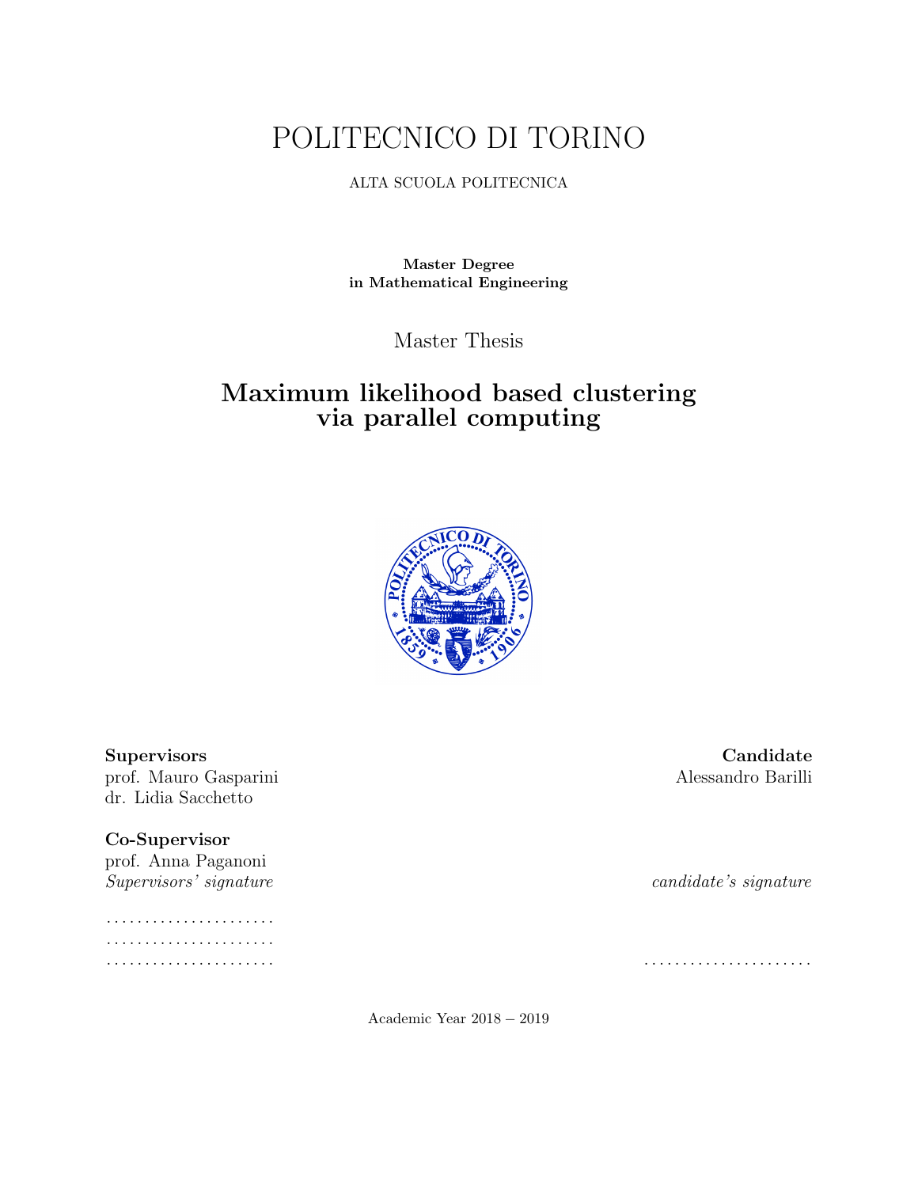# POLITECNICO DI TORINO

ALTA SCUOLA POLITECNICA

**Master Degree**
**in Mathematical Engineering**

Master Thesis

## Maximum likelihood based clustering via parallel computing

**Supervisors**
prof. Mauro Gasparini
dr. Lidia Sacchetto

**Co-Supervisor**
prof. Anna Paganoni

*Supervisors' signature*

......................
......................
......................

**Candidate**
Alessandro Barilli

*candidate's signature*

......................

Academic Year 2018 – 2019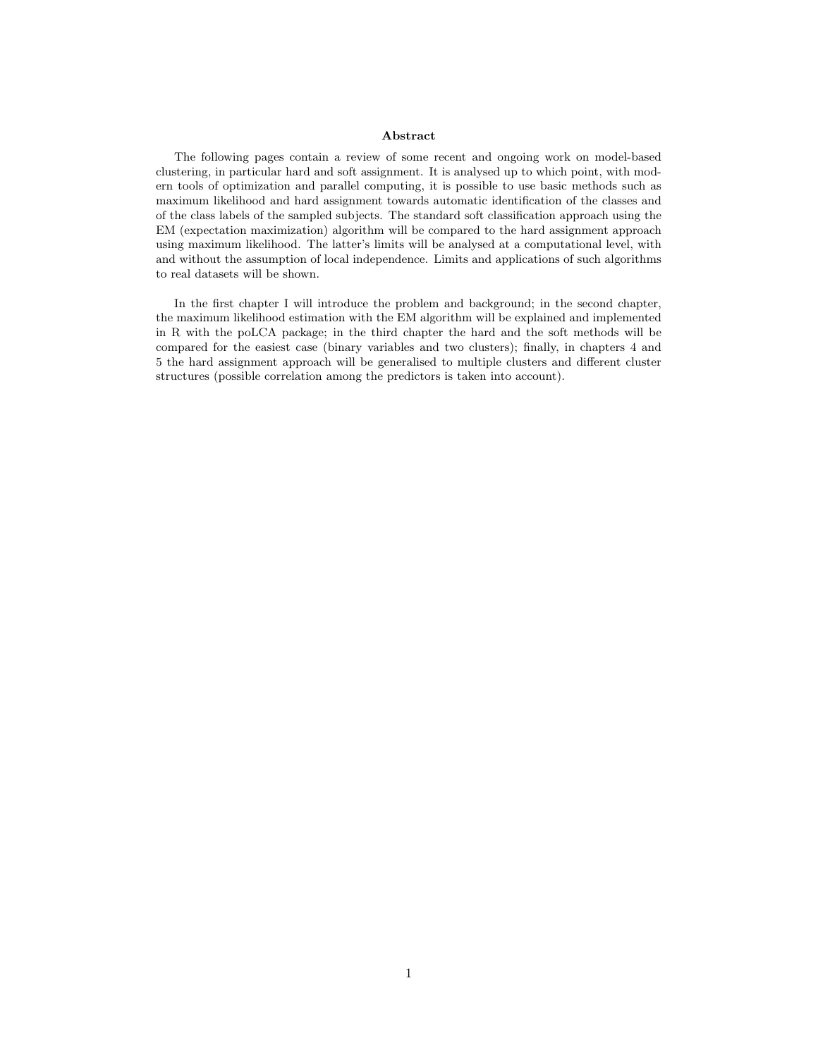## Abstract

The following pages contain a review of some recent and ongoing work on model-based clustering, in particular hard and soft assignment. It is analysed up to which point, with modern tools of optimization and parallel computing, it is possible to use basic methods such as maximum likelihood and hard assignment towards automatic identification of the classes and of the class labels of the sampled subjects. The standard soft classification approach using the EM (expectation maximization) algorithm will be compared to the hard assignment approach using maximum likelihood. The latter's limits will be analysed at a computational level, with and without the assumption of local independence. Limits and applications of such algorithms to real datasets will be shown.

In the first chapter I will introduce the problem and background; in the second chapter, the maximum likelihood estimation with the EM algorithm will be explained and implemented in R with the poLCA package; in the third chapter the hard and the soft methods will be compared for the easiest case (binary variables and two clusters); finally, in chapters 4 and 5 the hard assignment approach will be generalised to multiple clusters and different cluster structures (possible correlation among the predictors is taken into account).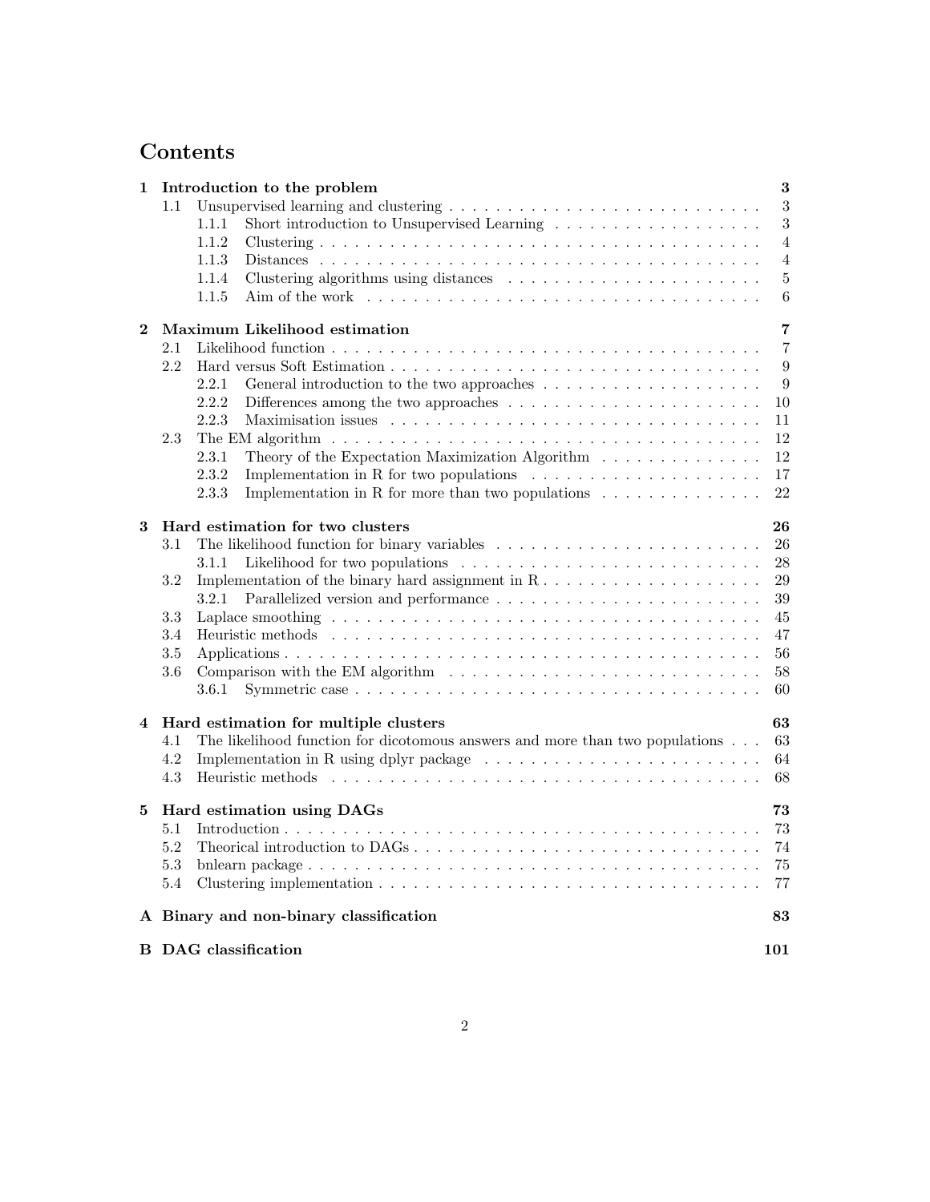# Contents

**1 Introduction to the problem** — **3**
- 1.1 Unsupervised learning and clustering — 3
  - 1.1.1 Short introduction to Unsupervised Learning — 3
  - 1.1.2 Clustering — 4
  - 1.1.3 Distances — 4
  - 1.1.4 Clustering algorithms using distances — 5
  - 1.1.5 Aim of the work — 6

**2 Maximum Likelihood estimation** — **7**
- 2.1 Likelihood function — 7
- 2.2 Hard versus Soft Estimation — 9
  - 2.2.1 General introduction to the two approaches — 9
  - 2.2.2 Differences among the two approaches — 10
  - 2.2.3 Maximisation issues — 11
- 2.3 The EM algorithm — 12
  - 2.3.1 Theory of the Expectation Maximization Algorithm — 12
  - 2.3.2 Implementation in R for two populations — 17
  - 2.3.3 Implementation in R for more than two populations — 22

**3 Hard estimation for two clusters** — **26**
- 3.1 The likelihood function for binary variables — 26
  - 3.1.1 Likelihood for two populations — 28
- 3.2 Implementation of the binary hard assignment in R — 29
  - 3.2.1 Parallelized version and performance — 39
- 3.3 Laplace smoothing — 45
- 3.4 Heuristic methods — 47
- 3.5 Applications — 56
- 3.6 Comparison with the EM algorithm — 58
  - 3.6.1 Symmetric case — 60

**4 Hard estimation for multiple clusters** — **63**
- 4.1 The likelihood function for dicotomous answers and more than two populations — 63
- 4.2 Implementation in R using dplyr package — 64
- 4.3 Heuristic methods — 68

**5 Hard estimation using DAGs** — **73**
- 5.1 Introduction — 73
- 5.2 Theorical introduction to DAGs — 74
- 5.3 bnlearn package — 75
- 5.4 Clustering implementation — 77

**A Binary and non-binary classification** — **83**

**B DAG classification** — **101**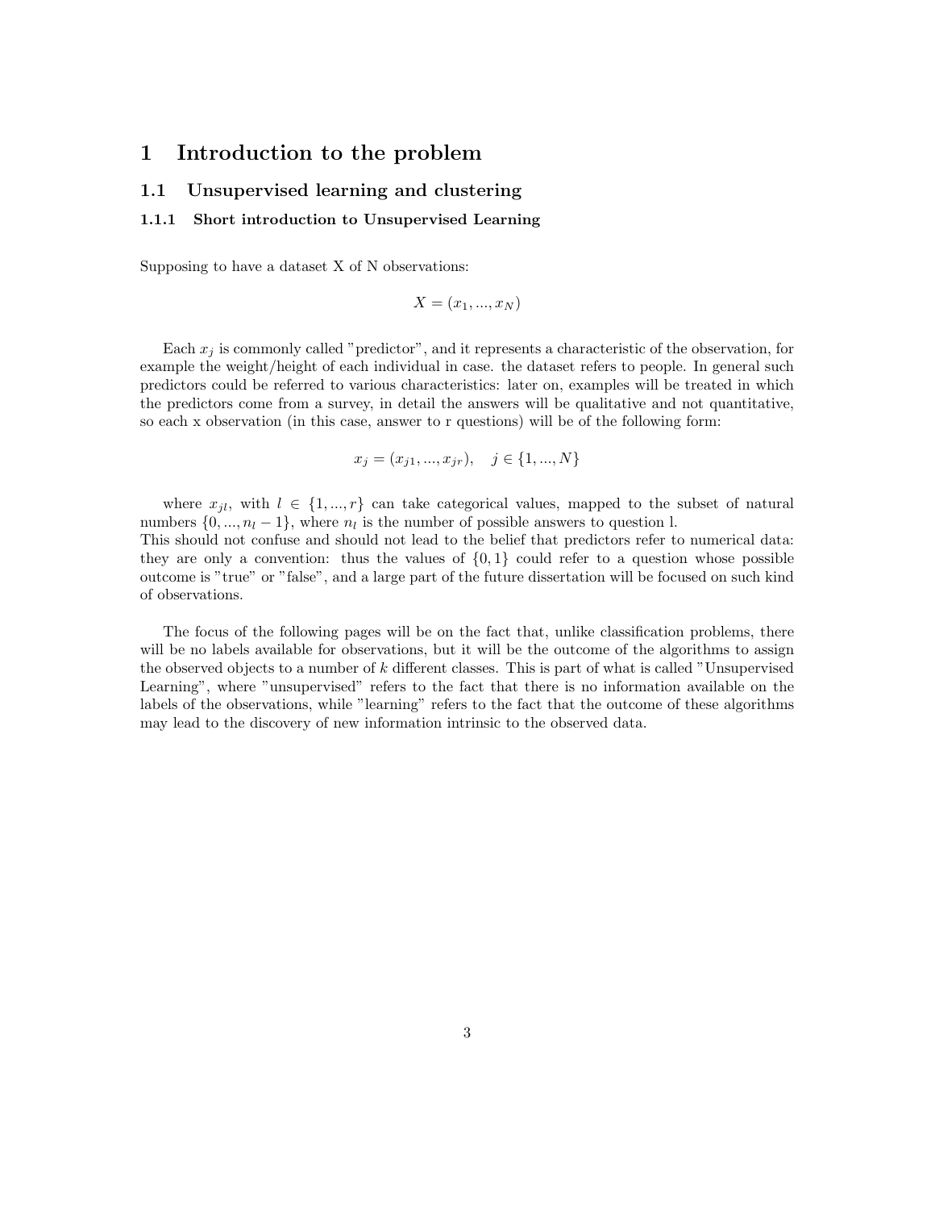# 1 Introduction to the problem

## 1.1 Unsupervised learning and clustering

### 1.1.1 Short introduction to Unsupervised Learning

Supposing to have a dataset X of N observations:

$$X = (x_1, ..., x_N)$$

Each $x_j$ is commonly called "predictor", and it represents a characteristic of the observation, for example the weight/height of each individual in case. the dataset refers to people. In general such predictors could be referred to various characteristics: later on, examples will be treated in which the predictors come from a survey, in detail the answers will be qualitative and not quantitative, so each x observation (in this case, answer to r questions) will be of the following form:

$$x_j = (x_{j1}, ..., x_{jr}), \quad j \in \{1, ..., N\}$$

where $x_{jl}$, with $l \in \{1, ..., r\}$ can take categorical values, mapped to the subset of natural numbers $\{0, ..., n_l - 1\}$, where $n_l$ is the number of possible answers to question l.
This should not confuse and should not lead to the belief that predictors refer to numerical data: they are only a convention: thus the values of $\{0, 1\}$ could refer to a question whose possible outcome is "true" or "false", and a large part of the future dissertation will be focused on such kind of observations.

The focus of the following pages will be on the fact that, unlike classification problems, there will be no labels available for observations, but it will be the outcome of the algorithms to assign the observed objects to a number of $k$ different classes. This is part of what is called "Unsupervised Learning", where "unsupervised" refers to the fact that there is no information available on the labels of the observations, while "learning" refers to the fact that the outcome of these algorithms may lead to the discovery of new information intrinsic to the observed data.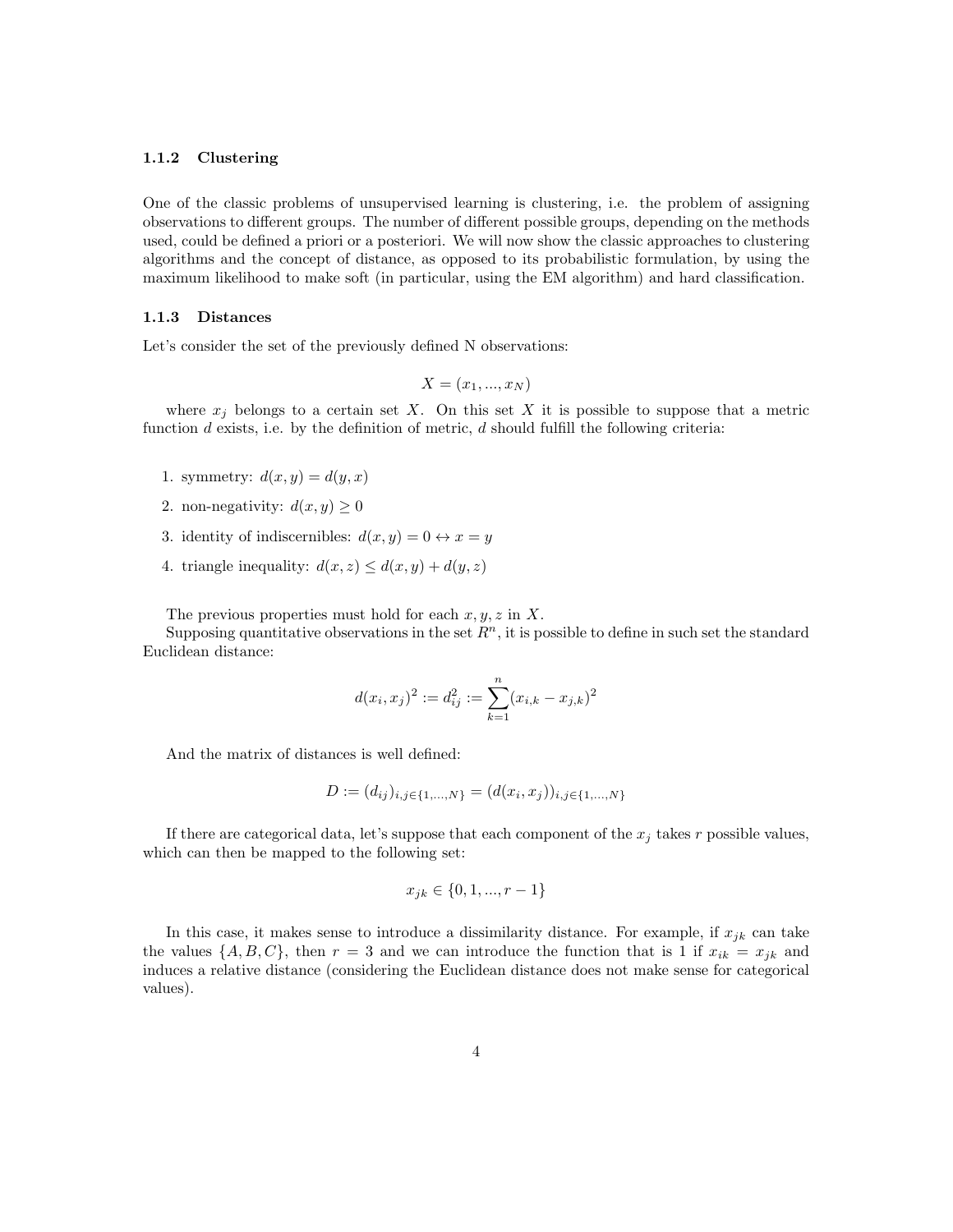### 1.1.2 Clustering

One of the classic problems of unsupervised learning is clustering, i.e. the problem of assigning observations to different groups. The number of different possible groups, depending on the methods used, could be defined a priori or a posteriori. We will now show the classic approaches to clustering algorithms and the concept of distance, as opposed to its probabilistic formulation, by using the maximum likelihood to make soft (in particular, using the EM algorithm) and hard classification.

### 1.1.3 Distances

Let's consider the set of the previously defined N observations:

$$X = (x_1, ..., x_N)$$

where $x_j$ belongs to a certain set $X$. On this set $X$ it is possible to suppose that a metric function $d$ exists, i.e. by the definition of metric, $d$ should fulfill the following criteria:

1. symmetry: $d(x, y) = d(y, x)$
2. non-negativity: $d(x, y) \geq 0$
3. identity of indiscernibles: $d(x, y) = 0 \leftrightarrow x = y$
4. triangle inequality: $d(x, z) \leq d(x, y) + d(y, z)$

The previous properties must hold for each $x, y, z$ in $X$.

Supposing quantitative observations in the set $R^n$, it is possible to define in such set the standard Euclidean distance:

$$d(x_i, x_j)^2 := d_{ij}^2 := \sum_{k=1}^{n} (x_{i,k} - x_{j,k})^2$$

And the matrix of distances is well defined:

$$D := (d_{ij})_{i,j \in \{1,...,N\}} = (d(x_i, x_j))_{i,j \in \{1,...,N\}}$$

If there are categorical data, let's suppose that each component of the $x_j$ takes $r$ possible values, which can then be mapped to the following set:

$$x_{jk} \in \{0, 1, ..., r - 1\}$$

In this case, it makes sense to introduce a dissimilarity distance. For example, if $x_{jk}$ can take the values $\{A, B, C\}$, then $r = 3$ and we can introduce the function that is 1 if $x_{ik} = x_{jk}$ and induces a relative distance (considering the Euclidean distance does not make sense for categorical values).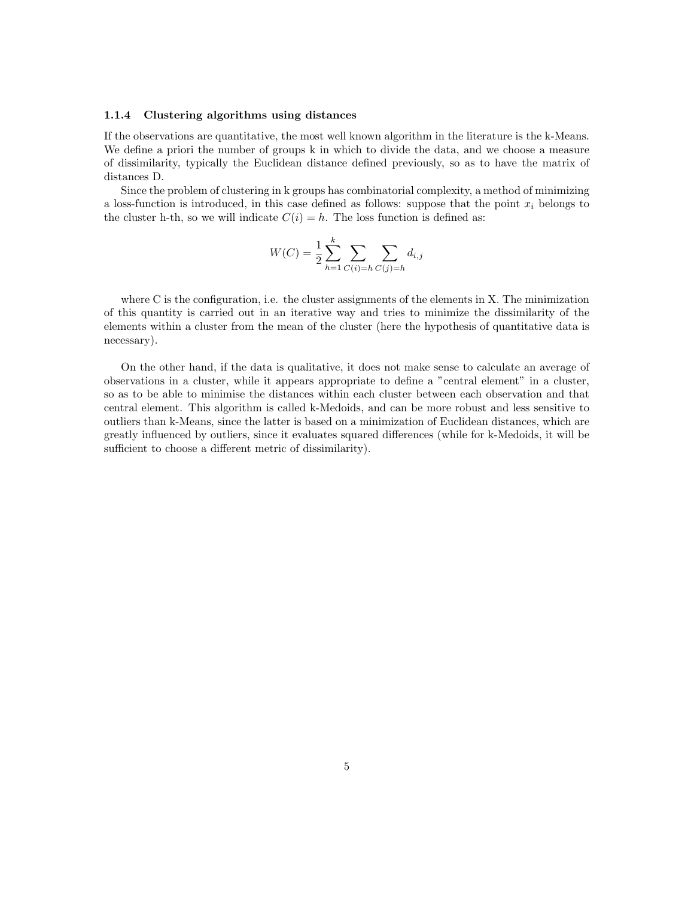#### 1.1.4 Clustering algorithms using distances

If the observations are quantitative, the most well known algorithm in the literature is the k-Means. We define a priori the number of groups k in which to divide the data, and we choose a measure of dissimilarity, typically the Euclidean distance defined previously, so as to have the matrix of distances D.

Since the problem of clustering in k groups has combinatorial complexity, a method of minimizing a loss-function is introduced, in this case defined as follows: suppose that the point $x_i$ belongs to the cluster h-th, so we will indicate $C(i) = h$. The loss function is defined as:

$$W(C) = \frac{1}{2} \sum_{h=1}^{k} \sum_{C(i)=h} \sum_{C(j)=h} d_{i,j}$$

where C is the configuration, i.e. the cluster assignments of the elements in X. The minimization of this quantity is carried out in an iterative way and tries to minimize the dissimilarity of the elements within a cluster from the mean of the cluster (here the hypothesis of quantitative data is necessary).

On the other hand, if the data is qualitative, it does not make sense to calculate an average of observations in a cluster, while it appears appropriate to define a "central element" in a cluster, so as to be able to minimise the distances within each cluster between each observation and that central element. This algorithm is called k-Medoids, and can be more robust and less sensitive to outliers than k-Means, since the latter is based on a minimization of Euclidean distances, which are greatly influenced by outliers, since it evaluates squared differences (while for k-Medoids, it will be sufficient to choose a different metric of dissimilarity).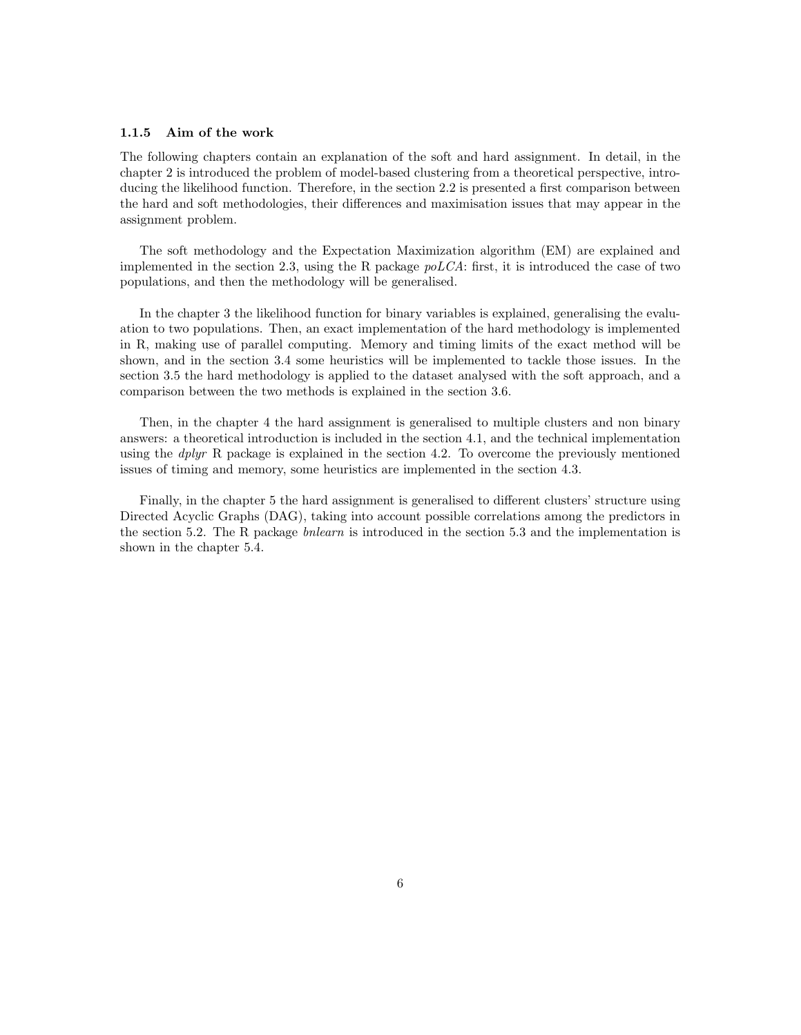### 1.1.5 Aim of the work

The following chapters contain an explanation of the soft and hard assignment. In detail, in the chapter 2 is introduced the problem of model-based clustering from a theoretical perspective, introducing the likelihood function. Therefore, in the section 2.2 is presented a first comparison between the hard and soft methodologies, their differences and maximisation issues that may appear in the assignment problem.

The soft methodology and the Expectation Maximization algorithm (EM) are explained and implemented in the section 2.3, using the R package *poLCA*: first, it is introduced the case of two populations, and then the methodology will be generalised.

In the chapter 3 the likelihood function for binary variables is explained, generalising the evaluation to two populations. Then, an exact implementation of the hard methodology is implemented in R, making use of parallel computing. Memory and timing limits of the exact method will be shown, and in the section 3.4 some heuristics will be implemented to tackle those issues. In the section 3.5 the hard methodology is applied to the dataset analysed with the soft approach, and a comparison between the two methods is explained in the section 3.6.

Then, in the chapter 4 the hard assignment is generalised to multiple clusters and non binary answers: a theoretical introduction is included in the section 4.1, and the technical implementation using the *dplyr* R package is explained in the section 4.2. To overcome the previously mentioned issues of timing and memory, some heuristics are implemented in the section 4.3.

Finally, in the chapter 5 the hard assignment is generalised to different clusters' structure using Directed Acyclic Graphs (DAG), taking into account possible correlations among the predictors in the section 5.2. The R package *bnlearn* is introduced in the section 5.3 and the implementation is shown in the chapter 5.4.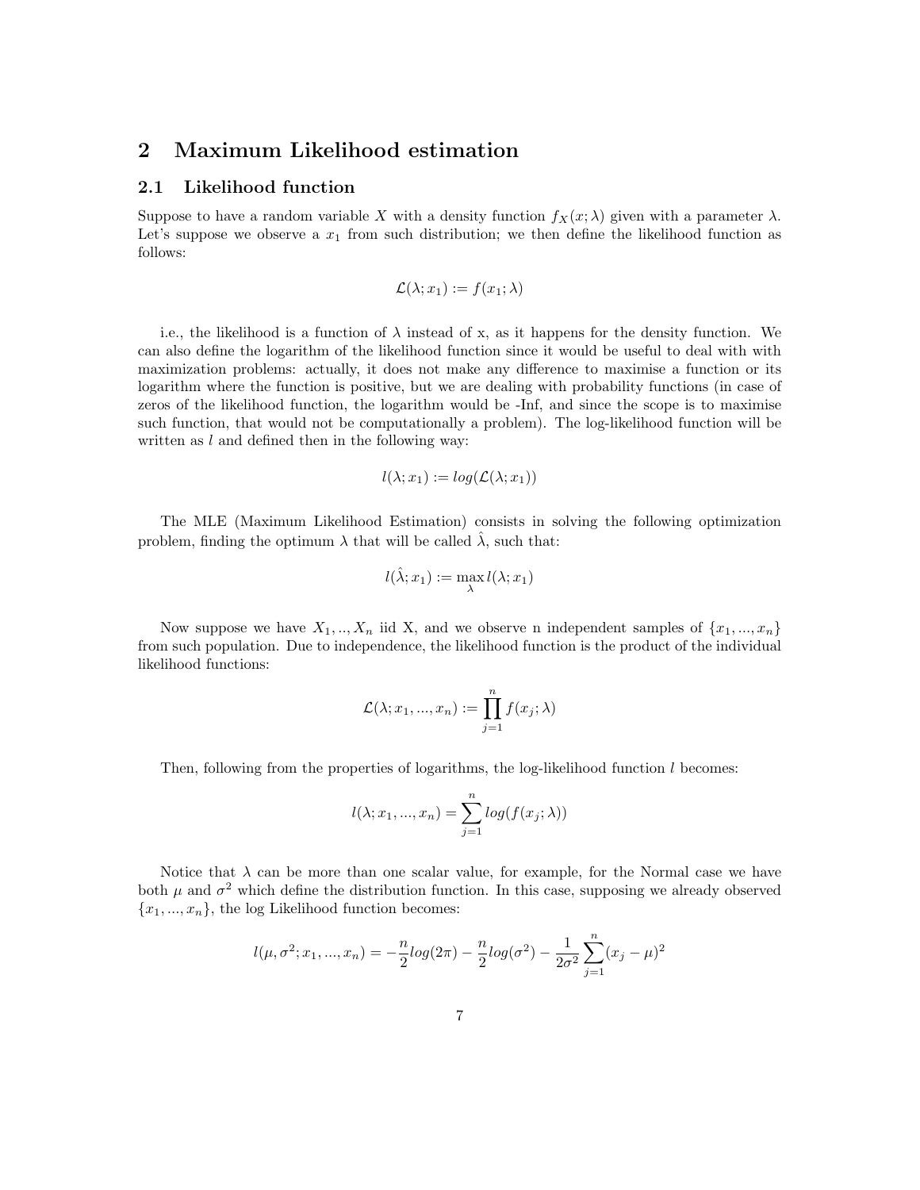# 2 Maximum Likelihood estimation

## 2.1 Likelihood function

Suppose to have a random variable $X$ with a density function $f_X(x; \lambda)$ given with a parameter $\lambda$. Let's suppose we observe a $x_1$ from such distribution; we then define the likelihood function as follows:

$$\mathcal{L}(\lambda; x_1) := f(x_1; \lambda)$$

i.e., the likelihood is a function of $\lambda$ instead of x, as it happens for the density function. We can also define the logarithm of the likelihood function since it would be useful to deal with with maximization problems: actually, it does not make any difference to maximise a function or its logarithm where the function is positive, but we are dealing with probability functions (in case of zeros of the likelihood function, the logarithm would be -Inf, and since the scope is to maximise such function, that would not be computationally a problem). The log-likelihood function will be written as $l$ and defined then in the following way:

$$l(\lambda; x_1) := log(\mathcal{L}(\lambda; x_1))$$

The MLE (Maximum Likelihood Estimation) consists in solving the following optimization problem, finding the optimum $\lambda$ that will be called $\hat{\lambda}$, such that:

$$l(\hat{\lambda}; x_1) := \max_{\lambda} l(\lambda; x_1)$$

Now suppose we have $X_1, .., X_n$ iid X, and we observe n independent samples of $\{x_1, ..., x_n\}$ from such population. Due to independence, the likelihood function is the product of the individual likelihood functions:

$$\mathcal{L}(\lambda; x_1, ..., x_n) := \prod_{j=1}^{n} f(x_j; \lambda)$$

Then, following from the properties of logarithms, the log-likelihood function $l$ becomes:

$$l(\lambda; x_1, ..., x_n) = \sum_{j=1}^{n} log(f(x_j; \lambda))$$

Notice that $\lambda$ can be more than one scalar value, for example, for the Normal case we have both $\mu$ and $\sigma^2$ which define the distribution function. In this case, supposing we already observed $\{x_1, ..., x_n\}$, the log Likelihood function becomes:

$$l(\mu, \sigma^2; x_1, ..., x_n) = -\frac{n}{2} log(2\pi) - \frac{n}{2} log(\sigma^2) - \frac{1}{2\sigma^2} \sum_{j=1}^{n} (x_j - \mu)^2$$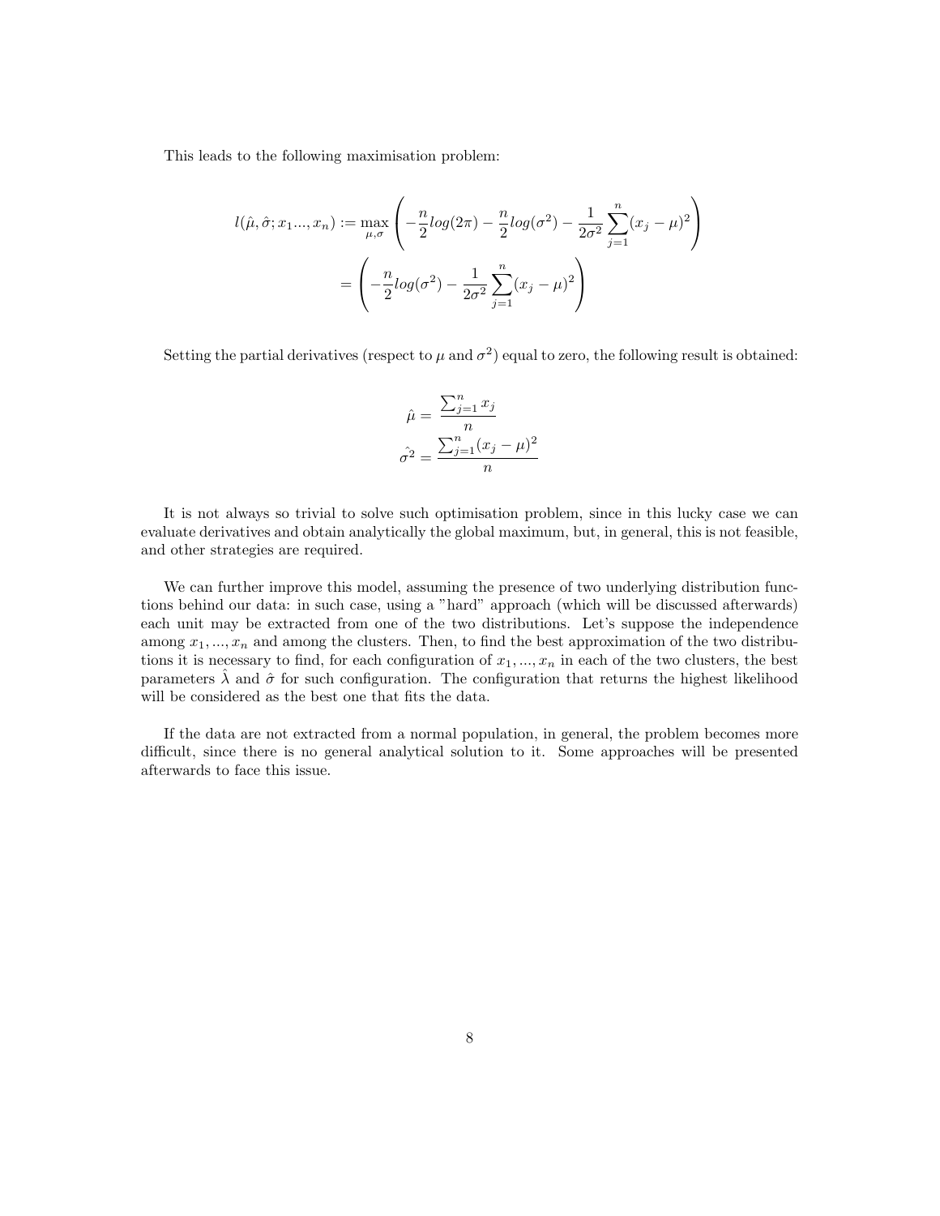This leads to the following maximisation problem:

$$
\begin{aligned}
l(\hat{\mu}, \hat{\sigma}; x_1..., x_n) &:= \max_{\mu,\sigma} \left( -\frac{n}{2} log(2\pi) - \frac{n}{2} log(\sigma^2) - \frac{1}{2\sigma^2} \sum_{j=1}^{n} (x_j - \mu)^2 \right) \\
&= \left( -\frac{n}{2} log(\sigma^2) - \frac{1}{2\sigma^2} \sum_{j=1}^{n} (x_j - \mu)^2 \right)
\end{aligned}
$$

Setting the partial derivatives (respect to $\mu$ and $\sigma^2$) equal to zero, the following result is obtained:

$$
\begin{aligned}
\hat{\mu} &= \frac{\sum_{j=1}^{n} x_j}{n} \\
\hat{\sigma^2} &= \frac{\sum_{j=1}^{n} (x_j - \mu)^2}{n}
\end{aligned}
$$

It is not always so trivial to solve such optimisation problem, since in this lucky case we can evaluate derivatives and obtain analytically the global maximum, but, in general, this is not feasible, and other strategies are required.

We can further improve this model, assuming the presence of two underlying distribution functions behind our data: in such case, using a "hard" approach (which will be discussed afterwards) each unit may be extracted from one of the two distributions. Let's suppose the independence among $x_1, ..., x_n$ and among the clusters. Then, to find the best approximation of the two distributions it is necessary to find, for each configuration of $x_1, ..., x_n$ in each of the two clusters, the best parameters $\hat{\lambda}$ and $\hat{\sigma}$ for such configuration. The configuration that returns the highest likelihood will be considered as the best one that fits the data.

If the data are not extracted from a normal population, in general, the problem becomes more difficult, since there is no general analytical solution to it. Some approaches will be presented afterwards to face this issue.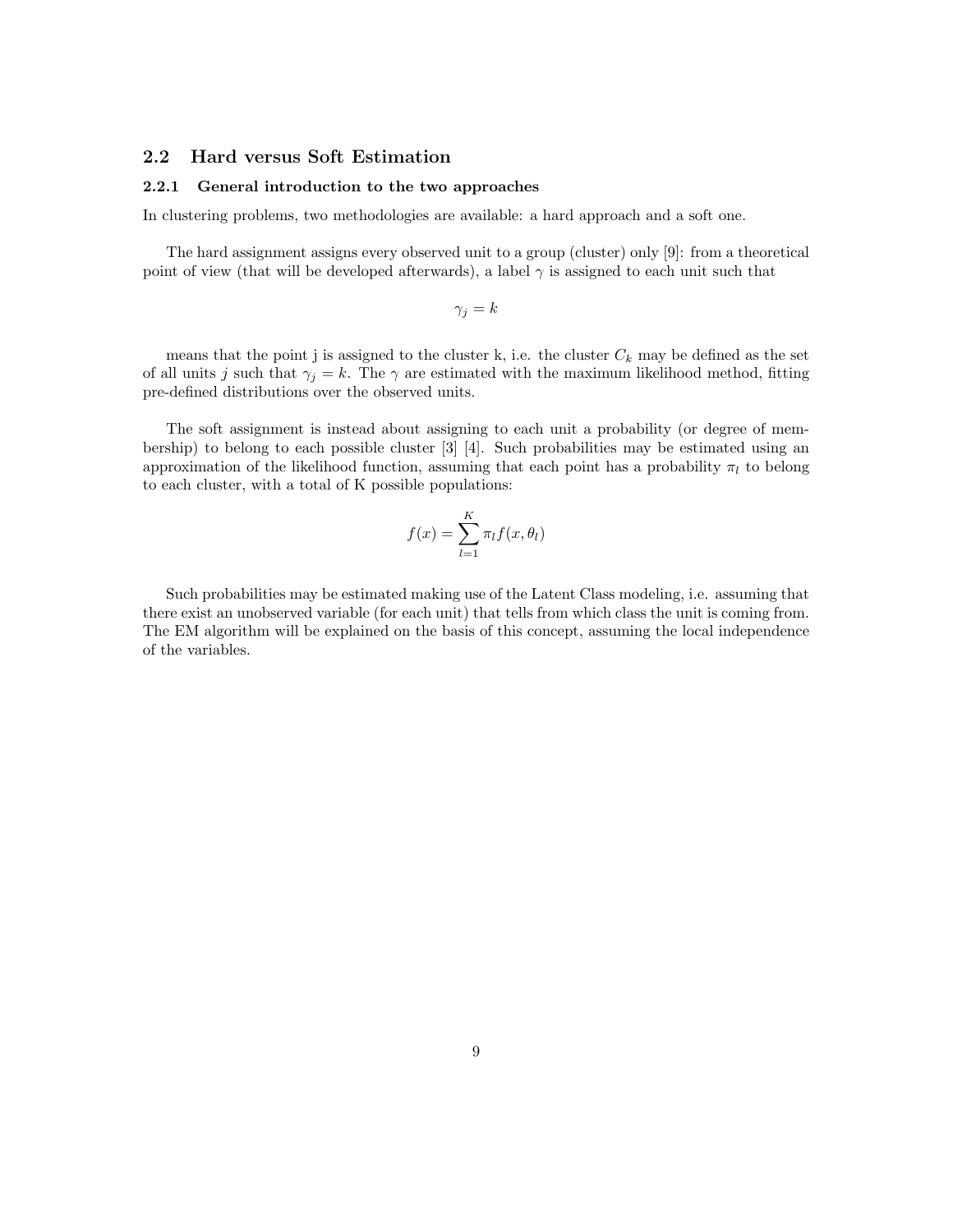## 2.2 Hard versus Soft Estimation

### 2.2.1 General introduction to the two approaches

In clustering problems, two methodologies are available: a hard approach and a soft one.

The hard assignment assigns every observed unit to a group (cluster) only [9]: from a theoretical point of view (that will be developed afterwards), a label $\gamma$ is assigned to each unit such that

$$\gamma_j = k$$

means that the point j is assigned to the cluster k, i.e. the cluster $C_k$ may be defined as the set of all units $j$ such that $\gamma_j = k$. The $\gamma$ are estimated with the maximum likelihood method, fitting pre-defined distributions over the observed units.

The soft assignment is instead about assigning to each unit a probability (or degree of membership) to belong to each possible cluster [3] [4]. Such probabilities may be estimated using an approximation of the likelihood function, assuming that each point has a probability $\pi_l$ to belong to each cluster, with a total of K possible populations:

$$f(x) = \sum_{l=1}^{K} \pi_l f(x, \theta_l)$$

Such probabilities may be estimated making use of the Latent Class modeling, i.e. assuming that there exist an unobserved variable (for each unit) that tells from which class the unit is coming from. The EM algorithm will be explained on the basis of this concept, assuming the local independence of the variables.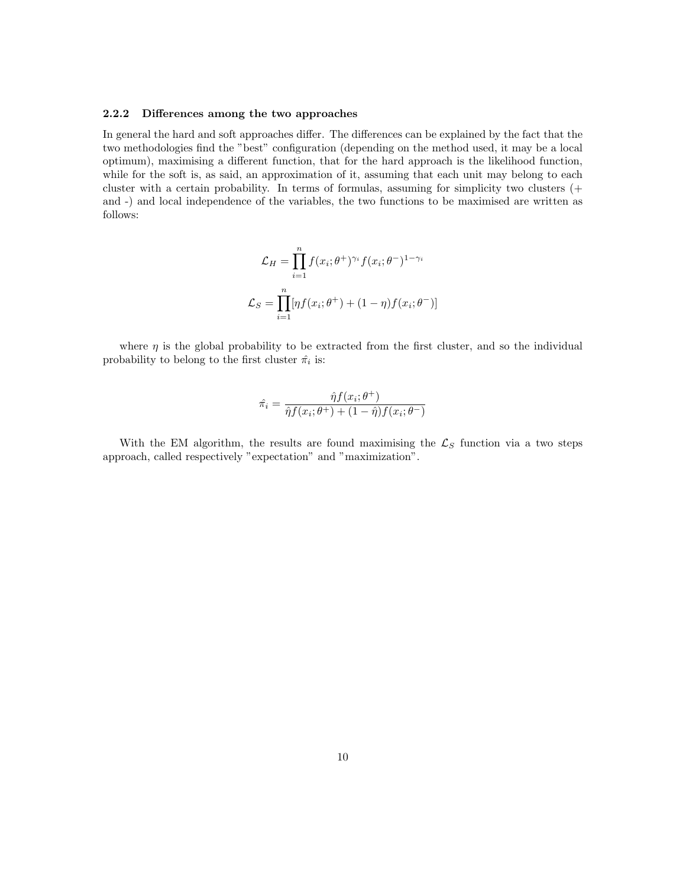### 2.2.2 Differences among the two approaches

In general the hard and soft approaches differ. The differences can be explained by the fact that the two methodologies find the "best" configuration (depending on the method used, it may be a local optimum), maximising a different function, that for the hard approach is the likelihood function, while for the soft is, as said, an approximation of it, assuming that each unit may belong to each cluster with a certain probability. In terms of formulas, assuming for simplicity two clusters (+ and -) and local independence of the variables, the two functions to be maximised are written as follows:

$$\mathcal{L}_H = \prod_{i=1}^{n} f(x_i; \theta^+)^{\gamma_i} f(x_i; \theta^-)^{1-\gamma_i}$$

$$\mathcal{L}_S = \prod_{i=1}^{n} [\eta f(x_i; \theta^+) + (1-\eta) f(x_i; \theta^-)]$$

where $\eta$ is the global probability to be extracted from the first cluster, and so the individual probability to belong to the first cluster $\hat{\pi}_i$ is:

$$\hat{\pi}_i = \frac{\hat{\eta} f(x_i; \theta^+)}{\hat{\eta} f(x_i; \theta^+) + (1-\hat{\eta}) f(x_i; \theta^-)}$$

With the EM algorithm, the results are found maximising the $\mathcal{L}_S$ function via a two steps approach, called respectively "expectation" and "maximization".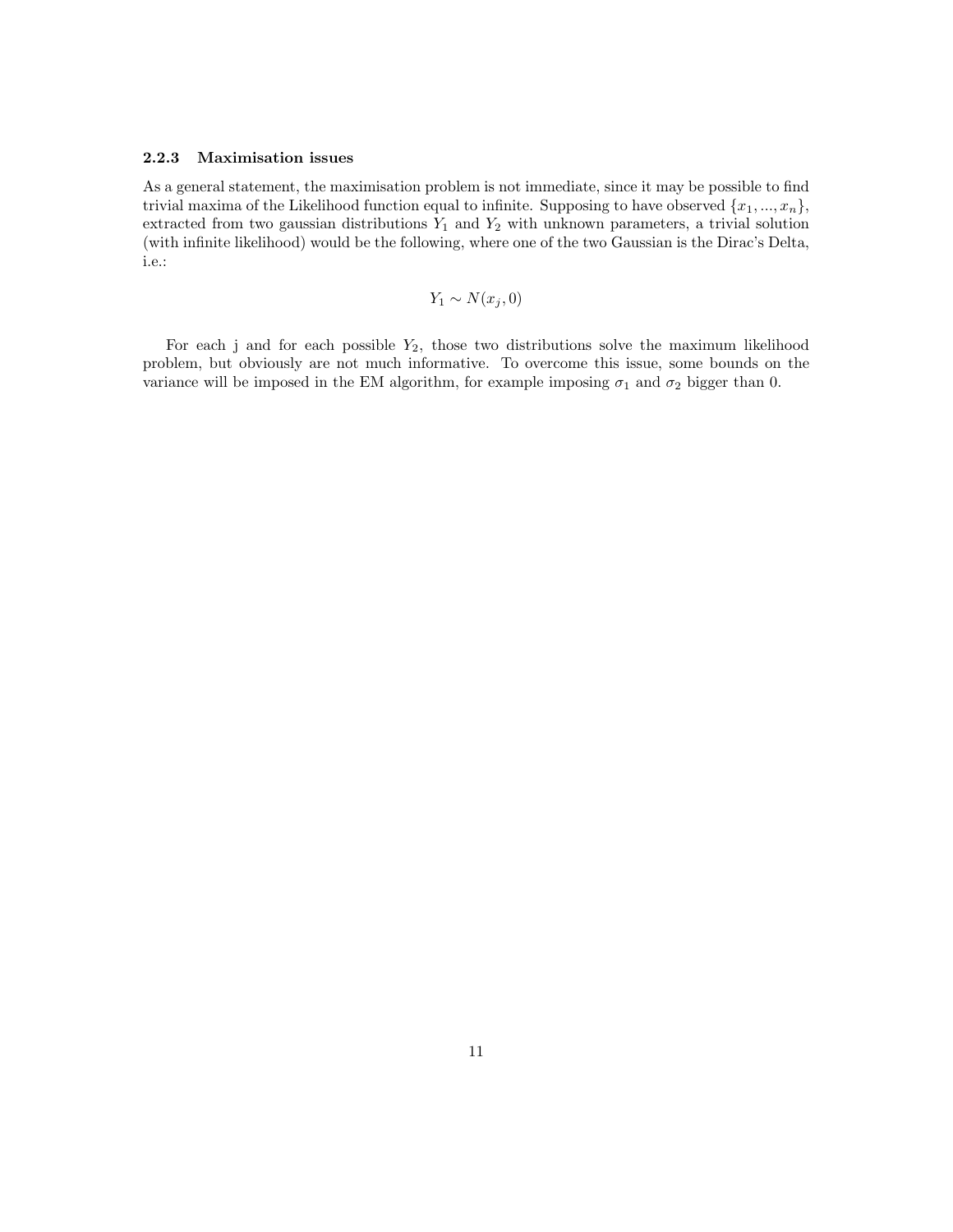### 2.2.3 Maximisation issues

As a general statement, the maximisation problem is not immediate, since it may be possible to find trivial maxima of the Likelihood function equal to infinite. Supposing to have observed $\{x_1, ..., x_n\}$, extracted from two gaussian distributions $Y_1$ and $Y_2$ with unknown parameters, a trivial solution (with infinite likelihood) would be the following, where one of the two Gaussian is the Dirac's Delta, i.e.:

$$Y_1 \sim N(x_j, 0)$$

For each j and for each possible $Y_2$, those two distributions solve the maximum likelihood problem, but obviously are not much informative. To overcome this issue, some bounds on the variance will be imposed in the EM algorithm, for example imposing $\sigma_1$ and $\sigma_2$ bigger than 0.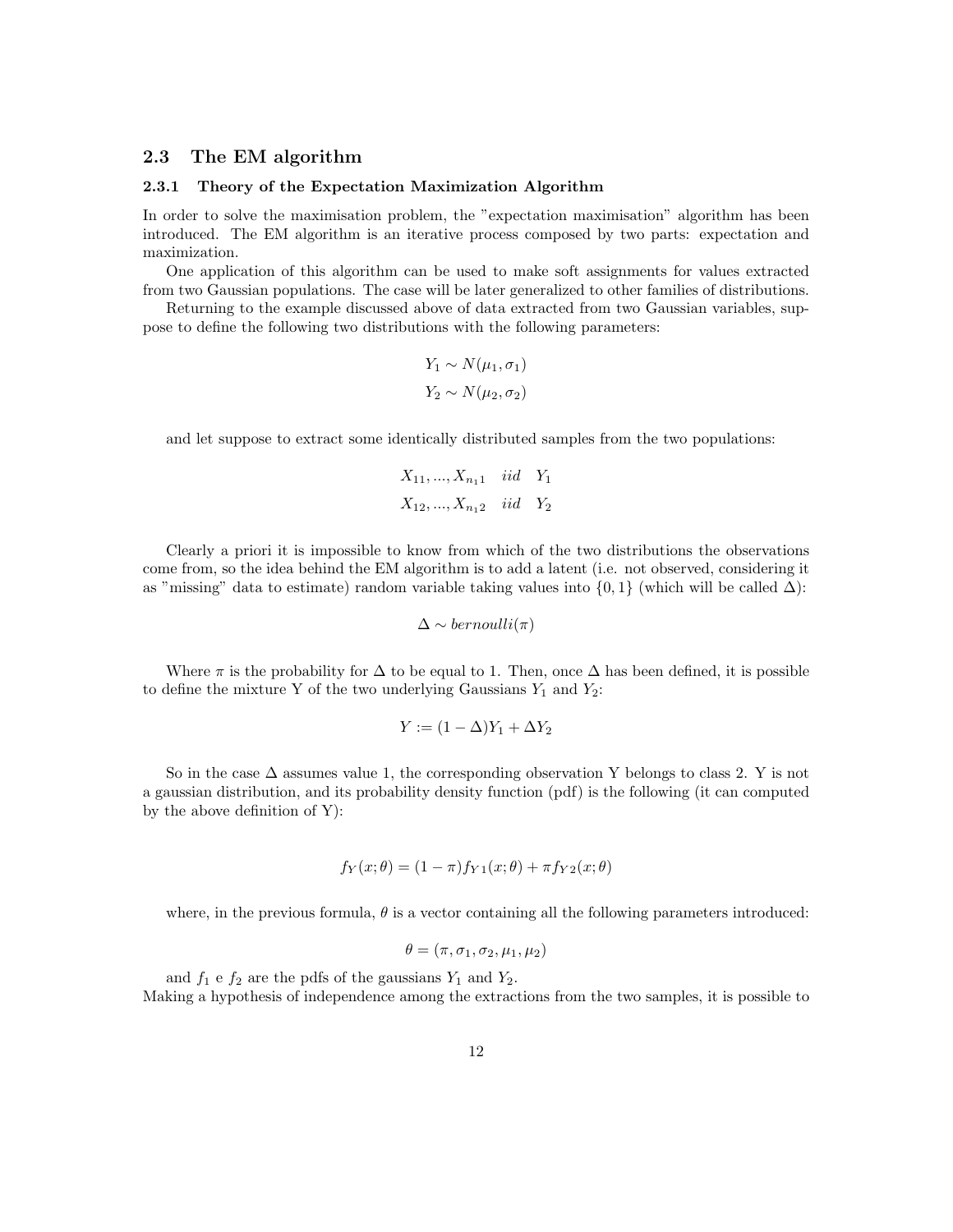### 2.3 The EM algorithm

#### 2.3.1 Theory of the Expectation Maximization Algorithm

In order to solve the maximisation problem, the "expectation maximisation" algorithm has been introduced. The EM algorithm is an iterative process composed by two parts: expectation and maximization.

One application of this algorithm can be used to make soft assignments for values extracted from two Gaussian populations. The case will be later generalized to other families of distributions.

Returning to the example discussed above of data extracted from two Gaussian variables, suppose to define the following two distributions with the following parameters:

$$Y_1 \sim N(\mu_1, \sigma_1)$$
$$Y_2 \sim N(\mu_2, \sigma_2)$$

and let suppose to extract some identically distributed samples from the two populations:

$$X_{11}, ..., X_{n_1 1} \quad iid \quad Y_1$$
$$X_{12}, ..., X_{n_1 2} \quad iid \quad Y_2$$

Clearly a priori it is impossible to know from which of the two distributions the observations come from, so the idea behind the EM algorithm is to add a latent (i.e. not observed, considering it as "missing" data to estimate) random variable taking values into $\{0, 1\}$ (which will be called $\Delta$):

$$\Delta \sim bernoulli(\pi)$$

Where $\pi$ is the probability for $\Delta$ to be equal to 1. Then, once $\Delta$ has been defined, it is possible to define the mixture Y of the two underlying Gaussians $Y_1$ and $Y_2$:

$$Y := (1 - \Delta)Y_1 + \Delta Y_2$$

So in the case $\Delta$ assumes value 1, the corresponding observation Y belongs to class 2. Y is not a gaussian distribution, and its probability density function (pdf) is the following (it can computed by the above definition of Y):

$$f_Y(x; \theta) = (1 - \pi)f_{Y1}(x; \theta) + \pi f_{Y2}(x; \theta)$$

where, in the previous formula, $\theta$ is a vector containing all the following parameters introduced:

$$\theta = (\pi, \sigma_1, \sigma_2, \mu_1, \mu_2)$$

and $f_1$ e $f_2$ are the pdfs of the gaussians $Y_1$ and $Y_2$.

Making a hypothesis of independence among the extractions from the two samples, it is possible to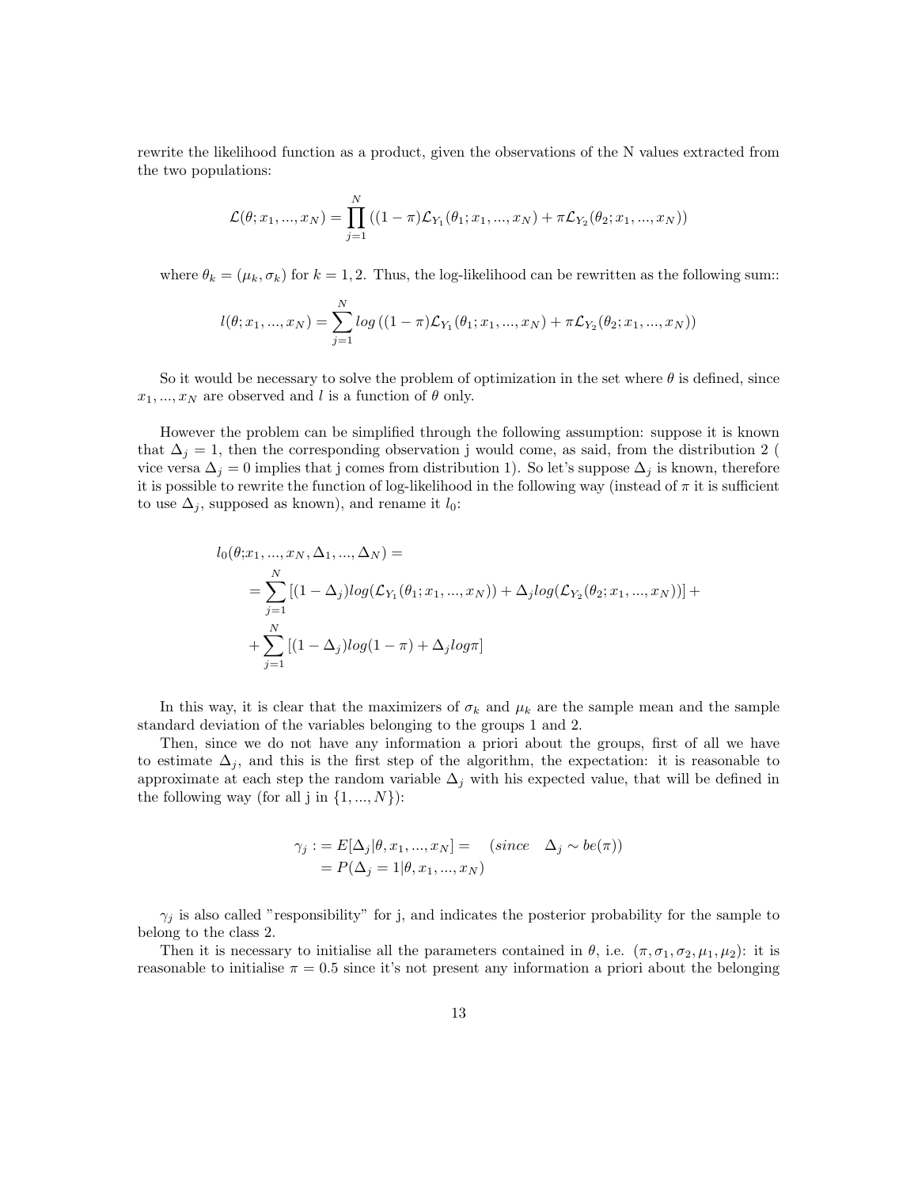rewrite the likelihood function as a product, given the observations of the N values extracted from the two populations:

$$\mathcal{L}(\theta; x_1, ..., x_N) = \prod_{j=1}^{N} \left((1-\pi)\mathcal{L}_{Y_1}(\theta_1; x_1, ..., x_N) + \pi\mathcal{L}_{Y_2}(\theta_2; x_1, ..., x_N)\right)$$

where $\theta_k = (\mu_k, \sigma_k)$ for $k = 1, 2$. Thus, the log-likelihood can be rewritten as the following sum::

$$l(\theta; x_1, ..., x_N) = \sum_{j=1}^{N} log\left((1-\pi)\mathcal{L}_{Y_1}(\theta_1; x_1, ..., x_N) + \pi\mathcal{L}_{Y_2}(\theta_2; x_1, ..., x_N)\right)$$

So it would be necessary to solve the problem of optimization in the set where $\theta$ is defined, since $x_1, ..., x_N$ are observed and $l$ is a function of $\theta$ only.

However the problem can be simplified through the following assumption: suppose it is known that $\Delta_j = 1$, then the corresponding observation j would come, as said, from the distribution 2 ( vice versa $\Delta_j = 0$ implies that j comes from distribution 1). So let's suppose $\Delta_j$ is known, therefore it is possible to rewrite the function of log-likelihood in the following way (instead of $\pi$ it is sufficient to use $\Delta_j$, supposed as known), and rename it $l_0$:

$$\begin{aligned} l_0(\theta; &x_1, ..., x_N, \Delta_1, ..., \Delta_N) = \\ &= \sum_{j=1}^{N} [(1-\Delta_j)log(\mathcal{L}_{Y_1}(\theta_1; x_1, ..., x_N)) + \Delta_j log(\mathcal{L}_{Y_2}(\theta_2; x_1, ..., x_N))] + \\ &+ \sum_{j=1}^{N} [(1-\Delta_j)log(1-\pi) + \Delta_j log\pi] \end{aligned}$$

In this way, it is clear that the maximizers of $\sigma_k$ and $\mu_k$ are the sample mean and the sample standard deviation of the variables belonging to the groups 1 and 2.

Then, since we do not have any information a priori about the groups, first of all we have to estimate $\Delta_j$, and this is the first step of the algorithm, the expectation: it is reasonable to approximate at each step the random variable $\Delta_j$ with his expected value, that will be defined in the following way (for all j in $\{1, ..., N\}$):

$$\begin{aligned} \gamma_j :&= E[\Delta_j|\theta, x_1, ..., x_N] = \quad (since \quad \Delta_j \sim be(\pi)) \\ &= P(\Delta_j = 1|\theta, x_1, ..., x_N) \end{aligned}$$

$\gamma_j$ is also called "responsibility" for j, and indicates the posterior probability for the sample to belong to the class 2.

Then it is necessary to initialise all the parameters contained in $\theta$, i.e. $(\pi, \sigma_1, \sigma_2, \mu_1, \mu_2)$: it is reasonable to initialise $\pi = 0.5$ since it's not present any information a priori about the belonging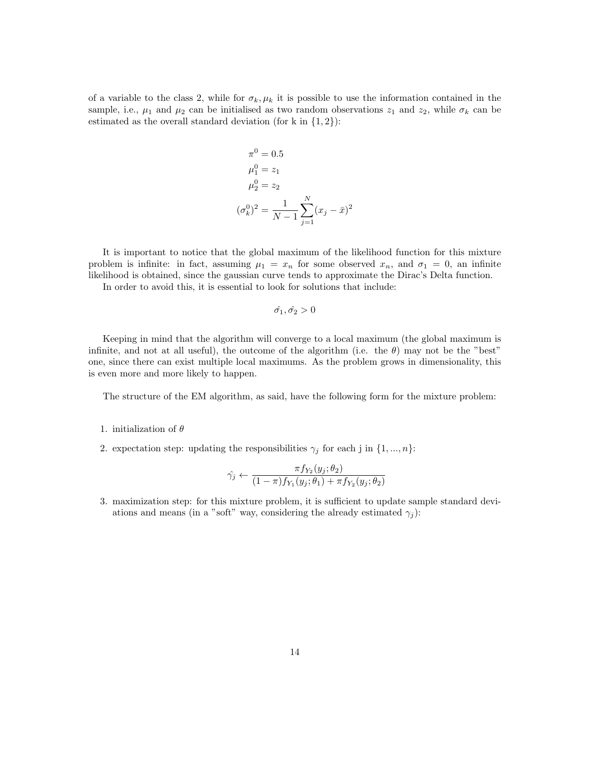of a variable to the class 2, while for $\sigma_k, \mu_k$ it is possible to use the information contained in the sample, i.e., $\mu_1$ and $\mu_2$ can be initialised as two random observations $z_1$ and $z_2$, while $\sigma_k$ can be estimated as the overall standard deviation (for k in $\{1, 2\}$):

$$
\begin{aligned}
\pi^0 &= 0.5 \\
\mu_1^0 &= z_1 \\
\mu_2^0 &= z_2 \\
(\sigma_k^0)^2 &= \frac{1}{N-1} \sum_{j=1}^{N} (x_j - \bar{x})^2
\end{aligned}
$$

It is important to notice that the global maximum of the likelihood function for this mixture problem is infinite: in fact, assuming $\mu_1 = x_n$ for some observed $x_n$, and $\sigma_1 = 0$, an infinite likelihood is obtained, since the gaussian curve tends to approximate the Dirac's Delta function.

In order to avoid this, it is essential to look for solutions that include:

$$\hat{\sigma_1}, \hat{\sigma_2} > 0$$

Keeping in mind that the algorithm will converge to a local maximum (the global maximum is infinite, and not at all useful), the outcome of the algorithm (i.e. the $\theta$) may not be the "best" one, since there can exist multiple local maximums. As the problem grows in dimensionality, this is even more and more likely to happen.

The structure of the EM algorithm, as said, have the following form for the mixture problem:

1. initialization of $\theta$
2. expectation step: updating the responsibilities $\gamma_j$ for each j in $\{1, ..., n\}$:

$$\hat{\gamma_j} \leftarrow \frac{\pi f_{Y_2}(y_j; \theta_2)}{(1-\pi) f_{Y_1}(y_j; \theta_1) + \pi f_{Y_2}(y_j; \theta_2)}$$

3. maximization step: for this mixture problem, it is sufficient to update sample standard deviations and means (in a "soft" way, considering the already estimated $\gamma_j$):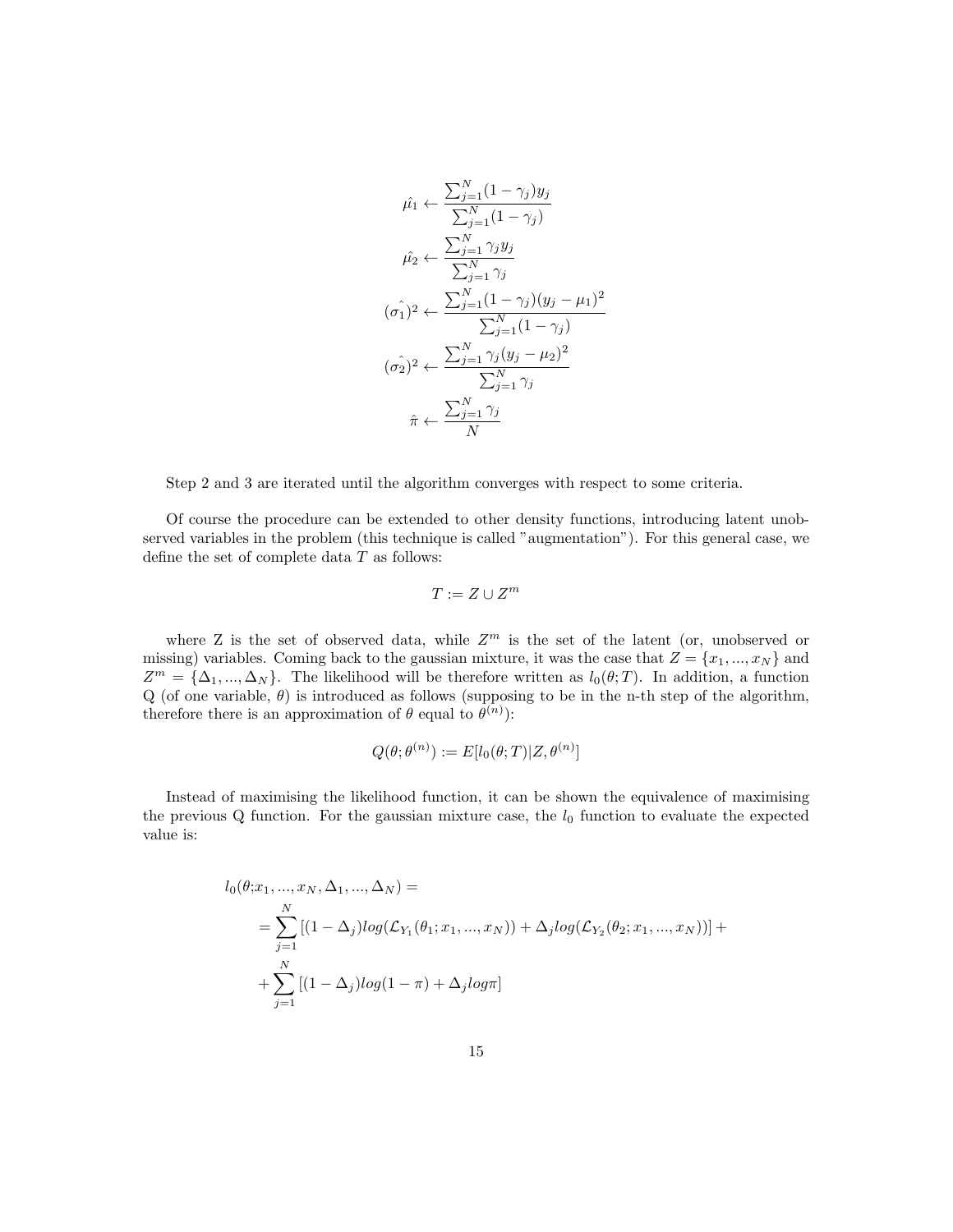$$
\hat{\mu_1} \leftarrow \frac{\sum_{j=1}^{N}(1-\gamma_j)y_j}{\sum_{j=1}^{N}(1-\gamma_j)}
$$

$$
\hat{\mu_2} \leftarrow \frac{\sum_{j=1}^{N}\gamma_j y_j}{\sum_{j=1}^{N}\gamma_j}
$$

$$
(\hat{\sigma_1})^2 \leftarrow \frac{\sum_{j=1}^{N}(1-\gamma_j)(y_j-\mu_1)^2}{\sum_{j=1}^{N}(1-\gamma_j)}
$$

$$
(\hat{\sigma_2})^2 \leftarrow \frac{\sum_{j=1}^{N}\gamma_j(y_j-\mu_2)^2}{\sum_{j=1}^{N}\gamma_j}
$$

$$
\hat{\pi} \leftarrow \frac{\sum_{j=1}^{N}\gamma_j}{N}
$$

Step 2 and 3 are iterated until the algorithm converges with respect to some criteria.

Of course the procedure can be extended to other density functions, introducing latent unobserved variables in the problem (this technique is called "augmentation"). For this general case, we define the set of complete data $T$ as follows:

$$
T := Z \cup Z^m
$$

where Z is the set of observed data, while $Z^m$ is the set of the latent (or, unobserved or missing) variables. Coming back to the gaussian mixture, it was the case that $Z = \{x_1, ..., x_N\}$ and $Z^m = \{\Delta_1, ..., \Delta_N\}$. The likelihood will be therefore written as $l_0(\theta; T)$. In addition, a function Q (of one variable, $\theta$) is introduced as follows (supposing to be in the n-th step of the algorithm, therefore there is an approximation of $\theta$ equal to $\theta^{(n)}$):

$$
Q(\theta; \theta^{(n)}) := E[l_0(\theta; T)|Z, \theta^{(n)}]
$$

Instead of maximising the likelihood function, it can be shown the equivalence of maximising the previous Q function. For the gaussian mixture case, the $l_0$ function to evaluate the expected value is:

$$
\begin{aligned}
l_0(\theta; &x_1, ..., x_N, \Delta_1, ..., \Delta_N) = \\
&= \sum_{j=1}^{N} [(1-\Delta_j) log(\mathcal{L}_{Y_1}(\theta_1; x_1, ..., x_N)) + \Delta_j log(\mathcal{L}_{Y_2}(\theta_2; x_1, ..., x_N))] + \\
&+ \sum_{j=1}^{N} [(1-\Delta_j) log(1-\pi) + \Delta_j log \pi]
\end{aligned}
$$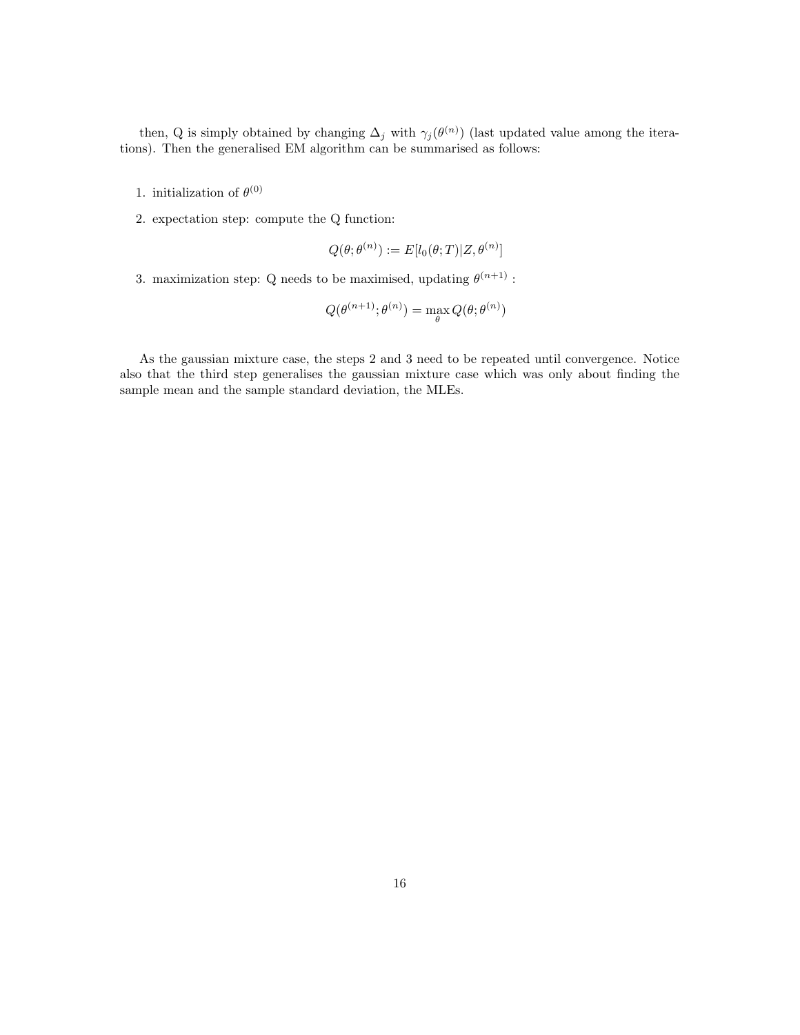then, Q is simply obtained by changing $\Delta_j$ with $\gamma_j(\theta^{(n)})$ (last updated value among the iterations). Then the generalised EM algorithm can be summarised as follows:

1. initialization of $\theta^{(0)}$
2. expectation step: compute the Q function:

$$Q(\theta; \theta^{(n)}) := E[l_0(\theta; T)|Z, \theta^{(n)}]$$

3. maximization step: Q needs to be maximised, updating $\theta^{(n+1)}$ :

$$Q(\theta^{(n+1)}; \theta^{(n)}) = \max_{\theta} Q(\theta; \theta^{(n)})$$

As the gaussian mixture case, the steps 2 and 3 need to be repeated until convergence. Notice also that the third step generalises the gaussian mixture case which was only about finding the sample mean and the sample standard deviation, the MLEs.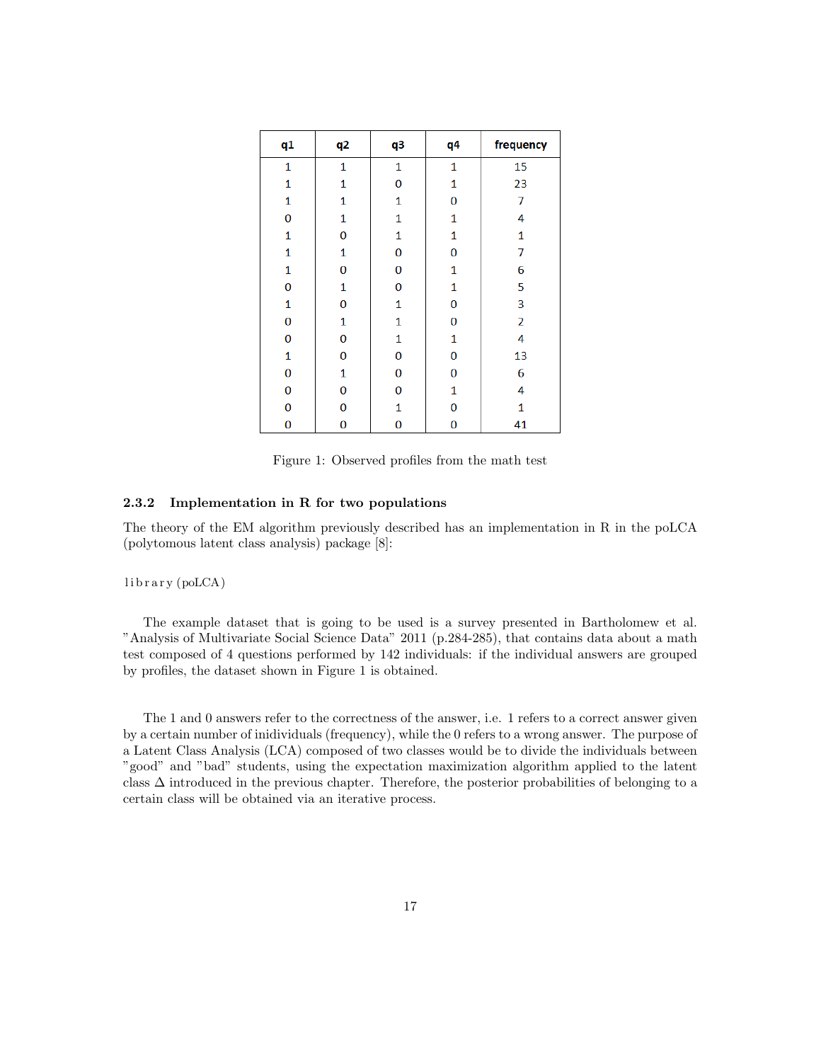| q1 | q2 | q3 | q4 | frequency |
|---|---|---|---|---|
| 1 | 1 | 1 | 1 | 15 |
| 1 | 1 | 0 | 1 | 23 |
| 1 | 1 | 1 | 0 | 7 |
| 0 | 1 | 1 | 1 | 4 |
| 1 | 0 | 1 | 1 | 1 |
| 1 | 1 | 0 | 0 | 7 |
| 1 | 0 | 0 | 1 | 6 |
| 0 | 1 | 0 | 1 | 5 |
| 1 | 0 | 1 | 0 | 3 |
| 0 | 1 | 1 | 0 | 2 |
| 0 | 0 | 1 | 1 | 4 |
| 1 | 0 | 0 | 0 | 13 |
| 0 | 1 | 0 | 0 | 6 |
| 0 | 0 | 0 | 1 | 4 |
| 0 | 0 | 1 | 0 | 1 |
| 0 | 0 | 0 | 0 | 41 |

Figure 1: Observed profiles from the math test

#### 2.3.2 Implementation in R for two populations

The theory of the EM algorithm previously described has an implementation in R in the poLCA (polytomous latent class analysis) package [8]:

```
library(poLCA)
```

The example dataset that is going to be used is a survey presented in Bartholomew et al. "Analysis of Multivariate Social Science Data" 2011 (p.284-285), that contains data about a math test composed of 4 questions performed by 142 individuals: if the individual answers are grouped by profiles, the dataset shown in Figure 1 is obtained.

The 1 and 0 answers refer to the correctness of the answer, i.e. 1 refers to a correct answer given by a certain number of inidividuals (frequency), while the 0 refers to a wrong answer. The purpose of a Latent Class Analysis (LCA) composed of two classes would be to divide the individuals between "good" and "bad" students, using the expectation maximization algorithm applied to the latent class $\Delta$ introduced in the previous chapter. Therefore, the posterior probabilities of belonging to a certain class will be obtained via an iterative process.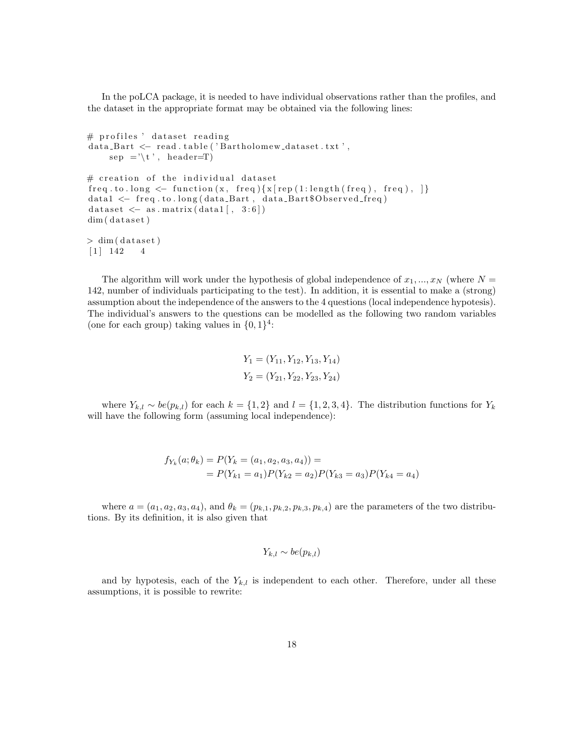In the poLCA package, it is needed to have individual observations rather than the profiles, and the dataset in the appropriate format may be obtained via the following lines:

```
# profiles' dataset reading
data_Bart <- read.table('Bartholomew_dataset.txt',
     sep ='\t', header=T)

# creation of the individual dataset
freq.to.long <- function(x, freq){x[rep(1:length(freq), freq), ]}
data1 <- freq.to.long(data_Bart, data_Bart$Observed_freq)
dataset <- as.matrix(data1[, 3:6])
dim(dataset)

> dim(dataset)
[1] 142    4
```

The algorithm will work under the hypothesis of global independence of $x_1, ..., x_N$ (where $N = 142$, number of individuals participating to the test). In addition, it is essential to make a (strong) assumption about the independence of the answers to the 4 questions (local independence hypotesis). The individual's answers to the questions can be modelled as the following two random variables (one for each group) taking values in $\{0, 1\}^4$:

$$
Y_1 = (Y_{11}, Y_{12}, Y_{13}, Y_{14})
$$
$$
Y_2 = (Y_{21}, Y_{22}, Y_{23}, Y_{24})
$$

where $Y_{k,l} \sim be(p_{k,l})$ for each $k = \{1, 2\}$ and $l = \{1, 2, 3, 4\}$. The distribution functions for $Y_k$ will have the following form (assuming local independence):

$$
\begin{aligned}
f_{Y_k}(a; \theta_k) &= P(Y_k = (a_1, a_2, a_3, a_4)) = \\
&= P(Y_{k1} = a_1)P(Y_{k2} = a_2)P(Y_{k3} = a_3)P(Y_{k4} = a_4)
\end{aligned}
$$

where $a = (a_1, a_2, a_3, a_4)$, and $\theta_k = (p_{k,1}, p_{k,2}, p_{k,3}, p_{k,4})$ are the parameters of the two distributions. By its definition, it is also given that

$$
Y_{k,l} \sim be(p_{k,l})
$$

and by hypotesis, each of the $Y_{k,l}$ is independent to each other. Therefore, under all these assumptions, it is possible to rewrite: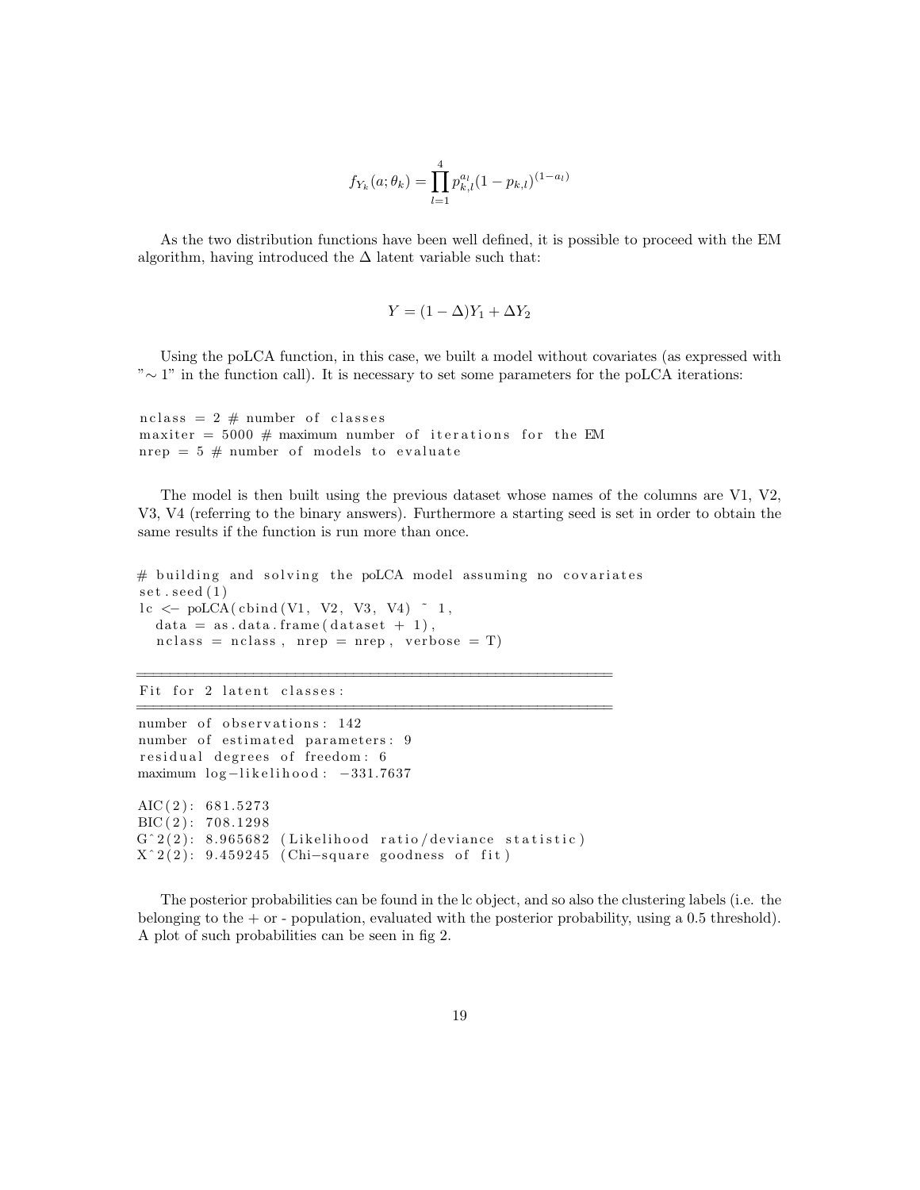$$f_{Y_k}(a;\theta_k) = \prod_{l=1}^{4} p_{k,l}^{a_l}(1-p_{k,l})^{(1-a_l)}$$

As the two distribution functions have been well defined, it is possible to proceed with the EM algorithm, having introduced the $\Delta$ latent variable such that:

$$Y = (1-\Delta)Y_1 + \Delta Y_2$$

Using the poLCA function, in this case, we built a model without covariates (as expressed with "$\sim 1$" in the function call). It is necessary to set some parameters for the poLCA iterations:

```
nclass = 2 # number of classes
maxiter = 5000 # maximum number of iterations for the EM
nrep = 5 # number of models to evaluate
```

The model is then built using the previous dataset whose names of the columns are V1, V2, V3, V4 (referring to the binary answers). Furthermore a starting seed is set in order to obtain the same results if the function is run more than once.

```
# building and solving the poLCA model assuming no covariates
set.seed(1)
lc <- poLCA(cbind(V1, V2, V3, V4) ~ 1,
  data = as.data.frame(dataset + 1),
  nclass = nclass, nrep = nrep, verbose = T)
```

```
========================================================
Fit for 2 latent classes:
========================================================
number of observations: 142
number of estimated parameters: 9
residual degrees of freedom: 6
maximum log-likelihood: -331.7637

AIC(2): 681.5273
BIC(2): 708.1298
G^2(2): 8.965682 (Likelihood ratio/deviance statistic)
X^2(2): 9.459245 (Chi-square goodness of fit)
```

The posterior probabilities can be found in the lc object, and so also the clustering labels (i.e. the belonging to the + or - population, evaluated with the posterior probability, using a 0.5 threshold). A plot of such probabilities can be seen in fig 2.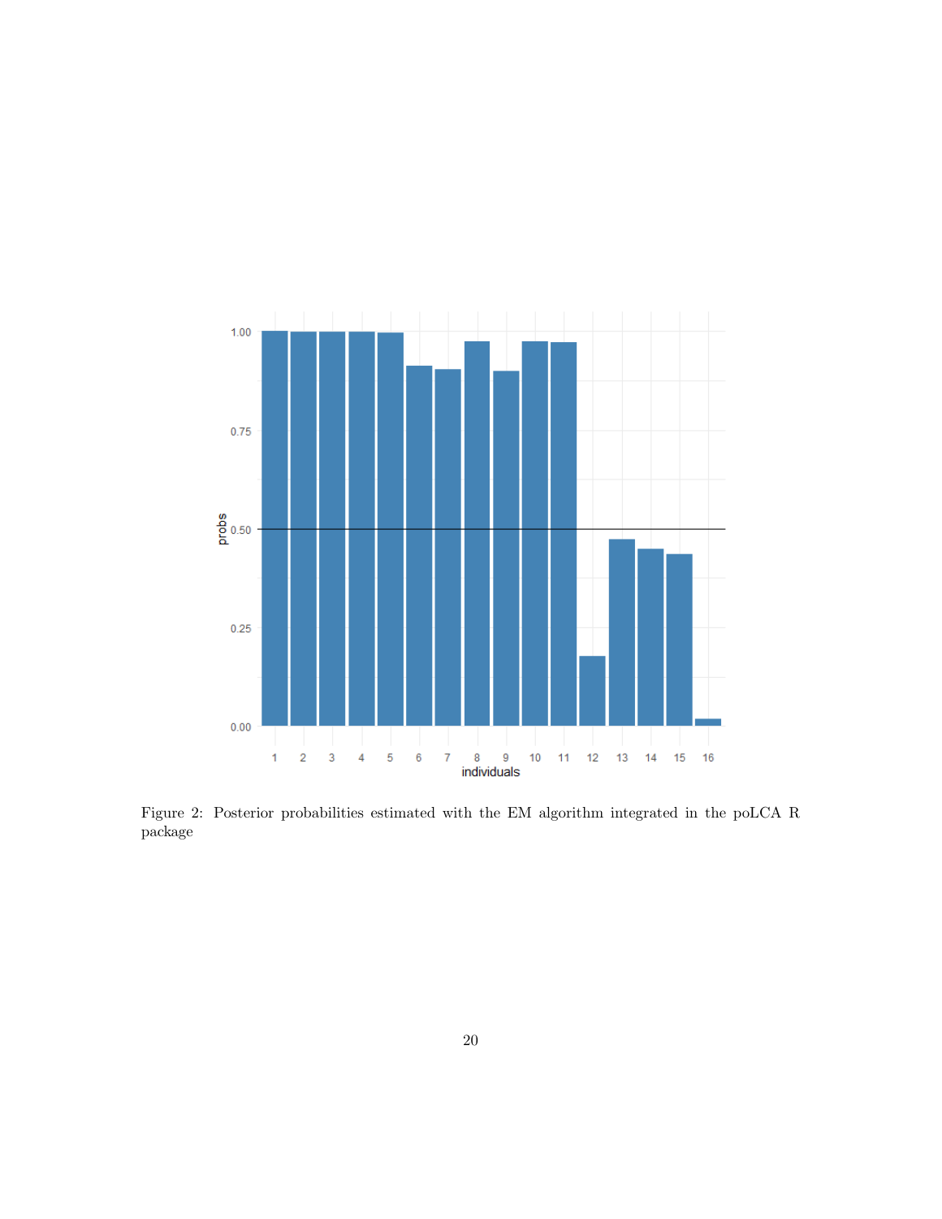Figure 2: Posterior probabilities estimated with the EM algorithm integrated in the poLCA R package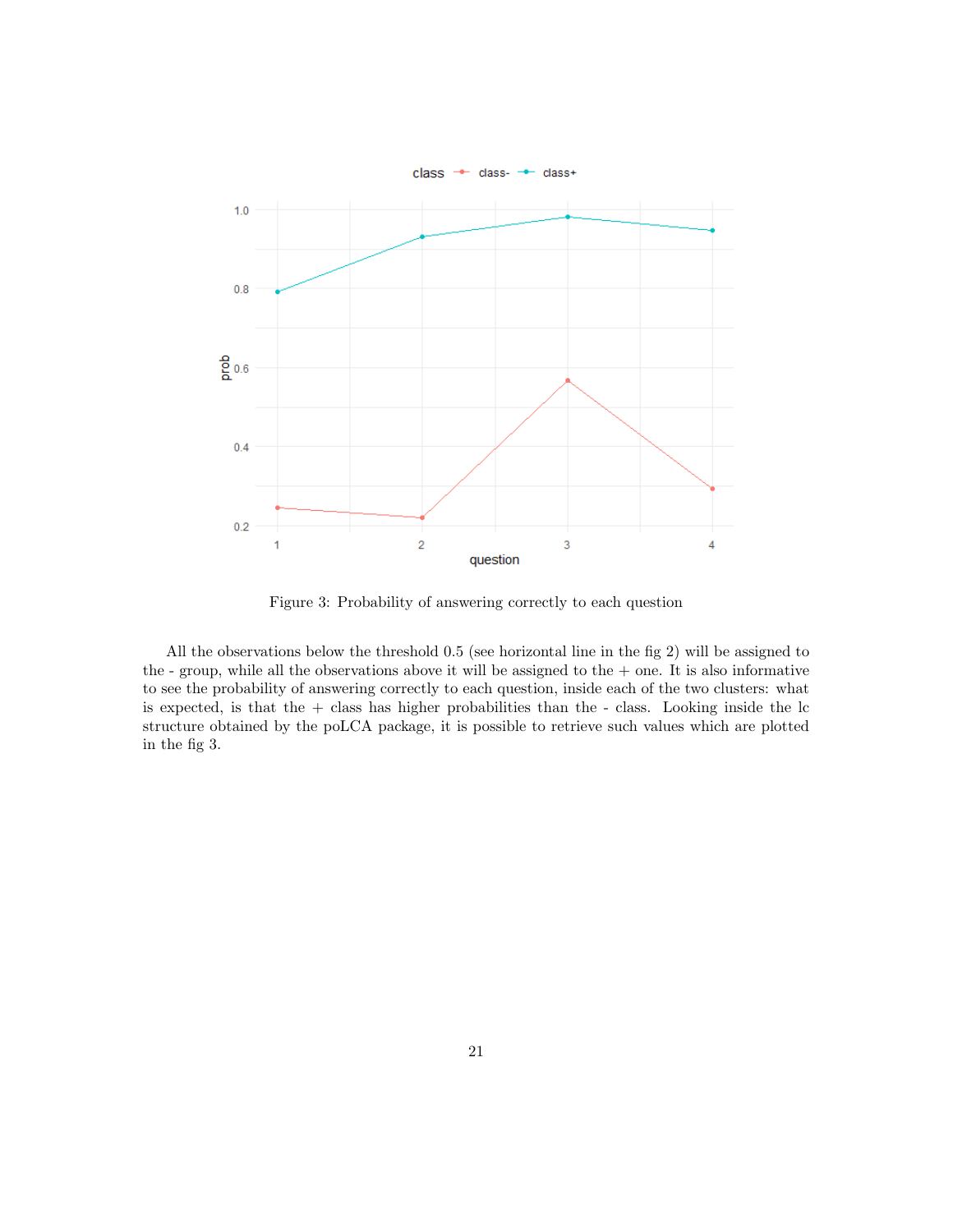Figure 3: Probability of answering correctly to each question

All the observations below the threshold 0.5 (see horizontal line in the fig 2) will be assigned to the - group, while all the observations above it will be assigned to the + one. It is also informative to see the probability of answering correctly to each question, inside each of the two clusters: what is expected, is that the + class has higher probabilities than the - class. Looking inside the lc structure obtained by the poLCA package, it is possible to retrieve such values which are plotted in the fig 3.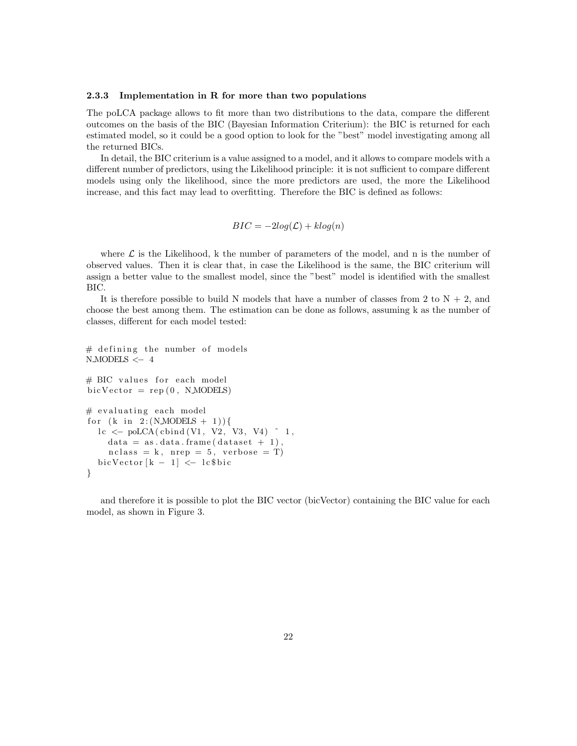### 2.3.3 Implementation in R for more than two populations

The poLCA package allows to fit more than two distributions to the data, compare the different outcomes on the basis of the BIC (Bayesian Information Criterium): the BIC is returned for each estimated model, so it could be a good option to look for the "best" model investigating among all the returned BICs.

In detail, the BIC criterium is a value assigned to a model, and it allows to compare models with a different number of predictors, using the Likelihood principle: it is not sufficient to compare different models using only the likelihood, since the more predictors are used, the more the Likelihood increase, and this fact may lead to overfitting. Therefore the BIC is defined as follows:

$$BIC = -2log(\mathcal{L}) + klog(n)$$

where $\mathcal{L}$ is the Likelihood, k the number of parameters of the model, and n is the number of observed values. Then it is clear that, in case the Likelihood is the same, the BIC criterium will assign a better value to the smallest model, since the "best" model is identified with the smallest BIC.

It is therefore possible to build N models that have a number of classes from 2 to N + 2, and choose the best among them. The estimation can be done as follows, assuming k as the number of classes, different for each model tested:

```
# defining the number of models
N_MODELS <- 4

# BIC values for each model
bicVector = rep(0, N_MODELS)

# evaluating each model
for (k in 2:(N_MODELS + 1)){
  lc <- poLCA(cbind(V1, V2, V3, V4) ~ 1,
    data = as.data.frame(dataset + 1),
    nclass = k, nrep = 5, verbose = T)
  bicVector[k - 1] <- lc$bic
}
```

and therefore it is possible to plot the BIC vector (bicVector) containing the BIC value for each model, as shown in Figure 3.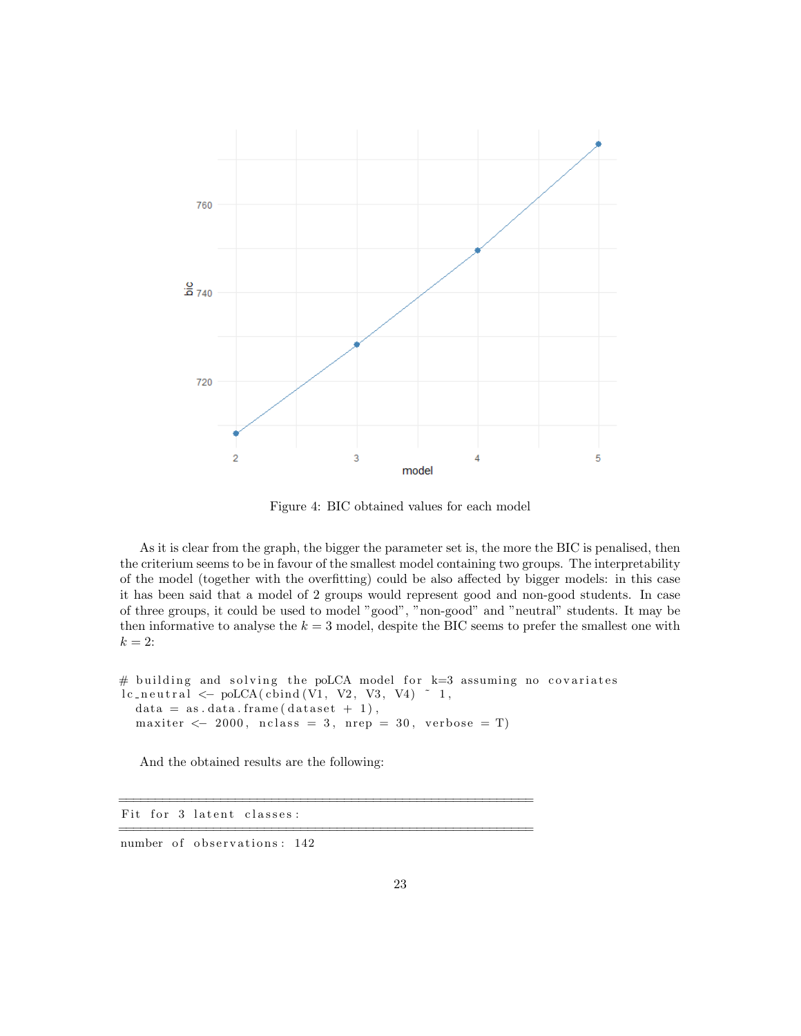Figure 4: BIC obtained values for each model

As it is clear from the graph, the bigger the parameter set is, the more the BIC is penalised, then the criterium seems to be in favour of the smallest model containing two groups. The interpretability of the model (together with the overfitting) could be also affected by bigger models: in this case it has been said that a model of 2 groups would represent good and non-good students. In case of three groups, it could be used to model "good", "non-good" and "neutral" students. It may be then informative to analyse the $k = 3$ model, despite the BIC seems to prefer the smallest one with $k = 2$:

```
# building and solving the poLCA model for k=3 assuming no covariates
lc_neutral <- poLCA(cbind(V1, V2, V3, V4) ~ 1,
  data = as.data.frame(dataset + 1),
  maxiter <- 2000, nclass = 3, nrep = 30, verbose = T)
```

And the obtained results are the following:

```
=========================================================
Fit for 3 latent classes:
=========================================================
number of observations: 142
```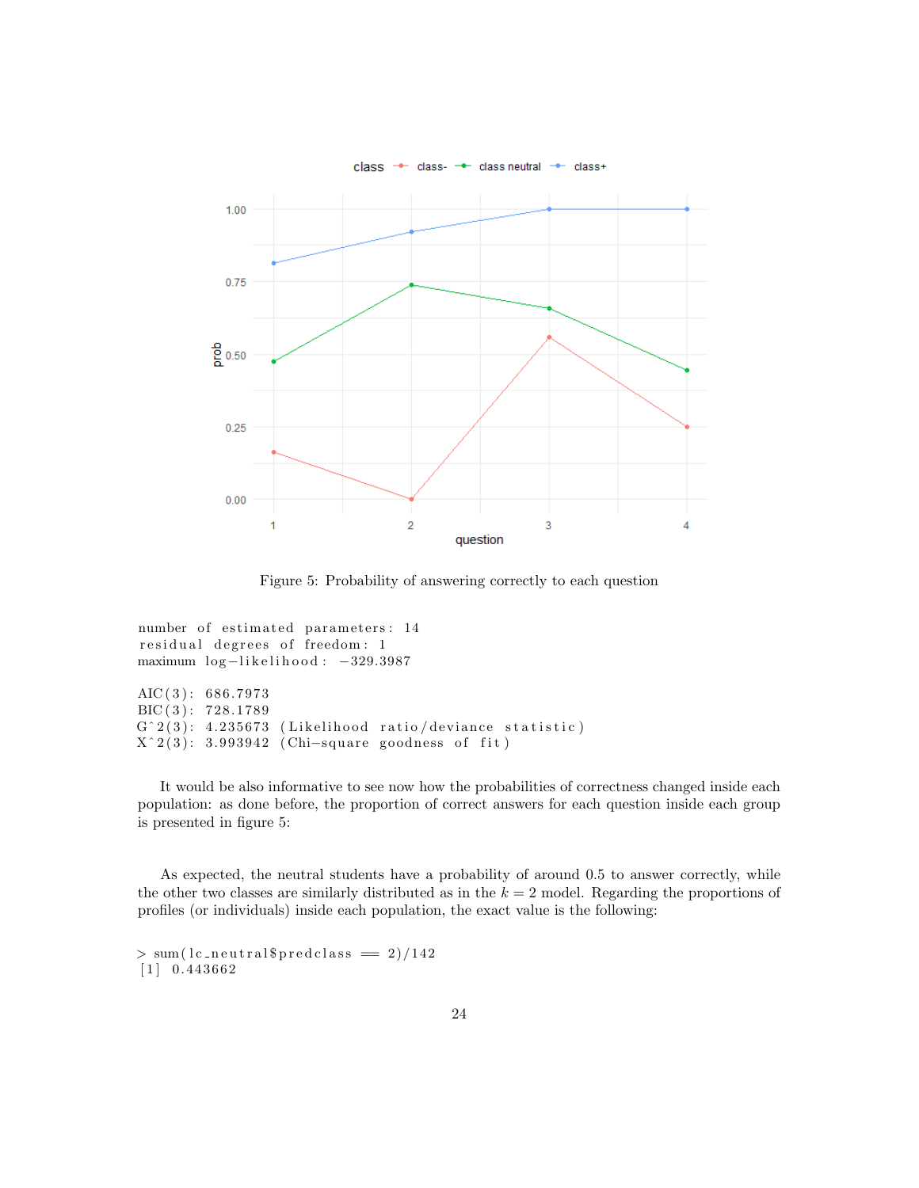Figure 5: Probability of answering correctly to each question

```
number of estimated parameters: 14
residual degrees of freedom: 1
maximum log-likelihood: -329.3987

AIC(3): 686.7973
BIC(3): 728.1789
G^2(3): 4.235673 (Likelihood ratio/deviance statistic)
X^2(3): 3.993942 (Chi-square goodness of fit)
```

It would be also informative to see now how the probabilities of correctness changed inside each population: as done before, the proportion of correct answers for each question inside each group is presented in figure 5:

As expected, the neutral students have a probability of around 0.5 to answer correctly, while the other two classes are similarly distributed as in the $k = 2$ model. Regarding the proportions of profiles (or individuals) inside each population, the exact value is the following:

```
> sum(lc_neutral$predclass == 2)/142
[1] 0.443662
```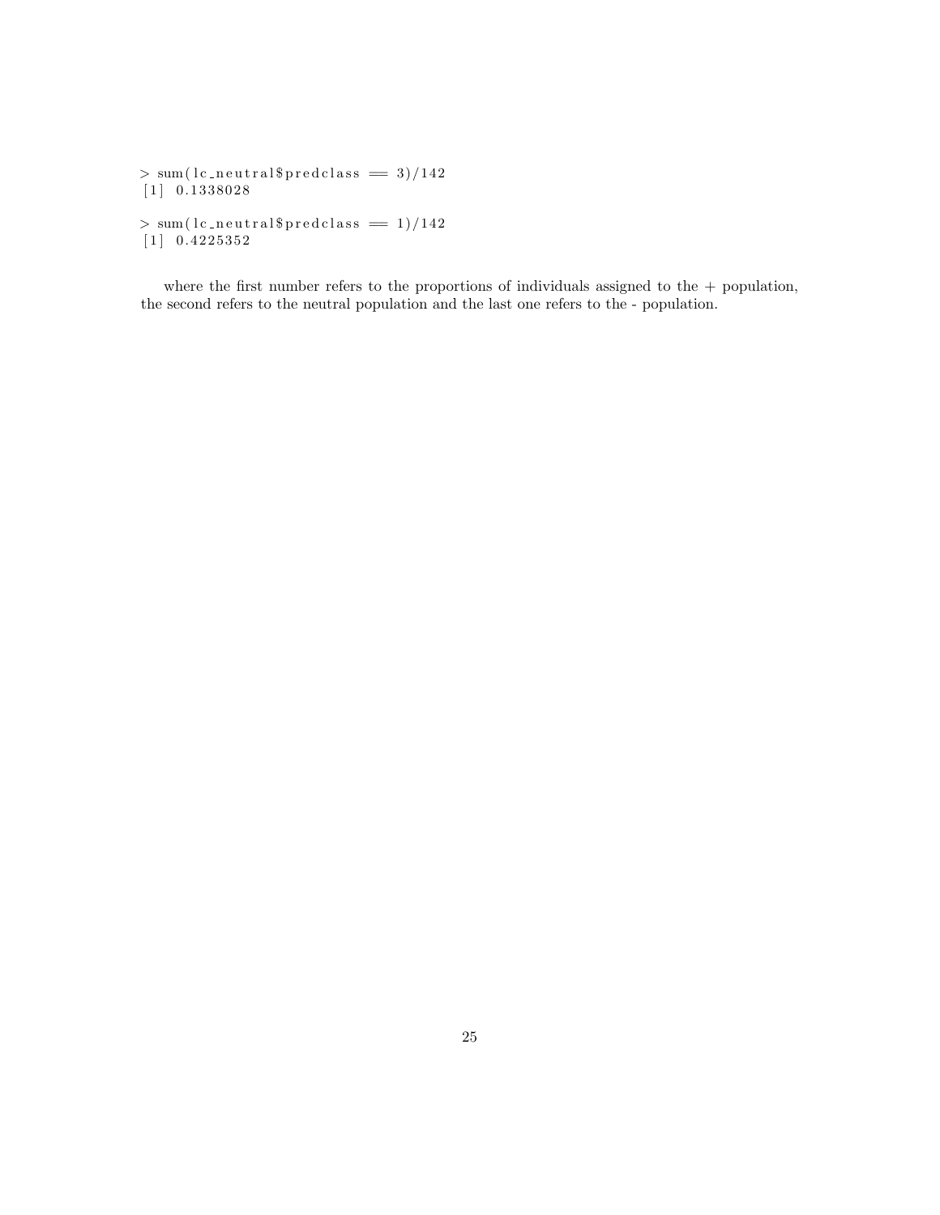```
> sum(lc_neutral$predclass == 3)/142
[1] 0.1338028

> sum(lc_neutral$predclass == 1)/142
[1] 0.4225352
```

where the first number refers to the proportions of individuals assigned to the + population, the second refers to the neutral population and the last one refers to the - population.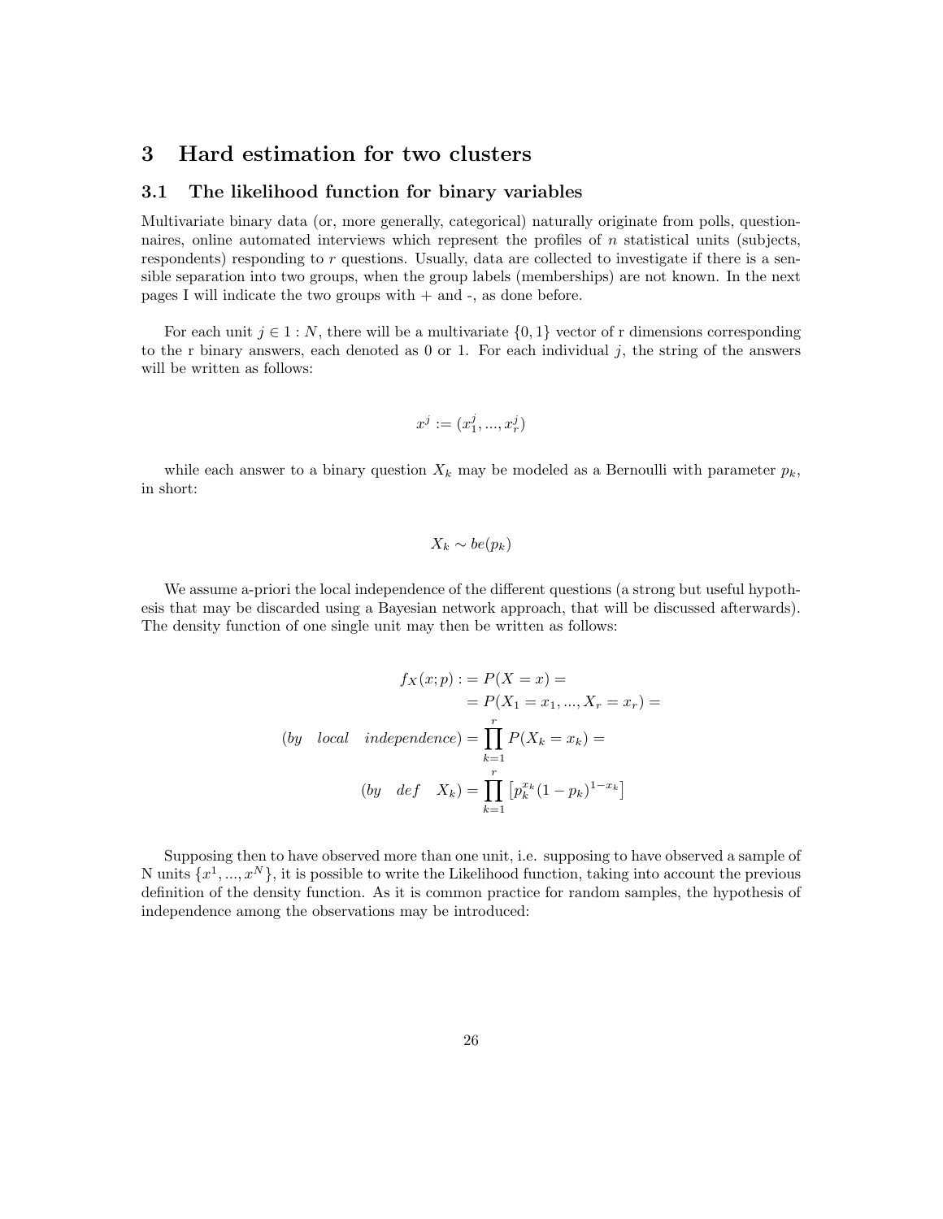# 3 Hard estimation for two clusters

## 3.1 The likelihood function for binary variables

Multivariate binary data (or, more generally, categorical) naturally originate from polls, questionnaires, online automated interviews which represent the profiles of $n$ statistical units (subjects, respondents) responding to $r$ questions. Usually, data are collected to investigate if there is a sensible separation into two groups, when the group labels (memberships) are not known. In the next pages I will indicate the two groups with + and -, as done before.

For each unit $j \in 1 : N$, there will be a multivariate $\{0, 1\}$ vector of r dimensions corresponding to the r binary answers, each denoted as 0 or 1. For each individual $j$, the string of the answers will be written as follows:

$$x^j := (x_1^j, ..., x_r^j)$$

while each answer to a binary question $X_k$ may be modeled as a Bernoulli with parameter $p_k$, in short:

$$X_k \sim be(p_k)$$

We assume a-priori the local independence of the different questions (a strong but useful hypothesis that may be discarded using a Bayesian network approach, that will be discussed afterwards). The density function of one single unit may then be written as follows:

$$\begin{aligned}
f_X(x; p) :&= P(X = x) = \\
&= P(X_1 = x_1, ..., X_r = x_r) = \\
(by \quad local \quad independence) &= \prod_{k=1}^{r} P(X_k = x_k) = \\
(by \quad def \quad X_k) &= \prod_{k=1}^{r} \left[ p_k^{x_k} (1 - p_k)^{1 - x_k} \right]
\end{aligned}$$

Supposing then to have observed more than one unit, i.e. supposing to have observed a sample of N units $\{x^1, ..., x^N\}$, it is possible to write the Likelihood function, taking into account the previous definition of the density function. As it is common practice for random samples, the hypothesis of independence among the observations may be introduced: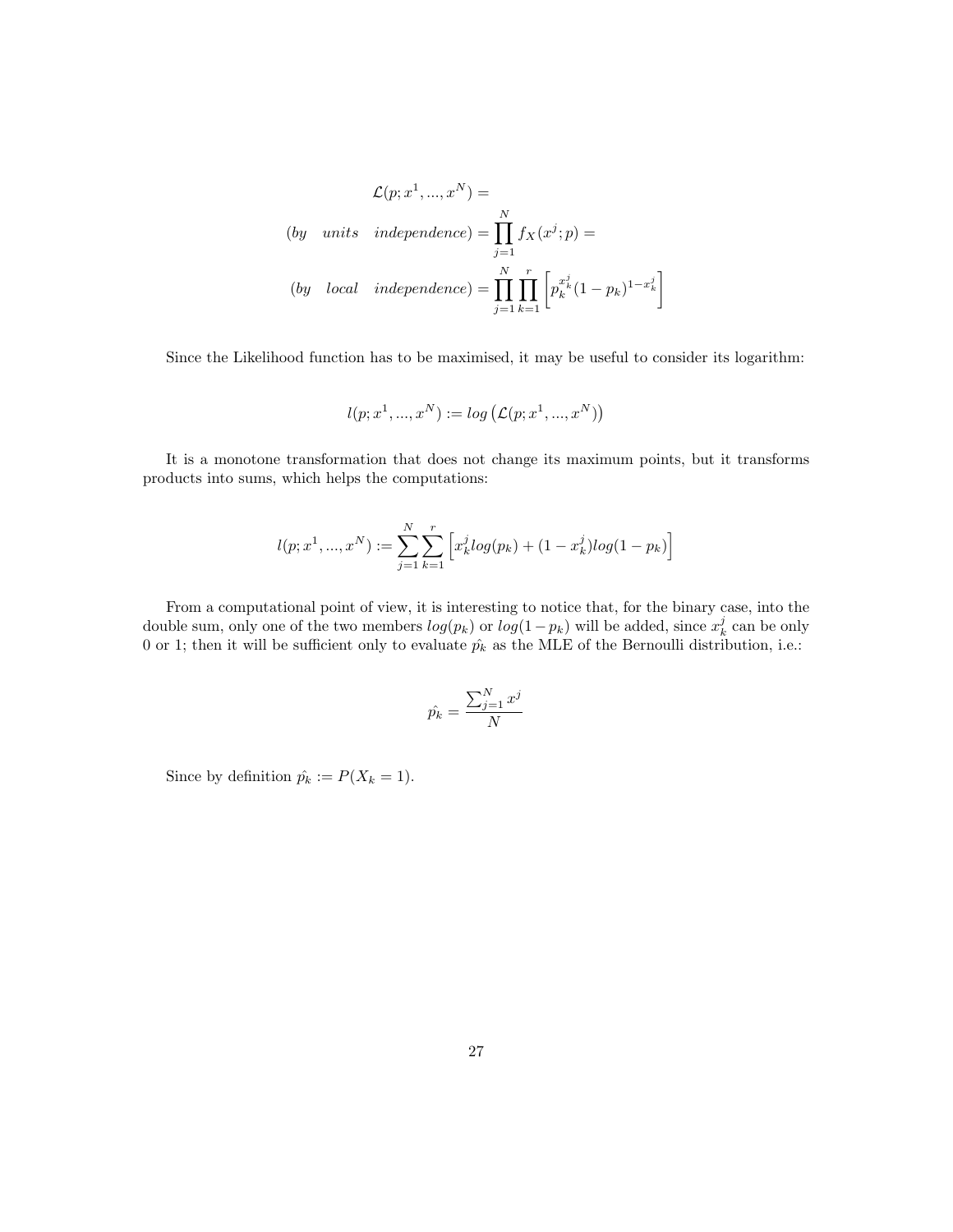$$
\begin{aligned}
&\mathcal{L}(p; x^1, ..., x^N) = \\
(by \quad units \quad independence) &= \prod_{j=1}^{N} f_X(x^j; p) = \\
(by \quad local \quad independence) &= \prod_{j=1}^{N} \prod_{k=1}^{r} \left[ p_k^{x_k^j} (1 - p_k)^{1 - x_k^j} \right]
\end{aligned}
$$

Since the Likelihood function has to be maximised, it may be useful to consider its logarithm:

$$
l(p; x^1, ..., x^N) := log\left(\mathcal{L}(p; x^1, ..., x^N)\right)
$$

It is a monotone transformation that does not change its maximum points, but it transforms products into sums, which helps the computations:

$$
l(p; x^1, ..., x^N) := \sum_{j=1}^{N} \sum_{k=1}^{r} \left[ x_k^j log(p_k) + (1 - x_k^j) log(1 - p_k) \right]
$$

From a computational point of view, it is interesting to notice that, for the binary case, into the double sum, only one of the two members $log(p_k)$ or $log(1 - p_k)$ will be added, since $x_k^j$ can be only 0 or 1; then it will be sufficient only to evaluate $\hat{p_k}$ as the MLE of the Bernoulli distribution, i.e.:

$$
\hat{p_k} = \frac{\sum_{j=1}^{N} x^j}{N}
$$

Since by definition $\hat{p_k} := P(X_k = 1)$.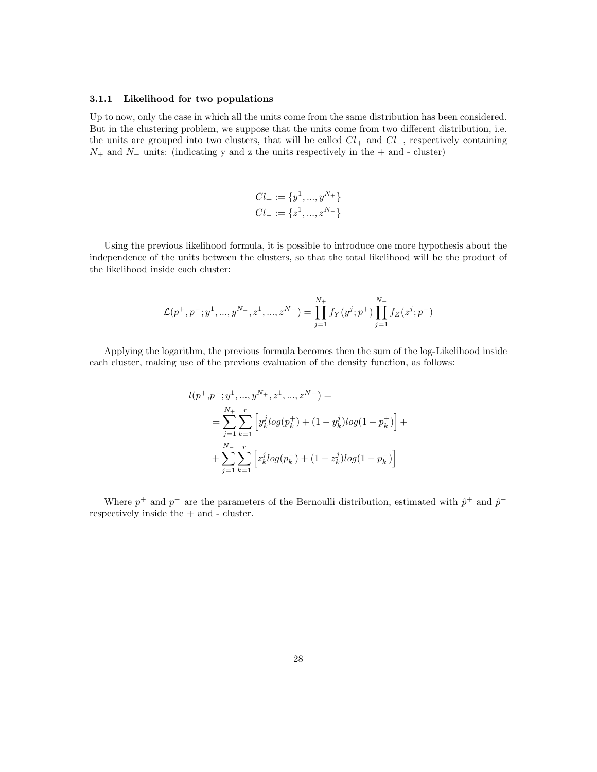#### 3.1.1 Likelihood for two populations

Up to now, only the case in which all the units come from the same distribution has been considered. But in the clustering problem, we suppose that the units come from two different distribution, i.e. the units are grouped into two clusters, that will be called $Cl_+$ and $Cl_-$, respectively containing $N_+$ and $N_-$ units: (indicating y and z the units respectively in the + and - cluster)

$$Cl_+ := \{y^1, ..., y^{N_+}\}$$
$$Cl_- := \{z^1, ..., z^{N_-}\}$$

Using the previous likelihood formula, it is possible to introduce one more hypothesis about the independence of the units between the clusters, so that the total likelihood will be the product of the likelihood inside each cluster:

$$\mathcal{L}(p^+, p^-; y^1, ..., y^{N_+}, z^1, ..., z^{N-}) = \prod_{j=1}^{N_+} f_Y(y^j; p^+) \prod_{j=1}^{N_-} f_Z(z^j; p^-)$$

Applying the logarithm, the previous formula becomes then the sum of the log-Likelihood inside each cluster, making use of the previous evaluation of the density function, as follows:

$$\begin{aligned}
l(p^+, &p^-; y^1, ..., y^{N_+}, z^1, ..., z^{N-}) = \\
&= \sum_{j=1}^{N_+} \sum_{k=1}^{r} \left[ y_k^j log(p_k^+) + (1 - y_k^j) log(1 - p_k^+) \right] + \\
&+ \sum_{j=1}^{N_-} \sum_{k=1}^{r} \left[ z_k^j log(p_k^-) + (1 - z_k^j) log(1 - p_k^-) \right]
\end{aligned}$$

Where $p^+$ and $p^-$ are the parameters of the Bernoulli distribution, estimated with $\hat{p}^+$ and $\hat{p}^-$ respectively inside the + and - cluster.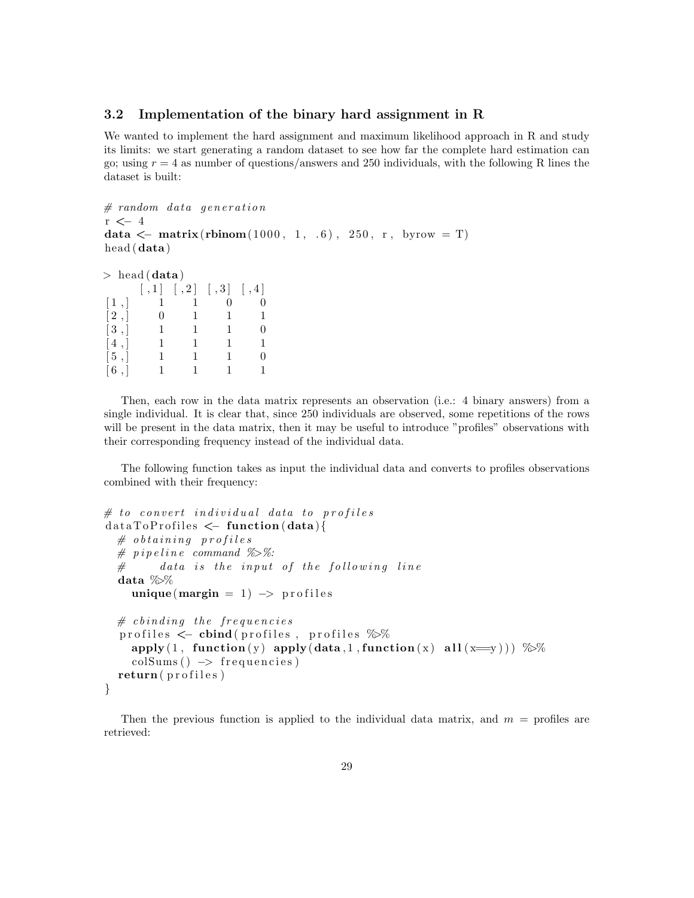### 3.2 Implementation of the binary hard assignment in R

We wanted to implement the hard assignment and maximum likelihood approach in R and study its limits: we start generating a random dataset to see how far the complete hard estimation can go; using $r = 4$ as number of questions/answers and 250 individuals, with the following R lines the dataset is built:

```
# random data generation
r <- 4
data <- matrix(rbinom(1000, 1, .6), 250, r, byrow = T)
head(data)

> head(data)
     [,1] [,2] [,3] [,4]
[1,]    1    1    0    0
[2,]    0    1    1    1
[3,]    1    1    1    0
[4,]    1    1    1    1
[5,]    1    1    1    0
[6,]    1    1    1    1
```

Then, each row in the data matrix represents an observation (i.e.: 4 binary answers) from a single individual. It is clear that, since 250 individuals are observed, some repetitions of the rows will be present in the data matrix, then it may be useful to introduce "profiles" observations with their corresponding frequency instead of the individual data.

The following function takes as input the individual data and converts to profiles observations combined with their frequency:

```
# to convert individual data to profiles
dataToProfiles <- function(data){
  # obtaining profiles
  # pipeline command %>%:
  #      data is the input of the following line
  data %>%
    unique(margin = 1) -> profiles

  # cbinding the frequencies
  profiles <- cbind(profiles, profiles %>%
    apply(1, function(y) apply(data,1,function(x) all(x==y))) %>%
    colSums() -> frequencies)
  return(profiles)
}
```

Then the previous function is applied to the individual data matrix, and $m$ = profiles are retrieved: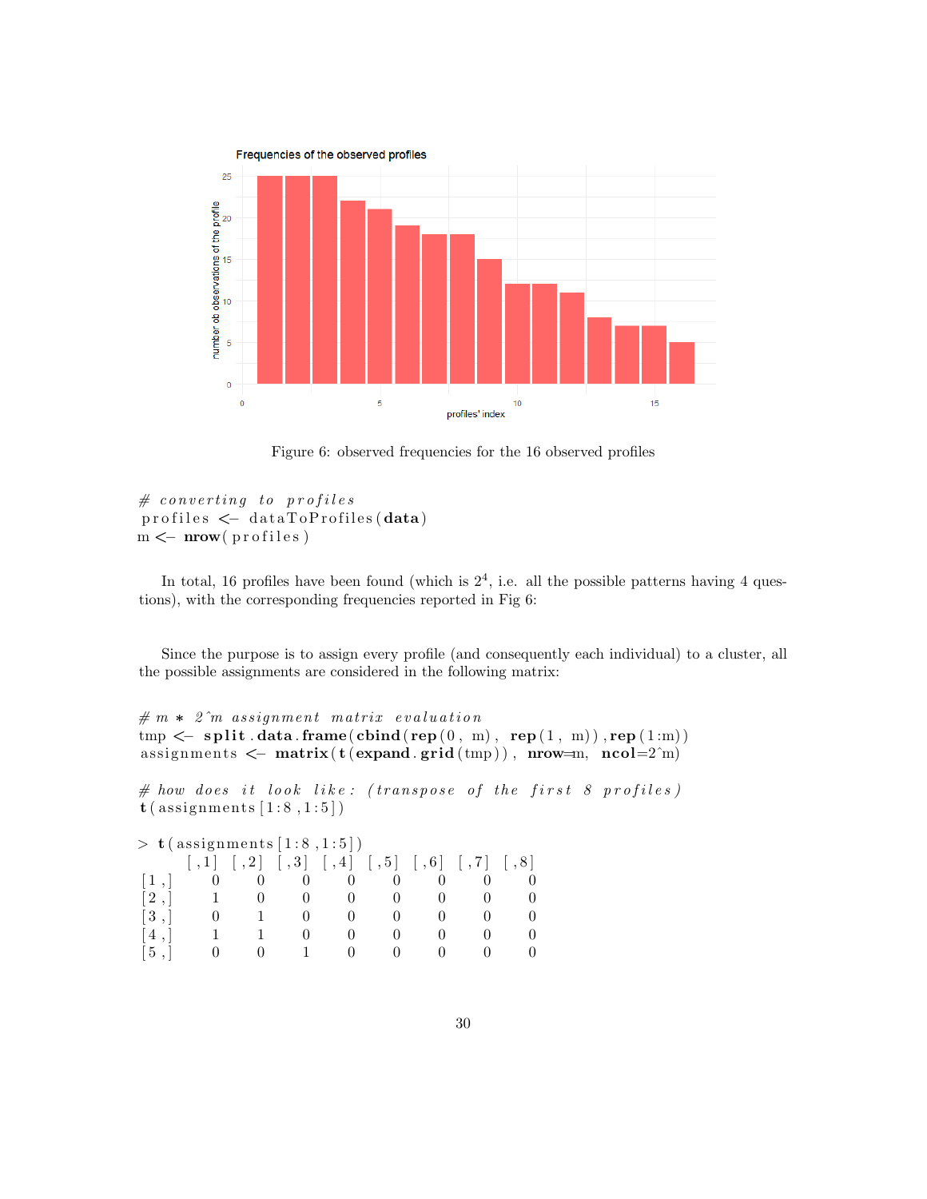Figure 6: observed frequencies for the 16 observed profiles

```
# converting to profiles
profiles <- dataToProfiles(data)
m <- nrow(profiles)
```

In total, 16 profiles have been found (which is $2^4$, i.e. all the possible patterns having 4 questions), with the corresponding frequencies reported in Fig 6:

Since the purpose is to assign every profile (and consequently each individual) to a cluster, all the possible assignments are considered in the following matrix:

```
# m * 2^m assignment matrix evaluation
tmp <- split.data.frame(cbind(rep(0, m), rep(1, m)),rep(1:m))
assignments <- matrix(t(expand.grid(tmp)), nrow=m, ncol=2^m)

# how does it look like: (transpose of the first 8 profiles)
t(assignments[1:8,1:5])

> t(assignments[1:8,1:5])
     [,1] [,2] [,3] [,4] [,5] [,6] [,7] [,8]
[1,]    0    0    0    0    0    0    0    0
[2,]    1    0    0    0    0    0    0    0
[3,]    0    1    0    0    0    0    0    0
[4,]    1    1    0    0    0    0    0    0
[5,]    0    0    1    0    0    0    0    0
```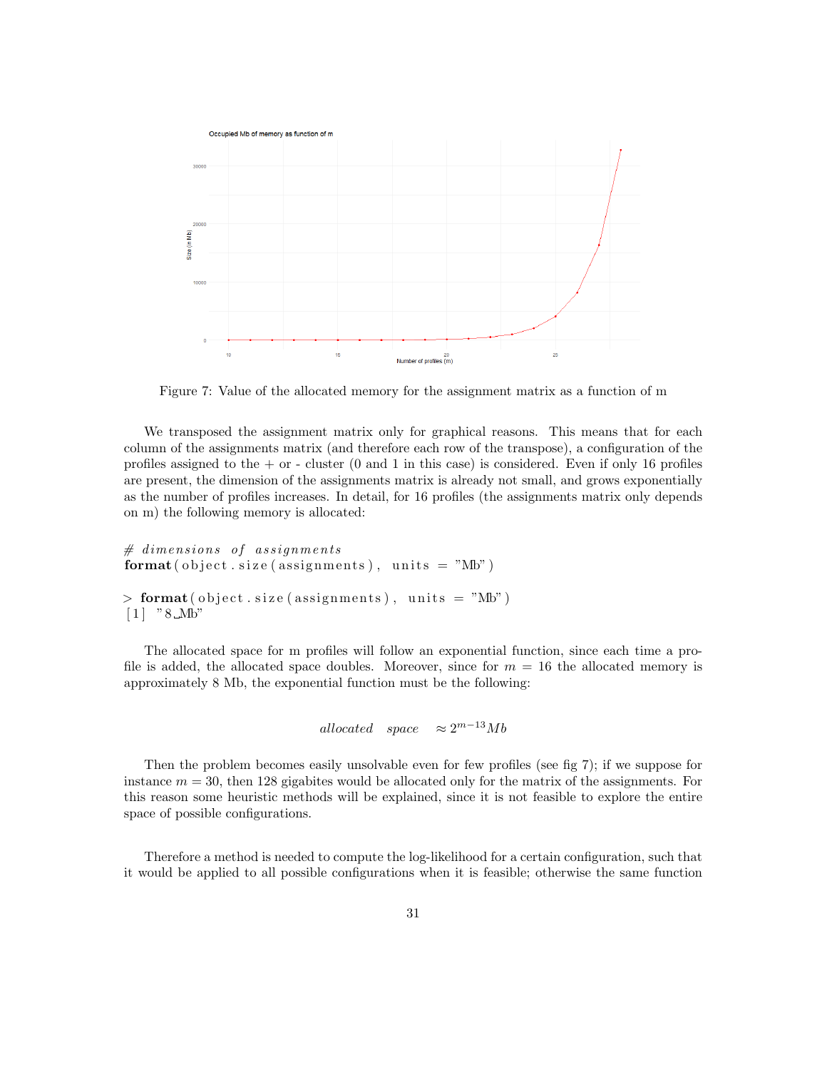Figure 7: Value of the allocated memory for the assignment matrix as a function of m

We transposed the assignment matrix only for graphical reasons. This means that for each column of the assignments matrix (and therefore each row of the transpose), a configuration of the profiles assigned to the + or - cluster (0 and 1 in this case) is considered. Even if only 16 profiles are present, the dimension of the assignments matrix is already not small, and grows exponentially as the number of profiles increases. In detail, for 16 profiles (the assignments matrix only depends on m) the following memory is allocated:

```
# dimensions of assignments
format(object.size(assignments), units = "Mb")

> format(object.size(assignments), units = "Mb")
[1] "8 Mb"
```

The allocated space for m profiles will follow an exponential function, since each time a profile is added, the allocated space doubles. Moreover, since for $m = 16$ the allocated memory is approximately 8 Mb, the exponential function must be the following:

$$allocated \quad space \quad \approx 2^{m-13} Mb$$

Then the problem becomes easily unsolvable even for few profiles (see fig 7); if we suppose for instance $m = 30$, then 128 gigabites would be allocated only for the matrix of the assignments. For this reason some heuristic methods will be explained, since it is not feasible to explore the entire space of possible configurations.

Therefore a method is needed to compute the log-likelihood for a certain configuration, such that it would be applied to all possible configurations when it is feasible; otherwise the same function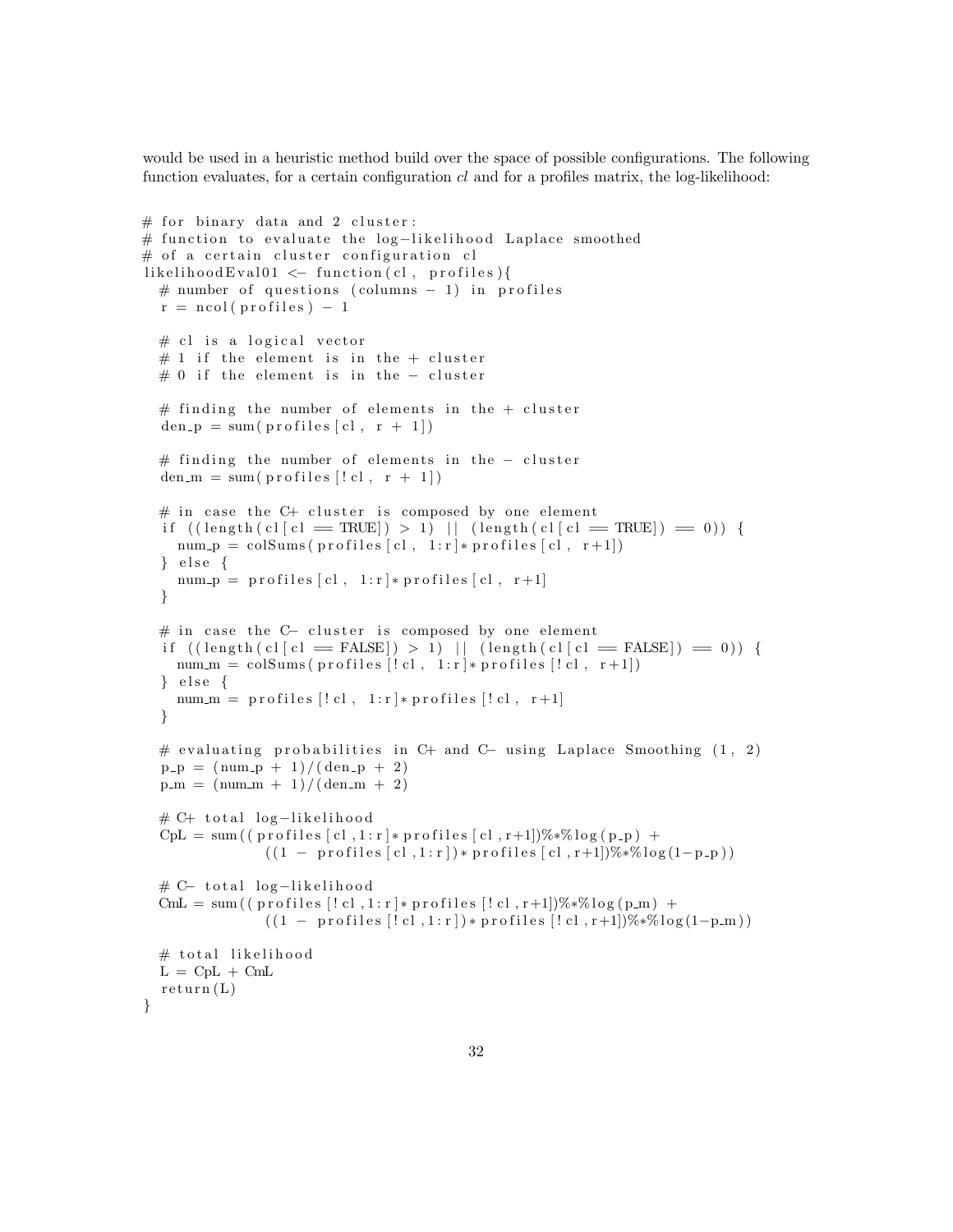would be used in a heuristic method build over the space of possible configurations. The following function evaluates, for a certain configuration *cl* and for a profiles matrix, the log-likelihood:

```
# for binary data and 2 cluster:
# function to evaluate the log-likelihood Laplace smoothed
# of a certain cluster configuration cl
likelihoodEval01 <- function(cl, profiles){
  # number of questions (columns - 1) in profiles
  r = ncol(profiles) - 1

  # cl is a logical vector
  # 1 if the element is in the + cluster
  # 0 if the element is in the - cluster

  # finding the number of elements in the + cluster
  den_p = sum(profiles[cl, r + 1])

  # finding the number of elements in the - cluster
  den_m = sum(profiles[!cl, r + 1])

  # in case the C+ cluster is composed by one element
  if ((length(cl[cl == TRUE]) > 1) || (length(cl[cl == TRUE]) == 0)) {
    num_p = colSums(profiles[cl, 1:r]*profiles[cl, r+1])
  } else {
    num_p = profiles[cl, 1:r]*profiles[cl, r+1]
  }

  # in case the C- cluster is composed by one element
  if ((length(cl[cl == FALSE]) > 1) || (length(cl[cl == FALSE]) == 0)) {
    num_m = colSums(profiles[!cl, 1:r]*profiles[!cl, r+1])
  } else {
    num_m = profiles[!cl, 1:r]*profiles[!cl, r+1]
  }

  # evaluating probabilities in C+ and C- using Laplace Smoothing (1, 2)
  p_p = (num_p + 1)/(den_p + 2)
  p_m = (num_m + 1)/(den_m + 2)

  # C+ total log-likelihood
  CpL = sum((profiles[cl,1:r]*profiles[cl,r+1])%*%log(p_p) +
              ((1 - profiles[cl,1:r])*profiles[cl,r+1])%*%log(1-p_p))

  # C- total log-likelihood
  CmL = sum((profiles[!cl,1:r]*profiles[!cl,r+1])%*%log(p_m) +
              ((1 - profiles[!cl,1:r])*profiles[!cl,r+1])%*%log(1-p_m))

  # total likelihood
  L = CpL + CmL
  return(L)
}
```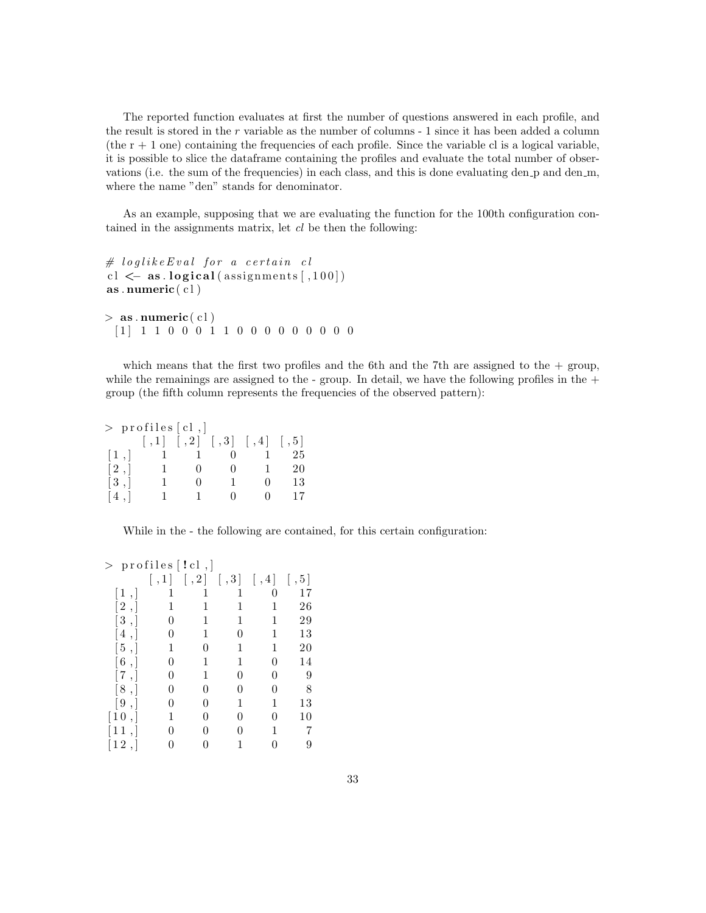The reported function evaluates at first the number of questions answered in each profile, and the result is stored in the $r$ variable as the number of columns - 1 since it has been added a column (the r + 1 one) containing the frequencies of each profile. Since the variable cl is a logical variable, it is possible to slice the dataframe containing the profiles and evaluate the total number of observations (i.e. the sum of the frequencies) in each class, and this is done evaluating den_p and den_m, where the name "den" stands for denominator.

As an example, supposing that we are evaluating the function for the 100th configuration contained in the assignments matrix, let *cl* be then the following:

```
# loglikeEval for a certain cl
cl <- as.logical(assignments[,100])
as.numeric(cl)

> as.numeric(cl)
 [1] 1 1 0 0 0 1 1 0 0 0 0 0 0 0 0 0
```

which means that the first two profiles and the 6th and the 7th are assigned to the + group, while the remainings are assigned to the - group. In detail, we have the following profiles in the + group (the fifth column represents the frequencies of the observed pattern):

```
> profiles[cl,]
     [,1] [,2] [,3] [,4] [,5]
[1,]    1    1    0    1   25
[2,]    1    0    0    1   20
[3,]    1    0    1    0   13
[4,]    1    1    0    0   17
```

While in the - the following are contained, for this certain configuration:

```
> profiles[!cl,]
      [,1] [,2] [,3] [,4] [,5]
 [1,]    1    1    1    0   17
 [2,]    1    1    1    1   26
 [3,]    0    1    1    1   29
 [4,]    0    1    0    1   13
 [5,]    1    0    1    1   20
 [6,]    0    1    1    0   14
 [7,]    0    1    0    0    9
 [8,]    0    0    0    0    8
 [9,]    0    0    1    1   13
[10,]    1    0    0    0   10
[11,]    0    0    0    1    7
[12,]    0    0    1    0    9
```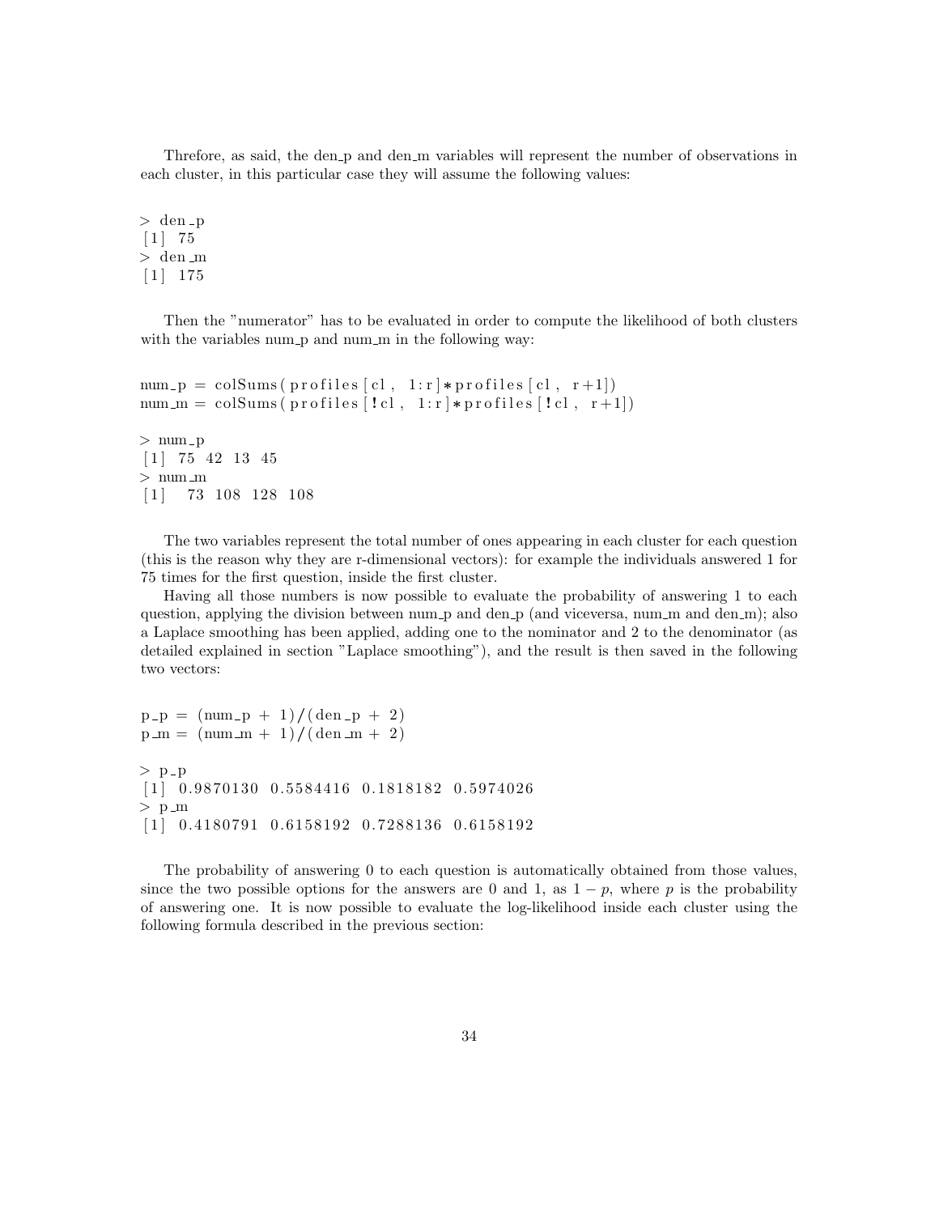Threfore, as said, the den_p and den_m variables will represent the number of observations in each cluster, in this particular case they will assume the following values:

```
> den_p
[1] 75
> den_m
[1] 175
```

Then the "numerator" has to be evaluated in order to compute the likelihood of both clusters with the variables num_p and num_m in the following way:

```
num_p = colSums(profiles[cl, 1:r]*profiles[cl, r+1])
num_m = colSums(profiles[!cl, 1:r]*profiles[!cl, r+1])

> num_p
[1] 75 42 13 45
> num_m
[1]  73 108 128 108
```

The two variables represent the total number of ones appearing in each cluster for each question (this is the reason why they are r-dimensional vectors): for example the individuals answered 1 for 75 times for the first question, inside the first cluster.

Having all those numbers is now possible to evaluate the probability of answering 1 to each question, applying the division between num_p and den_p (and viceversa, num_m and den_m); also a Laplace smoothing has been applied, adding one to the nominator and 2 to the denominator (as detailed explained in section "Laplace smoothing"), and the result is then saved in the following two vectors:

```
p_p = (num_p + 1)/(den_p + 2)
p_m = (num_m + 1)/(den_m + 2)

> p_p
[1] 0.9870130 0.5584416 0.1818182 0.5974026
> p_m
[1] 0.4180791 0.6158192 0.7288136 0.6158192
```

The probability of answering 0 to each question is automatically obtained from those values, since the two possible options for the answers are 0 and 1, as $1 - p$, where $p$ is the probability of answering one. It is now possible to evaluate the log-likelihood inside each cluster using the following formula described in the previous section: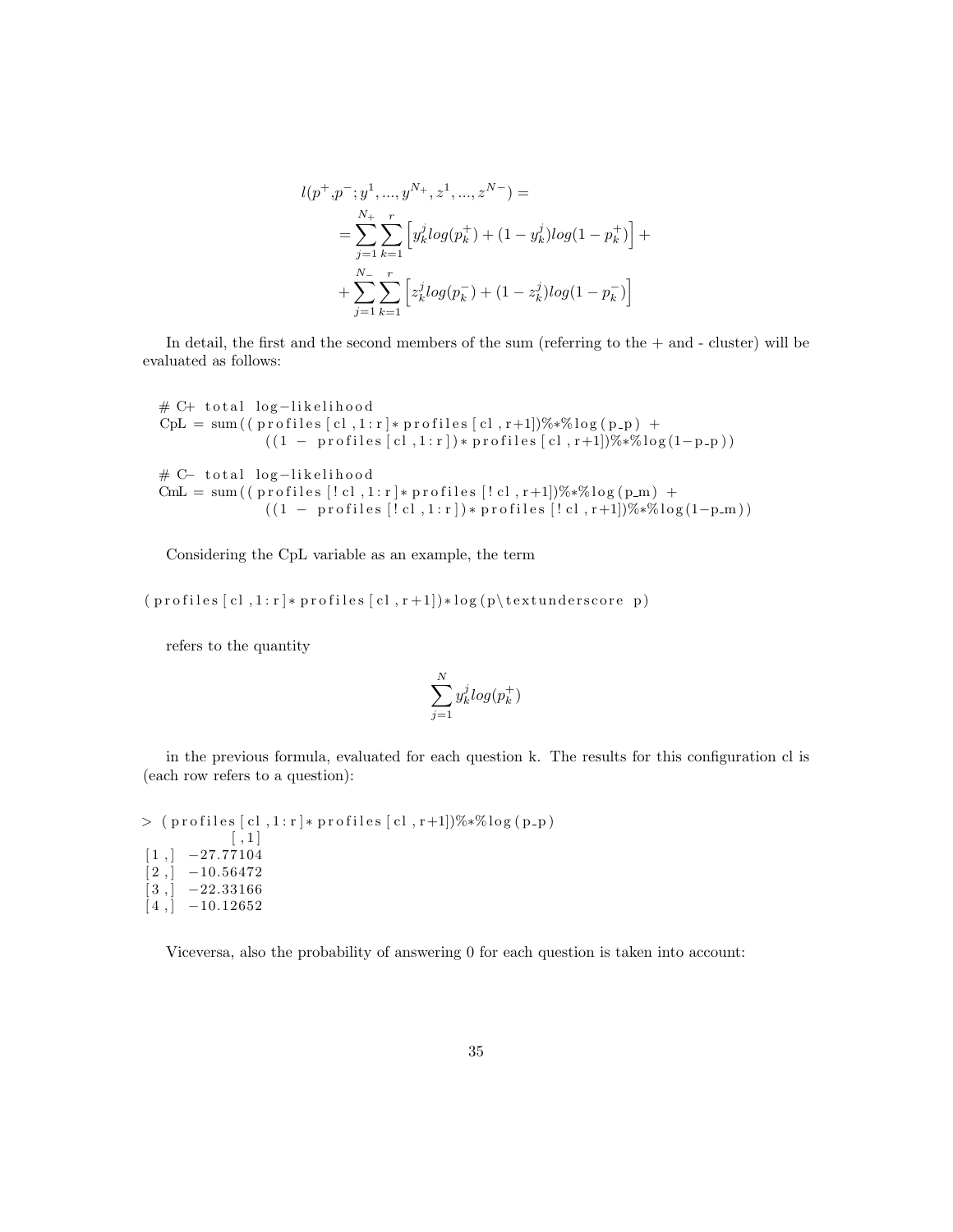$$
\begin{aligned}
l(p^+, p^-; y^1, ..., y^{N_+}, z^1, ..., z^{N_-}) = \\
= \sum_{j=1}^{N_+} \sum_{k=1}^{r} \left[ y_k^j log(p_k^+) + (1 - y_k^j) log(1 - p_k^+) \right] + \\
+ \sum_{j=1}^{N_-} \sum_{k=1}^{r} \left[ z_k^j log(p_k^-) + (1 - z_k^j) log(1 - p_k^-) \right]
\end{aligned}
$$

In detail, the first and the second members of the sum (referring to the + and - cluster) will be evaluated as follows:

```
# C+ total log-likelihood
CpL = sum((profiles[cl,1:r]*profiles[cl,r+1])%*%log(p_p) +
          ((1 - profiles[cl,1:r])*profiles[cl,r+1])%*%log(1-p_p))

# C- total log-likelihood
CmL = sum((profiles[!cl,1:r]*profiles[!cl,r+1])%*%log(p_m) +
          ((1 - profiles[!cl,1:r])*profiles[!cl,r+1])%*%log(1-p_m))
```

Considering the CpL variable as an example, the term

```
(profiles[cl,1:r]*profiles[cl,r+1])*log(p\textunderscore p)
```

refers to the quantity

$$
\sum_{j=1}^{N} y_k^j log(p_k^+)
$$

in the previous formula, evaluated for each question k. The results for this configuration cl is (each row refers to a question):

```
> (profiles[cl,1:r]*profiles[cl,r+1])%*%log(p_p)
          [,1]
[1,] -27.77104
[2,] -10.56472
[3,] -22.33166
[4,] -10.12652
```

Viceversa, also the probability of answering 0 for each question is taken into account: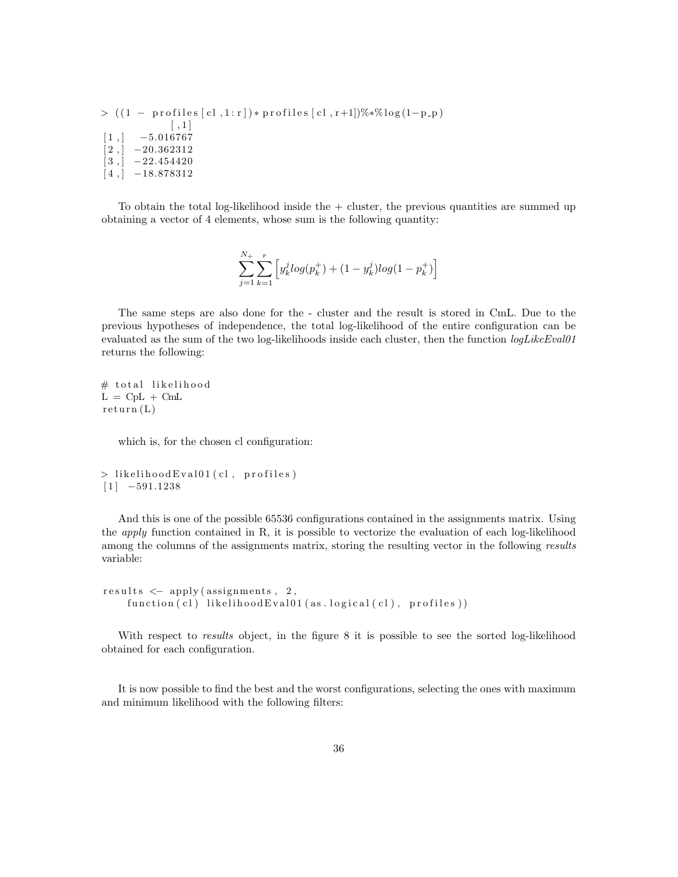```
> ((1 - profiles[cl,1:r])*profiles[cl,r+1])%*%log(1-p_p)
            [,1]
[1,]   -5.016767
[2,]  -20.362312
[3,]  -22.454420
[4,]  -18.878312
```

To obtain the total log-likelihood inside the + cluster, the previous quantities are summed up obtaining a vector of 4 elements, whose sum is the following quantity:

$$\sum_{j=1}^{N_+}\sum_{k=1}^{r}\Big[y_k^j log(p_k^+) + (1-y_k^j)log(1-p_k^+)\Big]$$

The same steps are also done for the - cluster and the result is stored in CmL. Due to the previous hypotheses of independence, the total log-likelihood of the entire configuration can be evaluated as the sum of the two log-likelihoods inside each cluster, then the function *logLikeEval01* returns the following:

```
# total likelihood
L = CpL + CmL
return(L)
```

which is, for the chosen cl configuration:

```
> likelihoodEval01(cl, profiles)
[1] -591.1238
```

And this is one of the possible 65536 configurations contained in the assignments matrix. Using the *apply* function contained in R, it is possible to vectorize the evaluation of each log-likelihood among the columns of the assignments matrix, storing the resulting vector in the following *results* variable:

```
results <- apply(assignments, 2,
    function(cl) likelihoodEval01(as.logical(cl), profiles))
```

With respect to *results* object, in the figure 8 it is possible to see the sorted log-likelihood obtained for each configuration.

It is now possible to find the best and the worst configurations, selecting the ones with maximum and minimum likelihood with the following filters: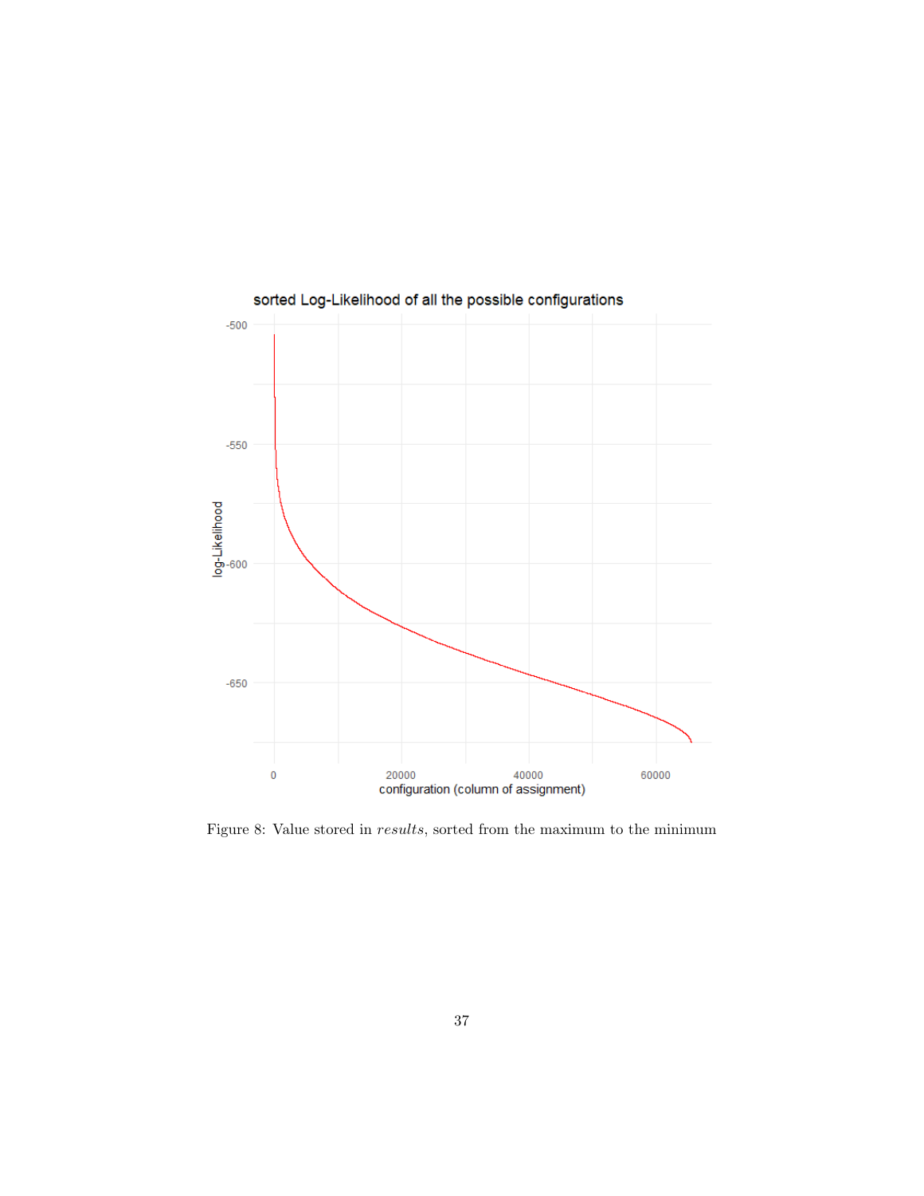Figure 8: Value stored in *results*, sorted from the maximum to the minimum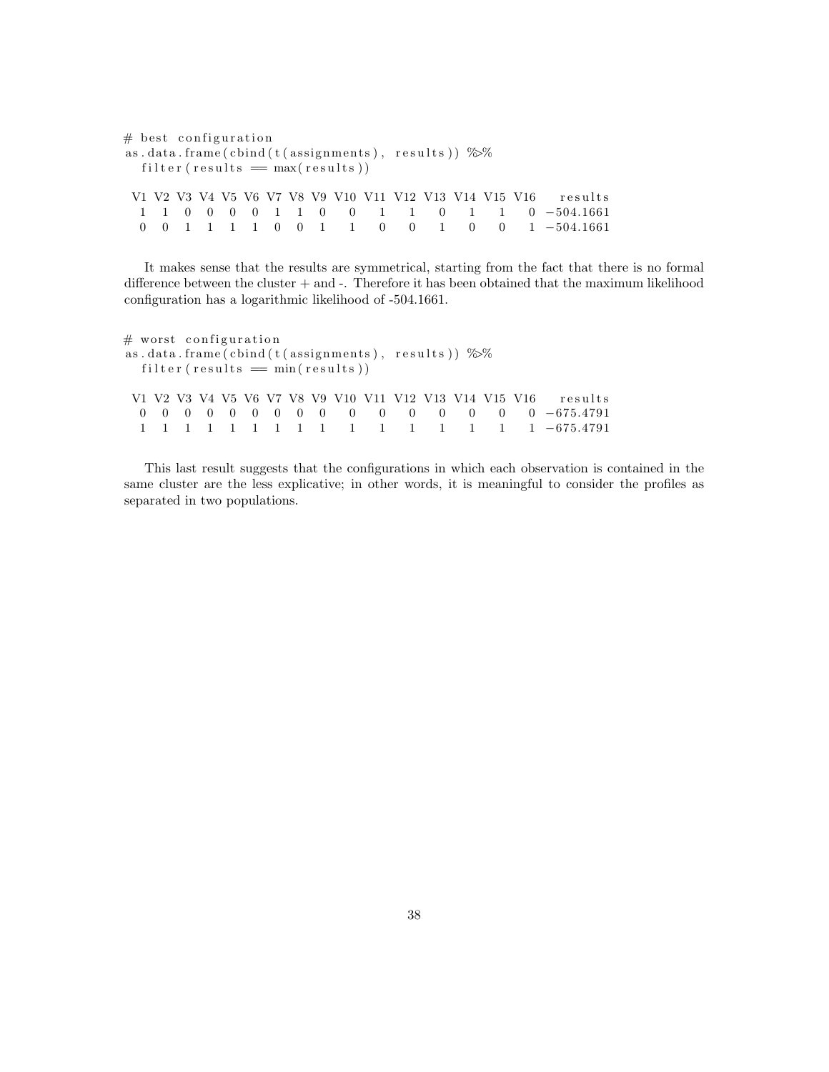```
# best configuration
as.data.frame(cbind(t(assignments), results)) %>%
  filter(results == max(results))

 V1 V2 V3 V4 V5 V6 V7 V8 V9 V10 V11 V12 V13 V14 V15 V16   results
  1  1  0  0  0  0  1  1  0   0   1   1   0   1   1   0 -504.1661
  0  0  1  1  1  1  0  0  1   1   0   0   1   0   0   1 -504.1661
```

It makes sense that the results are symmetrical, starting from the fact that there is no formal difference between the cluster + and -. Therefore it has been obtained that the maximum likelihood configuration has a logarithmic likelihood of -504.1661.

```
# worst configuration
as.data.frame(cbind(t(assignments), results)) %>%
  filter(results == min(results))

 V1 V2 V3 V4 V5 V6 V7 V8 V9 V10 V11 V12 V13 V14 V15 V16   results
  0  0  0  0  0  0  0  0  0   0   0   0   0   0   0   0 -675.4791
  1  1  1  1  1  1  1  1  1   1   1   1   1   1   1   1 -675.4791
```

This last result suggests that the configurations in which each observation is contained in the same cluster are the less explicative; in other words, it is meaningful to consider the profiles as separated in two populations.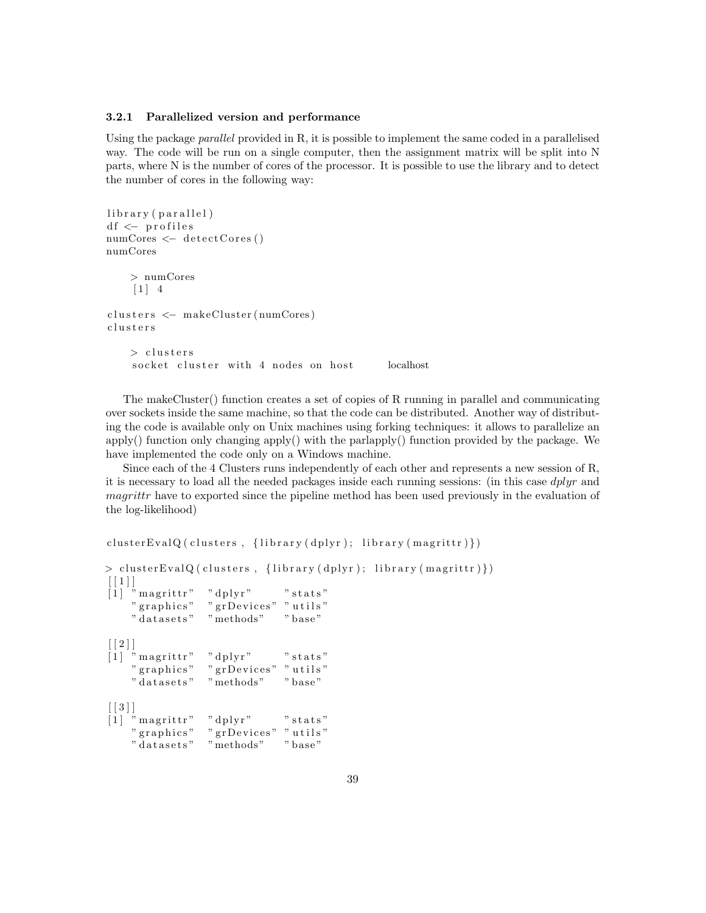### 3.2.1 Parallelized version and performance

Using the package *parallel* provided in R, it is possible to implement the same coded in a parallelised way. The code will be run on a single computer, then the assignment matrix will be split into N parts, where N is the number of cores of the processor. It is possible to use the library and to detect the number of cores in the following way:

```
library(parallel)
df <- profiles
numCores <- detectCores()
numCores

    > numCores
    [1] 4

clusters <- makeCluster(numCores)
clusters

    > clusters
    socket cluster with 4 nodes on host        localhost
```

The makeCluster() function creates a set of copies of R running in parallel and communicating over sockets inside the same machine, so that the code can be distributed. Another way of distributing the code is available only on Unix machines using forking techniques: it allows to parallelize an apply() function only changing apply() with the parlapply() function provided by the package. We have implemented the code only on a Windows machine.

Since each of the 4 Clusters runs independently of each other and represents a new session of R, it is necessary to load all the needed packages inside each running sessions: (in this case *dplyr* and *magrittr* have to exported since the pipeline method has been used previously in the evaluation of the log-likelihood)

```
clusterEvalQ(clusters, {library(dplyr); library(magrittr)})

> clusterEvalQ(clusters, {library(dplyr); library(magrittr)})
[[1]]
[1] "magrittr"   "dplyr"      "stats"
    "graphics"   "grDevices"  "utils"
    "datasets"   "methods"    "base"

[[2]]
[1] "magrittr"   "dplyr"      "stats"
    "graphics"   "grDevices"  "utils"
    "datasets"   "methods"    "base"

[[3]]
[1] "magrittr"   "dplyr"      "stats"
    "graphics"   "grDevices"  "utils"
    "datasets"   "methods"    "base"
```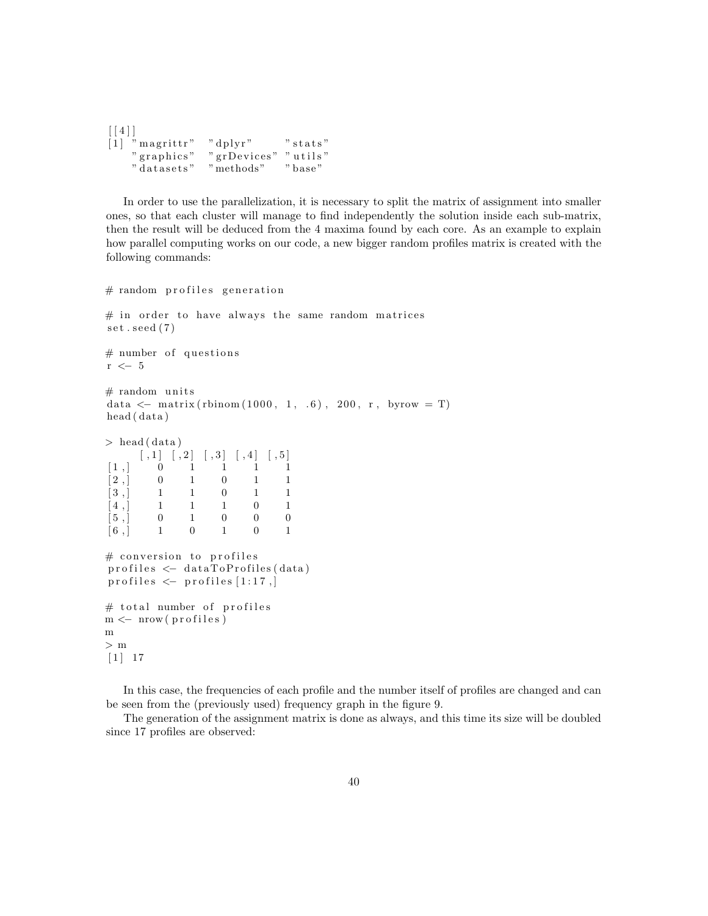```
[[4]]
[1] "magrittr"   "dplyr"      "stats"
    "graphics"   "grDevices"  "utils"
    "datasets"   "methods"    "base"
```

In order to use the parallelization, it is necessary to split the matrix of assignment into smaller ones, so that each cluster will manage to find independently the solution inside each sub-matrix, then the result will be deduced from the 4 maxima found by each core. As an example to explain how parallel computing works on our code, a new bigger random profiles matrix is created with the following commands:

```
# random profiles generation

# in order to have always the same random matrices
set.seed(7)

# number of questions
r <- 5

# random units
data <- matrix(rbinom(1000, 1, .6), 200, r, byrow = T)
head(data)

> head(data)
     [,1] [,2] [,3] [,4] [,5]
[1,]    0    1    1    1    1
[2,]    0    1    0    1    1
[3,]    1    1    0    1    1
[4,]    1    1    1    0    1
[5,]    0    1    0    0    0
[6,]    1    0    1    0    1

# conversion to profiles
profiles <- dataToProfiles(data)
profiles <- profiles[1:17,]

# total number of profiles
m <- nrow(profiles)
m
> m
[1] 17
```

In this case, the frequencies of each profile and the number itself of profiles are changed and can be seen from the (previously used) frequency graph in the figure 9.

The generation of the assignment matrix is done as always, and this time its size will be doubled since 17 profiles are observed: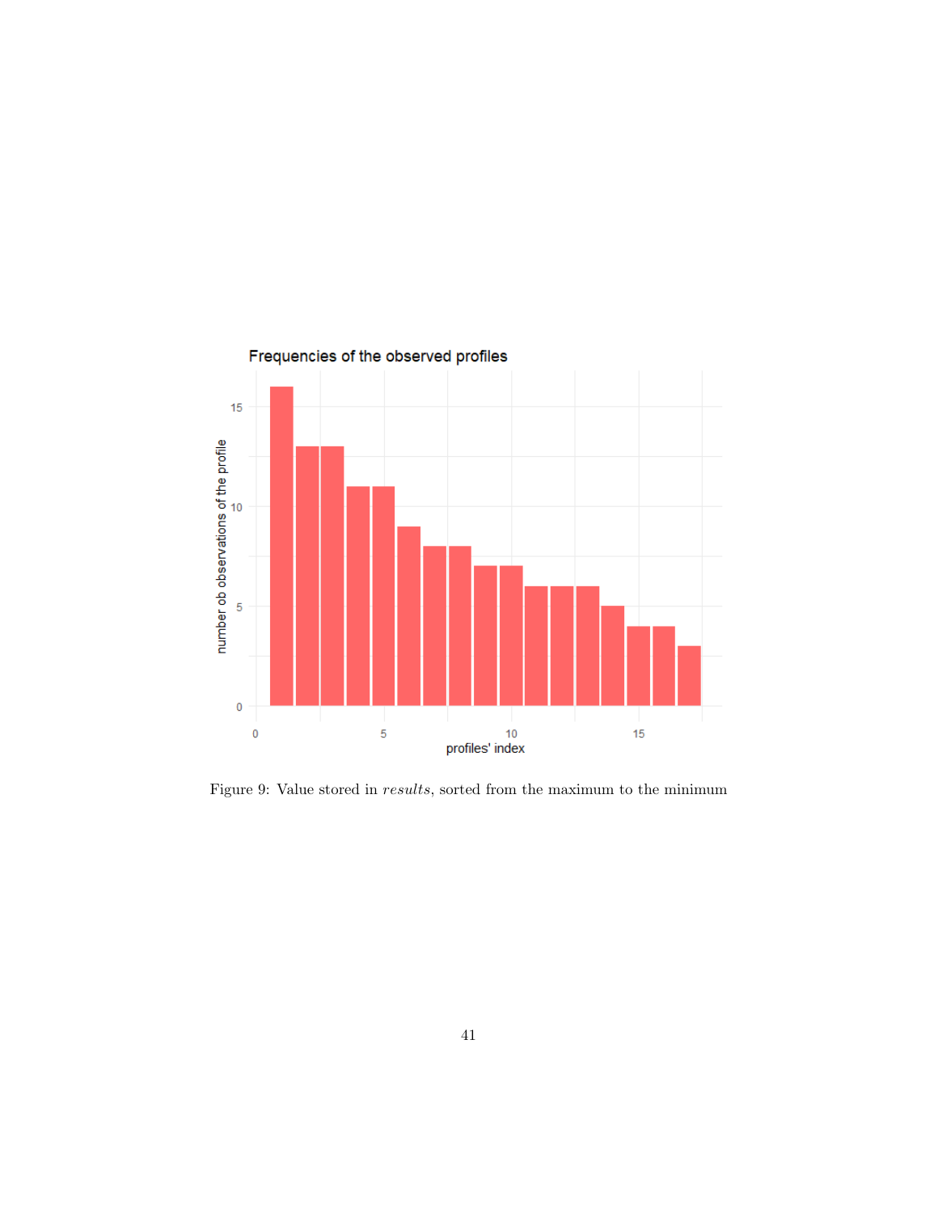Figure 9: Value stored in *results*, sorted from the maximum to the minimum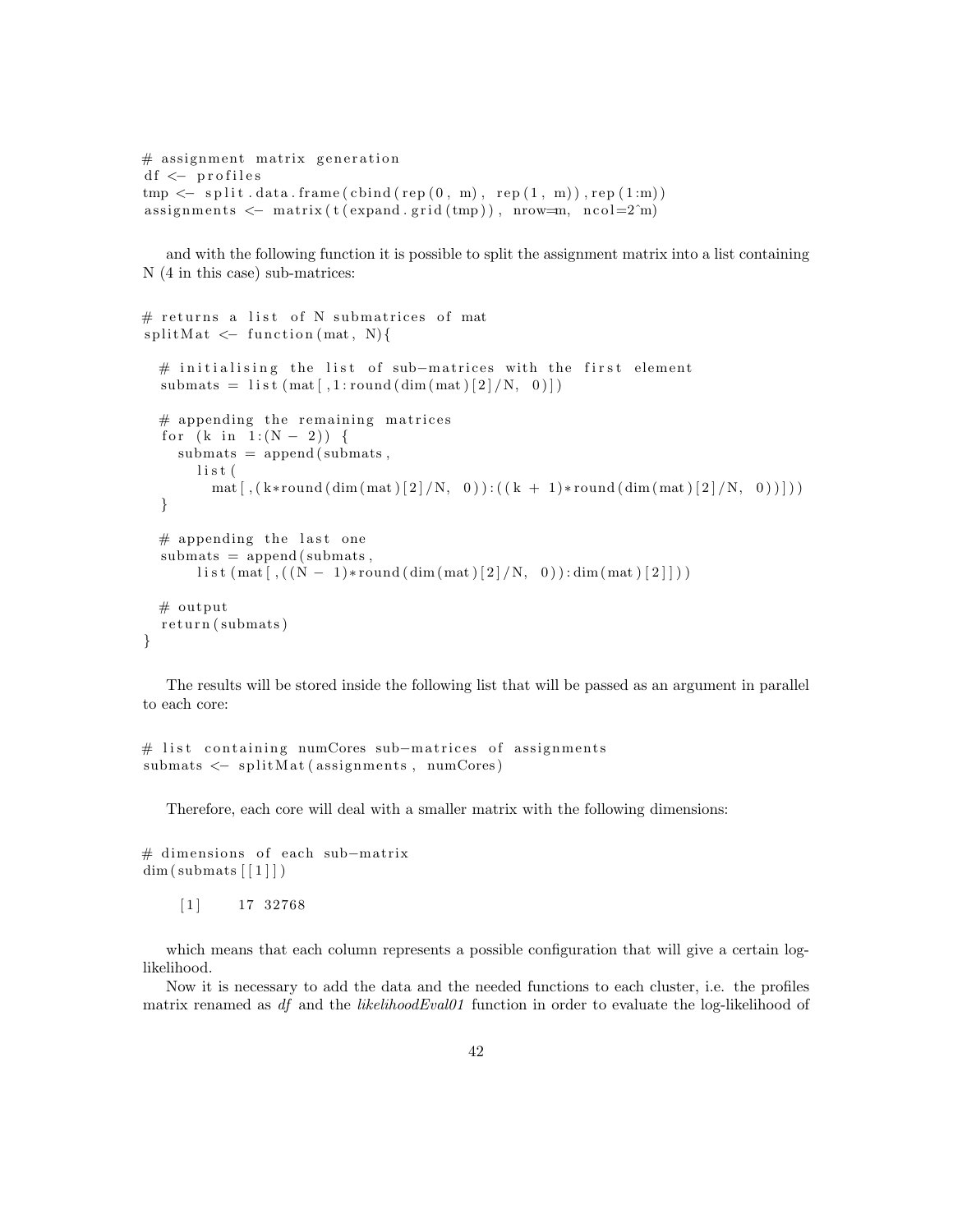```
# assignment matrix generation
df <- profiles
tmp <- split.data.frame(cbind(rep(0, m), rep(1, m)),rep(1:m))
assignments <- matrix(t(expand.grid(tmp)), nrow=m, ncol=2^m)
```

and with the following function it is possible to split the assignment matrix into a list containing N (4 in this case) sub-matrices:

```
# returns a list of N submatrices of mat
splitMat <- function(mat, N){

  # initialising the list of sub-matrices with the first element
  submats = list(mat[,1:round(dim(mat)[2]/N, 0)])

  # appending the remaining matrices
  for (k in 1:(N - 2)) {
    submats = append(submats,
      list(
        mat[,(k*round(dim(mat)[2]/N, 0)):((k + 1)*round(dim(mat)[2]/N, 0))]))
  }

  # appending the last one
  submats = append(submats,
      list(mat[,((N - 1)*round(dim(mat)[2]/N, 0)):dim(mat)[2]]))

  # output
  return(submats)
}
```

The results will be stored inside the following list that will be passed as an argument in parallel to each core:

```
# list containing numCores sub-matrices of assignments
submats <- splitMat(assignments, numCores)
```

Therefore, each core will deal with a smaller matrix with the following dimensions:

```
# dimensions of each sub-matrix
dim(submats[[1]])

    [1]     17 32768
```

which means that each column represents a possible configuration that will give a certain log-likelihood.

Now it is necessary to add the data and the needed functions to each cluster, i.e. the profiles matrix renamed as *df* and the *likelihoodEval01* function in order to evaluate the log-likelihood of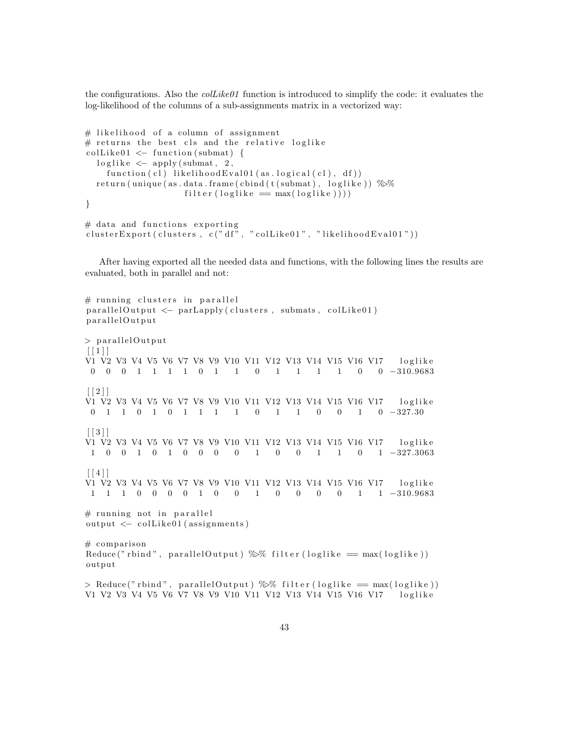the configurations. Also the *colLike01* function is introduced to simplify the code: it evaluates the log-likelihood of the columns of a sub-assignments matrix in a vectorized way:

```
# likelihood of a column of assignment
# returns the best cls and the relative loglike
colLike01 <- function(submat) {
  loglike <- apply(submat, 2,
    function(cl) likelihoodEval01(as.logical(cl), df))
  return(unique(as.data.frame(cbind(t(submat), loglike)) %>%
                    filter(loglike == max(loglike))))
}

# data and functions exporting
clusterExport(clusters, c("df", "colLike01", "likelihoodEval01"))
```

After having exported all the needed data and functions, with the following lines the results are evaluated, both in parallel and not:

```
# running clusters in parallel
parallelOutput <- parLapply(clusters, submats, colLike01)
parallelOutput

> parallelOutput
[[1]]
V1 V2 V3 V4 V5 V6 V7 V8 V9 V10 V11 V12 V13 V14 V15 V16 V17    loglike
 0  0  0  1  1  1  1  0  1   1   0   1   1   1   1   0   0 -310.9683

[[2]]
V1 V2 V3 V4 V5 V6 V7 V8 V9 V10 V11 V12 V13 V14 V15 V16 V17    loglike
 0  1  1  0  1  0  1  1  1   1   0   1   1   0   0   1   0 -327.30

[[3]]
V1 V2 V3 V4 V5 V6 V7 V8 V9 V10 V11 V12 V13 V14 V15 V16 V17    loglike
 1  0  0  1  0  1  0  0  0   0   1   0   0   1   1   0   1 -327.3063

[[4]]
V1 V2 V3 V4 V5 V6 V7 V8 V9 V10 V11 V12 V13 V14 V15 V16 V17    loglike
 1  1  1  0  0  0  0  1  0   0   1   0   0   0   0   1   1 -310.9683

# running not in parallel
output <- colLike01(assignments)

# comparison
Reduce("rbind", parallelOutput) %>% filter(loglike == max(loglike))
output

> Reduce("rbind", parallelOutput) %>% filter(loglike == max(loglike))
V1 V2 V3 V4 V5 V6 V7 V8 V9 V10 V11 V12 V13 V14 V15 V16 V17    loglike
```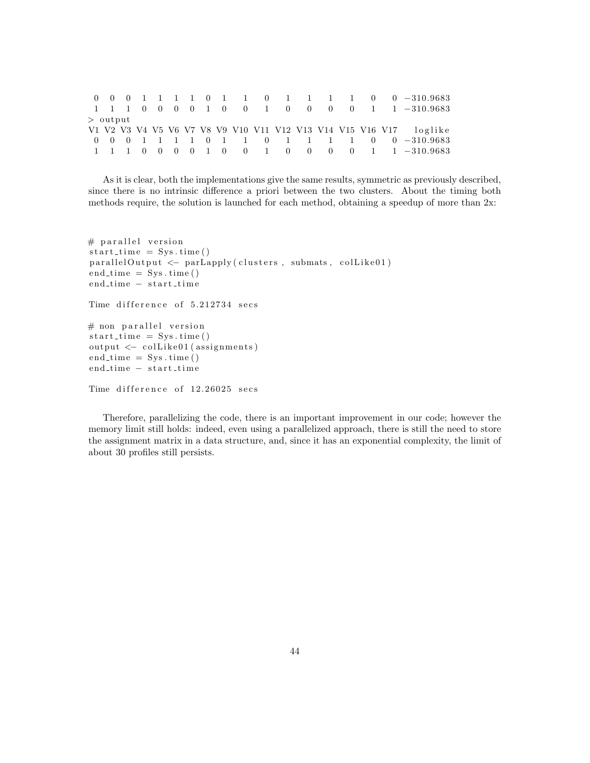```
 0  0  0  1  1  1  1  0  1   1   0   1   1   1   1   0   0 -310.9683
 1  1  1  0  0  0  0  1  0   0   1   0   0   0   0   1   1 -310.9683
> output
V1 V2 V3 V4 V5 V6 V7 V8 V9 V10 V11 V12 V13 V14 V15 V16 V17   loglike
 0  0  0  1  1  1  1  0  1   1   0   1   1   1   1   0   0 -310.9683
 1  1  1  0  0  0  0  1  0   0   1   0   0   0   0   1   1 -310.9683
```

As it is clear, both the implementations give the same results, symmetric as previously described, since there is no intrinsic difference a priori between the two clusters. About the timing both methods require, the solution is launched for each method, obtaining a speedup of more than 2x:

```
# parallel version
start_time = Sys.time()
parallelOutput <- parLapply(clusters, submats, colLike01)
end_time = Sys.time()
end_time - start_time

Time difference of 5.212734 secs

# non parallel version
start_time = Sys.time()
output <- colLike01(assignments)
end_time = Sys.time()
end_time - start_time

Time difference of 12.26025 secs
```

Therefore, parallelizing the code, there is an important improvement in our code; however the memory limit still holds: indeed, even using a parallelized approach, there is still the need to store the assignment matrix in a data structure, and, since it has an exponential complexity, the limit of about 30 profiles still persists.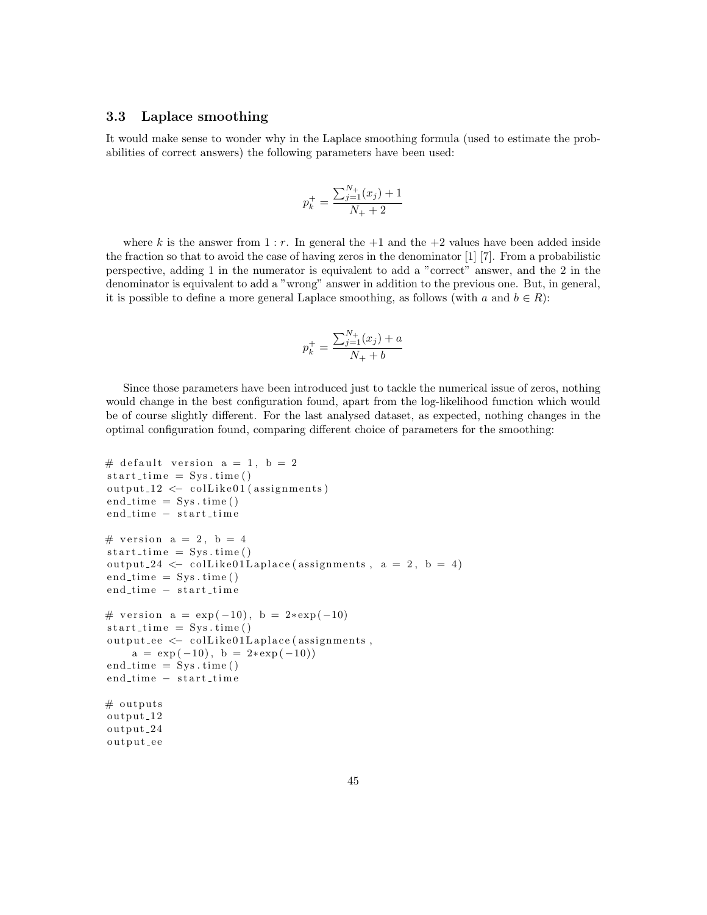### 3.3 Laplace smoothing

It would make sense to wonder why in the Laplace smoothing formula (used to estimate the probabilities of correct answers) the following parameters have been used:

$$p_k^+ = \frac{\sum_{j=1}^{N_+}(x_j) + 1}{N_+ + 2}$$

where $k$ is the answer from $1:r$. In general the +1 and the +2 values have been added inside the fraction so that to avoid the case of having zeros in the denominator [1] [7]. From a probabilistic perspective, adding 1 in the numerator is equivalent to add a "correct" answer, and the 2 in the denominator is equivalent to add a "wrong" answer in addition to the previous one. But, in general, it is possible to define a more general Laplace smoothing, as follows (with $a$ and $b \in R$):

$$p_k^+ = \frac{\sum_{j=1}^{N_+}(x_j) + a}{N_+ + b}$$

Since those parameters have been introduced just to tackle the numerical issue of zeros, nothing would change in the best configuration found, apart from the log-likelihood function which would be of course slightly different. For the last analysed dataset, as expected, nothing changes in the optimal configuration found, comparing different choice of parameters for the smoothing:

```
# default version a = 1, b = 2
start_time = Sys.time()
output_12 <- colLike01(assignments)
end_time = Sys.time()
end_time - start_time

# version a = 2, b = 4
start_time = Sys.time()
output_24 <- colLike01Laplace(assignments, a = 2, b = 4)
end_time = Sys.time()
end_time - start_time

# version a = exp(-10), b = 2*exp(-10)
start_time = Sys.time()
output_ee <- colLike01Laplace(assignments,
    a = exp(-10), b = 2*exp(-10))
end_time = Sys.time()
end_time - start_time

# outputs
output_12
output_24
output_ee
```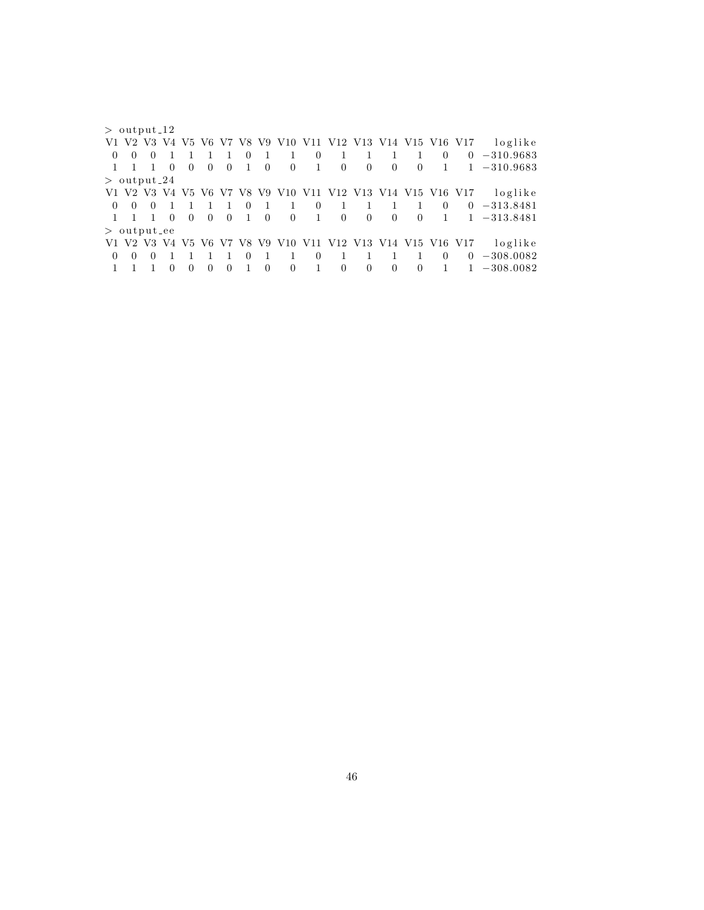```
> output_12
V1 V2 V3 V4 V5 V6 V7 V8 V9 V10 V11 V12 V13 V14 V15 V16 V17   loglike
 0  0  0  1  1  1  1  0  1   1   0   1   1   1   1   0   0 -310.9683
 1  1  1  0  0  0  0  1  0   0   1   0   0   0   0   1   1 -310.9683
> output_24
V1 V2 V3 V4 V5 V6 V7 V8 V9 V10 V11 V12 V13 V14 V15 V16 V17   loglike
 0  0  0  1  1  1  1  0  1   1   0   1   1   1   1   0   0 -313.8481
 1  1  1  0  0  0  0  1  0   0   1   0   0   0   0   1   1 -313.8481
> output_ee
V1 V2 V3 V4 V5 V6 V7 V8 V9 V10 V11 V12 V13 V14 V15 V16 V17   loglike
 0  0  0  1  1  1  1  0  1   1   0   1   1   1   1   0   0 -308.0082
 1  1  1  0  0  0  0  1  0   0   1   0   0   0   0   1   1 -308.0082
```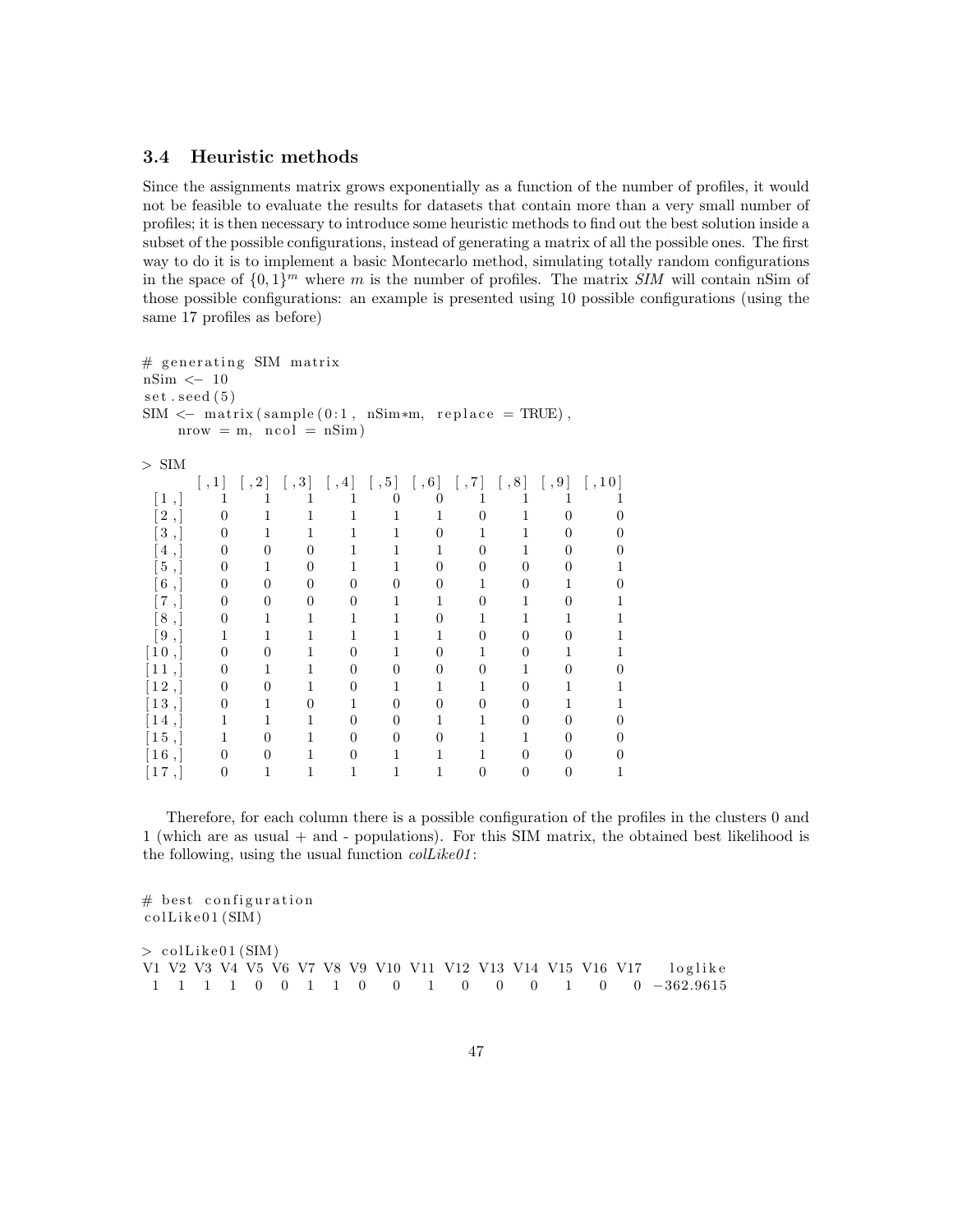### 3.4 Heuristic methods

Since the assignments matrix grows exponentially as a function of the number of profiles, it would not be feasible to evaluate the results for datasets that contain more than a very small number of profiles; it is then necessary to introduce some heuristic methods to find out the best solution inside a subset of the possible configurations, instead of generating a matrix of all the possible ones. The first way to do it is to implement a basic Montecarlo method, simulating totally random configurations in the space of $\{0, 1\}^m$ where $m$ is the number of profiles. The matrix *SIM* will contain nSim of those possible configurations: an example is presented using 10 possible configurations (using the same 17 profiles as before)

```
# generating SIM matrix
nSim <- 10
set.seed(5)
SIM <- matrix(sample(0:1, nSim*m, replace = TRUE),
     nrow = m, ncol = nSim)

> SIM
      [,1] [,2] [,3] [,4] [,5] [,6] [,7] [,8] [,9] [,10]
 [1,]    1    1    1    1    0    0    1    1    1     1
 [2,]    0    1    1    1    1    1    0    1    0     0
 [3,]    0    1    1    1    1    0    1    1    0     0
 [4,]    0    0    0    1    1    1    0    1    0     0
 [5,]    0    1    0    1    1    0    0    0    0     1
 [6,]    0    0    0    0    0    0    1    0    1     0
 [7,]    0    0    0    0    1    1    0    1    0     1
 [8,]    0    1    1    1    1    0    1    1    1     1
 [9,]    1    1    1    1    1    1    0    0    0     1
[10,]    0    0    1    0    1    0    1    0    1     1
[11,]    0    1    1    0    0    0    0    1    0     0
[12,]    0    0    1    0    1    1    1    0    1     1
[13,]    0    1    0    1    0    0    0    0    1     1
[14,]    1    1    1    0    0    1    1    0    0     0
[15,]    1    0    1    0    0    0    1    1    0     0
[16,]    0    0    1    0    1    1    1    0    0     0
[17,]    0    1    1    1    1    1    0    0    0     1
```

Therefore, for each column there is a possible configuration of the profiles in the clusters 0 and 1 (which are as usual + and - populations). For this SIM matrix, the obtained best likelihood is the following, using the usual function *colLike01*:

```
# best configuration
colLike01(SIM)

> colLike01(SIM)
V1 V2 V3 V4 V5 V6 V7 V8 V9 V10 V11 V12 V13 V14 V15 V16 V17    loglike
 1  1  1  1  0  0  1  1  0   0   1   0   0   0   1   0   0 -362.9615
```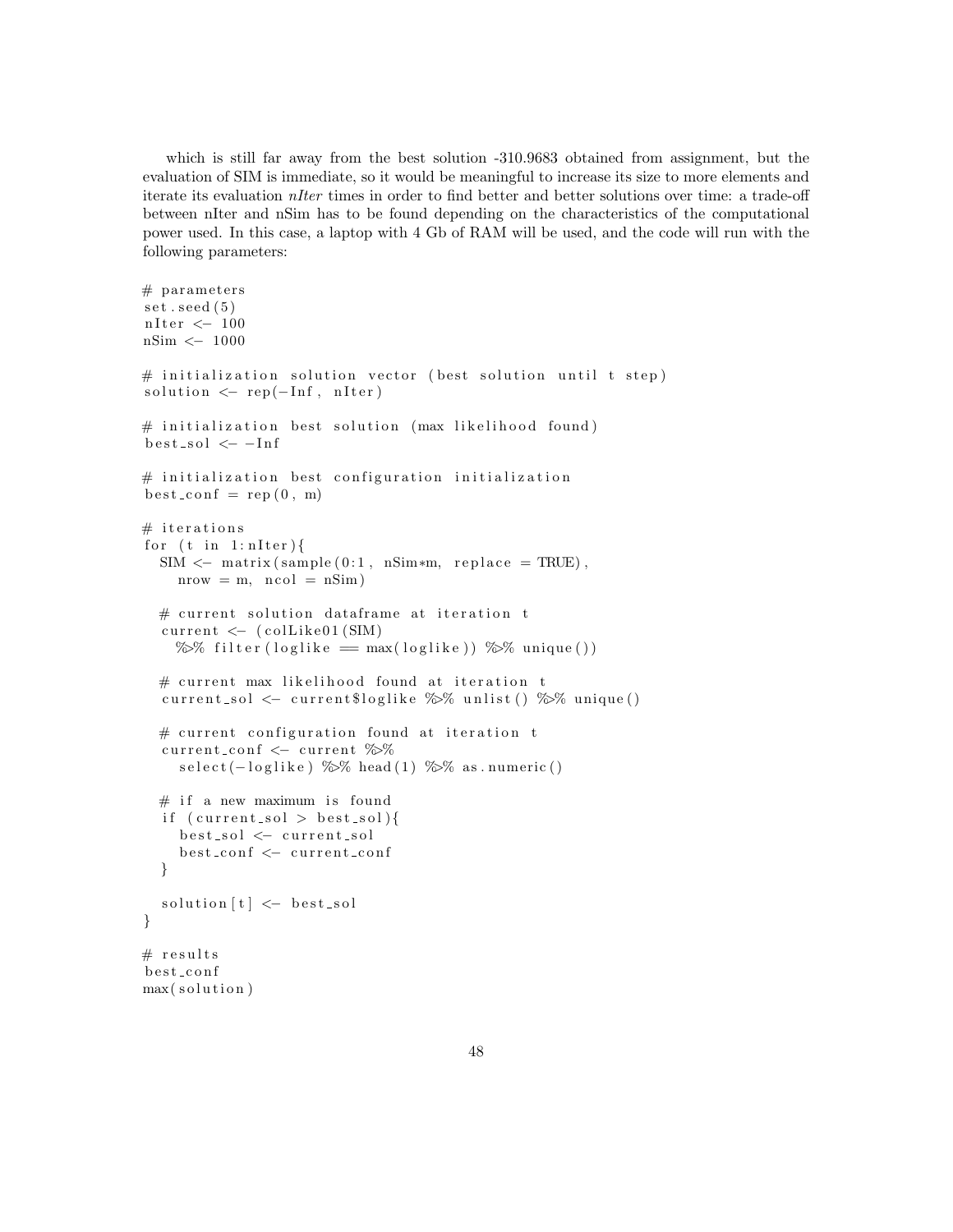which is still far away from the best solution -310.9683 obtained from assignment, but the evaluation of SIM is immediate, so it would be meaningful to increase its size to more elements and iterate its evaluation *nIter* times in order to find better and better solutions over time: a trade-off between nIter and nSim has to be found depending on the characteristics of the computational power used. In this case, a laptop with 4 Gb of RAM will be used, and the code will run with the following parameters:

```
# parameters
set.seed(5)
nIter <- 100
nSim <- 1000

# initialization solution vector (best solution until t step)
solution <- rep(-Inf, nIter)

# initialization best solution (max likelihood found)
best_sol <- -Inf

# initialization best configuration initialization
best_conf = rep(0, m)

# iterations
for (t in 1:nIter){
  SIM <- matrix(sample(0:1, nSim*m, replace = TRUE),
    nrow = m, ncol = nSim)

  # current solution dataframe at iteration t
  current <- (colLike01(SIM)
    %>% filter(loglike == max(loglike)) %>% unique())

  # current max likelihood found at iteration t
  current_sol <- current$loglike %>% unlist() %>% unique()

  # current configuration found at iteration t
  current_conf <- current %>%
    select(-loglike) %>% head(1) %>% as.numeric()

  # if a new maximum is found
  if (current_sol > best_sol){
    best_sol <- current_sol
    best_conf <- current_conf
  }

  solution[t] <- best_sol
}

# results
best_conf
max(solution)
```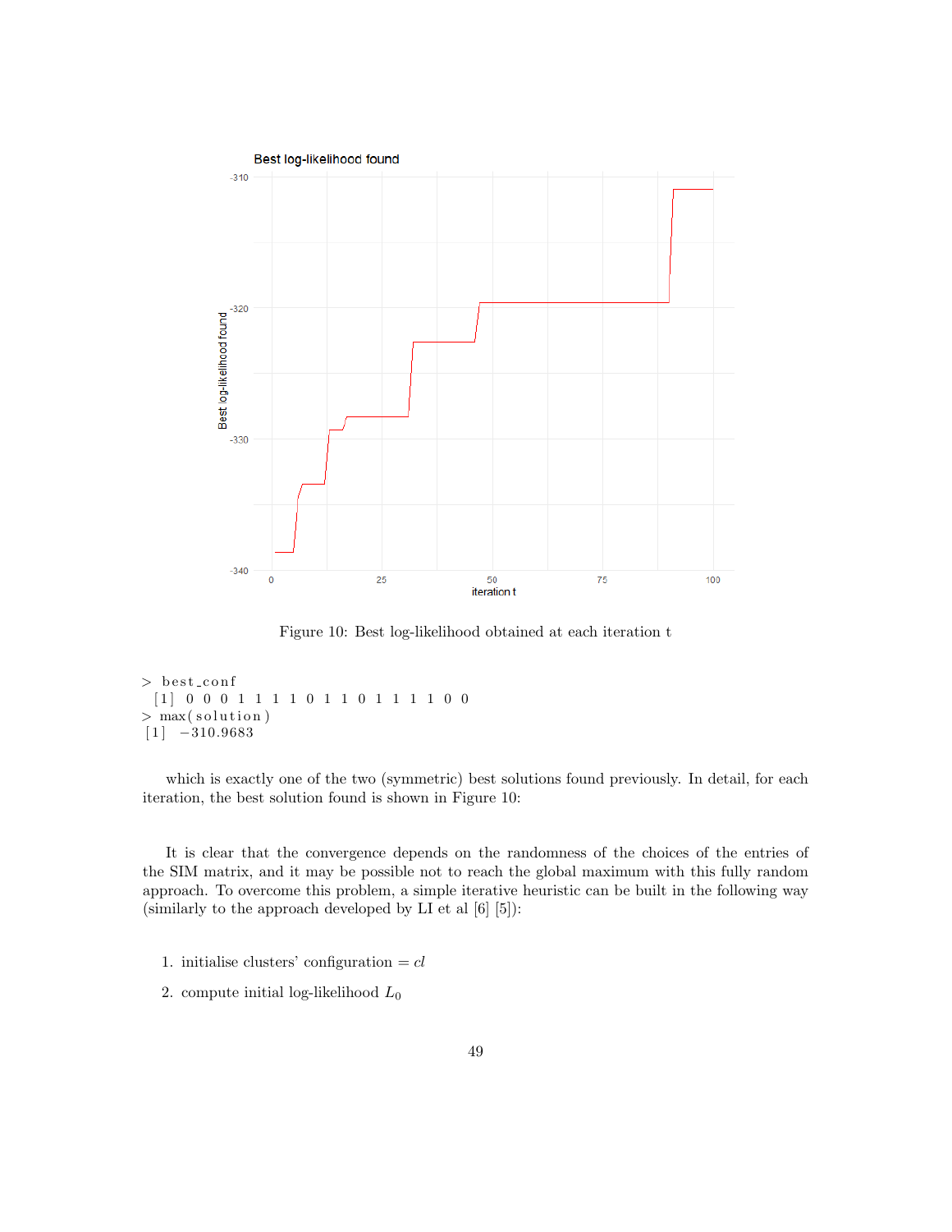Figure 10: Best log-likelihood obtained at each iteration t

```
> best_conf
 [1]  0 0 0 1 1 1 1 0 1 1 0 1 1 1 1 0 0
> max(solution)
[1]  −310.9683
```

which is exactly one of the two (symmetric) best solutions found previously. In detail, for each iteration, the best solution found is shown in Figure 10:

It is clear that the convergence depends on the randomness of the choices of the entries of the SIM matrix, and it may be possible not to reach the global maximum with this fully random approach. To overcome this problem, a simple iterative heuristic can be built in the following way (similarly to the approach developed by LI et al [6] [5]):

1. initialise clusters' configuration = $cl$
2. compute initial log-likelihood $L_0$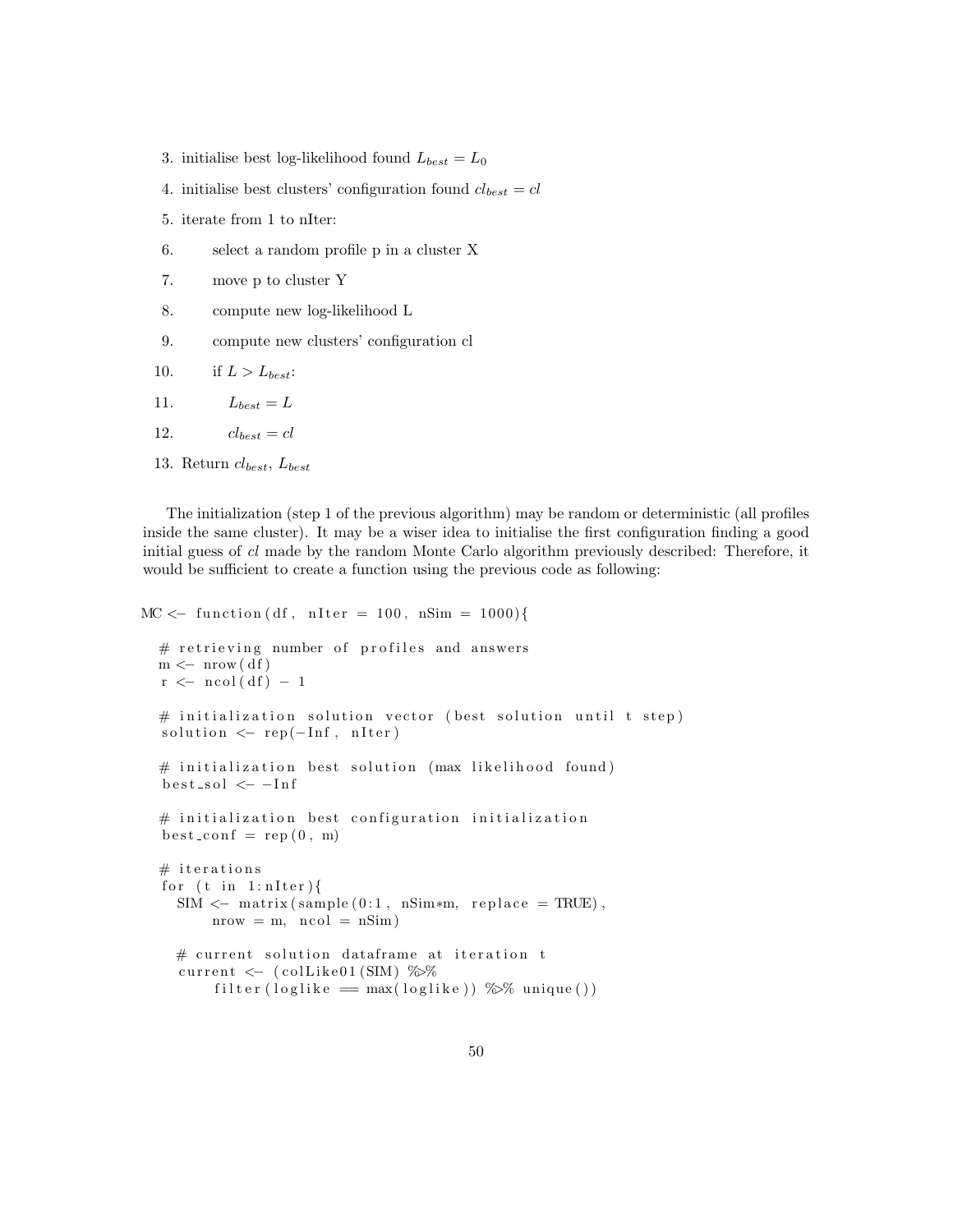3. initialise best log-likelihood found $L_{best} = L_0$
4. initialise best clusters' configuration found $cl_{best} = cl$
5. iterate from 1 to nIter:
6. select a random profile p in a cluster X
7. move p to cluster Y
8. compute new log-likelihood L
9. compute new clusters' configuration cl
10. if $L > L_{best}$:
11. $L_{best} = L$
12. $cl_{best} = cl$
13. Return $cl_{best}$, $L_{best}$

The initialization (step 1 of the previous algorithm) may be random or deterministic (all profiles inside the same cluster). It may be a wiser idea to initialise the first configuration finding a good initial guess of $cl$ made by the random Monte Carlo algorithm previously described: Therefore, it would be sufficient to create a function using the previous code as following:

```
MC <- function(df, nIter = 100, nSim = 1000){

  # retrieving number of profiles and answers
  m <- nrow(df)
  r <- ncol(df) - 1

  # initialization solution vector (best solution until t step)
  solution <- rep(-Inf, nIter)

  # initialization best solution (max likelihood found)
  best_sol <- -Inf

  # initialization best configuration initialization
  best_conf = rep(0, m)

  # iterations
  for (t in 1:nIter){
    SIM <- matrix(sample(0:1, nSim*m, replace = TRUE),
         nrow = m, ncol = nSim)

    # current solution dataframe at iteration t
    current <- (colLike01(SIM) %>%
         filter(loglike == max(loglike)) %>% unique())
```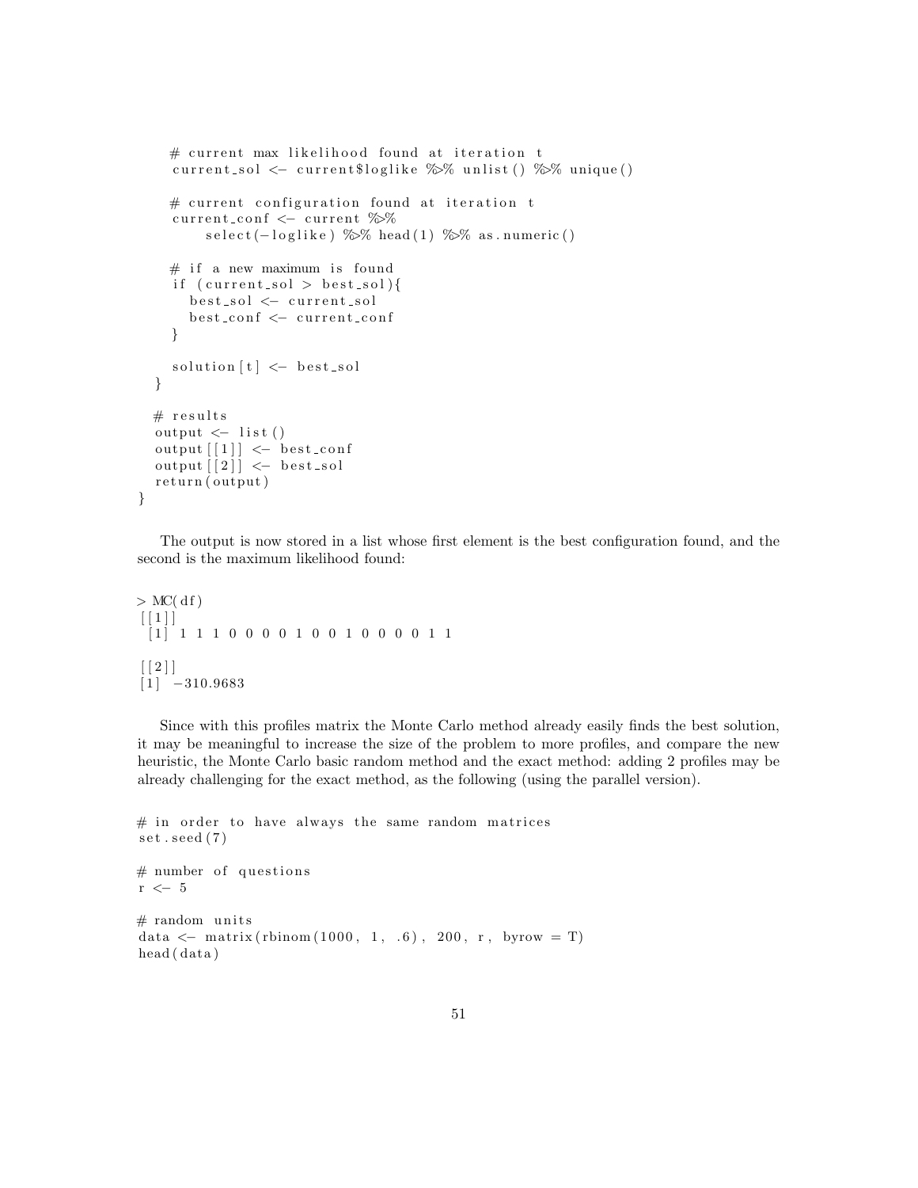```
    # current max likelihood found at iteration t
    current_sol <- current$loglike %>% unlist() %>% unique()

    # current configuration found at iteration t
    current_conf <- current %>%
        select(-loglike) %>% head(1) %>% as.numeric()

    # if a new maximum is found
    if (current_sol > best_sol){
      best_sol <- current_sol
      best_conf <- current_conf
    }

    solution[t] <- best_sol
  }

  # results
  output <- list()
  output[[1]] <- best_conf
  output[[2]] <- best_sol
  return(output)
}
```

The output is now stored in a list whose first element is the best configuration found, and the second is the maximum likelihood found:

```
> MC(df)
[[1]]
 [1] 1 1 1 0 0 0 0 1 0 0 1 0 0 0 0 1 1

[[2]]
[1] -310.9683
```

Since with this profiles matrix the Monte Carlo method already easily finds the best solution, it may be meaningful to increase the size of the problem to more profiles, and compare the new heuristic, the Monte Carlo basic random method and the exact method: adding 2 profiles may be already challenging for the exact method, as the following (using the parallel version).

```
# in order to have always the same random matrices
set.seed(7)

# number of questions
r <- 5

# random units
data <- matrix(rbinom(1000, 1, .6), 200, r, byrow = T)
head(data)
```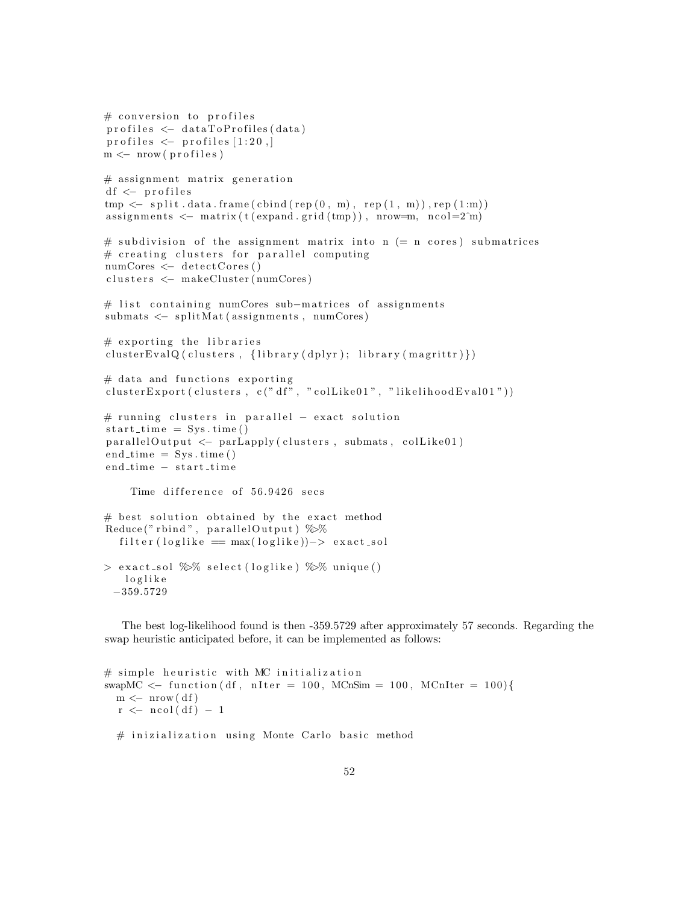```
# conversion to profiles
profiles <- dataToProfiles(data)
profiles <- profiles[1:20,]
m <- nrow(profiles)

# assignment matrix generation
df <- profiles
tmp <- split.data.frame(cbind(rep(0, m), rep(1, m)),rep(1:m))
assignments <- matrix(t(expand.grid(tmp)), nrow=m, ncol=2^m)

# subdivision of the assignment matrix into n (= n cores) submatrices
# creating clusters for parallel computing
numCores <- detectCores()
clusters <- makeCluster(numCores)

# list containing numCores sub-matrices of assignments
submats <- splitMat(assignments, numCores)

# exporting the libraries
clusterEvalQ(clusters, {library(dplyr); library(magrittr)})

# data and functions exporting
clusterExport(clusters, c("df", "colLike01", "likelihoodEval01"))

# running clusters in parallel - exact solution
start_time = Sys.time()
parallelOutput <- parLapply(clusters, submats, colLike01)
end_time = Sys.time()
end_time - start_time

    Time difference of 56.9426 secs

# best solution obtained by the exact method
Reduce("rbind", parallelOutput) %>%
  filter(loglike == max(loglike))-> exact_sol

> exact_sol %>% select(loglike) %>% unique()
   loglike
 -359.5729
```

The best log-likelihood found is then -359.5729 after approximately 57 seconds. Regarding the swap heuristic anticipated before, it can be implemented as follows:

```
# simple heuristic with MC initialization
swapMC <- function(df, nIter = 100, MCnSim = 100, MCnIter = 100){
  m <- nrow(df)
  r <- ncol(df) - 1

  # inizialization using Monte Carlo basic method
```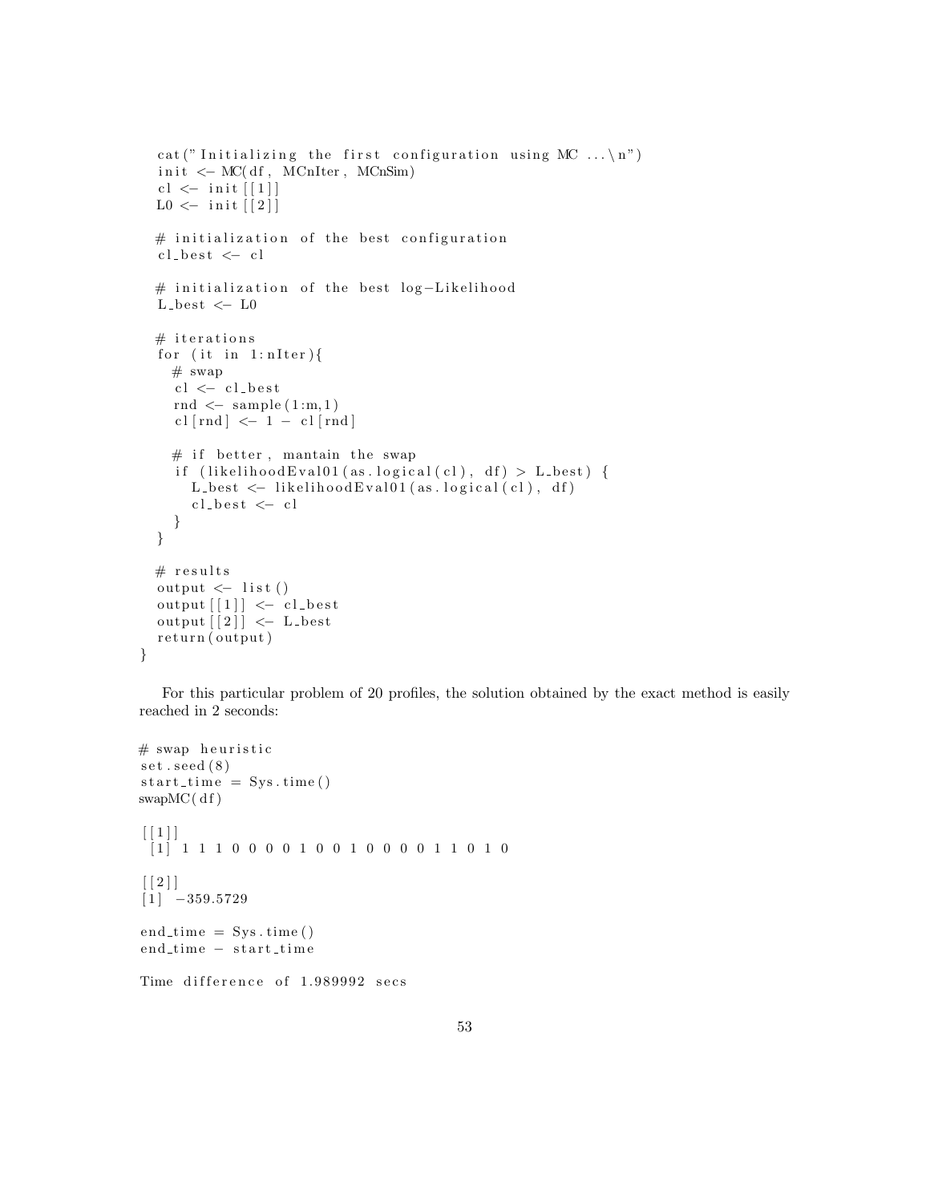```
  cat("Initializing the first configuration using MC ...\n")
  init <- MC(df, MCnIter, MCnSim)
  cl <- init[[1]]
  L0 <- init[[2]]

  # initialization of the best configuration
  cl_best <- cl

  # initialization of the best log-Likelihood
  L_best <- L0

  # iterations
  for (it in 1:nIter){
    # swap
    cl <- cl_best
    rnd <- sample(1:m,1)
    cl[rnd] <- 1 - cl[rnd]

    # if better, mantain the swap
    if (likelihoodEval01(as.logical(cl), df) > L_best) {
      L_best <- likelihoodEval01(as.logical(cl), df)
      cl_best <- cl
    }
  }

  # results
  output <- list()
  output[[1]] <- cl_best
  output[[2]] <- L_best
  return(output)
}
```

For this particular problem of 20 profiles, the solution obtained by the exact method is easily reached in 2 seconds:

```
# swap heuristic
set.seed(8)
start_time = Sys.time()
swapMC(df)

[[1]]
 [1] 1 1 1 0 0 0 0 1 0 0 1 0 0 0 0 1 1 0 1 0

[[2]]
[1] -359.5729

end_time = Sys.time()
end_time - start_time

Time difference of 1.989992 secs
```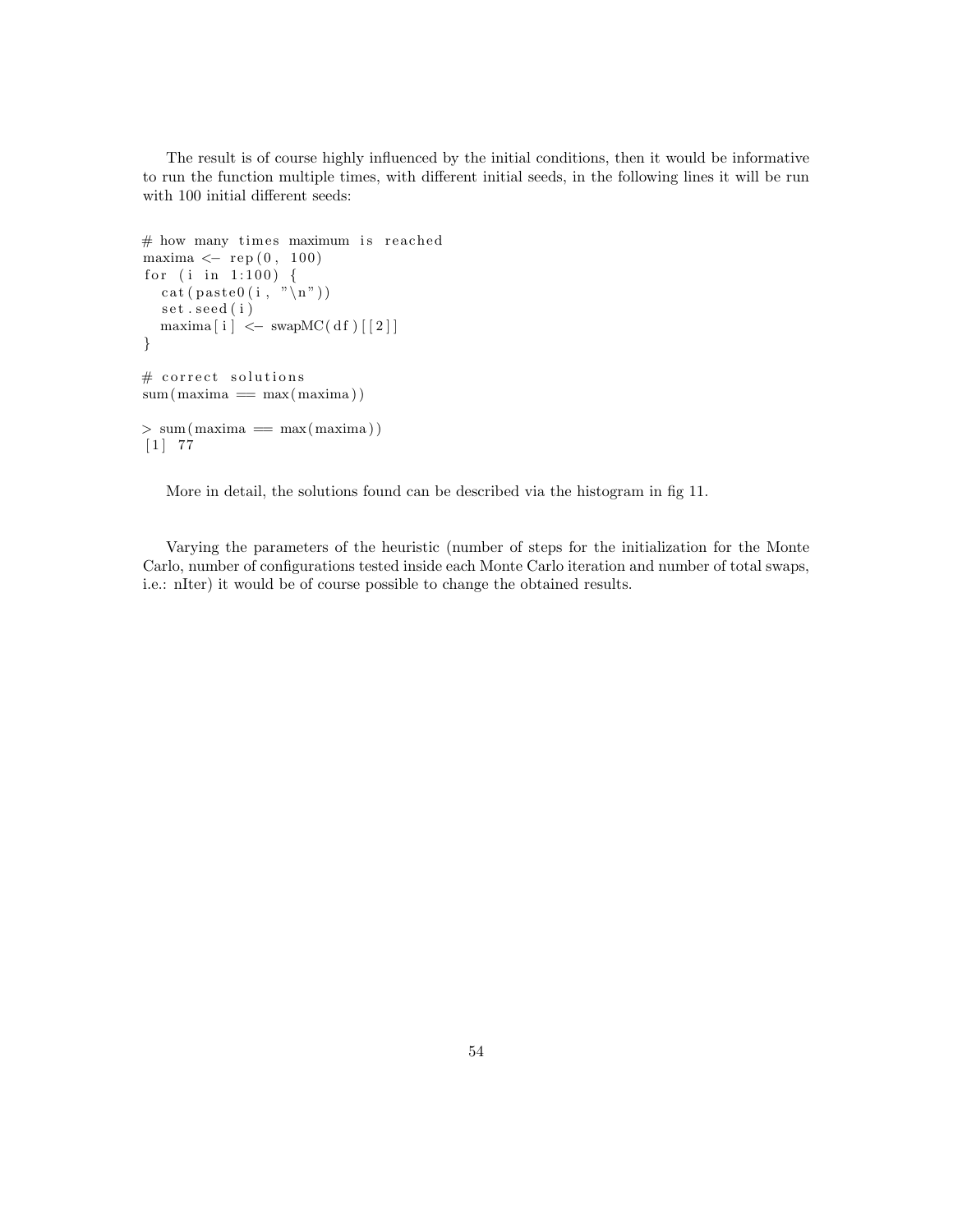The result is of course highly influenced by the initial conditions, then it would be informative to run the function multiple times, with different initial seeds, in the following lines it will be run with 100 initial different seeds:

```
# how many times maximum is reached
maxima <- rep(0, 100)
for (i in 1:100) {
  cat(paste0(i, "\n"))
  set.seed(i)
  maxima[i] <- swapMC(df)[[2]]
}

# correct solutions
sum(maxima == max(maxima))

> sum(maxima == max(maxima))
[1] 77
```

More in detail, the solutions found can be described via the histogram in fig 11.

Varying the parameters of the heuristic (number of steps for the initialization for the Monte Carlo, number of configurations tested inside each Monte Carlo iteration and number of total swaps, i.e.: nIter) it would be of course possible to change the obtained results.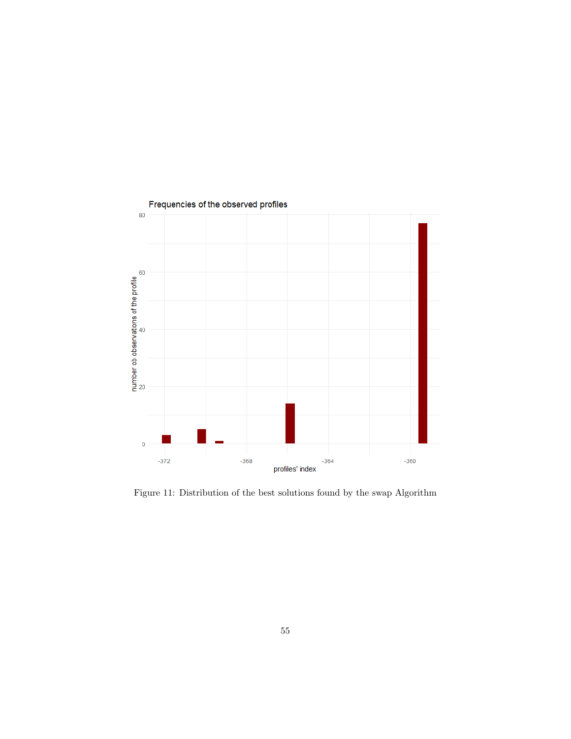Frequencies of the observed profiles

number ob observations of the profile

profiles' index

Figure 11: Distribution of the best solutions found by the swap Algorithm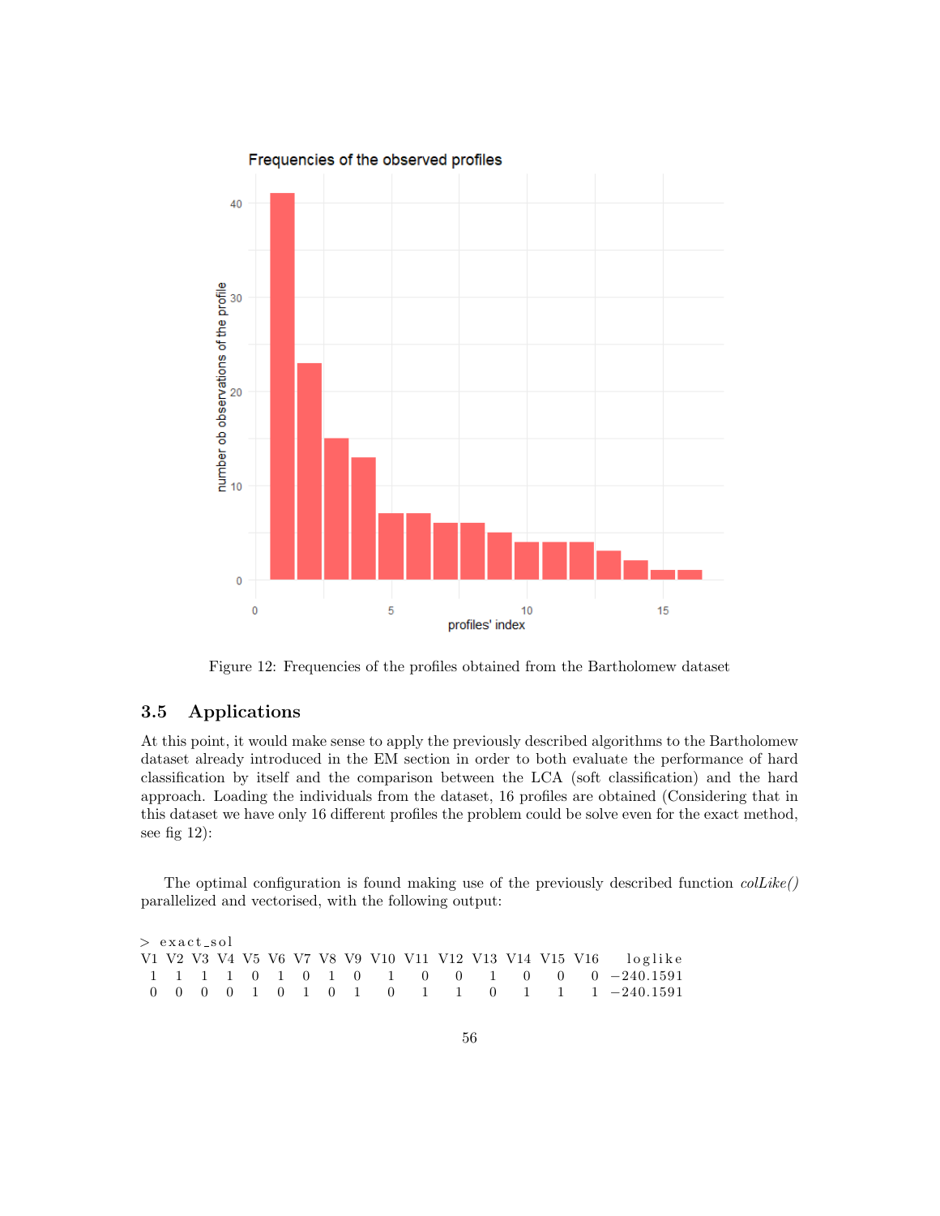Figure 12: Frequencies of the profiles obtained from the Bartholomew dataset

## 3.5 Applications

At this point, it would make sense to apply the previously described algorithms to the Bartholomew dataset already introduced in the EM section in order to both evaluate the performance of hard classification by itself and the comparison between the LCA (soft classification) and the hard approach. Loading the individuals from the dataset, 16 profiles are obtained (Considering that in this dataset we have only 16 different profiles the problem could be solve even for the exact method, see fig 12):

The optimal configuration is found making use of the previously described function *colLike()* parallelized and vectorised, with the following output:

```
> exact_sol
V1 V2 V3 V4 V5 V6 V7 V8 V9 V10 V11 V12 V13 V14 V15 V16   loglike
 1  1  1  1  0  1  0  1  0   1   0   0   1   0   0   0 -240.1591
 0  0  0  0  1  0  1  0  1   0   1   1   0   1   1   1 -240.1591
```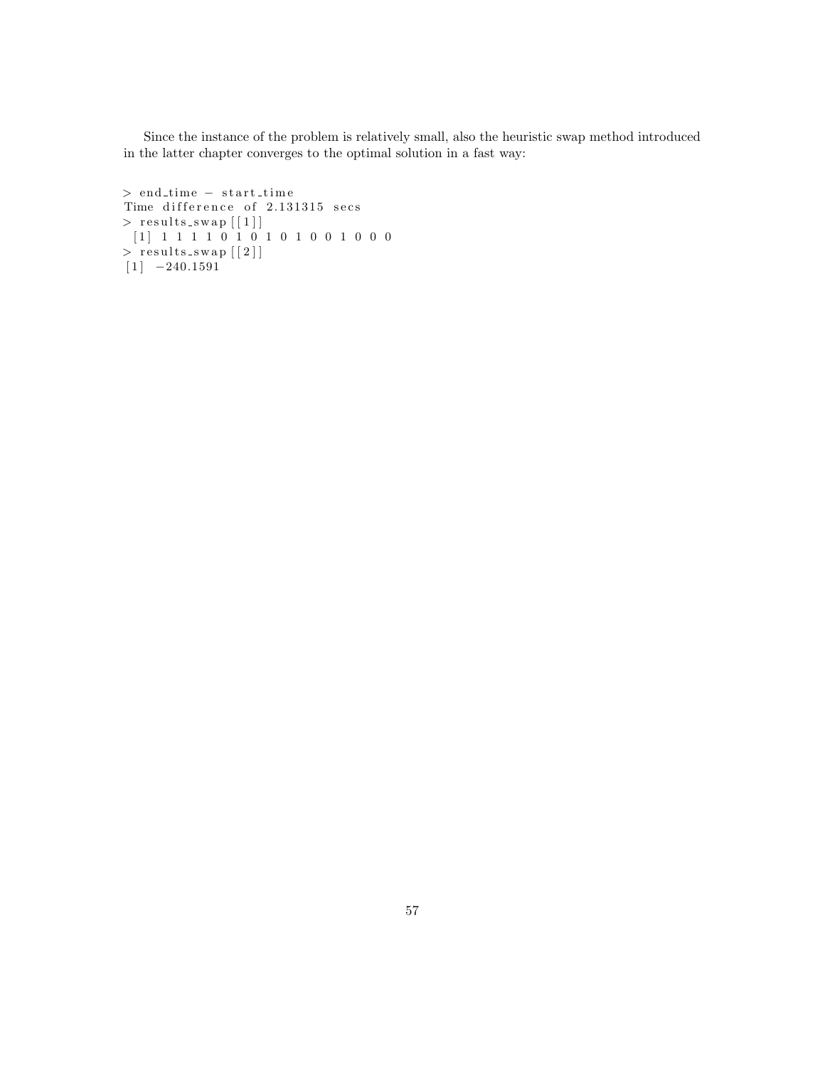Since the instance of the problem is relatively small, also the heuristic swap method introduced in the latter chapter converges to the optimal solution in a fast way:

```
> end_time - start_time
Time difference of 2.131315 secs
> results_swap[[1]]
 [1] 1 1 1 1 0 1 0 1 0 1 0 0 1 0 0 0
> results_swap[[2]]
[1] -240.1591
```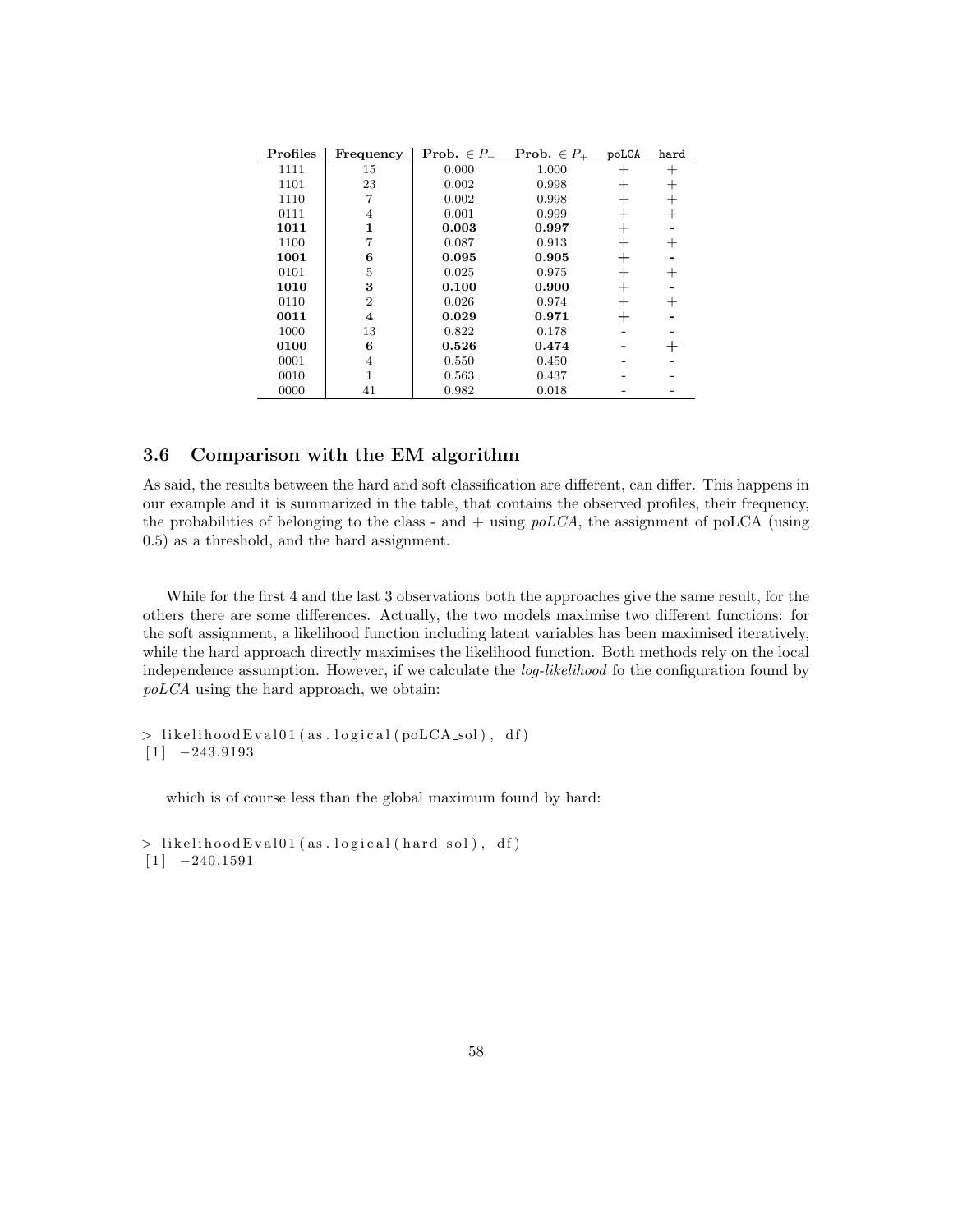| **Profiles** | **Frequency** | **Prob.** $\in P_-$ | **Prob.** $\in P_+$ | poLCA | hard |
|---|---|---|---|---|---|
| 1111 | 15 | 0.000 | 1.000 | + | + |
| 1101 | 23 | 0.002 | 0.998 | + | + |
| 1110 | 7 | 0.002 | 0.998 | + | + |
| 0111 | 4 | 0.001 | 0.999 | + | + |
| **1011** | **1** | **0.003** | **0.997** | **+** | **-** |
| 1100 | 7 | 0.087 | 0.913 | + | + |
| **1001** | **6** | **0.095** | **0.905** | **+** | **-** |
| 0101 | 5 | 0.025 | 0.975 | + | + |
| **1010** | **3** | **0.100** | **0.900** | **+** | **-** |
| 0110 | 2 | 0.026 | 0.974 | + | + |
| **0011** | **4** | **0.029** | **0.971** | **+** | **-** |
| 1000 | 13 | 0.822 | 0.178 | - | - |
| **0100** | **6** | **0.526** | **0.474** | **-** | **+** |
| 0001 | 4 | 0.550 | 0.450 | - | - |
| 0010 | 1 | 0.563 | 0.437 | - | - |
| 0000 | 41 | 0.982 | 0.018 | - | - |

### 3.6 Comparison with the EM algorithm

As said, the results between the hard and soft classification are different, can differ. This happens in our example and it is summarized in the table, that contains the observed profiles, their frequency, the probabilities of belonging to the class - and + using *poLCA*, the assignment of poLCA (using 0.5) as a threshold, and the hard assignment.

While for the first 4 and the last 3 observations both the approaches give the same result, for the others there are some differences. Actually, the two models maximise two different functions: for the soft assignment, a likelihood function including latent variables has been maximised iteratively, while the hard approach directly maximises the likelihood function. Both methods rely on the local independence assumption. However, if we calculate the *log-likelihood* fo the configuration found by *poLCA* using the hard approach, we obtain:

```
> likelihoodEval01(as.logical(poLCA_sol), df)
[1] -243.9193
```

which is of course less than the global maximum found by hard:

```
> likelihoodEval01(as.logical(hard_sol), df)
[1] -240.1591
```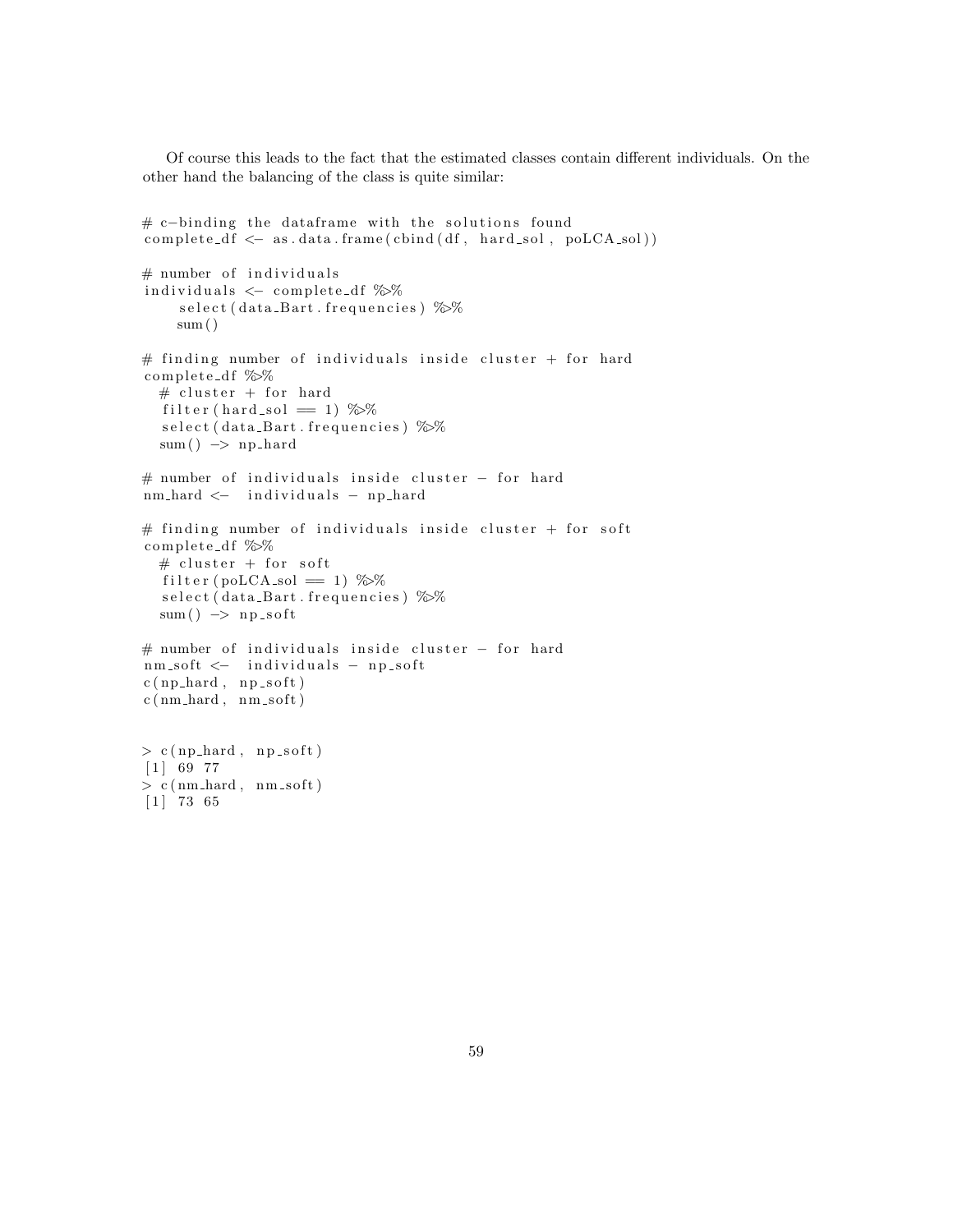Of course this leads to the fact that the estimated classes contain different individuals. On the other hand the balancing of the class is quite similar:

```
# c-binding the dataframe with the solutions found
complete_df <- as.data.frame(cbind(df, hard_sol, poLCA_sol))

# number of individuals
individuals <- complete_df %>%
     select(data_Bart.frequencies) %>%
     sum()

# finding number of individuals inside cluster + for hard
complete_df %>%
  # cluster + for hard
  filter(hard_sol == 1) %>%
  select(data_Bart.frequencies) %>%
  sum() -> np_hard

# number of individuals inside cluster - for hard
nm_hard <-  individuals - np_hard

# finding number of individuals inside cluster + for soft
complete_df %>%
  # cluster + for soft
  filter(poLCA_sol == 1) %>%
  select(data_Bart.frequencies) %>%
  sum() -> np_soft

# number of individuals inside cluster - for hard
nm_soft <-  individuals - np_soft
c(np_hard, np_soft)
c(nm_hard, nm_soft)


> c(np_hard, np_soft)
[1] 69 77
> c(nm_hard, nm_soft)
[1] 73 65
```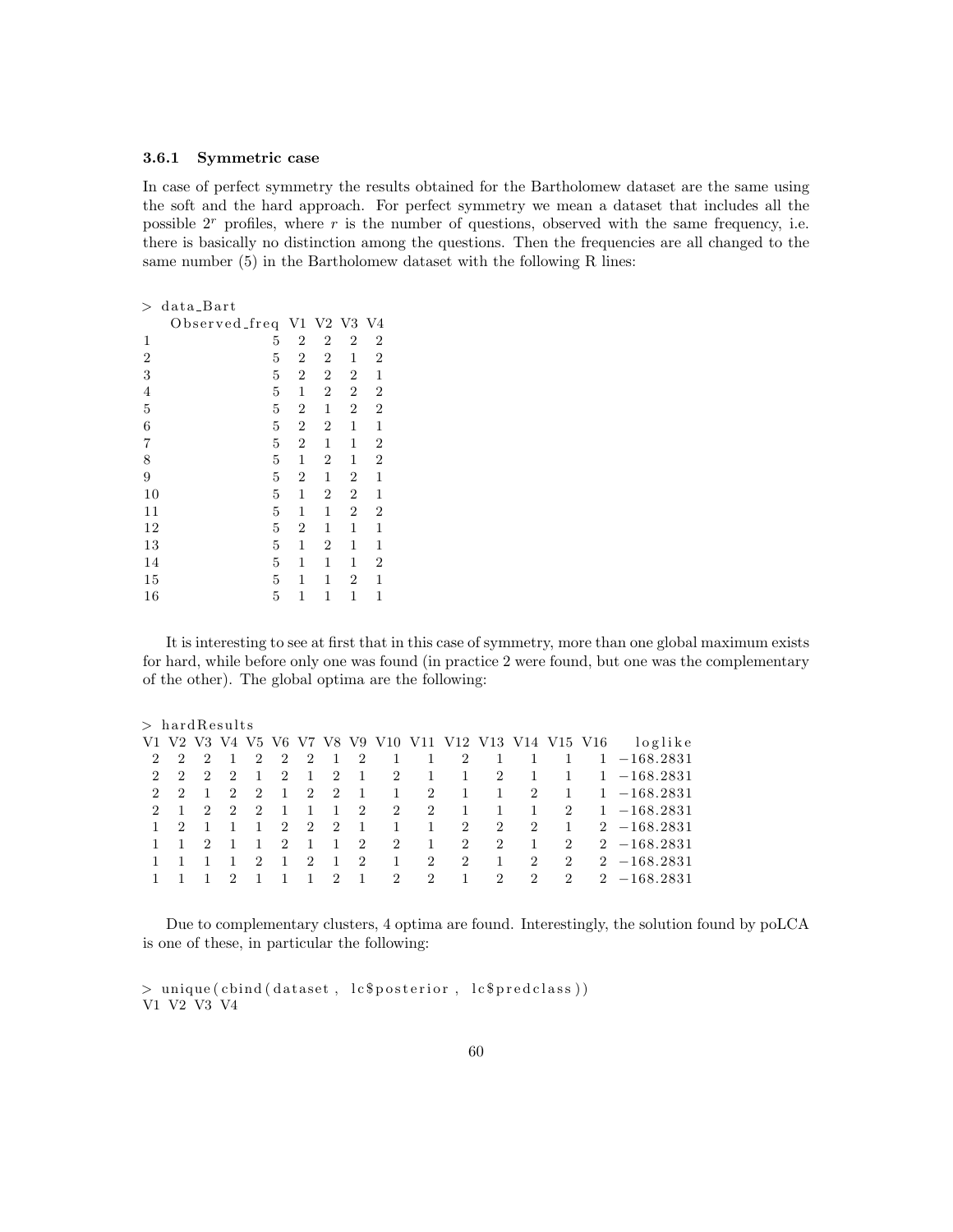### 3.6.1 Symmetric case

In case of perfect symmetry the results obtained for the Bartholomew dataset are the same using the soft and the hard approach. For perfect symmetry we mean a dataset that includes all the possible $2^r$ profiles, where $r$ is the number of questions, observed with the same frequency, i.e. there is basically no distinction among the questions. Then the frequencies are all changed to the same number (5) in the Bartholomew dataset with the following R lines:

```
> data_Bart
   Observed_freq V1 V2 V3 V4
1              5  2  2  2  2
2              5  2  2  1  2
3              5  2  2  2  1
4              5  1  2  2  2
5              5  2  1  2  2
6              5  2  2  1  1
7              5  2  1  1  2
8              5  1  2  1  2
9              5  2  1  2  1
10             5  1  2  2  1
11             5  1  1  2  2
12             5  2  1  1  1
13             5  1  2  1  1
14             5  1  1  1  2
15             5  1  1  2  1
16             5  1  1  1  1
```

It is interesting to see at first that in this case of symmetry, more than one global maximum exists for hard, while before only one was found (in practice 2 were found, but one was the complementary of the other). The global optima are the following:

```
> hardResults
V1 V2 V3 V4 V5 V6 V7 V8 V9 V10 V11 V12 V13 V14 V15 V16    loglike
 2  2  2  1  2  2  2  1  2   1   1   2   1   1   1   1 -168.2831
 2  2  2  2  1  2  1  2  1   2   1   1   2   1   1   1 -168.2831
 2  2  1  2  2  1  2  2  1   1   2   1   1   2   1   1 -168.2831
 2  1  2  2  2  1  1  1  2   2   2   1   1   1   2   1 -168.2831
 1  2  1  1  1  2  2  2  1   1   1   2   2   2   1   2 -168.2831
 1  1  2  1  1  2  1  1  2   2   1   2   2   1   2   2 -168.2831
 1  1  1  1  2  1  2  1  2   1   2   2   1   2   2   2 -168.2831
 1  1  1  2  1  1  1  2  1   2   2   1   2   2   2   2 -168.2831
```

Due to complementary clusters, 4 optima are found. Interestingly, the solution found by poLCA is one of these, in particular the following:

```
> unique(cbind(dataset, lc$posterior, lc$predclass))
V1 V2 V3 V4
```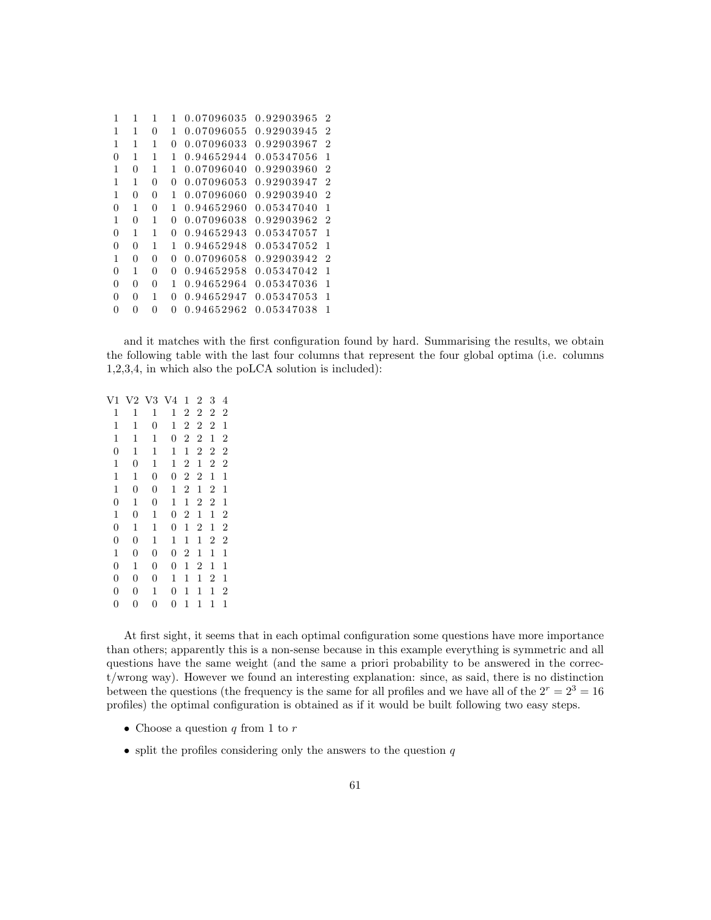| | | | | | | |
|---|---|---|---|---|---|---|
| 1 | 1 | 1 | 1 | 0.07096035 | 0.92903965 | 2 |
| 1 | 1 | 0 | 1 | 0.07096055 | 0.92903945 | 2 |
| 1 | 1 | 1 | 0 | 0.07096033 | 0.92903967 | 2 |
| 0 | 1 | 1 | 1 | 0.94652944 | 0.05347056 | 1 |
| 1 | 0 | 1 | 1 | 0.07096040 | 0.92903960 | 2 |
| 1 | 1 | 0 | 0 | 0.07096053 | 0.92903947 | 2 |
| 1 | 0 | 0 | 1 | 0.07096060 | 0.92903940 | 2 |
| 0 | 1 | 0 | 1 | 0.94652960 | 0.05347040 | 1 |
| 1 | 0 | 1 | 0 | 0.07096038 | 0.92903962 | 2 |
| 0 | 1 | 1 | 0 | 0.94652943 | 0.05347057 | 1 |
| 0 | 0 | 1 | 1 | 0.94652948 | 0.05347052 | 1 |
| 1 | 0 | 0 | 0 | 0.07096058 | 0.92903942 | 2 |
| 0 | 1 | 0 | 0 | 0.94652958 | 0.05347042 | 1 |
| 0 | 0 | 0 | 1 | 0.94652964 | 0.05347036 | 1 |
| 0 | 0 | 1 | 0 | 0.94652947 | 0.05347053 | 1 |
| 0 | 0 | 0 | 0 | 0.94652962 | 0.05347038 | 1 |

and it matches with the first configuration found by hard. Summarising the results, we obtain the following table with the last four columns that represent the four global optima (i.e. columns 1,2,3,4, in which also the poLCA solution is included):

| V1 | V2 | V3 | V4 | 1 | 2 | 3 | 4 |
|---|---|---|---|---|---|---|---|
| 1 | 1 | 1 | 1 | 2 | 2 | 2 | 2 |
| 1 | 1 | 0 | 1 | 2 | 2 | 2 | 1 |
| 1 | 1 | 1 | 0 | 2 | 2 | 1 | 2 |
| 0 | 1 | 1 | 1 | 1 | 2 | 2 | 2 |
| 1 | 0 | 1 | 1 | 2 | 1 | 2 | 2 |
| 1 | 1 | 0 | 0 | 2 | 2 | 1 | 1 |
| 1 | 0 | 0 | 1 | 2 | 1 | 2 | 1 |
| 0 | 1 | 0 | 1 | 1 | 2 | 2 | 1 |
| 1 | 0 | 1 | 0 | 2 | 1 | 1 | 2 |
| 0 | 1 | 1 | 0 | 1 | 2 | 1 | 2 |
| 0 | 0 | 1 | 1 | 1 | 1 | 2 | 2 |
| 1 | 0 | 0 | 0 | 2 | 1 | 1 | 1 |
| 0 | 1 | 0 | 0 | 1 | 2 | 1 | 1 |
| 0 | 0 | 0 | 1 | 1 | 1 | 2 | 1 |
| 0 | 0 | 1 | 0 | 1 | 1 | 1 | 2 |
| 0 | 0 | 0 | 0 | 1 | 1 | 1 | 1 |

At first sight, it seems that in each optimal configuration some questions have more importance than others; apparently this is a non-sense because in this example everything is symmetric and all questions have the same weight (and the same a priori probability to be answered in the correct/wrong way). However we found an interesting explanation: since, as said, there is no distinction between the questions (the frequency is the same for all profiles and we have all of the $2^r = 2^3 = 16$ profiles) the optimal configuration is obtained as if it would be built following two easy steps.

- Choose a question $q$ from 1 to $r$
- split the profiles considering only the answers to the question $q$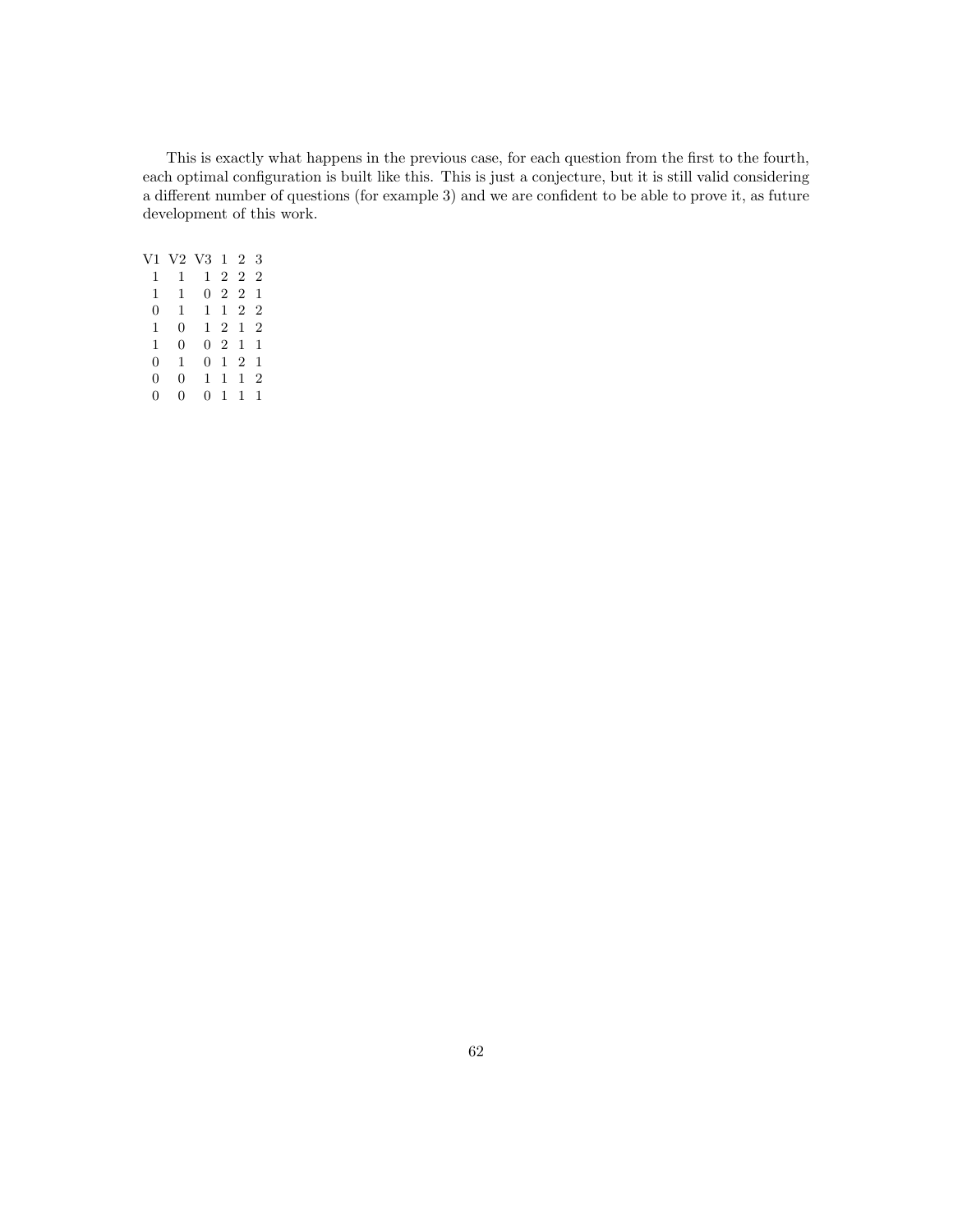This is exactly what happens in the previous case, for each question from the first to the fourth, each optimal configuration is built like this. This is just a conjecture, but it is still valid considering a different number of questions (for example 3) and we are confident to be able to prove it, as future development of this work.

| V1 | V2 | V3 | 1 | 2 | 3 |
|---|---|---|---|---|---|
| 1 | 1 | 1 | 2 | 2 | 2 |
| 1 | 1 | 0 | 2 | 2 | 1 |
| 0 | 1 | 1 | 1 | 2 | 2 |
| 1 | 0 | 1 | 2 | 1 | 2 |
| 1 | 0 | 0 | 2 | 1 | 1 |
| 0 | 1 | 0 | 1 | 2 | 1 |
| 0 | 0 | 1 | 1 | 1 | 2 |
| 0 | 0 | 0 | 1 | 1 | 1 |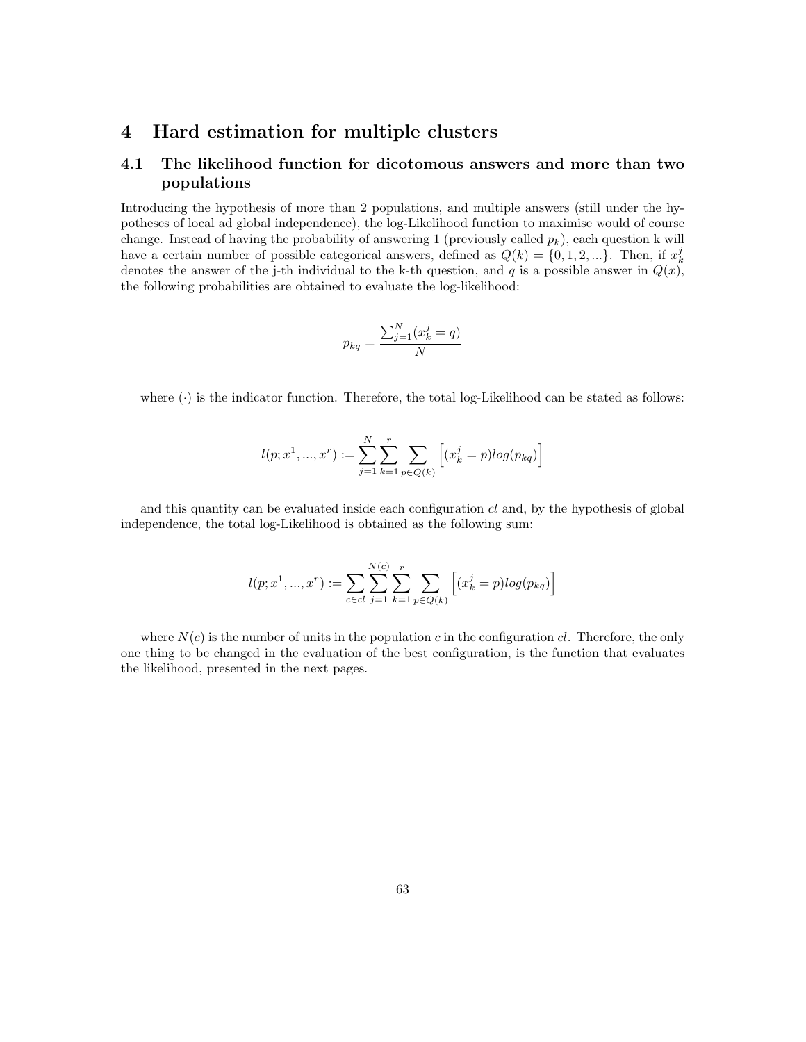# 4 Hard estimation for multiple clusters

## 4.1 The likelihood function for dicotomous answers and more than two populations

Introducing the hypothesis of more than 2 populations, and multiple answers (still under the hypotheses of local ad global independence), the log-Likelihood function to maximise would of course change. Instead of having the probability of answering 1 (previously called $p_k$), each question k will have a certain number of possible categorical answers, defined as $Q(k) = \{0, 1, 2, ...\}$. Then, if $x_k^j$ denotes the answer of the j-th individual to the k-th question, and $q$ is a possible answer in $Q(x)$, the following probabilities are obtained to evaluate the log-likelihood:

$$p_{kq} = \frac{\sum_{j=1}^{N}(x_k^j = q)}{N}$$

where $(\cdot)$ is the indicator function. Therefore, the total log-Likelihood can be stated as follows:

$$l(p; x^1, ..., x^r) := \sum_{j=1}^{N}\sum_{k=1}^{r}\sum_{p \in Q(k)}\Big[(x_k^j = p)log(p_{kq})\Big]$$

and this quantity can be evaluated inside each configuration *cl* and, by the hypothesis of global independence, the total log-Likelihood is obtained as the following sum:

$$l(p; x^1, ..., x^r) := \sum_{c \in cl}\sum_{j=1}^{N(c)}\sum_{k=1}^{r}\sum_{p \in Q(k)}\Big[(x_k^j = p)log(p_{kq})\Big]$$

where $N(c)$ is the number of units in the population $c$ in the configuration *cl*. Therefore, the only one thing to be changed in the evaluation of the best configuration, is the function that evaluates the likelihood, presented in the next pages.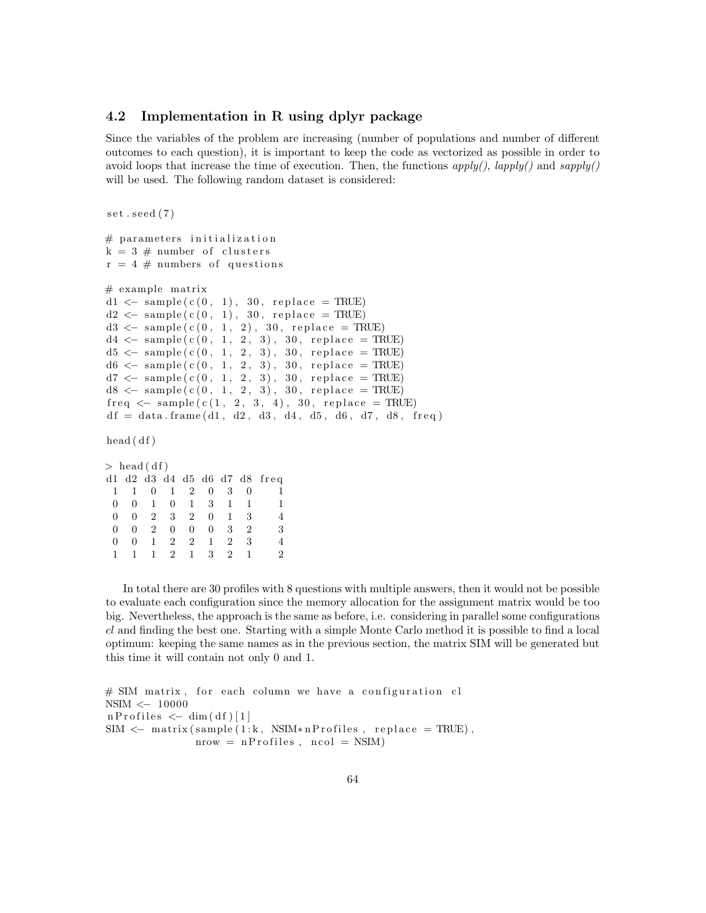### 4.2 Implementation in R using dplyr package

Since the variables of the problem are increasing (number of populations and number of different outcomes to each question), it is important to keep the code as vectorized as possible in order to avoid loops that increase the time of execution. Then, the functions *apply()*, *lapply()* and *sapply()* will be used. The following random dataset is considered:

```
set.seed(7)

# parameters initialization
k = 3 # number of clusters
r = 4 # numbers of questions

# example matrix
d1 <- sample(c(0, 1), 30, replace = TRUE)
d2 <- sample(c(0, 1), 30, replace = TRUE)
d3 <- sample(c(0, 1, 2), 30, replace = TRUE)
d4 <- sample(c(0, 1, 2, 3), 30, replace = TRUE)
d5 <- sample(c(0, 1, 2, 3), 30, replace = TRUE)
d6 <- sample(c(0, 1, 2, 3), 30, replace = TRUE)
d7 <- sample(c(0, 1, 2, 3), 30, replace = TRUE)
d8 <- sample(c(0, 1, 2, 3), 30, replace = TRUE)
freq <- sample(c(1, 2, 3, 4), 30, replace = TRUE)
df = data.frame(d1, d2, d3, d4, d5, d6, d7, d8, freq)

head(df)

> head(df)
d1 d2 d3 d4 d5 d6 d7 d8 freq
 1  1  0  1  2  0  3  0    1
 0  0  1  0  1  3  1  1    1
 0  0  2  3  2  0  1  3    4
 0  0  2  0  0  0  3  2    3
 0  0  1  2  2  1  2  3    4
 1  1  1  2  1  3  2  1    2
```

In total there are 30 profiles with 8 questions with multiple answers, then it would not be possible to evaluate each configuration since the memory allocation for the assignment matrix would be too big. Nevertheless, the approach is the same as before, i.e. considering in parallel some configurations *cl* and finding the best one. Starting with a simple Monte Carlo method it is possible to find a local optimum: keeping the same names as in the previous section, the matrix SIM will be generated but this time it will contain not only 0 and 1.

```
# SIM matrix, for each column we have a configuration cl
NSIM <- 10000
nProfiles <- dim(df)[1]
SIM <- matrix(sample(1:k, NSIM*nProfiles, replace = TRUE),
              nrow = nProfiles, ncol = NSIM)
```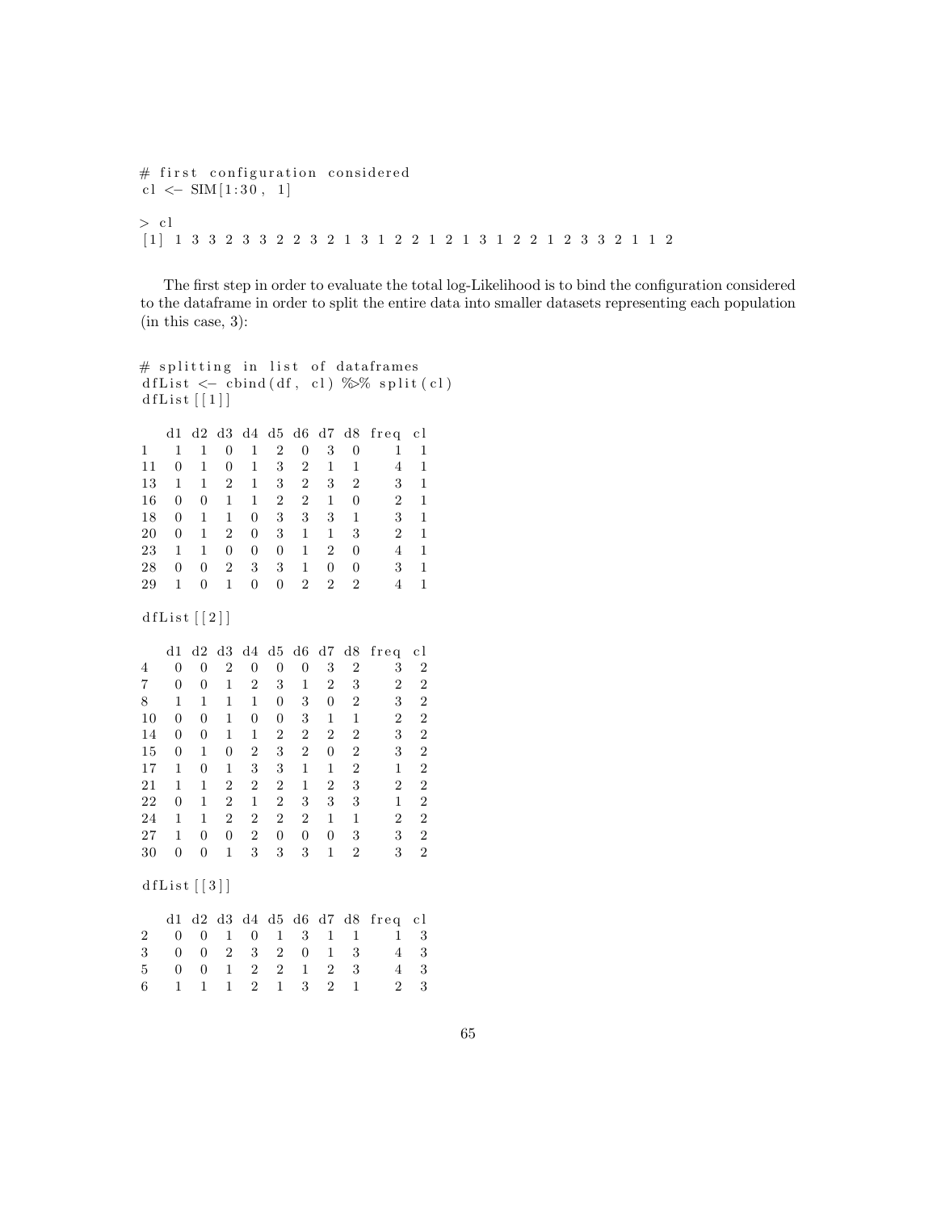```
# first configuration considered
cl <- SIM[1:30, 1]

> cl
[1] 1 3 3 2 3 3 2 2 3 2 1 3 1 2 2 1 2 1 3 1 2 2 1 2 3 3 2 1 1 2
```

The first step in order to evaluate the total log-Likelihood is to bind the configuration considered to the dataframe in order to split the entire data into smaller datasets representing each population (in this case, 3):

```
# splitting in list of dataframes
dfList <- cbind(df, cl) %>% split(cl)
dfList[[1]]

   d1 d2 d3 d4 d5 d6 d7 d8 freq cl
1   1  1  0  1  2  0  3  0    1  1
11  0  1  0  1  3  2  1  1    4  1
13  1  1  2  1  3  2  3  2    3  1
16  0  0  1  1  2  2  1  0    2  1
18  0  1  1  0  3  3  3  1    3  1
20  0  1  2  0  3  1  1  3    2  1
23  1  1  0  0  0  1  2  0    4  1
28  0  0  2  3  3  1  0  0    3  1
29  1  0  1  0  0  2  2  2    4  1

dfList[[2]]

   d1 d2 d3 d4 d5 d6 d7 d8 freq cl
4   0  0  2  0  0  0  3  2    3  2
7   0  0  1  2  3  1  2  3    2  2
8   1  1  1  1  0  3  0  2    3  2
10  0  0  1  0  0  3  1  1    2  2
14  0  0  1  1  2  2  2  2    3  2
15  0  1  0  2  3  2  0  2    3  2
17  1  0  1  3  3  1  1  2    1  2
21  1  1  2  2  2  1  2  3    2  2
22  0  1  2  1  2  3  3  3    1  2
24  1  1  2  2  2  2  1  1    2  2
27  1  0  0  2  0  0  0  3    3  2
30  0  0  1  3  3  3  1  2    3  2

dfList[[3]]

   d1 d2 d3 d4 d5 d6 d7 d8 freq cl
2   0  0  1  0  1  3  1  1    1  3
3   0  0  2  3  2  0  1  3    4  3
5   0  0  1  2  2  1  2  3    4  3
6   1  1  1  2  1  3  2  1    2  3
```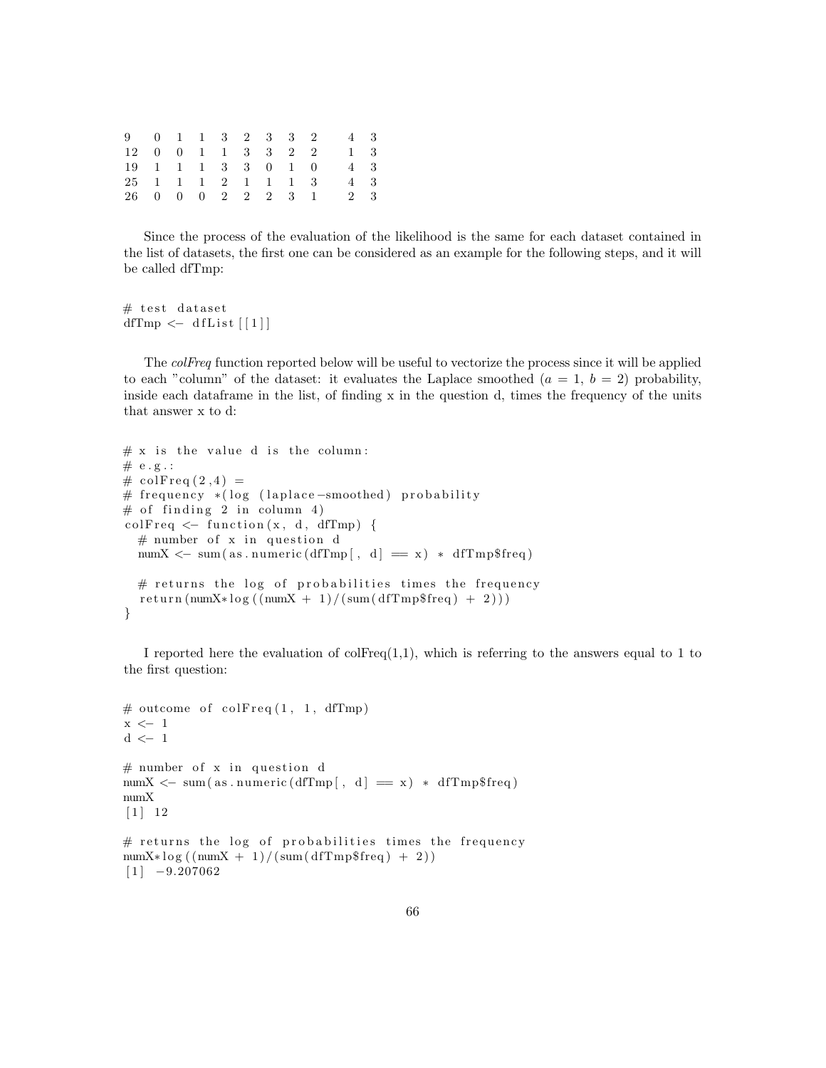| | | | | | | | | | | |
|---|---|---|---|---|---|---|---|---|---|---|
| 9 | 0 | 1 | 1 | 3 | 2 | 3 | 3 | 2 | 4 | 3 |
| 12 | 0 | 0 | 1 | 1 | 3 | 3 | 2 | 2 | 1 | 3 |
| 19 | 1 | 1 | 1 | 3 | 3 | 0 | 1 | 0 | 4 | 3 |
| 25 | 1 | 1 | 1 | 2 | 1 | 1 | 1 | 3 | 4 | 3 |
| 26 | 0 | 0 | 0 | 2 | 2 | 2 | 3 | 1 | 2 | 3 |

Since the process of the evaluation of the likelihood is the same for each dataset contained in the list of datasets, the first one can be considered as an example for the following steps, and it will be called dfTmp:

```
# test dataset
dfTmp <- dfList[[1]]
```

The *colFreq* function reported below will be useful to vectorize the process since it will be applied to each "column" of the dataset: it evaluates the Laplace smoothed ($a = 1$, $b = 2$) probability, inside each dataframe in the list, of finding x in the question d, times the frequency of the units that answer x to d:

```
# x is the value d is the column:
# e.g.:
# colFreq(2,4) =
# frequency *(log (laplace-smoothed) probability
# of finding 2 in column 4)
colFreq <- function(x, d, dfTmp) {
  # number of x in question d
  numX <- sum(as.numeric(dfTmp[, d] == x) * dfTmp$freq)

  # returns the log of probabilities times the frequency
  return(numX*log((numX + 1)/(sum(dfTmp$freq) + 2)))
}
```

I reported here the evaluation of colFreq(1,1), which is referring to the answers equal to 1 to the first question:

```
# outcome of colFreq(1, 1, dfTmp)
x <- 1
d <- 1

# number of x in question d
numX <- sum(as.numeric(dfTmp[, d] == x) * dfTmp$freq)
numX
[1] 12

# returns the log of probabilities times the frequency
numX*log((numX + 1)/(sum(dfTmp$freq) + 2))
[1] -9.207062
```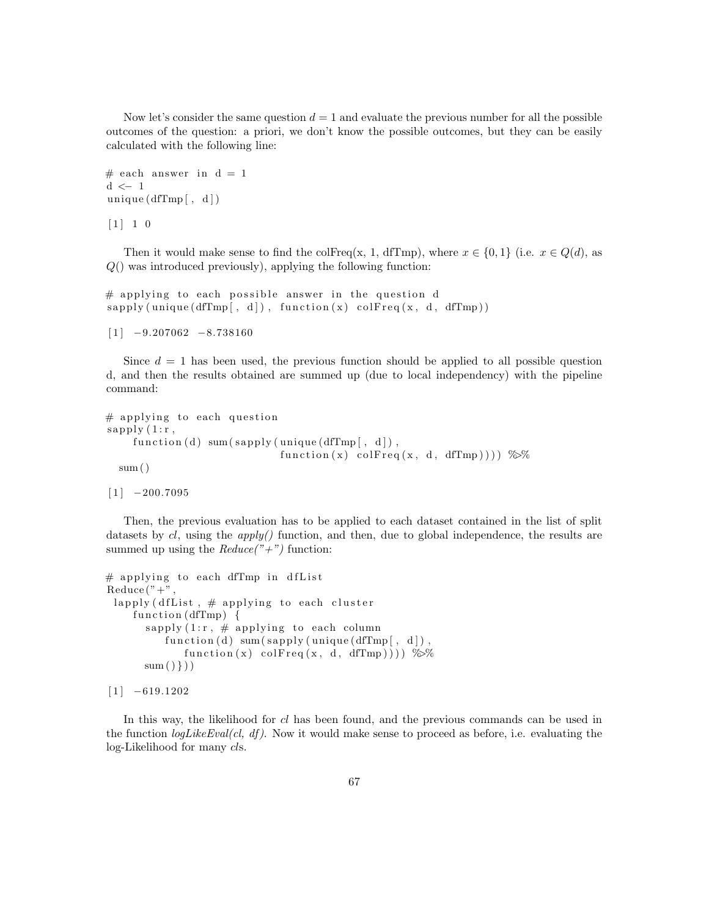Now let's consider the same question $d = 1$ and evaluate the previous number for all the possible outcomes of the question: a priori, we don't know the possible outcomes, but they can be easily calculated with the following line:

```
# each answer in d = 1
d <- 1
unique(dfTmp[, d])
```

```
[1] 1 0
```

Then it would make sense to find the colFreq(x, 1, dfTmp), where $x \in \{0, 1\}$ (i.e. $x \in Q(d)$, as $Q()$ was introduced previously), applying the following function:

```
# applying to each possible answer in the question d
sapply(unique(dfTmp[, d]), function(x) colFreq(x, d, dfTmp))
```

```
[1] -9.207062 -8.738160
```

Since $d = 1$ has been used, the previous function should be applied to all possible question d, and then the results obtained are summed up (due to local independency) with the pipeline command:

```
# applying to each question
sapply(1:r,
    function(d) sum(sapply(unique(dfTmp[, d]),
                          function(x) colFreq(x, d, dfTmp)))) %>%
  sum()
```

```
[1] -200.7095
```

Then, the previous evaluation has to be applied to each dataset contained in the list of split datasets by *cl*, using the *apply()* function, and then, due to global independence, the results are summed up using the *Reduce("+")* function:

```
# applying to each dfTmp in dfList
Reduce("+",
 lapply(dfList, # applying to each cluster
    function(dfTmp) {
      sapply(1:r, # applying to each column
         function(d) sum(sapply(unique(dfTmp[, d]),
            function(x) colFreq(x, d, dfTmp)))) %>%
      sum()}))
```

```
[1] -619.1202
```

In this way, the likelihood for *cl* has been found, and the previous commands can be used in the function *logLikeEval(cl, df)*. Now it would make sense to proceed as before, i.e. evaluating the log-Likelihood for many *cl*s.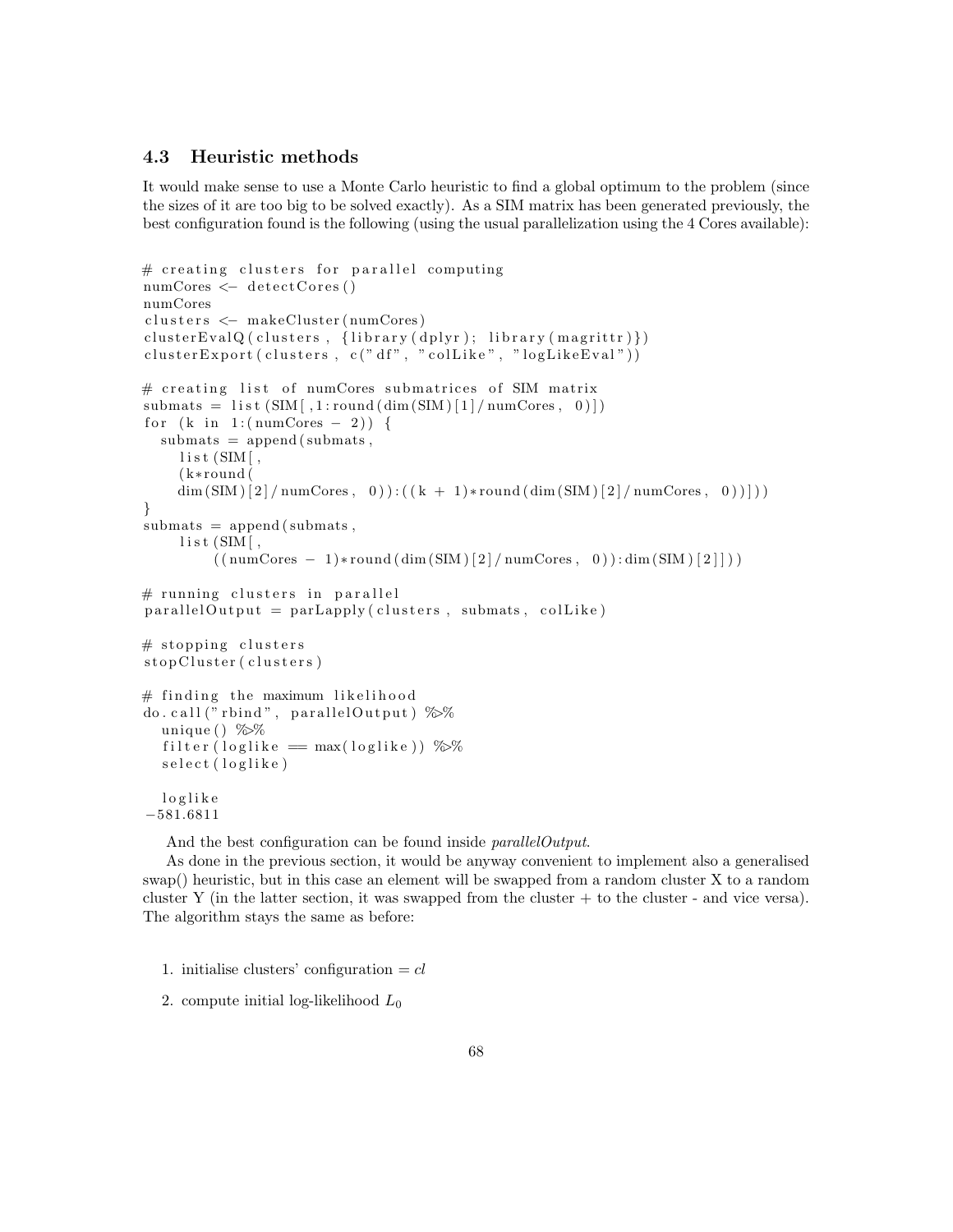### 4.3 Heuristic methods

It would make sense to use a Monte Carlo heuristic to find a global optimum to the problem (since the sizes of it are too big to be solved exactly). As a SIM matrix has been generated previously, the best configuration found is the following (using the usual parallelization using the 4 Cores available):

```
# creating clusters for parallel computing
numCores <- detectCores()
numCores
clusters <- makeCluster(numCores)
clusterEvalQ(clusters, {library(dplyr); library(magrittr)})
clusterExport(clusters, c("df", "colLike", "logLikeEval"))

# creating list of numCores submatrices of SIM matrix
submats = list(SIM[,1:round(dim(SIM)[1]/numCores, 0)])
for (k in 1:(numCores - 2)) {
  submats = append(submats,
    list(SIM[,
    (k*round(
    dim(SIM)[2]/numCores, 0)):((k + 1)*round(dim(SIM)[2]/numCores, 0))]))
}
submats = append(submats,
    list(SIM[,
        ((numCores - 1)*round(dim(SIM)[2]/numCores, 0)):dim(SIM)[2]]))

# running clusters in parallel
parallelOutput = parLapply(clusters, submats, colLike)

# stopping clusters
stopCluster(clusters)

# finding the maximum likelihood
do.call("rbind", parallelOutput) %>%
  unique() %>%
  filter(loglike == max(loglike)) %>%
  select(loglike)

  loglike
-581.6811
```

And the best configuration can be found inside *parallelOutput*.

As done in the previous section, it would be anyway convenient to implement also a generalised swap() heuristic, but in this case an element will be swapped from a random cluster X to a random cluster Y (in the latter section, it was swapped from the cluster + to the cluster - and vice versa). The algorithm stays the same as before:

1. initialise clusters' configuration = *cl*
2. compute initial log-likelihood $L_0$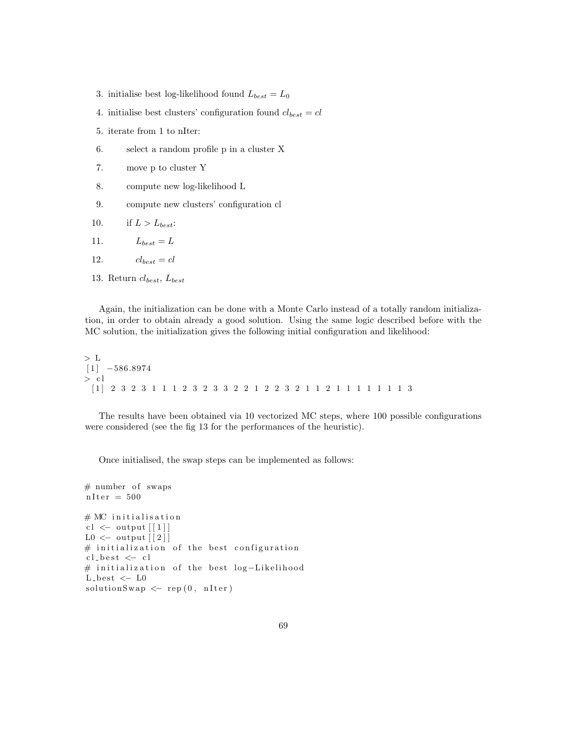3. initialise best log-likelihood found $L_{best} = L_0$
4. initialise best clusters' configuration found $cl_{best} = cl$
5. iterate from 1 to nIter:
6. select a random profile p in a cluster X
7. move p to cluster Y
8. compute new log-likelihood L
9. compute new clusters' configuration cl
10. if $L > L_{best}$:
11. $L_{best} = L$
12. $cl_{best} = cl$
13. Return $cl_{best}$, $L_{best}$

Again, the initialization can be done with a Monte Carlo instead of a totally random initialization, in order to obtain already a good solution. Using the same logic described before with the MC solution, the initialization gives the following initial configuration and likelihood:

```
> L
[1] -586.8974
> cl
 [1] 2 3 2 3 1 1 1 2 3 2 3 3 2 2 1 2 2 3 2 1 1 2 1 1 1 1 1 1 1 3
```

The results have been obtained via 10 vectorized MC steps, where 100 possible configurations were considered (see the fig 13 for the performances of the heuristic).

Once initialised, the swap steps can be implemented as follows:

```
# number of swaps
nIter = 500

# MC initialisation
cl <- output[[1]]
L0 <- output[[2]]
# initialization of the best configuration
cl_best <- cl
# initialization of the best log-Likelihood
L_best <- L0
solutionSwap <- rep(0, nIter)
```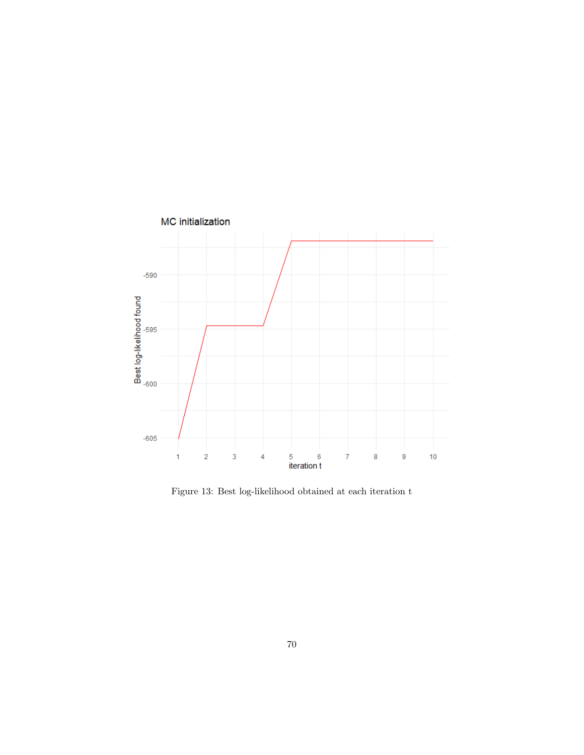Figure 13: Best log-likelihood obtained at each iteration t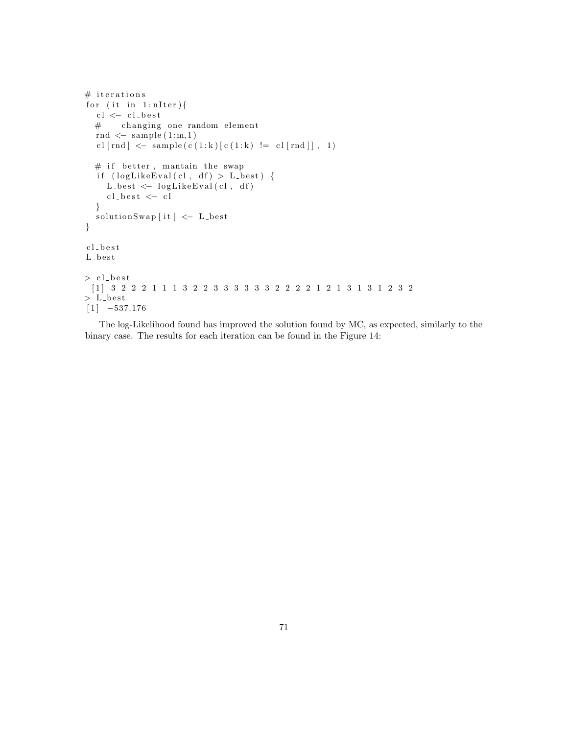```
# iterations
for (it in 1:nIter){
  cl <- cl_best
  #    changing one random element
  rnd <- sample(1:m,1)
  cl[rnd] <- sample(c(1:k)[c(1:k) != cl[rnd]], 1)

  # if better, mantain the swap
  if (logLikeEval(cl, df) > L_best) {
    L_best <- logLikeEval(cl, df)
    cl_best <- cl
  }
  solutionSwap[it] <- L_best
}

cl_best
L_best

> cl_best
 [1] 3 2 2 2 1 1 1 3 2 2 3 3 3 3 3 3 2 2 2 2 1 2 1 3 1 3 1 2 3 2
> L_best
[1] -537.176
```

The log-Likelihood found has improved the solution found by MC, as expected, similarly to the binary case. The results for each iteration can be found in the Figure 14: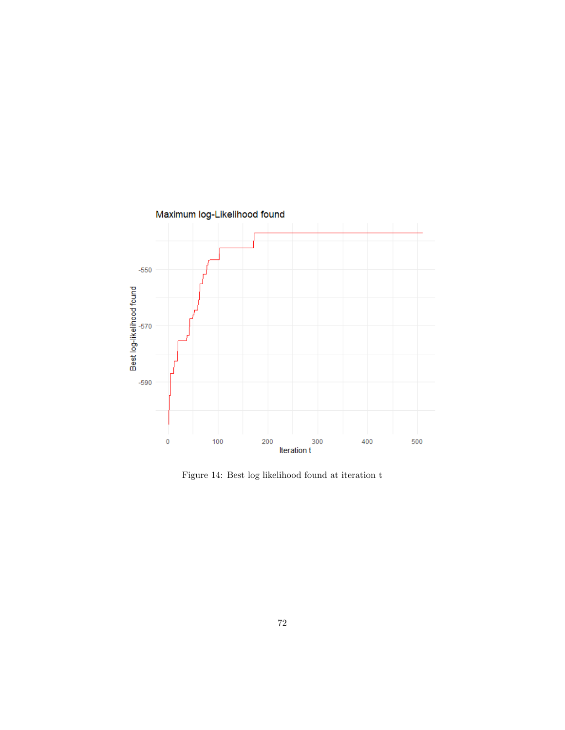Figure 14: Best log likelihood found at iteration t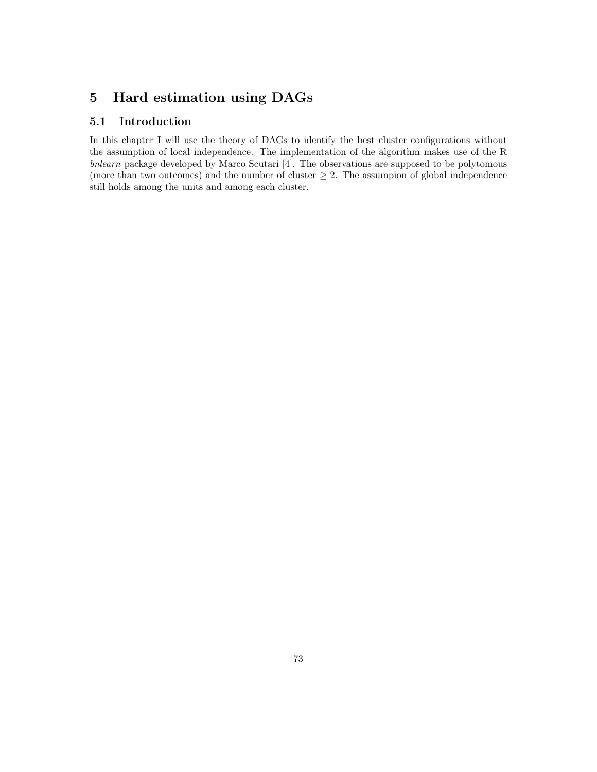# 5 Hard estimation using DAGs

## 5.1 Introduction

In this chapter I will use the theory of DAGs to identify the best cluster configurations without the assumption of local independence. The implementation of the algorithm makes use of the R *bnlearn* package developed by Marco Scutari [4]. The observations are supposed to be polytomous (more than two outcomes) and the number of cluster $\geq 2$. The assumpion of global independence still holds among the units and among each cluster.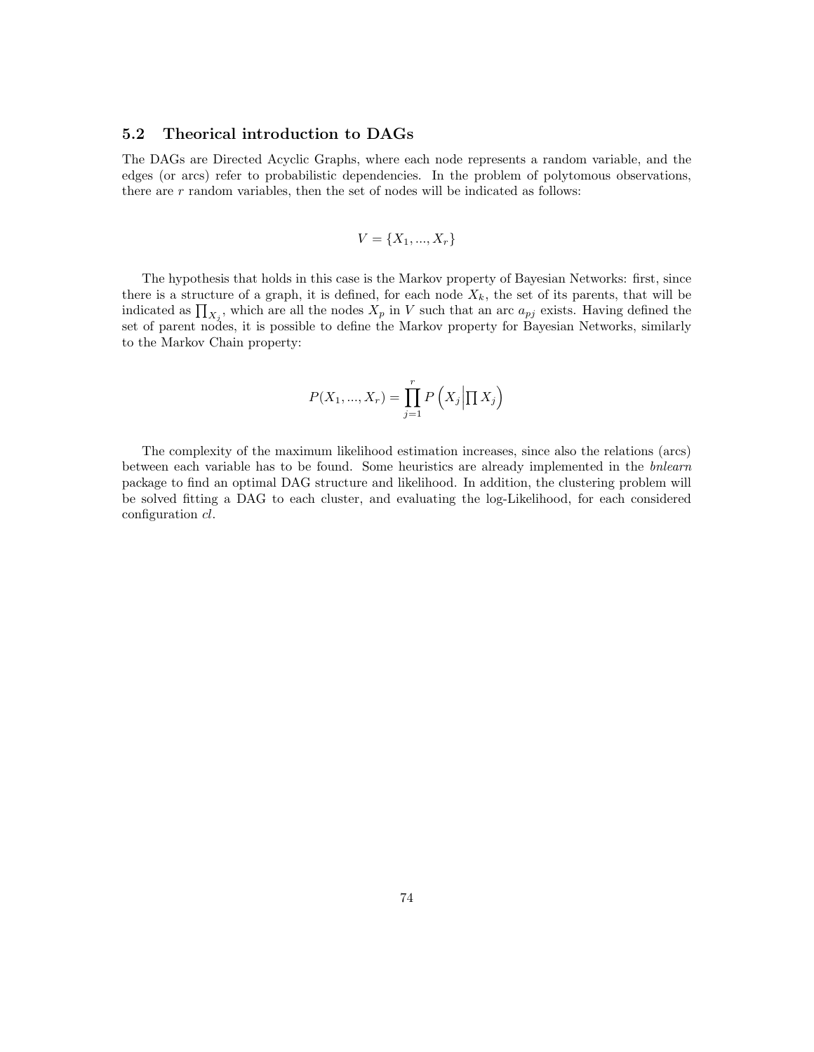## 5.2 Theorical introduction to DAGs

The DAGs are Directed Acyclic Graphs, where each node represents a random variable, and the edges (or arcs) refer to probabilistic dependencies. In the problem of polytomous observations, there are $r$ random variables, then the set of nodes will be indicated as follows:

$$V = \{X_1, ..., X_r\}$$

The hypothesis that holds in this case is the Markov property of Bayesian Networks: first, since there is a structure of a graph, it is defined, for each node $X_k$, the set of its parents, that will be indicated as $\prod_{X_j}$, which are all the nodes $X_p$ in $V$ such that an arc $a_{pj}$ exists. Having defined the set of parent nodes, it is possible to define the Markov property for Bayesian Networks, similarly to the Markov Chain property:

$$P(X_1, ..., X_r) = \prod_{j=1}^{r} P\left(X_j \middle| \prod X_j\right)$$

The complexity of the maximum likelihood estimation increases, since also the relations (arcs) between each variable has to be found. Some heuristics are already implemented in the *bnlearn* package to find an optimal DAG structure and likelihood. In addition, the clustering problem will be solved fitting a DAG to each cluster, and evaluating the log-Likelihood, for each considered configuration $cl$.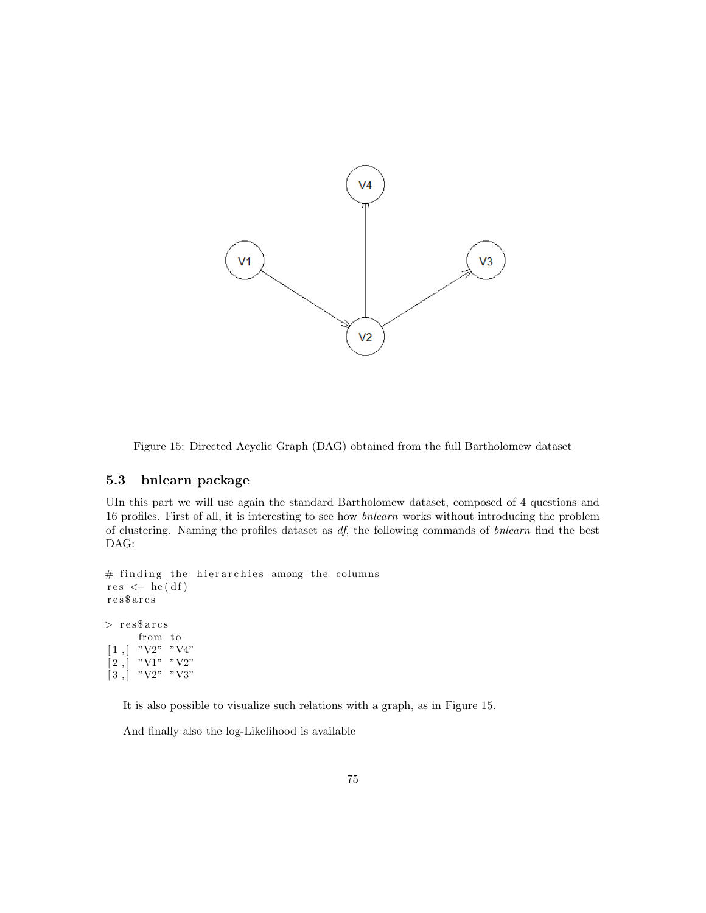Figure 15: Directed Acyclic Graph (DAG) obtained from the full Bartholomew dataset

### 5.3 bnlearn package

UIn this part we will use again the standard Bartholomew dataset, composed of 4 questions and 16 profiles. First of all, it is interesting to see how *bnlearn* works without introducing the problem of clustering. Naming the profiles dataset as *df*, the following commands of *bnlearn* find the best DAG:

```
# finding the hierarchies among the columns
res <- hc(df)
res$arcs

> res$arcs
     from to
[1,] "V2" "V4"
[2,] "V1" "V2"
[3,] "V2" "V3"
```

It is also possible to visualize such relations with a graph, as in Figure 15.

And finally also the log-Likelihood is available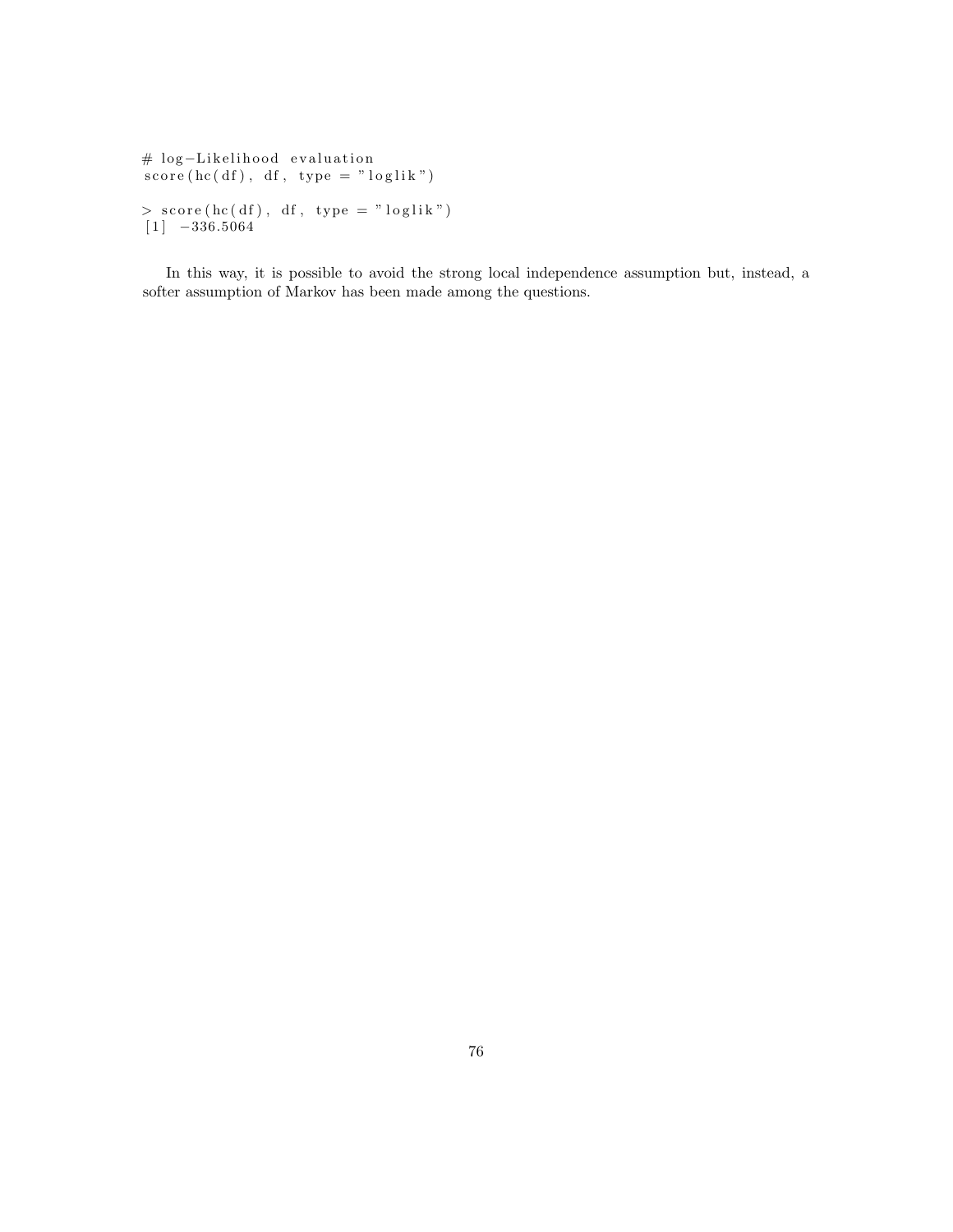```
# log-Likelihood evaluation
score(hc(df), df, type = "loglik")

> score(hc(df), df, type = "loglik")
[1] -336.5064
```

In this way, it is possible to avoid the strong local independence assumption but, instead, a softer assumption of Markov has been made among the questions.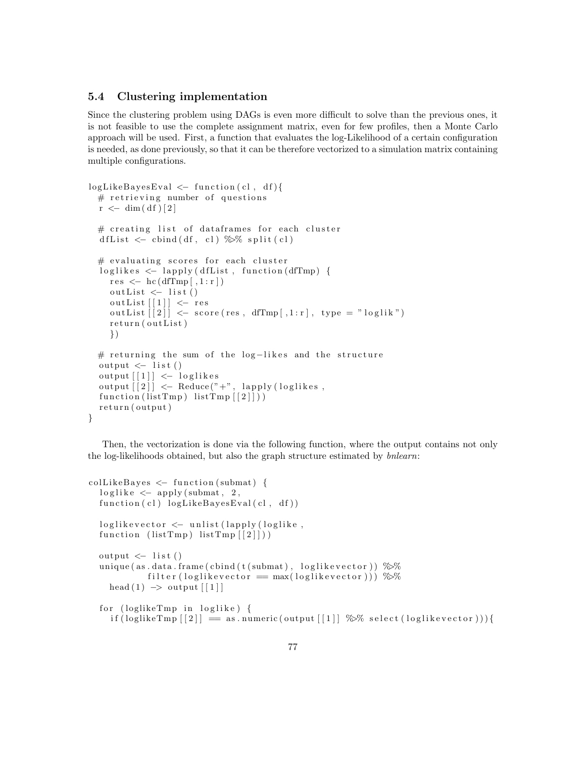## 5.4 Clustering implementation

Since the clustering problem using DAGs is even more difficult to solve than the previous ones, it is not feasible to use the complete assignment matrix, even for few profiles, then a Monte Carlo approach will be used. First, a function that evaluates the log-Likelihood of a certain configuration is needed, as done previously, so that it can be therefore vectorized to a simulation matrix containing multiple configurations.

```
logLikeBayesEval <- function(cl, df){
  # retrieving number of questions
  r <- dim(df)[2]

  # creating list of dataframes for each cluster
  dfList <- cbind(df, cl) %>% split(cl)

  # evaluating scores for each cluster
  loglikes <- lapply(dfList, function(dfTmp) {
    res <- hc(dfTmp[,1:r])
    outList <- list()
    outList[[1]] <- res
    outList[[2]] <- score(res, dfTmp[,1:r], type = "loglik")
    return(outList)
    })

  # returning the sum of the log-likes and the structure
  output <- list()
  output[[1]] <- loglikes
  output[[2]] <- Reduce("+", lapply(loglikes,
  function(listTmp) listTmp[[2]]))
  return(output)
}
```

Then, the vectorization is done via the following function, where the output contains not only the log-likelihoods obtained, but also the graph structure estimated by *bnlearn*:

```
colLikeBayes <- function(submat) {
  loglike <- apply(submat, 2,
  function(cl) logLikeBayesEval(cl, df))

  loglikevector <- unlist(lapply(loglike,
  function (listTmp) listTmp[[2]]))

  output <- list()
  unique(as.data.frame(cbind(t(submat), loglikevector)) %>%
           filter(loglikevector == max(loglikevector))) %>%
    head(1) -> output[[1]]

  for (loglikeTmp in loglike) {
    if(loglikeTmp[[2]] == as.numeric(output[[1]] %>% select(loglikevector))){
```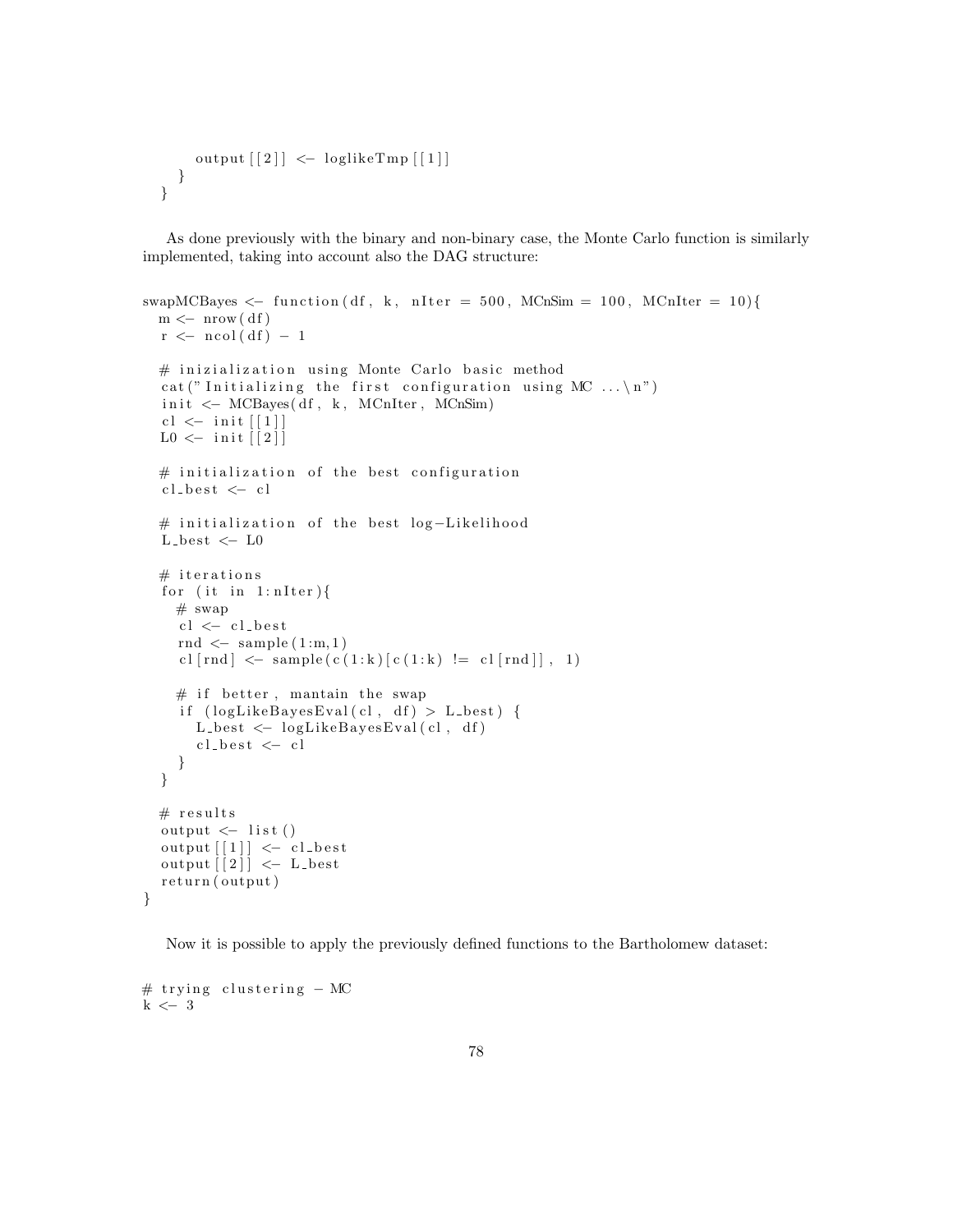```
    output[[2]] <- loglikeTmp[[1]]
  }
}
```

As done previously with the binary and non-binary case, the Monte Carlo function is similarly implemented, taking into account also the DAG structure:

```
swapMCBayes <- function(df, k, nIter = 500, MCnSim = 100, MCnIter = 10){
  m <- nrow(df)
  r <- ncol(df) - 1

  # inizialization using Monte Carlo basic method
  cat("Initializing the first configuration using MC ...\n")
  init <- MCBayes(df, k, MCnIter, MCnSim)
  cl <- init[[1]]
  L0 <- init[[2]]

  # initialization of the best configuration
  cl_best <- cl

  # initialization of the best log-Likelihood
  L_best <- L0

  # iterations
  for (it in 1:nIter){
    # swap
    cl <- cl_best
    rnd <- sample(1:m,1)
    cl[rnd] <- sample(c(1:k)[c(1:k) != cl[rnd]], 1)

    # if better, mantain the swap
    if (logLikeBayesEval(cl, df) > L_best) {
      L_best <- logLikeBayesEval(cl, df)
      cl_best <- cl
    }
  }

  # results
  output <- list()
  output[[1]] <- cl_best
  output[[2]] <- L_best
  return(output)
}
```

Now it is possible to apply the previously defined functions to the Bartholomew dataset:

```
# trying clustering - MC
k <- 3
```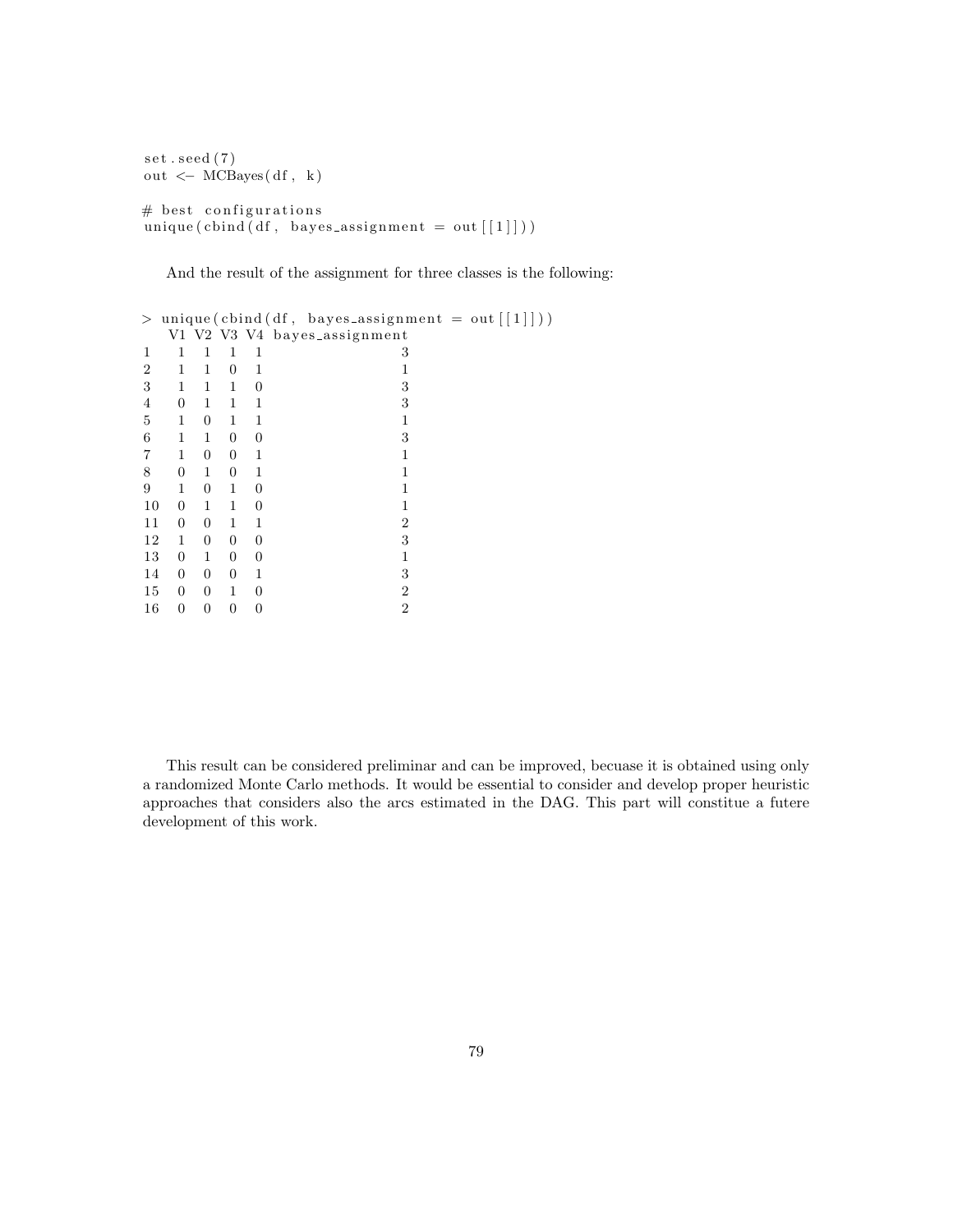```
set.seed(7)
out <- MCBayes(df, k)

# best configurations
unique(cbind(df, bayes_assignment = out[[1]]))
```

And the result of the assignment for three classes is the following:

```
> unique(cbind(df, bayes_assignment = out[[1]]))
   V1 V2 V3 V4 bayes_assignment
1   1  1  1  1                3
2   1  1  0  1                1
3   1  1  1  0                3
4   0  1  1  1                3
5   1  0  1  1                1
6   1  1  0  0                3
7   1  0  0  1                1
8   0  1  0  1                1
9   1  0  1  0                1
10  0  1  1  0                1
11  0  0  1  1                2
12  1  0  0  0                3
13  0  1  0  0                1
14  0  0  0  1                3
15  0  0  1  0                2
16  0  0  0  0                2
```

This result can be considered preliminar and can be improved, becuase it is obtained using only a randomized Monte Carlo methods. It would be essential to consider and develop proper heuristic approaches that considers also the arcs estimated in the DAG. This part will constitue a futere development of this work.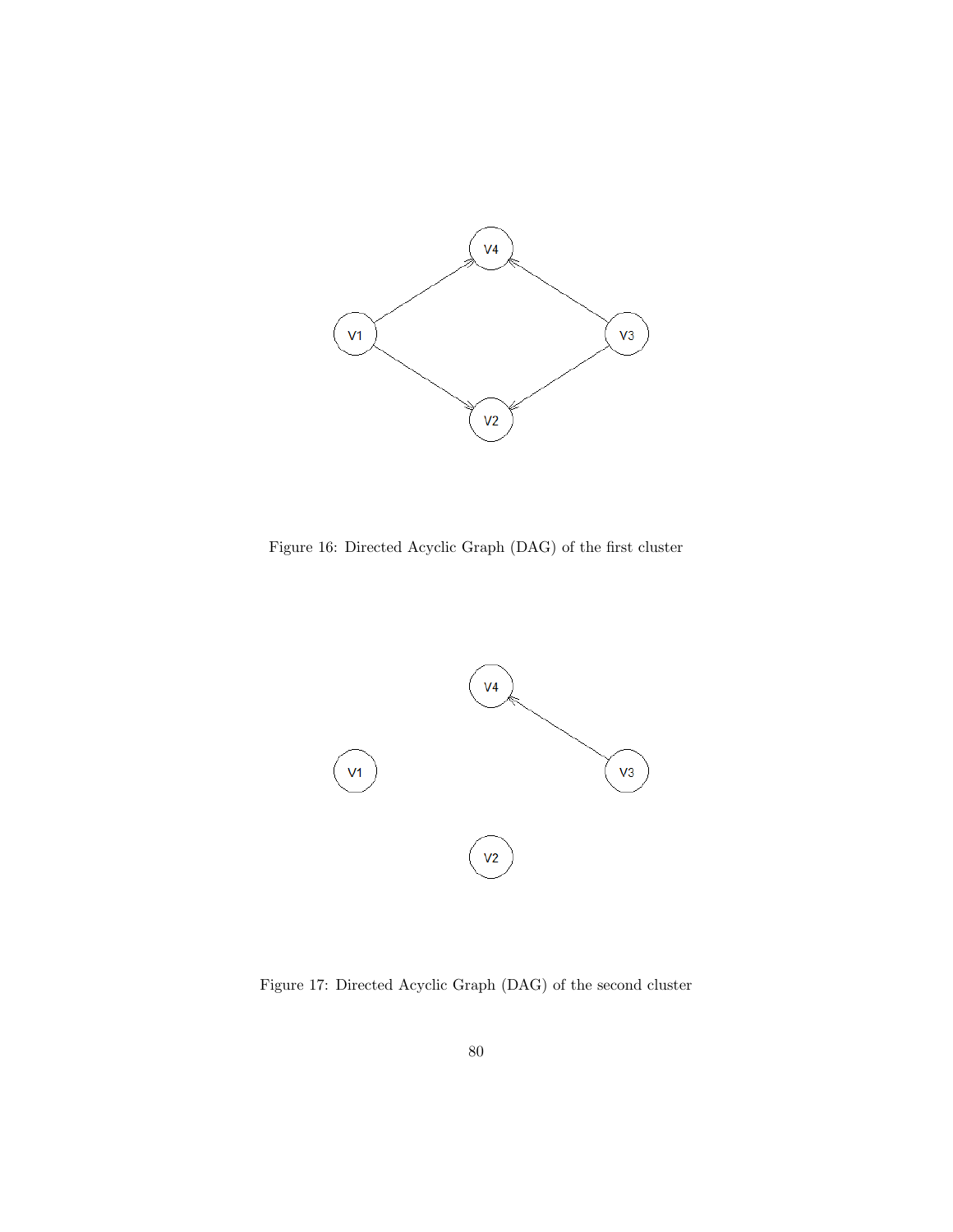Figure 16: Directed Acyclic Graph (DAG) of the first cluster

Figure 17: Directed Acyclic Graph (DAG) of the second cluster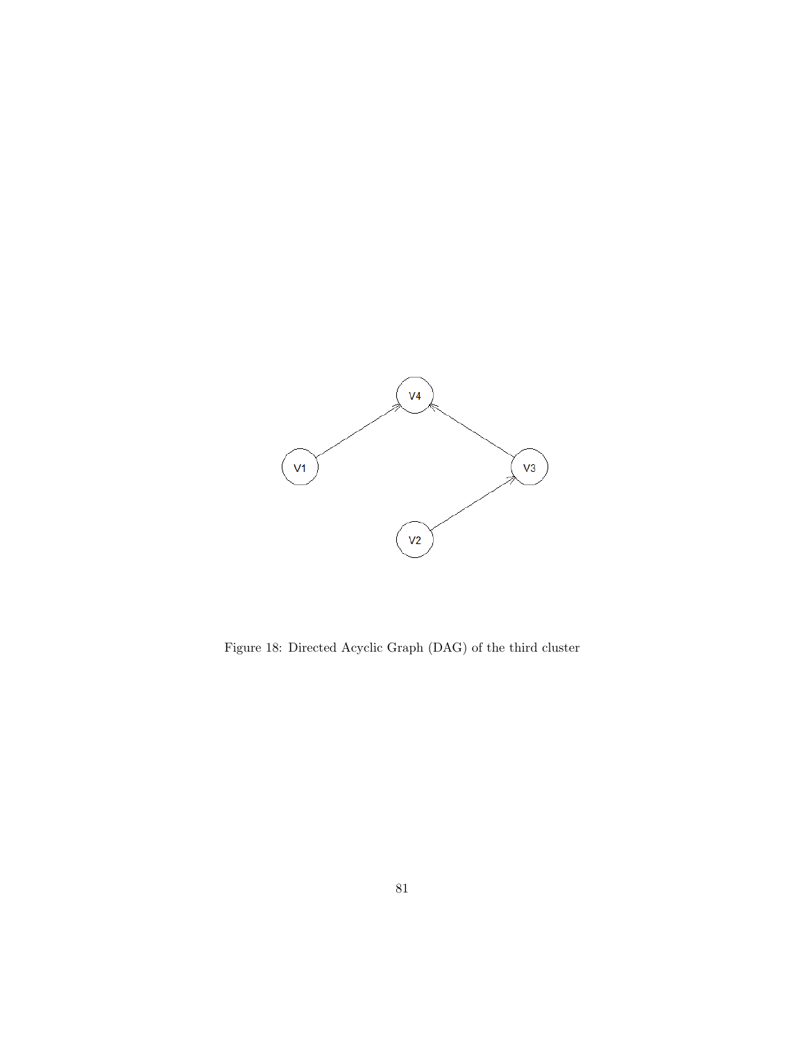Figure 18: Directed Acyclic Graph (DAG) of the third cluster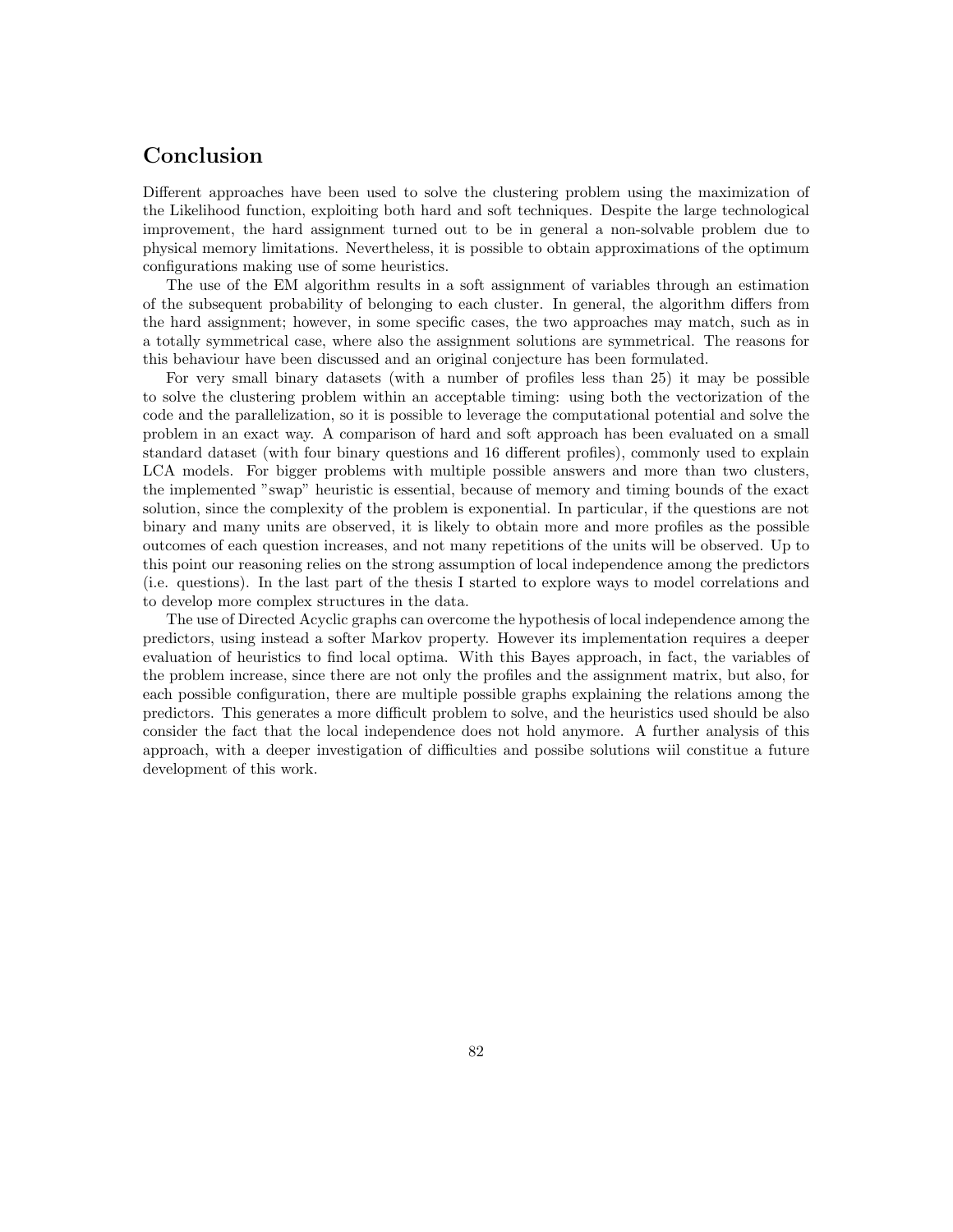# Conclusion

Different approaches have been used to solve the clustering problem using the maximization of the Likelihood function, exploiting both hard and soft techniques. Despite the large technological improvement, the hard assignment turned out to be in general a non-solvable problem due to physical memory limitations. Nevertheless, it is possible to obtain approximations of the optimum configurations making use of some heuristics.

The use of the EM algorithm results in a soft assignment of variables through an estimation of the subsequent probability of belonging to each cluster. In general, the algorithm differs from the hard assignment; however, in some specific cases, the two approaches may match, such as in a totally symmetrical case, where also the assignment solutions are symmetrical. The reasons for this behaviour have been discussed and an original conjecture has been formulated.

For very small binary datasets (with a number of profiles less than 25) it may be possible to solve the clustering problem within an acceptable timing: using both the vectorization of the code and the parallelization, so it is possible to leverage the computational potential and solve the problem in an exact way. A comparison of hard and soft approach has been evaluated on a small standard dataset (with four binary questions and 16 different profiles), commonly used to explain LCA models. For bigger problems with multiple possible answers and more than two clusters, the implemented "swap" heuristic is essential, because of memory and timing bounds of the exact solution, since the complexity of the problem is exponential. In particular, if the questions are not binary and many units are observed, it is likely to obtain more and more profiles as the possible outcomes of each question increases, and not many repetitions of the units will be observed. Up to this point our reasoning relies on the strong assumption of local independence among the predictors (i.e. questions). In the last part of the thesis I started to explore ways to model correlations and to develop more complex structures in the data.

The use of Directed Acyclic graphs can overcome the hypothesis of local independence among the predictors, using instead a softer Markov property. However its implementation requires a deeper evaluation of heuristics to find local optima. With this Bayes approach, in fact, the variables of the problem increase, since there are not only the profiles and the assignment matrix, but also, for each possible configuration, there are multiple possible graphs explaining the relations among the predictors. This generates a more difficult problem to solve, and the heuristics used should be also consider the fact that the local independence does not hold anymore. A further analysis of this approach, with a deeper investigation of difficulties and possibe solutions wiil constitue a future development of this work.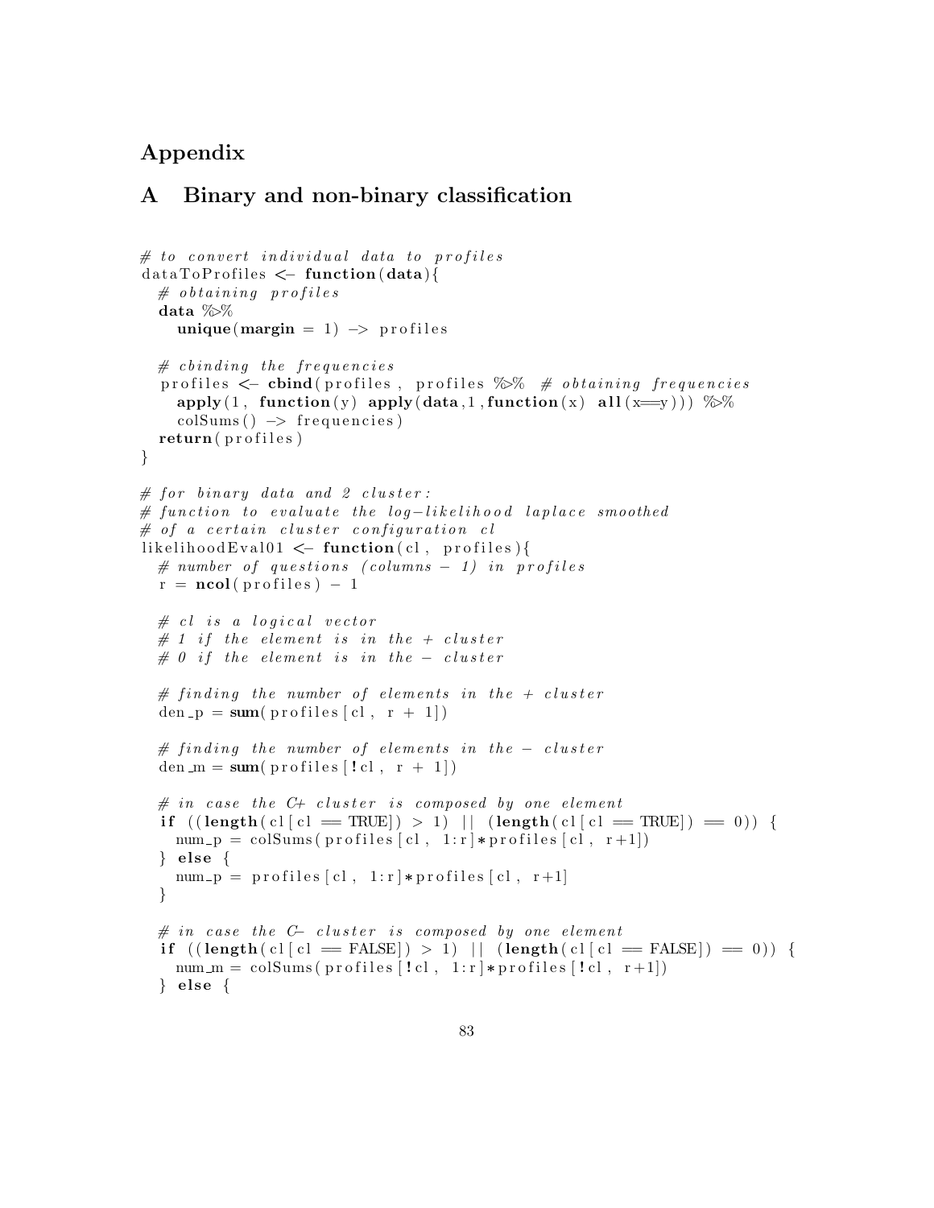# Appendix

## A Binary and non-binary classification

```
# to convert individual data to profiles
dataToProfiles <- function(data){
  # obtaining profiles
  data %>%
    unique(margin = 1) -> profiles

  # cbinding the frequencies
  profiles <- cbind(profiles, profiles %>% # obtaining frequencies
    apply(1, function(y) apply(data,1,function(x) all(x==y))) %>%
    colSums() -> frequencies)
  return(profiles)
}

# for binary data and 2 cluster:
# function to evaluate the log-likelihood laplace smoothed
# of a certain cluster configuration cl
likelihoodEval01 <- function(cl, profiles){
  # number of questions (columns - 1) in profiles
  r = ncol(profiles) - 1

  # cl is a logical vector
  # 1 if the element is in the + cluster
  # 0 if the element is in the - cluster

  # finding the number of elements in the + cluster
  den_p = sum(profiles[cl, r + 1])

  # finding the number of elements in the - cluster
  den_m = sum(profiles[!cl, r + 1])

  # in case the C+ cluster is composed by one element
  if ((length(cl[cl == TRUE]) > 1) || (length(cl[cl == TRUE]) == 0)) {
    num_p = colSums(profiles[cl, 1:r]*profiles[cl, r+1])
  } else {
    num_p = profiles[cl, 1:r]*profiles[cl, r+1]
  }

  # in case the C- cluster is composed by one element
  if ((length(cl[cl == FALSE]) > 1) || (length(cl[cl == FALSE]) == 0)) {
    num_m = colSums(profiles[!cl, 1:r]*profiles[!cl, r+1])
  } else {
```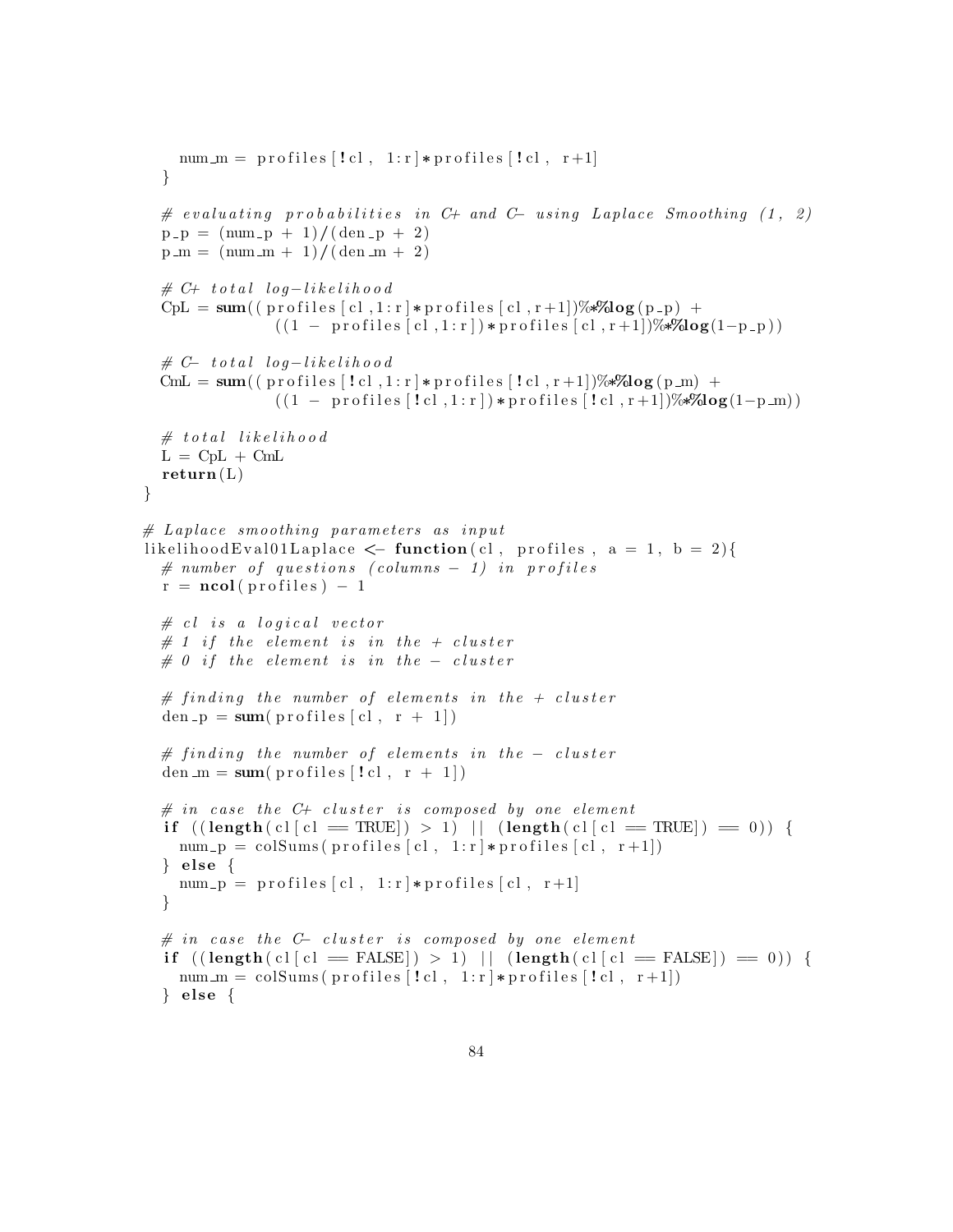```r
    num_m = profiles[!cl, 1:r]*profiles[!cl, r+1]
  }

  # evaluating probabilities in C+ and C- using Laplace Smoothing (1, 2)
  p_p = (num_p + 1)/(den_p + 2)
  p_m = (num_m + 1)/(den_m + 2)

  # C+ total log-likelihood
  CpL = sum((profiles[cl,1:r]*profiles[cl,r+1])%*%log(p_p) +
              ((1 - profiles[cl,1:r])*profiles[cl,r+1])%*%log(1-p_p))

  # C- total log-likelihood
  CmL = sum((profiles[!cl,1:r]*profiles[!cl,r+1])%*%log(p_m) +
              ((1 - profiles[!cl,1:r])*profiles[!cl,r+1])%*%log(1-p_m))

  # total likelihood
  L = CpL + CmL
  return(L)
}

# Laplace smoothing parameters as input
likelihoodEval01Laplace <- function(cl, profiles, a = 1, b = 2){
  # number of questions (columns - 1) in profiles
  r = ncol(profiles) - 1

  # cl is a logical vector
  # 1 if the element is in the + cluster
  # 0 if the element is in the - cluster

  # finding the number of elements in the + cluster
  den_p = sum(profiles[cl, r + 1])

  # finding the number of elements in the - cluster
  den_m = sum(profiles[!cl, r + 1])

  # in case the C+ cluster is composed by one element
  if ((length(cl[cl == TRUE]) > 1) || (length(cl[cl == TRUE]) == 0)) {
    num_p = colSums(profiles[cl, 1:r]*profiles[cl, r+1])
  } else {
    num_p = profiles[cl, 1:r]*profiles[cl, r+1]
  }

  # in case the C- cluster is composed by one element
  if ((length(cl[cl == FALSE]) > 1) || (length(cl[cl == FALSE]) == 0)) {
    num_m = colSums(profiles[!cl, 1:r]*profiles[!cl, r+1])
  } else {
```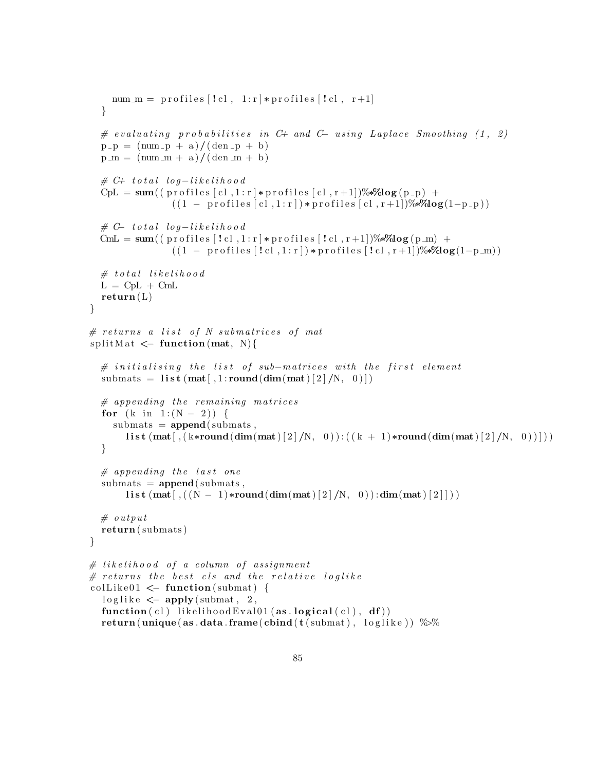```r
    num_m = profiles[!cl, 1:r]*profiles[!cl, r+1]
  }

  # evaluating probabilities in C+ and C- using Laplace Smoothing (1, 2)
  p_p = (num_p + a)/(den_p + b)
  p_m = (num_m + a)/(den_m + b)

  # C+ total log-likelihood
  CpL = sum((profiles[cl,1:r]*profiles[cl,r+1])%*%log(p_p) +
              ((1 - profiles[cl,1:r])*profiles[cl,r+1])%*%log(1-p_p))

  # C- total log-likelihood
  CmL = sum((profiles[!cl,1:r]*profiles[!cl,r+1])%*%log(p_m) +
              ((1 - profiles[!cl,1:r])*profiles[!cl,r+1])%*%log(1-p_m))

  # total likelihood
  L = CpL + CmL
  return(L)
}

# returns a list of N submatrices of mat
splitMat <- function(mat, N){

  # initialising the list of sub-matrices with the first element
  submats = list(mat[,1:round(dim(mat)[2]/N, 0)])

  # appending the remaining matrices
  for (k in 1:(N - 2)) {
    submats = append(submats,
      list(mat[,(k*round(dim(mat)[2]/N, 0)):((k + 1)*round(dim(mat)[2]/N, 0))]))
  }

  # appending the last one
  submats = append(submats,
      list(mat[,((N - 1)*round(dim(mat)[2]/N, 0)):dim(mat)[2]]))

  # output
  return(submats)
}

# likelihood of a column of assignment
# returns the best cls and the relative loglike
colLike01 <- function(submat) {
  loglike <- apply(submat, 2,
  function(cl) likelihoodEval01(as.logical(cl), df))
  return(unique(as.data.frame(cbind(t(submat), loglike)) %>%
```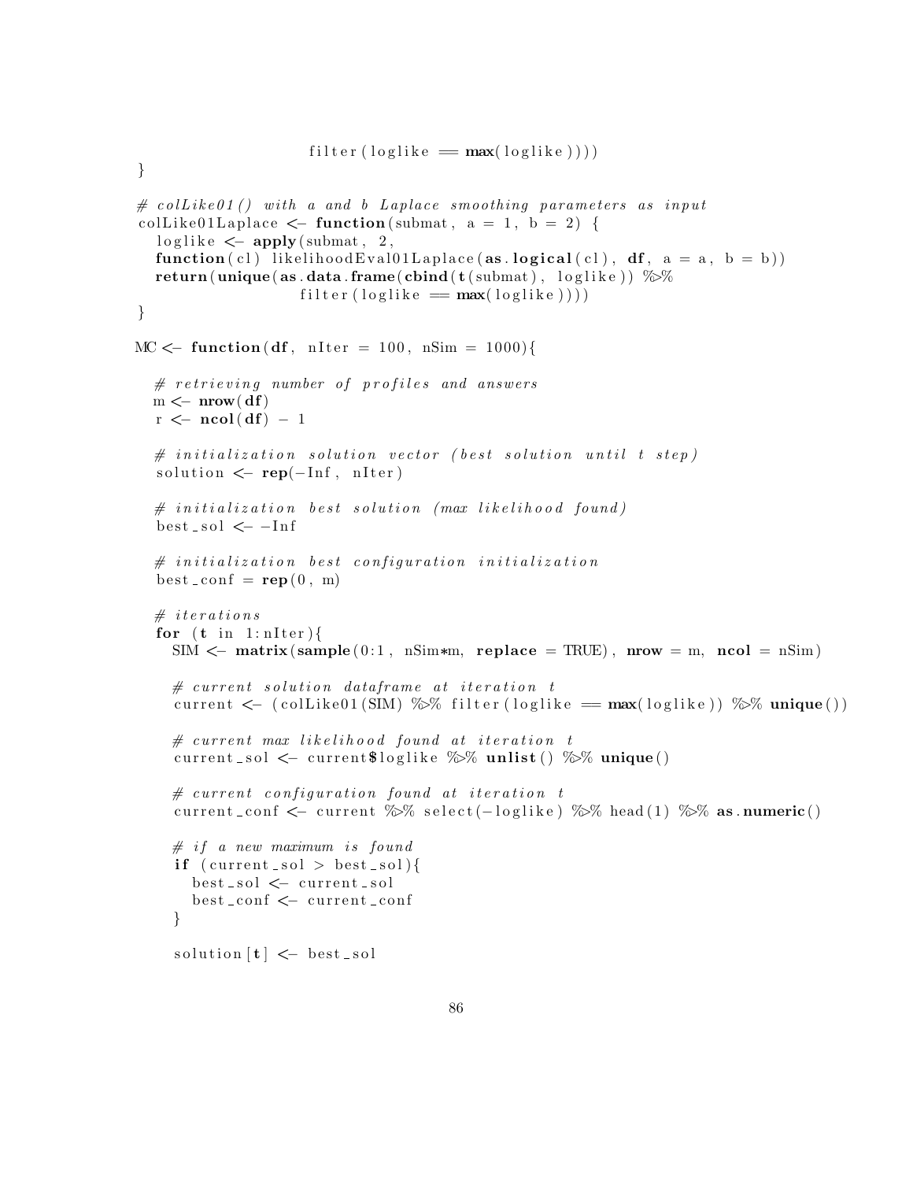```r
                   filter(loglike == max(loglike))))
}

# colLike01() with a and b Laplace smoothing parameters as input
colLike01Laplace <- function(submat, a = 1, b = 2) {
  loglike <- apply(submat, 2,
  function(cl) likelihoodEval01Laplace(as.logical(cl), df, a = a, b = b))
  return(unique(as.data.frame(cbind(t(submat), loglike)) %>%
                  filter(loglike == max(loglike))))
}

MC <- function(df, nIter = 100, nSim = 1000){

  # retrieving number of profiles and answers
  m <- nrow(df)
  r <- ncol(df) - 1

  # initialization solution vector (best solution until t step)
  solution <- rep(-Inf, nIter)

  # initialization best solution (max likelihood found)
  best_sol <- -Inf

  # initialization best configuration initialization
  best_conf = rep(0, m)

  # iterations
  for (t in 1:nIter){
    SIM <- matrix(sample(0:1, nSim*m, replace = TRUE), nrow = m, ncol = nSim)

    # current solution dataframe at iteration t
    current <- (colLike01(SIM) %>% filter(loglike == max(loglike)) %>% unique())

    # current max likelihood found at iteration t
    current_sol <- current$loglike %>% unlist() %>% unique()

    # current configuration found at iteration t
    current_conf <- current %>% select(-loglike) %>% head(1) %>% as.numeric()

    # if a new maximum is found
    if (current_sol > best_sol){
      best_sol <- current_sol
      best_conf <- current_conf
    }

    solution[t] <- best_sol
```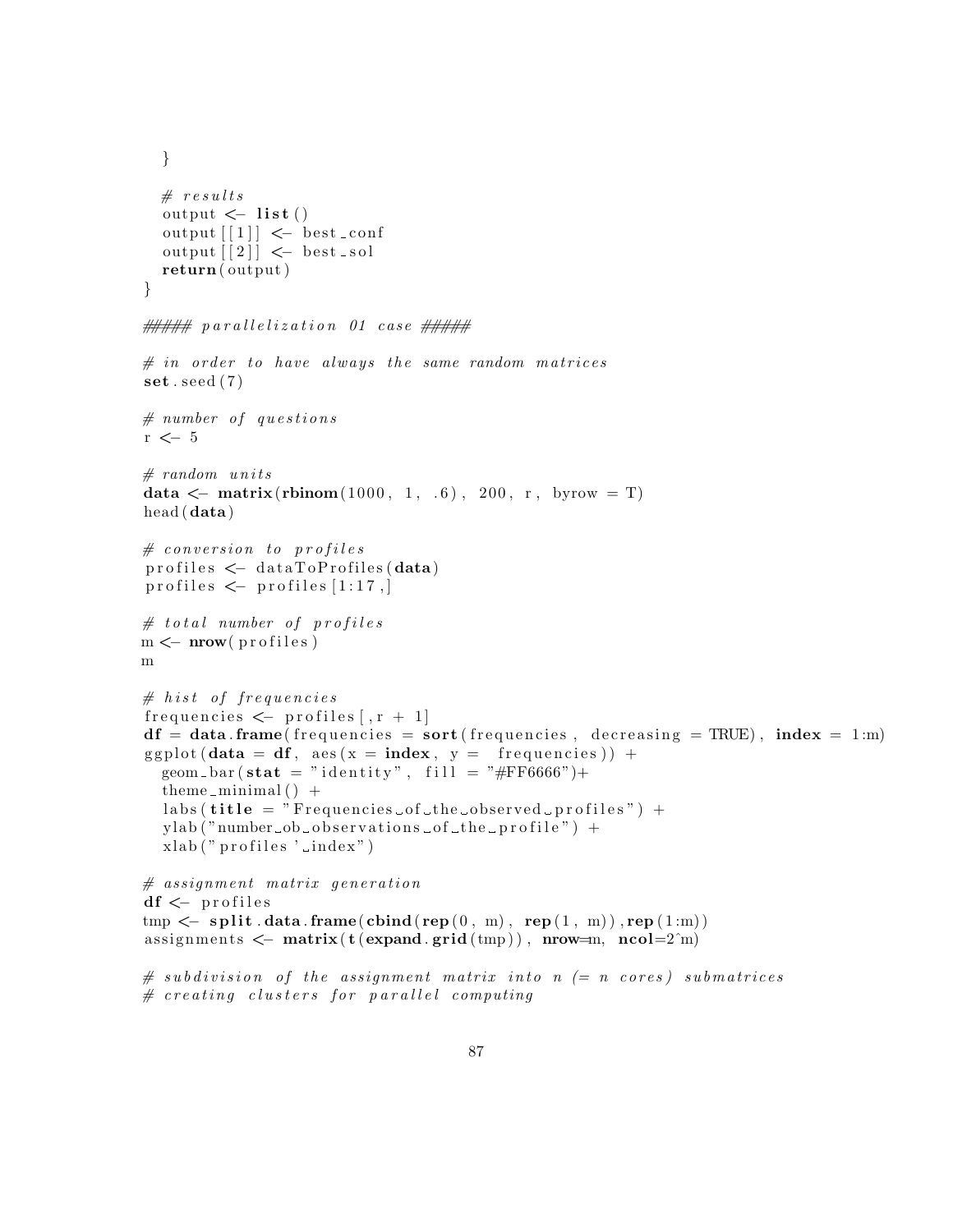```r
  }

  # results
  output <- list()
  output[[1]] <- best_conf
  output[[2]] <- best_sol
  return(output)
}

##### parallelization 01 case #####

# in order to have always the same random matrices
set.seed(7)

# number of questions
r <- 5

# random units
data <- matrix(rbinom(1000, 1, .6), 200, r, byrow = T)
head(data)

# conversion to profiles
profiles <- dataToProfiles(data)
profiles <- profiles[1:17,]

# total number of profiles
m <- nrow(profiles)
m

# hist of frequencies
frequencies <- profiles[,r + 1]
df = data.frame(frequencies = sort(frequencies, decreasing = TRUE), index = 1:m)
ggplot(data = df, aes(x = index, y =  frequencies)) +
  geom_bar(stat = "identity", fill = "#FF6666")+
  theme_minimal() +
  labs(title = "Frequencies of the observed profiles") +
  ylab("number ob observations of the profile") +
  xlab("profiles' index")

# assignment matrix generation
df <- profiles
tmp <- split.data.frame(cbind(rep(0, m), rep(1, m)),rep(1:m))
assignments <- matrix(t(expand.grid(tmp)), nrow=m, ncol=2^m)

# subdivision of the assignment matrix into n (= n cores) submatrices
# creating clusters for parallel computing
```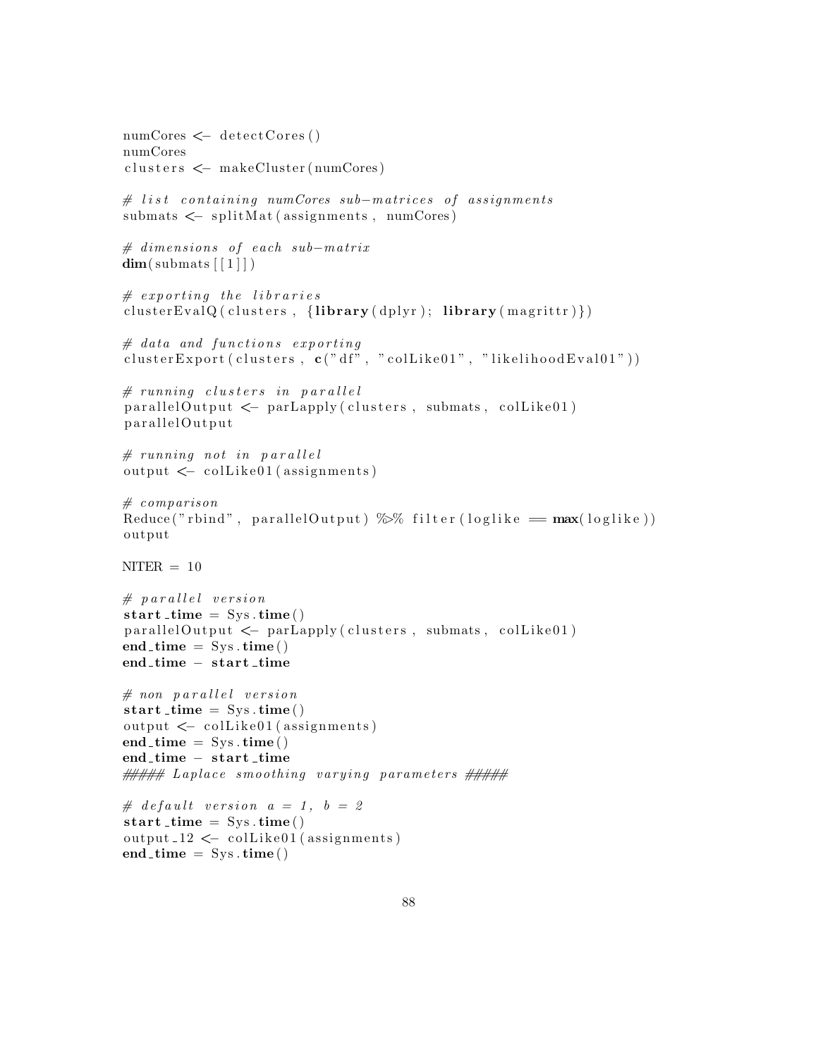```
numCores <- detectCores()
numCores
clusters <- makeCluster(numCores)

# list containing numCores sub-matrices of assignments
submats <- splitMat(assignments, numCores)

# dimensions of each sub-matrix
dim(submats[[1]])

# exporting the libraries
clusterEvalQ(clusters, {library(dplyr); library(magrittr)})

# data and functions exporting
clusterExport(clusters, c("df", "colLike01", "likelihoodEval01"))

# running clusters in parallel
parallelOutput <- parLapply(clusters, submats, colLike01)
parallelOutput

# running not in parallel
output <- colLike01(assignments)

# comparison
Reduce("rbind", parallelOutput) %>% filter(loglike == max(loglike))
output

NITER = 10

# parallel version
start_time = Sys.time()
parallelOutput <- parLapply(clusters, submats, colLike01)
end_time = Sys.time()
end_time - start_time

# non parallel version
start_time = Sys.time()
output <- colLike01(assignments)
end_time = Sys.time()
end_time - start_time
##### Laplace smoothing varying parameters #####

# default version a = 1, b = 2
start_time = Sys.time()
output_12 <- colLike01(assignments)
end_time = Sys.time()
```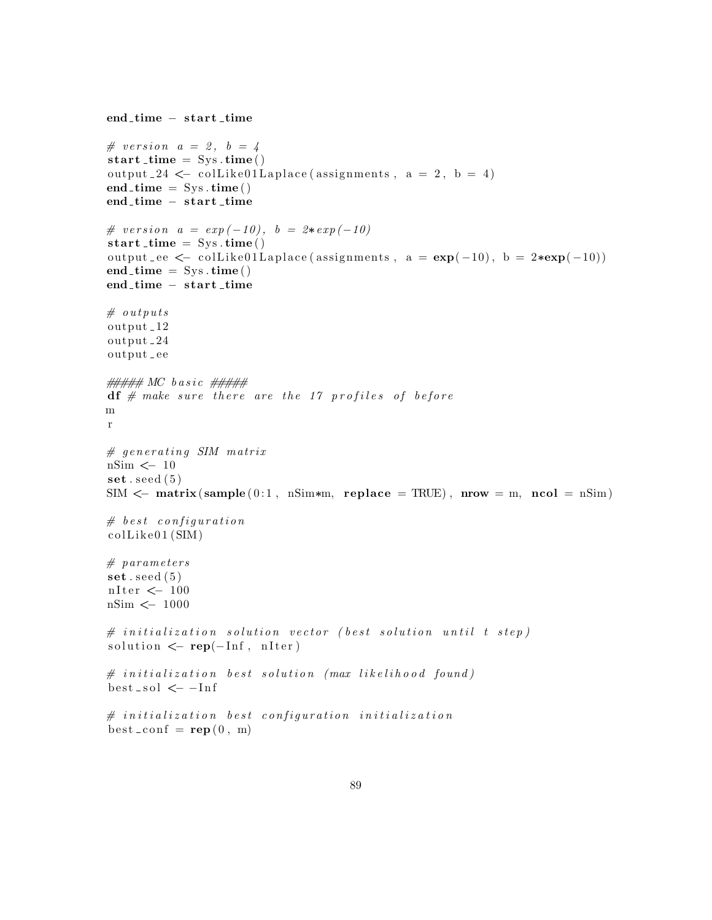```r
end_time - start_time

# version a = 2, b = 4
start_time = Sys.time()
output_24 <- colLike01Laplace(assignments, a = 2, b = 4)
end_time = Sys.time()
end_time - start_time

# version a = exp(-10), b = 2*exp(-10)
start_time = Sys.time()
output_ee <- colLike01Laplace(assignments, a = exp(-10), b = 2*exp(-10))
end_time = Sys.time()
end_time - start_time

# outputs
output_12
output_24
output_ee

##### MC basic #####
df # make sure there are the 17 profiles of before
m
r

# generating SIM matrix
nSim <- 10
set.seed(5)
SIM <- matrix(sample(0:1, nSim*m, replace = TRUE), nrow = m, ncol = nSim)

# best configuration
colLike01(SIM)

# parameters
set.seed(5)
nIter <- 100
nSim <- 1000

# initialization solution vector (best solution until t step)
solution <- rep(-Inf, nIter)

# initialization best solution (max likelihood found)
best_sol <- -Inf

# initialization best configuration initialization
best_conf = rep(0, m)
```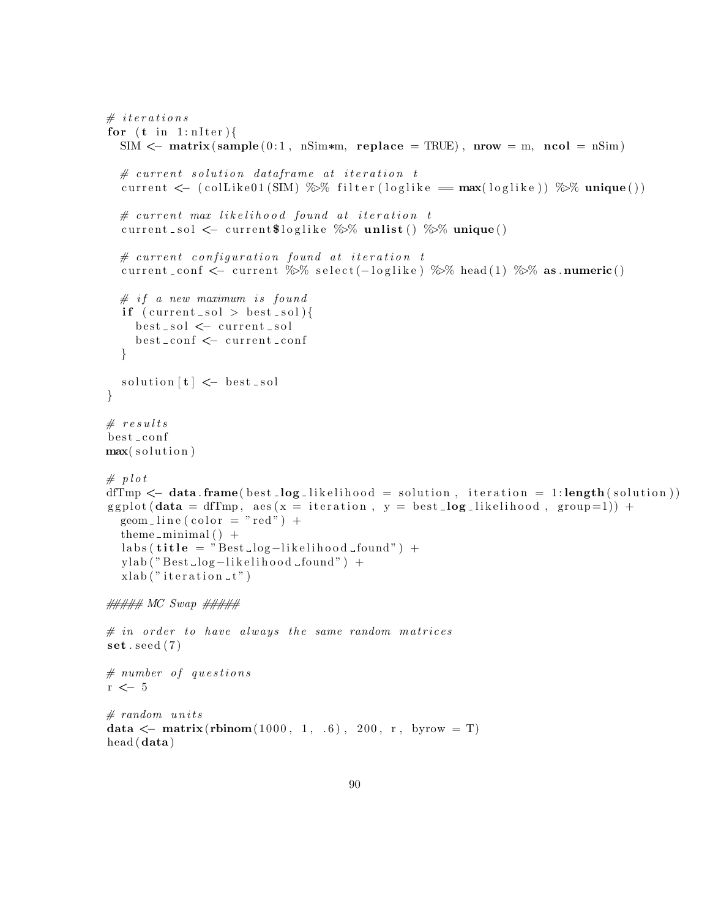```r
# iterations
for (t in 1:nIter){
  SIM <- matrix(sample(0:1, nSim*m, replace = TRUE), nrow = m, ncol = nSim)

  # current solution dataframe at iteration t
  current <- (colLike01(SIM) %>% filter(loglike == max(loglike)) %>% unique())

  # current max likelihood found at iteration t
  current_sol <- current$loglike %>% unlist() %>% unique()

  # current configuration found at iteration t
  current_conf <- current %>% select(-loglike) %>% head(1) %>% as.numeric()

  # if a new maximum is found
  if (current_sol > best_sol){
    best_sol <- current_sol
    best_conf <- current_conf
  }

  solution[t] <- best_sol
}

# results
best_conf
max(solution)

# plot
dfTmp <- data.frame(best_log_likelihood = solution, iteration = 1:length(solution))
ggplot(data = dfTmp, aes(x = iteration, y = best_log_likelihood, group=1)) +
  geom_line(color = "red") +
  theme_minimal() +
  labs(title = "Best log-likelihood found") +
  ylab("Best log-likelihood found") +
  xlab("iteration t")

##### MC Swap #####

# in order to have always the same random matrices
set.seed(7)

# number of questions
r <- 5

# random units
data <- matrix(rbinom(1000, 1, .6), 200, r, byrow = T)
head(data)
```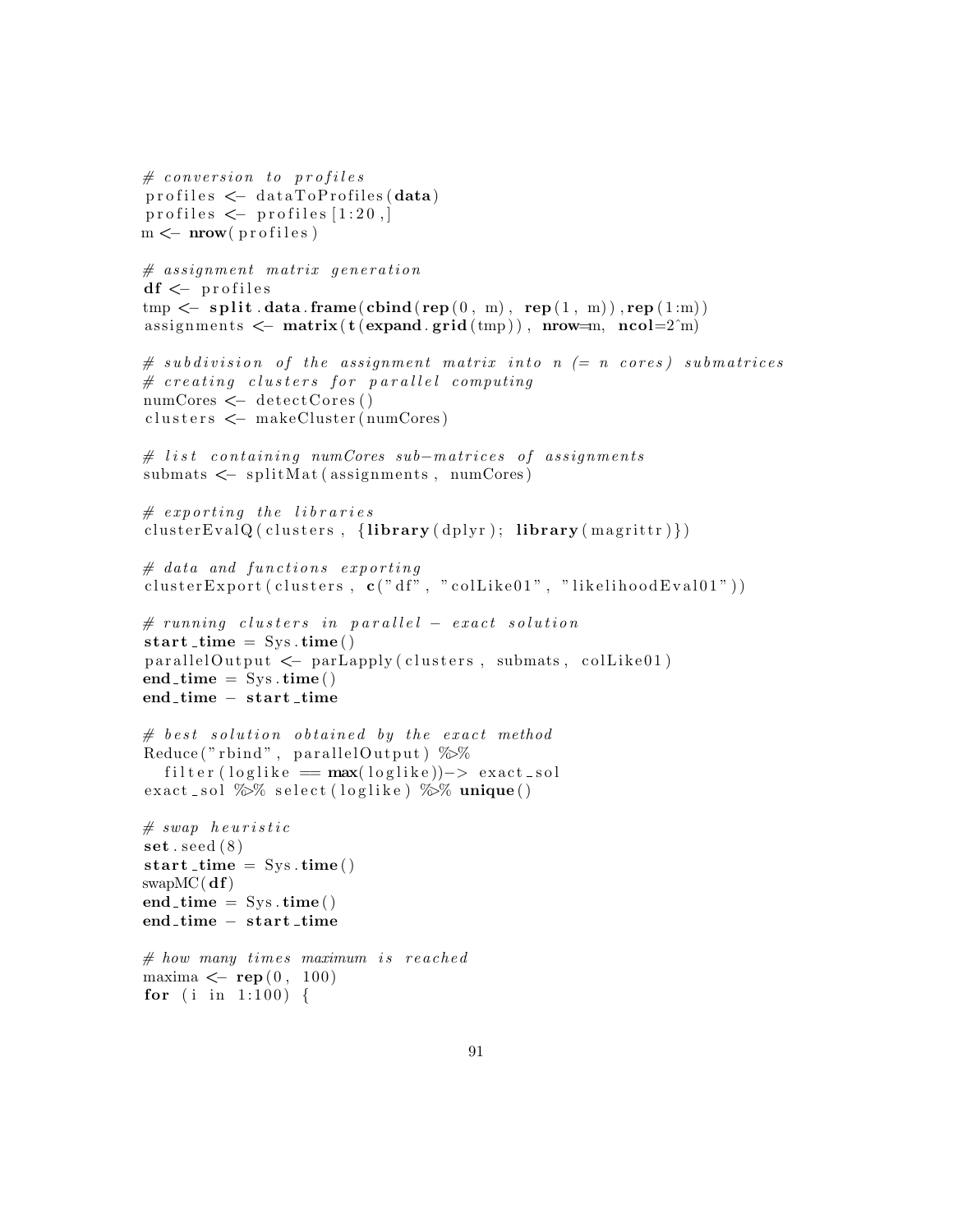```
# conversion to profiles
profiles <- dataToProfiles(data)
profiles <- profiles[1:20,]
m <- nrow(profiles)

# assignment matrix generation
df <- profiles
tmp <- split.data.frame(cbind(rep(0, m), rep(1, m)),rep(1:m))
assignments <- matrix(t(expand.grid(tmp)), nrow=m, ncol=2^m)

# subdivision of the assignment matrix into n (= n cores) submatrices
# creating clusters for parallel computing
numCores <- detectCores()
clusters <- makeCluster(numCores)

# list containing numCores sub-matrices of assignments
submats <- splitMat(assignments, numCores)

# exporting the libraries
clusterEvalQ(clusters, {library(dplyr); library(magrittr)})

# data and functions exporting
clusterExport(clusters, c("df", "colLike01", "likelihoodEval01"))

# running clusters in parallel - exact solution
start_time = Sys.time()
parallelOutput <- parLapply(clusters, submats, colLike01)
end_time = Sys.time()
end_time - start_time

# best solution obtained by the exact method
Reduce("rbind", parallelOutput) %>%
  filter(loglike == max(loglike))-> exact_sol
exact_sol %>% select(loglike) %>% unique()

# swap heuristic
set.seed(8)
start_time = Sys.time()
swapMC(df)
end_time = Sys.time()
end_time - start_time

# how many times maximum is reached
maxima <- rep(0, 100)
for (i in 1:100) {
```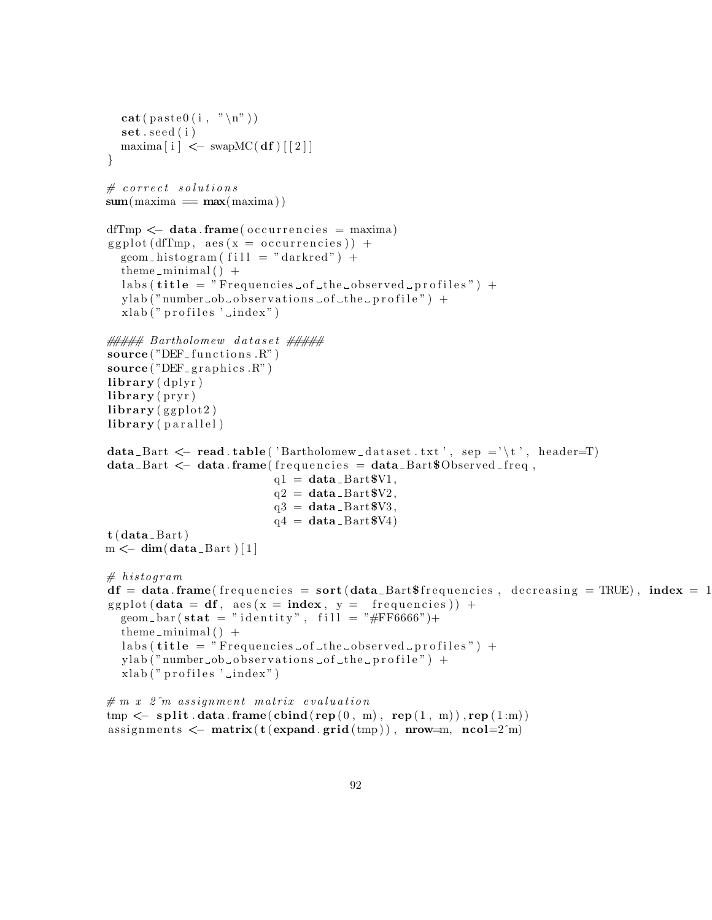```r
  cat(paste0(i, "\n"))
  set.seed(i)
  maxima[i] <- swapMC(df)[[2]]
}

# correct solutions
sum(maxima == max(maxima))

dfTmp <- data.frame(occurrencies = maxima)
ggplot(dfTmp, aes(x = occurrencies)) +
  geom_histogram(fill = "darkred") +
  theme_minimal() +
  labs(title = "Frequencies of the observed profiles") +
  ylab("number ob observations of the profile") +
  xlab("profiles' index")

##### Bartholomew dataset #####
source("DEF_functions.R")
source("DEF_graphics.R")
library(dplyr)
library(pryr)
library(ggplot2)
library(parallel)

data_Bart <- read.table('Bartholomew_dataset.txt', sep ='\t', header=T)
data_Bart <- data.frame(frequencies = data_Bart$Observed_freq,
                        q1 = data_Bart$V1,
                        q2 = data_Bart$V2,
                        q3 = data_Bart$V3,
                        q4 = data_Bart$V4)
t(data_Bart)
m <- dim(data_Bart)[1]

# histogram
df = data.frame(frequencies = sort(data_Bart$frequencies, decreasing = TRUE), index = 1
ggplot(data = df, aes(x = index, y =  frequencies)) +
  geom_bar(stat = "identity", fill = "#FF6666")+
  theme_minimal() +
  labs(title = "Frequencies of the observed profiles") +
  ylab("number ob observations of the profile") +
  xlab("profiles' index")

# m x 2^m assignment matrix evaluation
tmp <- split.data.frame(cbind(rep(0, m), rep(1, m)),rep(1:m))
assignments <- matrix(t(expand.grid(tmp)), nrow=m, ncol=2^m)
```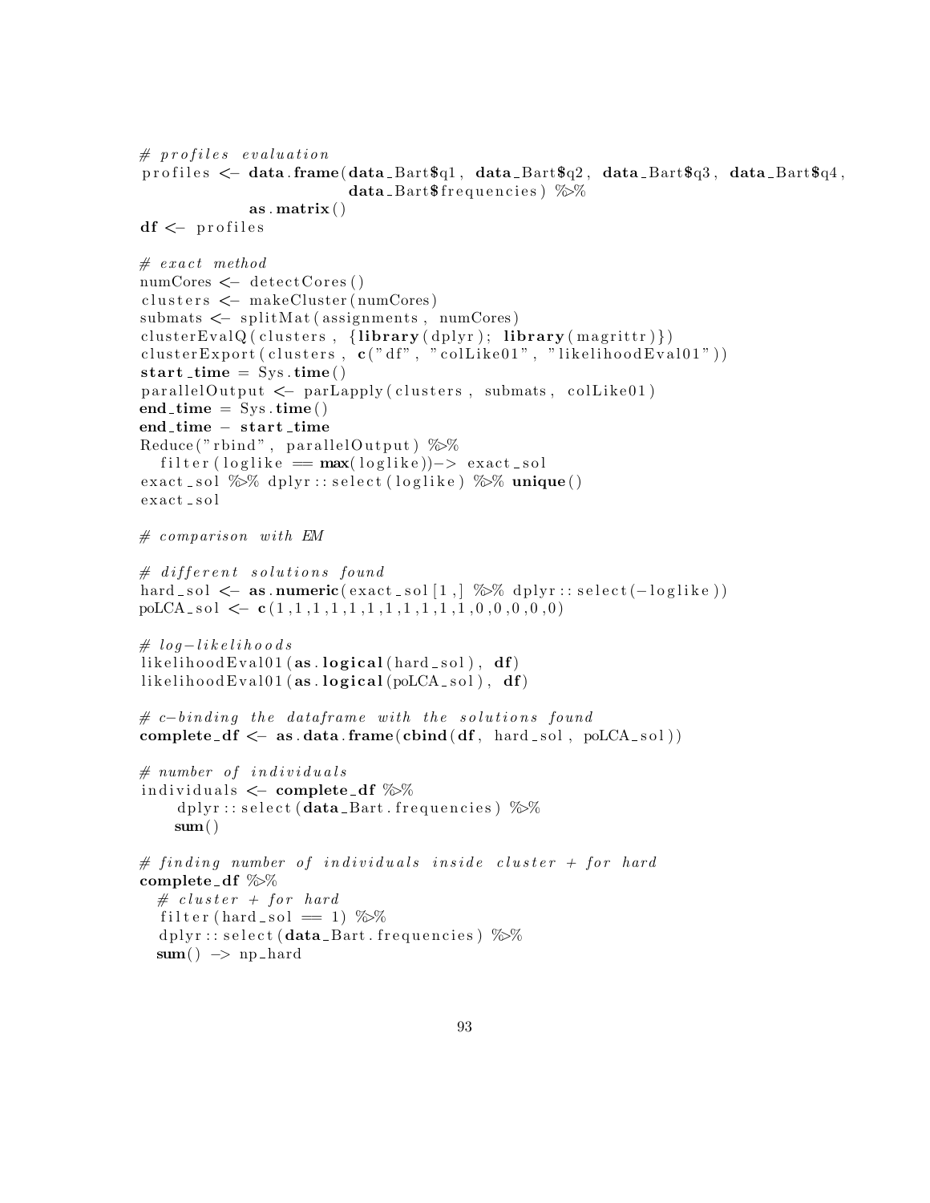```r
# profiles evaluation
profiles <- data.frame(data_Bart$q1, data_Bart$q2, data_Bart$q3, data_Bart$q4,
                       data_Bart$frequencies) %>%
            as.matrix()
df <- profiles

# exact method
numCores <- detectCores()
clusters <- makeCluster(numCores)
submats <- splitMat(assignments, numCores)
clusterEvalQ(clusters, {library(dplyr); library(magrittr)})
clusterExport(clusters, c("df", "colLike01", "likelihoodEval01"))
start_time = Sys.time()
parallelOutput <- parLapply(clusters, submats, colLike01)
end_time = Sys.time()
end_time - start_time
Reduce("rbind", parallelOutput) %>%
  filter(loglike == max(loglike))-> exact_sol
exact_sol %>% dplyr::select(loglike) %>% unique()
exact_sol

# comparison with EM

# different solutions found
hard_sol <- as.numeric(exact_sol[1,] %>% dplyr::select(-loglike))
poLCA_sol <- c(1,1,1,1,1,1,1,1,1,1,1,1,0,0,0,0,0)

# log-likelihoods
likelihoodEval01(as.logical(hard_sol), df)
likelihoodEval01(as.logical(poLCA_sol), df)

# c-binding the dataframe with the solutions found
complete_df <- as.data.frame(cbind(df, hard_sol, poLCA_sol))

# number of individuals
individuals <- complete_df %>%
    dplyr::select(data_Bart.frequencies) %>%
    sum()

# finding number of individuals inside cluster + for hard
complete_df %>%
  # cluster + for hard
  filter(hard_sol == 1) %>%
  dplyr::select(data_Bart.frequencies) %>%
  sum() -> np_hard
```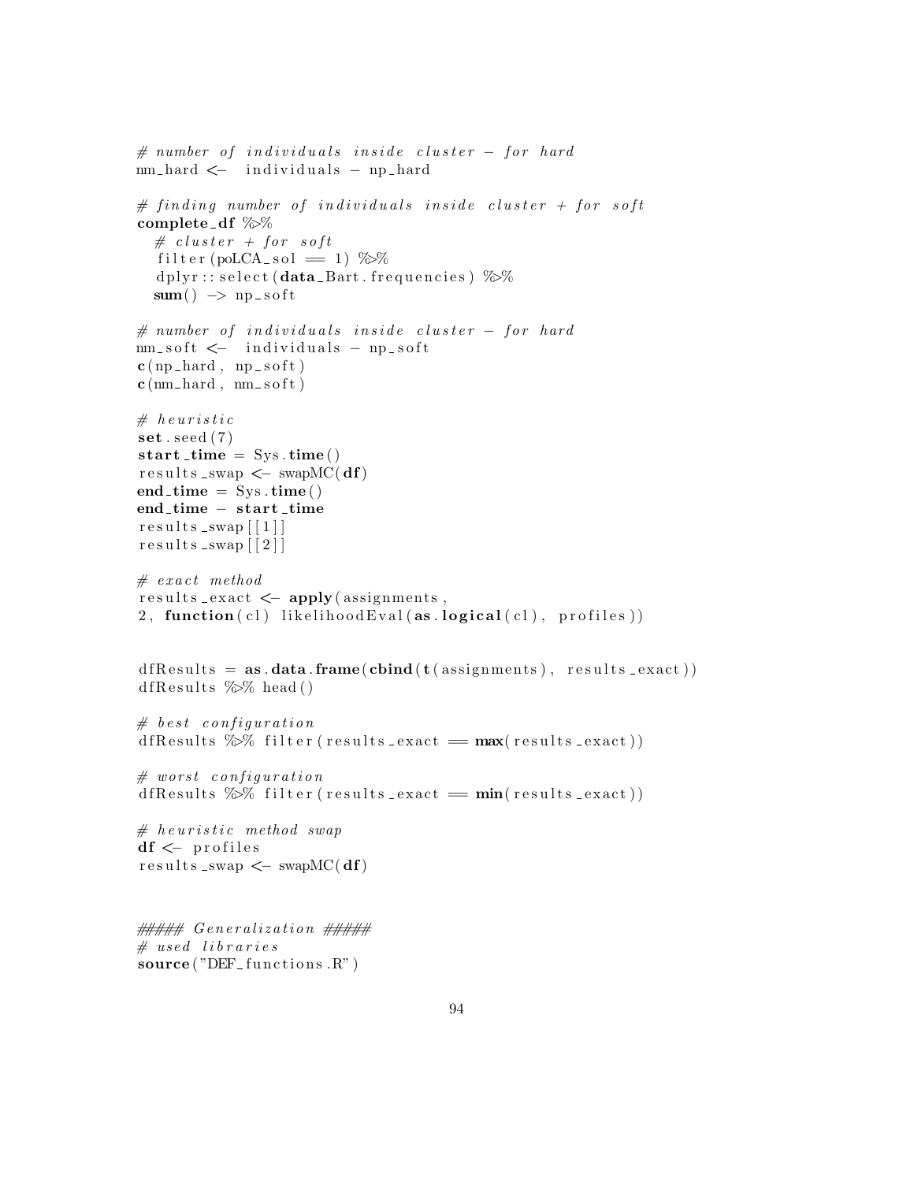```r
# number of individuals inside cluster - for hard
nm_hard <-  individuals - np_hard

# finding number of individuals inside cluster + for soft
complete_df %>%
  # cluster + for soft
  filter(poLCA_sol == 1) %>%
  dplyr::select(data_Bart.frequencies) %>%
  sum() -> np_soft

# number of individuals inside cluster - for hard
nm_soft <-  individuals - np_soft
c(np_hard, np_soft)
c(nm_hard, nm_soft)

# heuristic
set.seed(7)
start_time = Sys.time()
results_swap <- swapMC(df)
end_time = Sys.time()
end_time - start_time
results_swap[[1]]
results_swap[[2]]

# exact method
results_exact <- apply(assignments,
2, function(cl) likelihoodEval(as.logical(cl), profiles))


dfResults = as.data.frame(cbind(t(assignments), results_exact))
dfResults %>% head()

# best configuration
dfResults %>% filter(results_exact == max(results_exact))

# worst configuration
dfResults %>% filter(results_exact == min(results_exact))

# heuristic method swap
df <- profiles
results_swap <- swapMC(df)



##### Generalization #####
# used libraries
source("DEF_functions.R")
```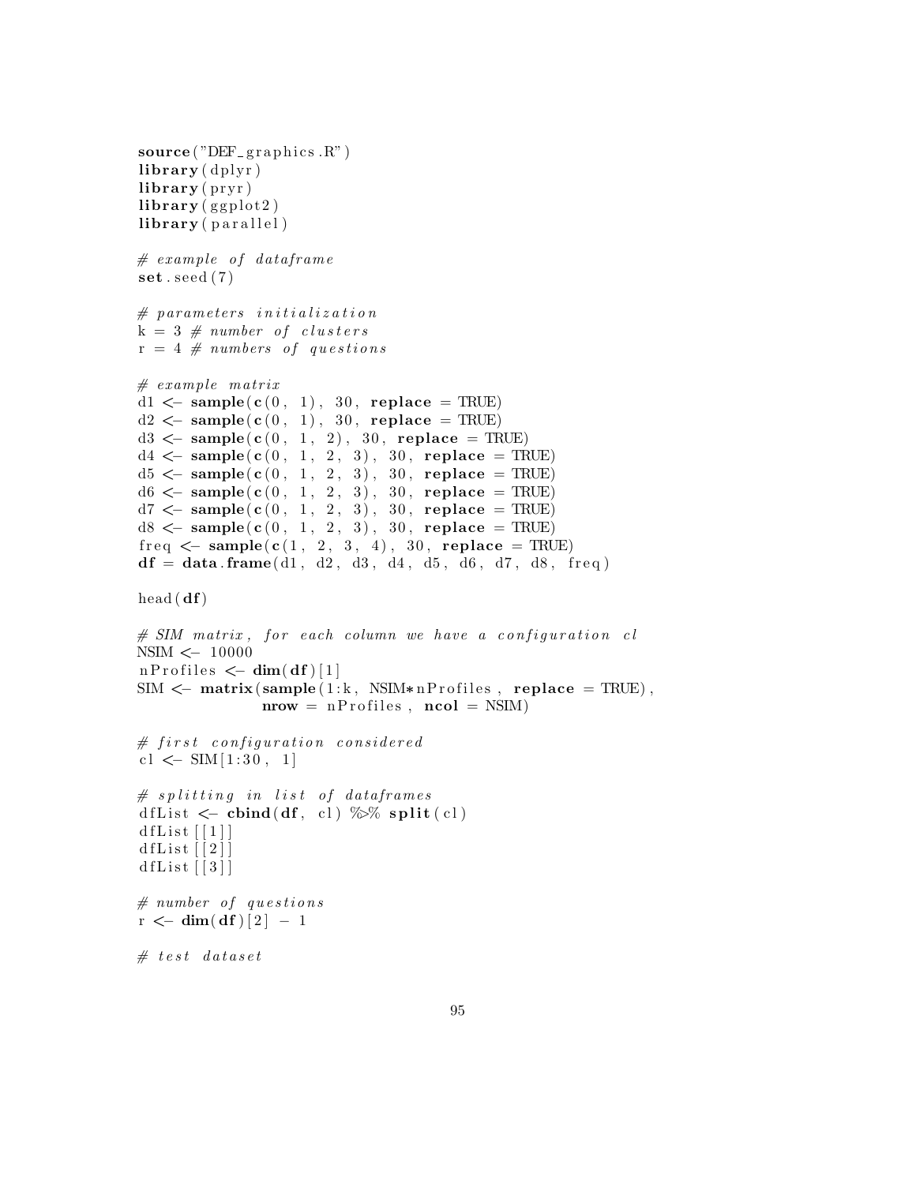```r
source("DEF_graphics.R")
library(dplyr)
library(pryr)
library(ggplot2)
library(parallel)

# example of dataframe
set.seed(7)

# parameters initialization
k = 3 # number of clusters
r = 4 # numbers of questions

# example matrix
d1 <- sample(c(0, 1), 30, replace = TRUE)
d2 <- sample(c(0, 1), 30, replace = TRUE)
d3 <- sample(c(0, 1, 2), 30, replace = TRUE)
d4 <- sample(c(0, 1, 2, 3), 30, replace = TRUE)
d5 <- sample(c(0, 1, 2, 3), 30, replace = TRUE)
d6 <- sample(c(0, 1, 2, 3), 30, replace = TRUE)
d7 <- sample(c(0, 1, 2, 3), 30, replace = TRUE)
d8 <- sample(c(0, 1, 2, 3), 30, replace = TRUE)
freq <- sample(c(1, 2, 3, 4), 30, replace = TRUE)
df = data.frame(d1, d2, d3, d4, d5, d6, d7, d8, freq)

head(df)

# SIM matrix, for each column we have a configuration cl
NSIM <- 10000
nProfiles <- dim(df)[1]
SIM <- matrix(sample(1:k, NSIM*nProfiles, replace = TRUE),
              nrow = nProfiles, ncol = NSIM)

# first configuration considered
cl <- SIM[1:30, 1]

# splitting in list of dataframes
dfList <- cbind(df, cl) %>% split(cl)
dfList[[1]]
dfList[[2]]
dfList[[3]]

# number of questions
r <- dim(df)[2] - 1

# test dataset
```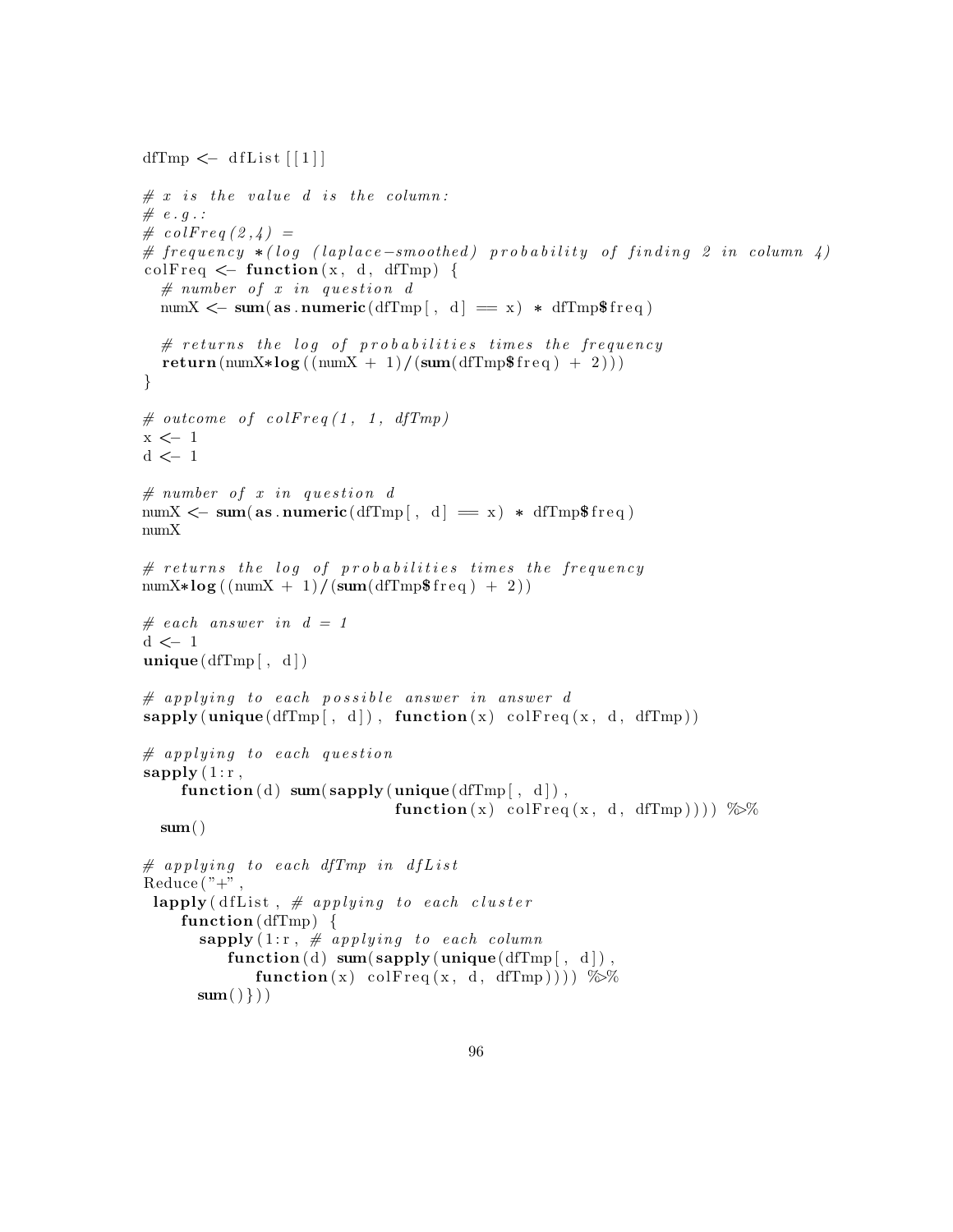```r
dfTmp <- dfList[[1]]

# x is the value d is the column:
# e.g.:
# colFreq(2,4) =
# frequency *(log (laplace-smoothed) probability of finding 2 in column 4)
colFreq <- function(x, d, dfTmp) {
  # number of x in question d
  numX <- sum(as.numeric(dfTmp[, d] == x) * dfTmp$freq)

  # returns the log of probabilities times the frequency
  return(numX*log((numX + 1)/(sum(dfTmp$freq) + 2)))
}

# outcome of colFreq(1, 1, dfTmp)
x <- 1
d <- 1

# number of x in question d
numX <- sum(as.numeric(dfTmp[, d] == x) * dfTmp$freq)
numX

# returns the log of probabilities times the frequency
numX*log((numX + 1)/(sum(dfTmp$freq) + 2))

# each answer in d = 1
d <- 1
unique(dfTmp[, d])

# applying to each possible answer in answer d
sapply(unique(dfTmp[, d]), function(x) colFreq(x, d, dfTmp))

# applying to each question
sapply(1:r,
    function(d) sum(sapply(unique(dfTmp[, d]),
                           function(x) colFreq(x, d, dfTmp)))) %>%
  sum()

# applying to each dfTmp in dfList
Reduce("+",
 lapply(dfList, # applying to each cluster
    function(dfTmp) {
      sapply(1:r, # applying to each column
          function(d) sum(sapply(unique(dfTmp[, d]),
             function(x) colFreq(x, d, dfTmp)))) %>%
      sum()}))
```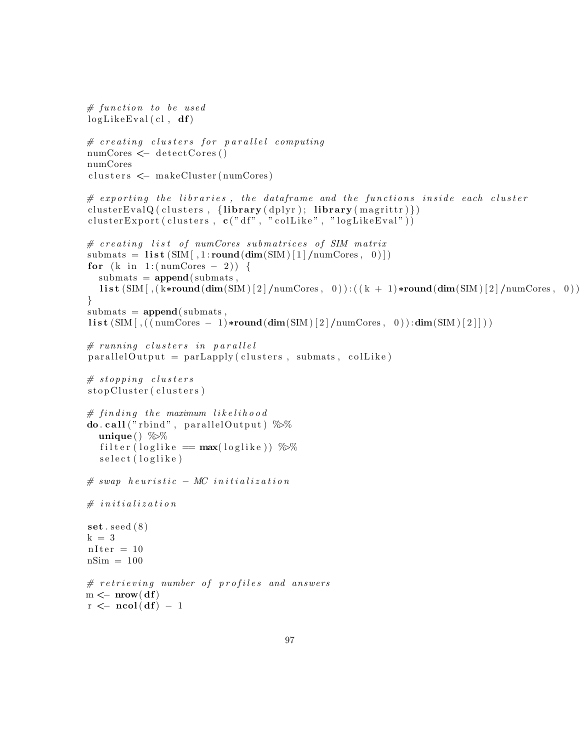```r
# function to be used
logLikeEval(cl, df)

# creating clusters for parallel computing
numCores <- detectCores()
numCores
clusters <- makeCluster(numCores)

# exporting the libraries, the dataframe and the functions inside each cluster
clusterEvalQ(clusters, {library(dplyr); library(magrittr)})
clusterExport(clusters, c("df", "colLike", "logLikeEval"))

# creating list of numCores submatrices of SIM matrix
submats = list(SIM[,1:round(dim(SIM)[1]/numCores, 0)])
for (k in 1:(numCores - 2)) {
  submats = append(submats,
  list(SIM[,(k*round(dim(SIM)[2]/numCores, 0)):((k + 1)*round(dim(SIM)[2]/numCores, 0))
}
submats = append(submats,
list(SIM[,((numCores - 1)*round(dim(SIM)[2]/numCores, 0)):dim(SIM)[2]]))

# running clusters in parallel
parallelOutput = parLapply(clusters, submats, colLike)

# stopping clusters
stopCluster(clusters)

# finding the maximum likelihood
do.call("rbind", parallelOutput) %>%
  unique() %>%
  filter(loglike == max(loglike)) %>%
  select(loglike)

# swap heuristic - MC initialization

# initialization

set.seed(8)
k = 3
nIter = 10
nSim = 100

# retrieving number of profiles and answers
m <- nrow(df)
r <- ncol(df) - 1
```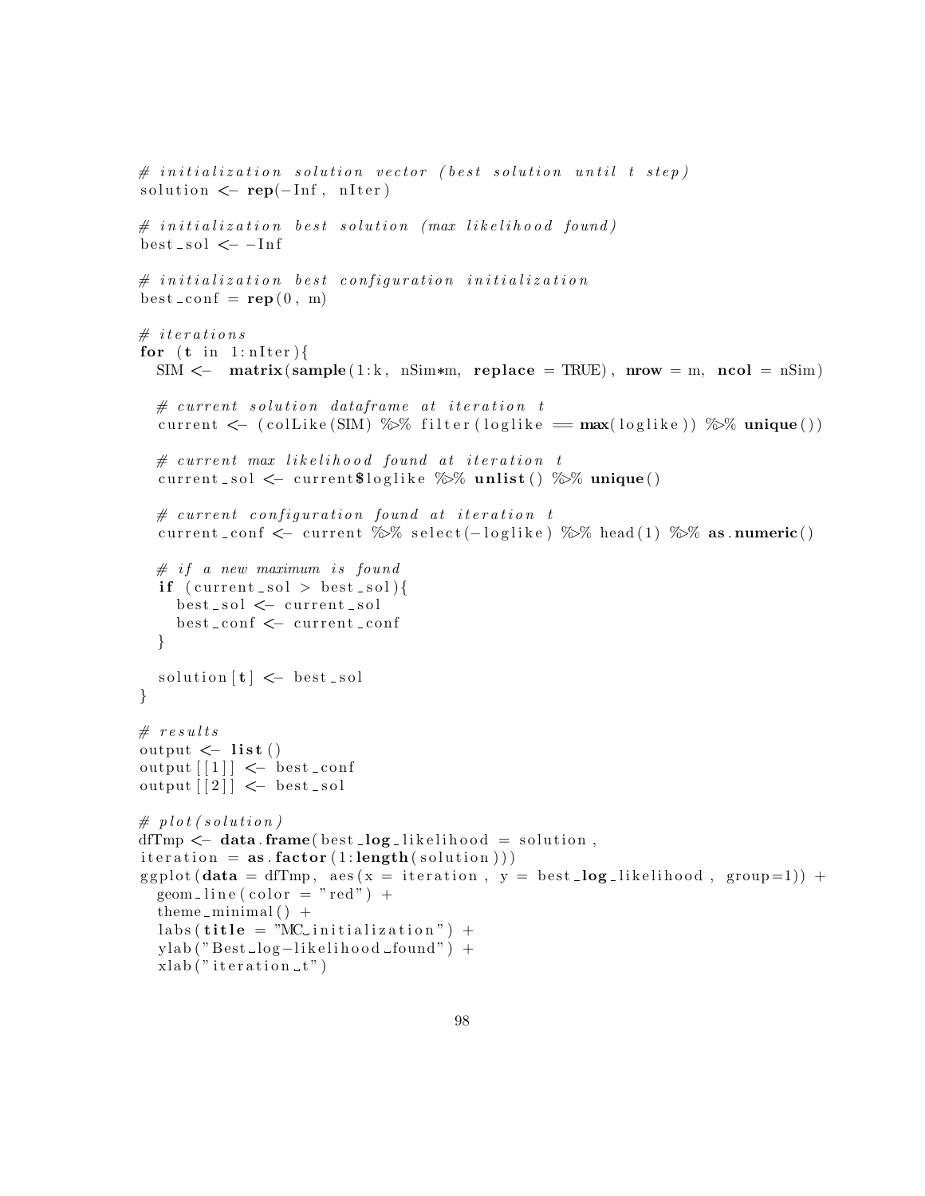```r
# initialization solution vector (best solution until t step)
solution <- rep(-Inf, nIter)

# initialization best solution (max likelihood found)
best_sol <- -Inf

# initialization best configuration initialization
best_conf = rep(0, m)

# iterations
for (t in 1:nIter){
  SIM <-  matrix(sample(1:k, nSim*m, replace = TRUE), nrow = m, ncol = nSim)

  # current solution dataframe at iteration t
  current <- (colLike(SIM) %>% filter(loglike == max(loglike)) %>% unique())

  # current max likelihood found at iteration t
  current_sol <- current$loglike %>% unlist() %>% unique()

  # current configuration found at iteration t
  current_conf <- current %>% select(-loglike) %>% head(1) %>% as.numeric()

  # if a new maximum is found
  if (current_sol > best_sol){
    best_sol <- current_sol
    best_conf <- current_conf
  }

  solution[t] <- best_sol
}

# results
output <- list()
output[[1]] <- best_conf
output[[2]] <- best_sol

# plot(solution)
dfTmp <- data.frame(best_log_likelihood = solution,
iteration = as.factor(1:length(solution)))
ggplot(data = dfTmp, aes(x = iteration, y = best_log_likelihood, group=1)) +
  geom_line(color = "red") +
  theme_minimal() +
  labs(title = "MC initialization") +
  ylab("Best log-likelihood found") +
  xlab("iteration t")
```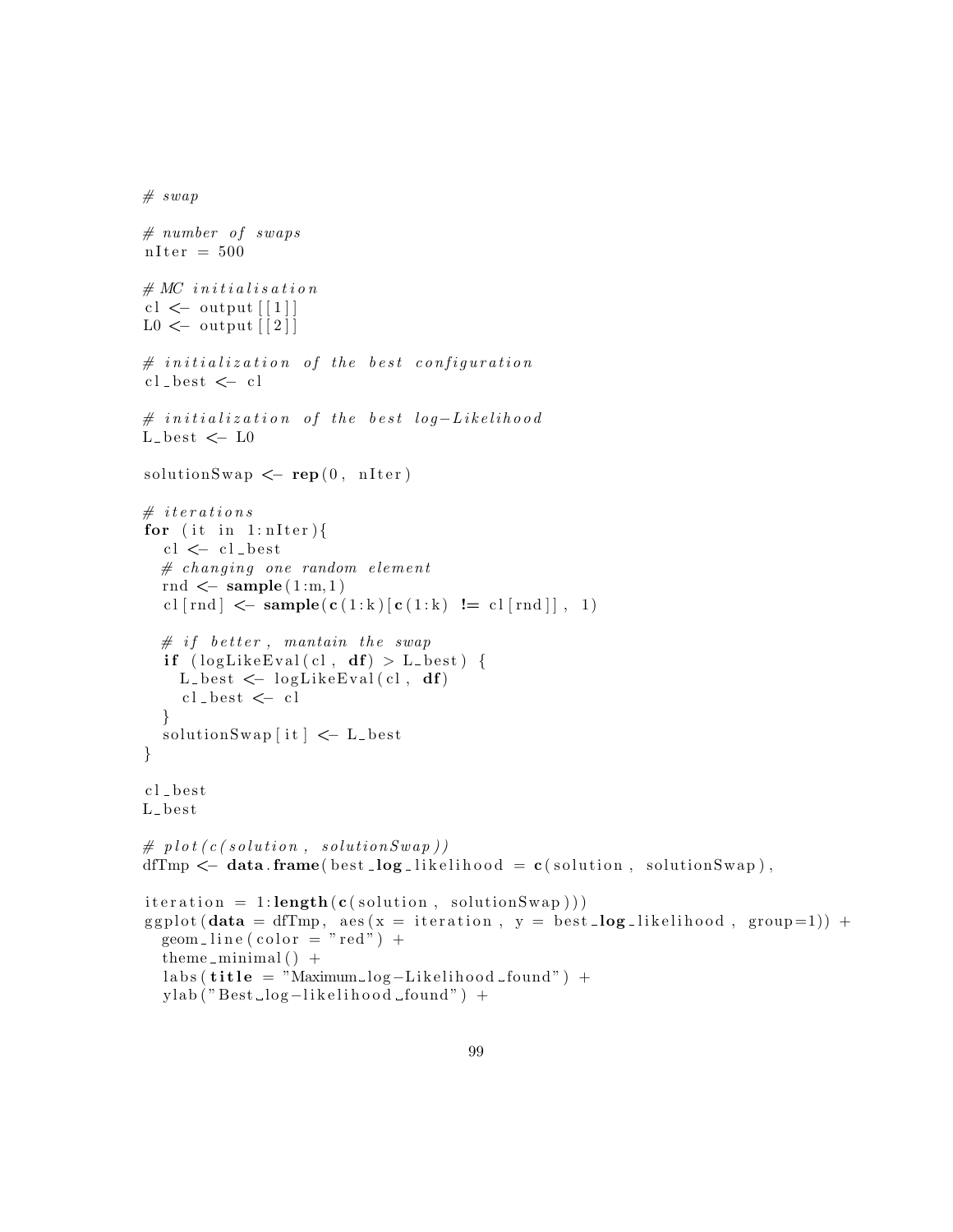```r
# swap

# number of swaps
nIter = 500

# MC initialisation
cl <- output[[1]]
L0 <- output[[2]]

# initialization of the best configuration
cl_best <- cl

# initialization of the best log-Likelihood
L_best <- L0

solutionSwap <- rep(0, nIter)

# iterations
for (it in 1:nIter){
  cl <- cl_best
  # changing one random element
  rnd <- sample(1:m,1)
  cl[rnd] <- sample(c(1:k)[c(1:k) != cl[rnd]], 1)

  # if better, mantain the swap
  if (logLikeEval(cl, df) > L_best) {
    L_best <- logLikeEval(cl, df)
    cl_best <- cl
  }
  solutionSwap[it] <- L_best
}

cl_best
L_best

# plot(c(solution, solutionSwap))
dfTmp <- data.frame(best_log_likelihood = c(solution, solutionSwap),

iteration = 1:length(c(solution, solutionSwap)))
ggplot(data = dfTmp, aes(x = iteration, y = best_log_likelihood, group=1)) +
  geom_line(color = "red") +
  theme_minimal() +
  labs(title = "Maximum log-Likelihood found") +
  ylab("Best log-likelihood found") +
```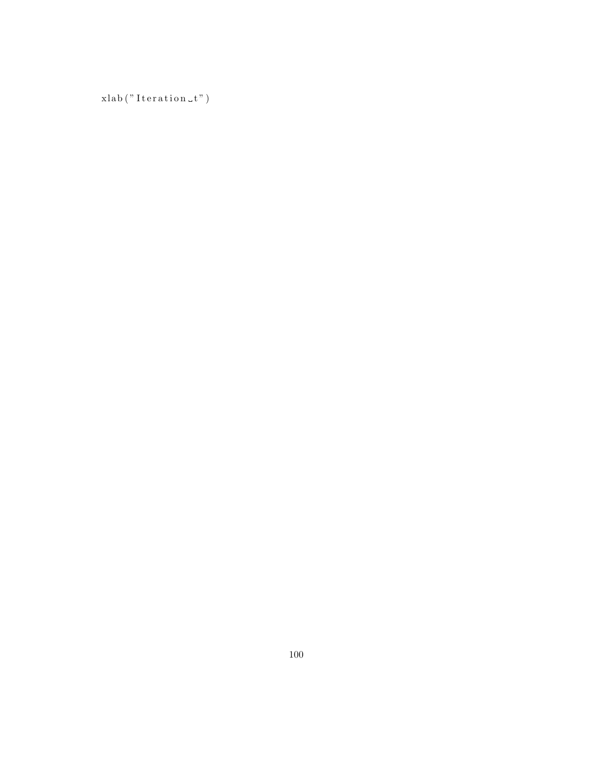```
xlab("Iteration t")
```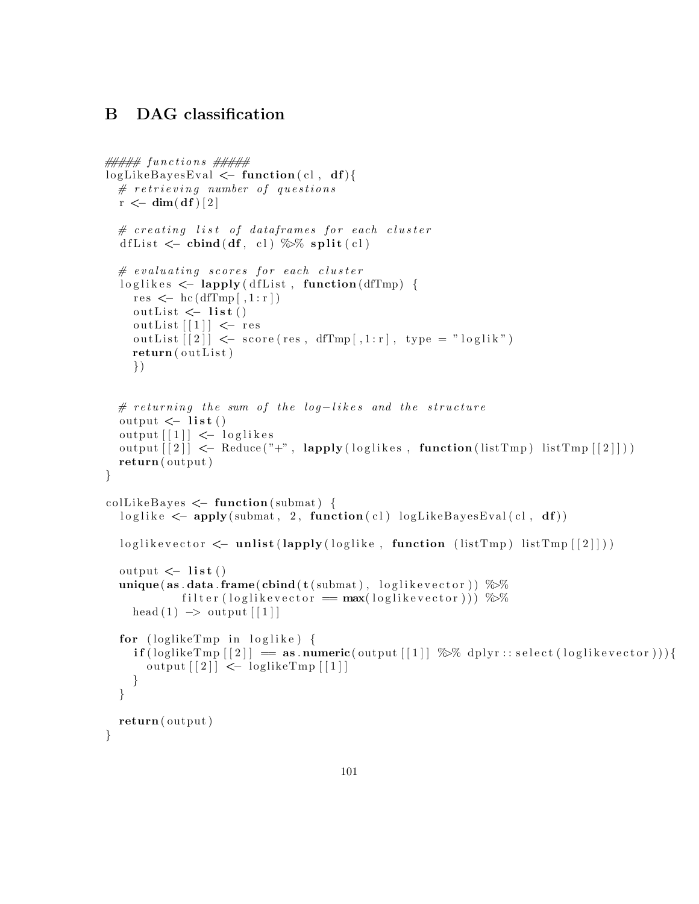## B DAG classification

```
##### functions #####
logLikeBayesEval <- function(cl, df){
  # retrieving number of questions
  r <- dim(df)[2]

  # creating list of dataframes for each cluster
  dfList <- cbind(df, cl) %>% split(cl)

  # evaluating scores for each cluster
  loglikes <- lapply(dfList, function(dfTmp) {
    res <- hc(dfTmp[,1:r])
    outList <- list()
    outList[[1]] <- res
    outList[[2]] <- score(res, dfTmp[,1:r], type = "loglik")
    return(outList)
    })


  # returning the sum of the log-likes and the structure
  output <- list()
  output[[1]] <- loglikes
  output[[2]] <- Reduce("+", lapply(loglikes, function(listTmp) listTmp[[2]]))
  return(output)
}

colLikeBayes <- function(submat) {
  loglike <- apply(submat, 2, function(cl) logLikeBayesEval(cl, df))

  loglikevector <- unlist(lapply(loglike, function (listTmp) listTmp[[2]]))

  output <- list()
  unique(as.data.frame(cbind(t(submat), loglikevector)) %>%
           filter(loglikevector == max(loglikevector))) %>%
    head(1) -> output[[1]]

  for (loglikeTmp in loglike) {
    if(loglikeTmp[[2]] == as.numeric(output[[1]] %>% dplyr::select(loglikevector))){
      output[[2]] <- loglikeTmp[[1]]
    }
  }

  return(output)
}
```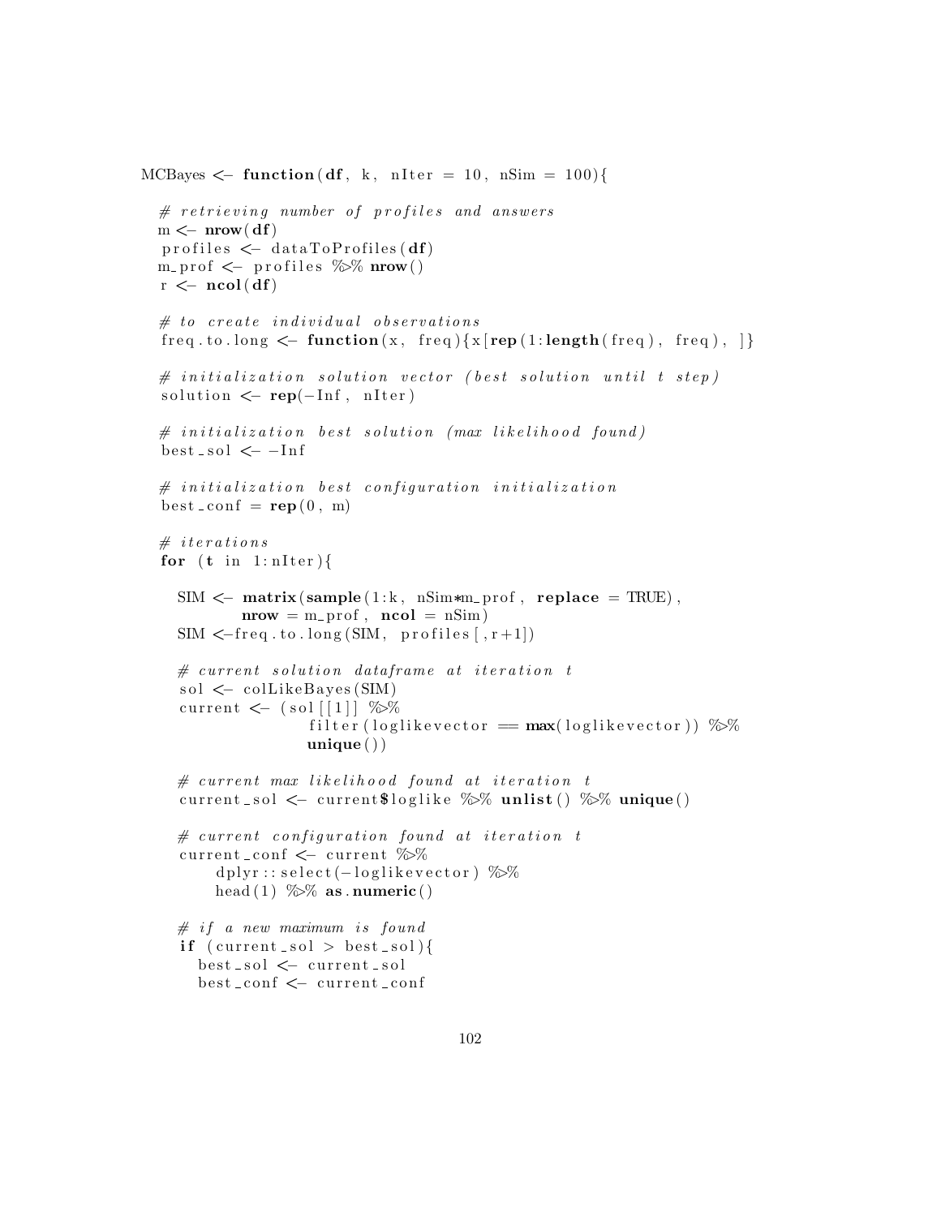```r
MCBayes <- function(df, k, nIter = 10, nSim = 100){

  # retrieving number of profiles and answers
  m <- nrow(df)
  profiles <- dataToProfiles(df)
  m_prof <- profiles %>% nrow()
  r <- ncol(df)

  # to create individual observations
  freq.to.long <- function(x, freq){x[rep(1:length(freq), freq), ]}

  # initialization solution vector (best solution until t step)
  solution <- rep(-Inf, nIter)

  # initialization best solution (max likelihood found)
  best_sol <- -Inf

  # initialization best configuration initialization
  best_conf = rep(0, m)

  # iterations
  for (t in 1:nIter){

    SIM <- matrix(sample(1:k, nSim*m_prof, replace = TRUE),
           nrow = m_prof, ncol = nSim)
    SIM <-freq.to.long(SIM, profiles[,r+1])

    # current solution dataframe at iteration t
    sol <- colLikeBayes(SIM)
    current <- (sol[[1]] %>%
                  filter(loglikevector == max(loglikevector)) %>%
                  unique())

    # current max likelihood found at iteration t
    current_sol <- current$loglike %>% unlist() %>% unique()

    # current configuration found at iteration t
    current_conf <- current %>%
        dplyr::select(-loglikevector) %>%
        head(1) %>% as.numeric()

    # if a new maximum is found
    if (current_sol > best_sol){
      best_sol <- current_sol
      best_conf <- current_conf
```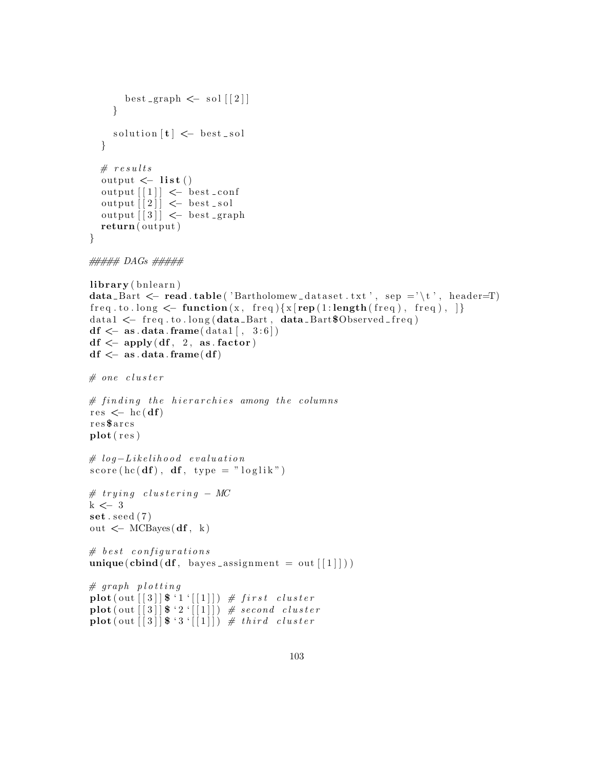```r
      best_graph <- sol[[2]]
    }

    solution[t] <- best_sol
  }

  # results
  output <- list()
  output[[1]] <- best_conf
  output[[2]] <- best_sol
  output[[3]] <- best_graph
  return(output)
}

##### DAGs #####

library(bnlearn)
data_Bart <- read.table('Bartholomew_dataset.txt', sep ='\t', header=T)
freq.to.long <- function(x, freq){x[rep(1:length(freq), freq), ]}
data1 <- freq.to.long(data_Bart, data_Bart$Observed_freq)
df <- as.data.frame(data1[, 3:6])
df <- apply(df, 2, as.factor)
df <- as.data.frame(df)

# one cluster

# finding the hierarchies among the columns
res <- hc(df)
res$arcs
plot(res)

# log-Likelihood evaluation
score(hc(df), df, type = "loglik")

# trying clustering - MC
k <- 3
set.seed(7)
out <- MCBayes(df, k)

# best configurations
unique(cbind(df, bayes_assignment = out[[1]]))

# graph plotting
plot(out[[3]]$`1`[[1]]) # first cluster
plot(out[[3]]$`2`[[1]]) # second cluster
plot(out[[3]]$`3`[[1]]) # third cluster
```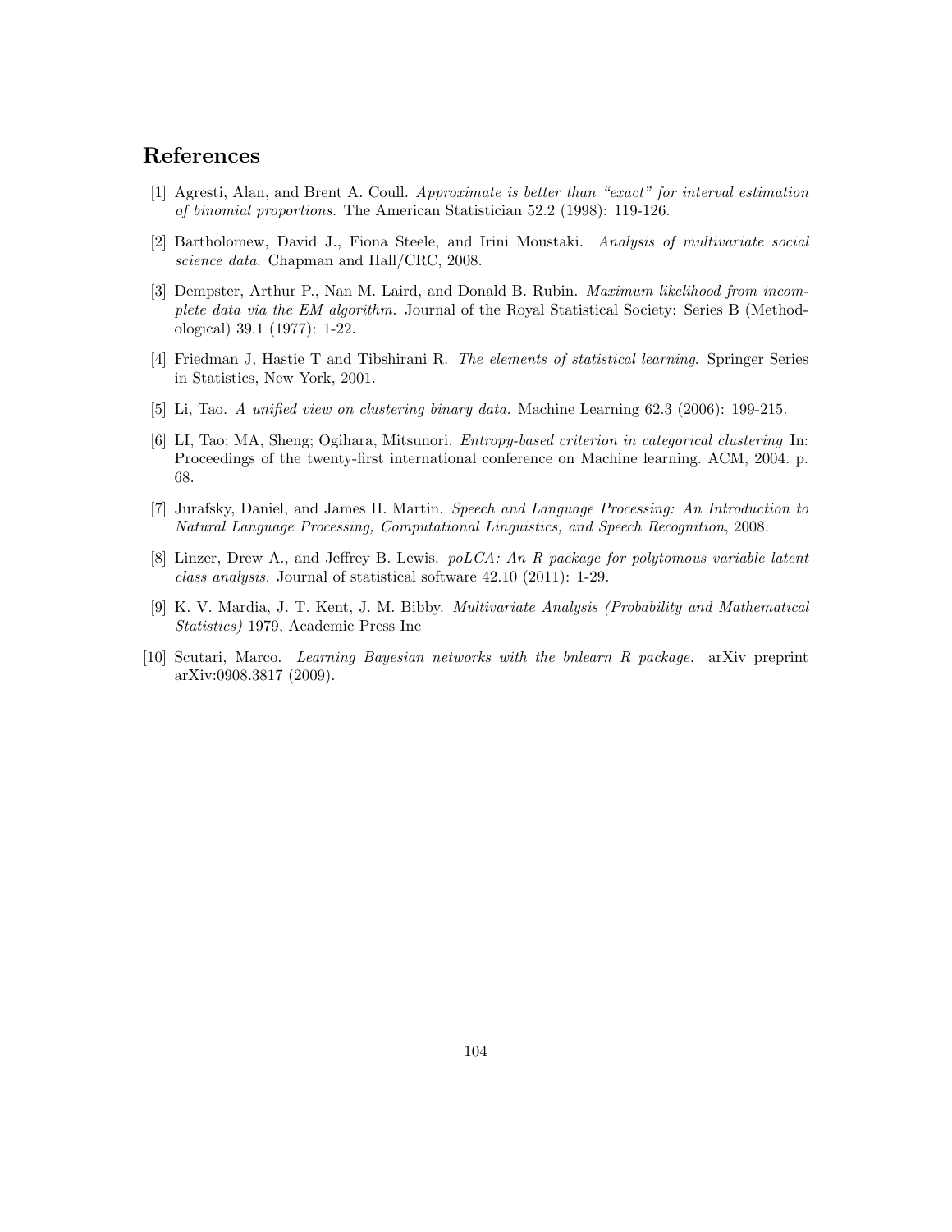## References

[1] Agresti, Alan, and Brent A. Coull. *Approximate is better than "exact" for interval estimation of binomial proportions.* The American Statistician 52.2 (1998): 119-126.

[2] Bartholomew, David J., Fiona Steele, and Irini Moustaki. *Analysis of multivariate social science data.* Chapman and Hall/CRC, 2008.

[3] Dempster, Arthur P., Nan M. Laird, and Donald B. Rubin. *Maximum likelihood from incomplete data via the EM algorithm.* Journal of the Royal Statistical Society: Series B (Methodological) 39.1 (1977): 1-22.

[4] Friedman J, Hastie T and Tibshirani R. *The elements of statistical learning*. Springer Series in Statistics, New York, 2001.

[5] Li, Tao. *A unified view on clustering binary data.* Machine Learning 62.3 (2006): 199-215.

[6] LI, Tao; MA, Sheng; Ogihara, Mitsunori. *Entropy-based criterion in categorical clustering* In: Proceedings of the twenty-first international conference on Machine learning. ACM, 2004. p. 68.

[7] Jurafsky, Daniel, and James H. Martin. *Speech and Language Processing: An Introduction to Natural Language Processing, Computational Linguistics, and Speech Recognition*, 2008.

[8] Linzer, Drew A., and Jeffrey B. Lewis. *poLCA: An R package for polytomous variable latent class analysis.* Journal of statistical software 42.10 (2011): 1-29.

[9] K. V. Mardia, J. T. Kent, J. M. Bibby. *Multivariate Analysis (Probability and Mathematical Statistics)* 1979, Academic Press Inc

[10] Scutari, Marco. *Learning Bayesian networks with the bnlearn R package.* arXiv preprint arXiv:0908.3817 (2009).